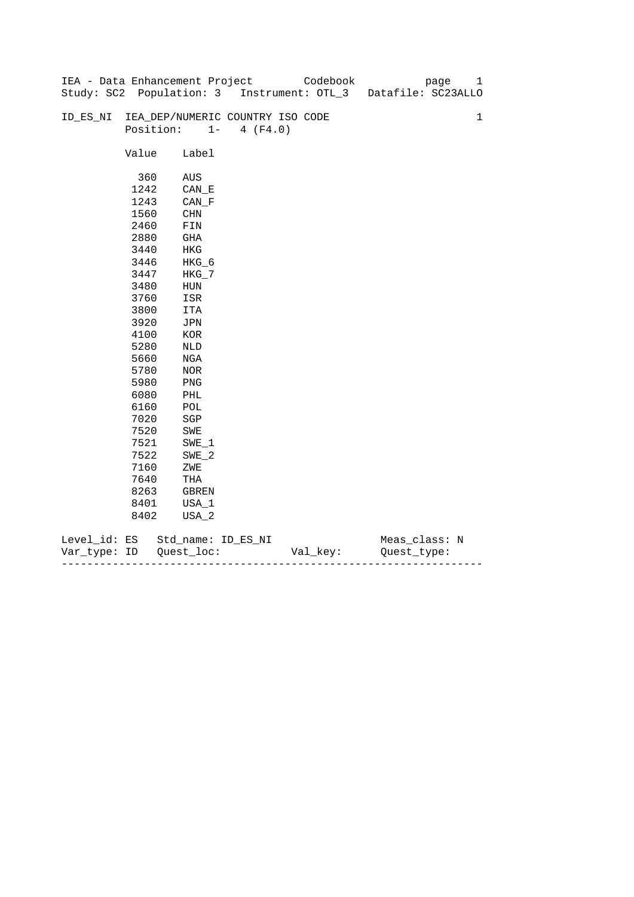IEA - Data Enhancement Project        Codebook            page    1
Study: SC2  Population: 3   Instrument: OTL_3   Datafile: SC23ALLO

ID_ES_NI  IEA_DEP/NUMERIC COUNTRY ISO CODE                          1
Position:    1-   4 (F4.0)

| Value | Label |
|---|---|
| 360 | AUS |
| 1242 | CAN_E |
| 1243 | CAN_F |
| 1560 | CHN |
| 2460 | FIN |
| 2880 | GHA |
| 3440 | HKG |
| 3446 | HKG_6 |
| 3447 | HKG_7 |
| 3480 | HUN |
| 3760 | ISR |
| 3800 | ITA |
| 3920 | JPN |
| 4100 | KOR |
| 5280 | NLD |
| 5660 | NGA |
| 5780 | NOR |
| 5980 | PNG |
| 6080 | PHL |
| 6160 | POL |
| 7020 | SGP |
| 7520 | SWE |
| 7521 | SWE_1 |
| 7522 | SWE_2 |
| 7160 | ZWE |
| 7640 | THA |
| 8263 | GBREN |
| 8401 | USA_1 |
| 8402 | USA_2 |

Level_id: ES   Std_name: ID_ES_NI                Meas_class: N
Var_type: ID   Quest_loc:            Val_key:      Quest_type:

---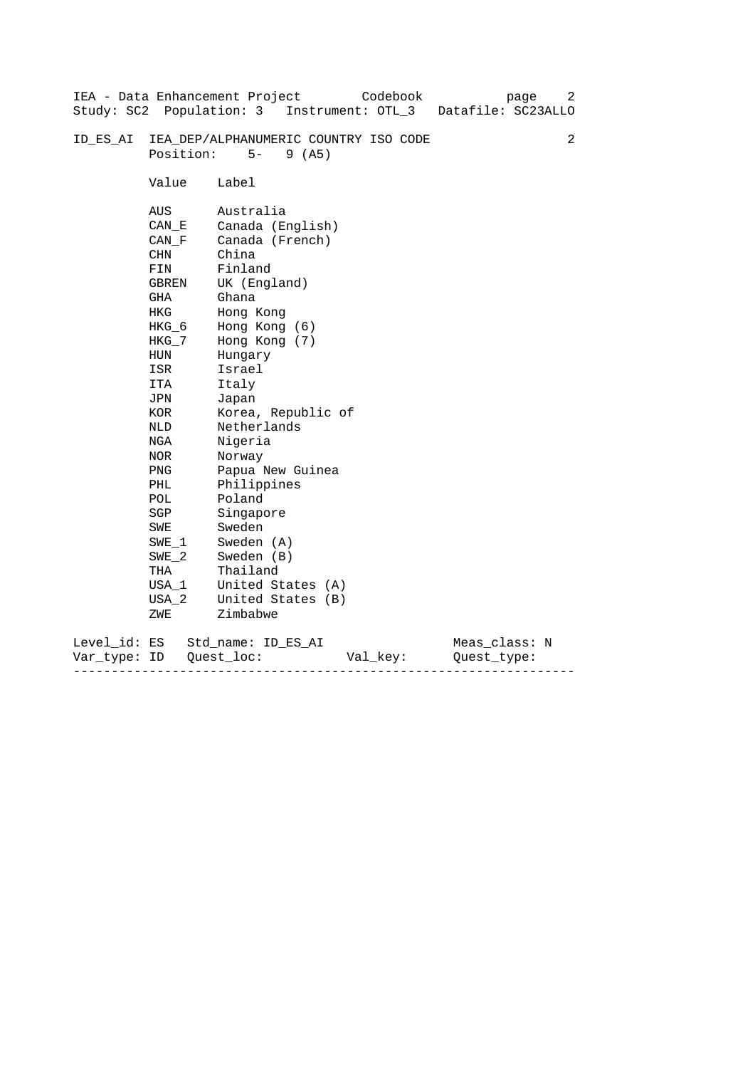IEA - Data Enhancement Project Codebook

Study: SC2 Population: 3 Instrument: OTL_3 Datafile: SC23ALLO

**ID_ES_AI IEA_DEP/ALPHANUMERIC COUNTRY ISO CODE** 2

Position: 5- 9 (A5)

| Value | Label |
|---|---|
| AUS | Australia |
| CAN_E | Canada (English) |
| CAN_F | Canada (French) |
| CHN | China |
| FIN | Finland |
| GBREN | UK (England) |
| GHA | Ghana |
| HKG | Hong Kong |
| HKG_6 | Hong Kong (6) |
| HKG_7 | Hong Kong (7) |
| HUN | Hungary |
| ISR | Israel |
| ITA | Italy |
| JPN | Japan |
| KOR | Korea, Republic of |
| NLD | Netherlands |
| NGA | Nigeria |
| NOR | Norway |
| PNG | Papua New Guinea |
| PHL | Philippines |
| POL | Poland |
| SGP | Singapore |
| SWE | Sweden |
| SWE_1 | Sweden (A) |
| SWE_2 | Sweden (B) |
| THA | Thailand |
| USA_1 | United States (A) |
| USA_2 | United States (B) |
| ZWE | Zimbabwe |

Level_id: ES Std_name: ID_ES_AI Meas_class: N

Var_type: ID Quest_loc: Val_key: Quest_type:

---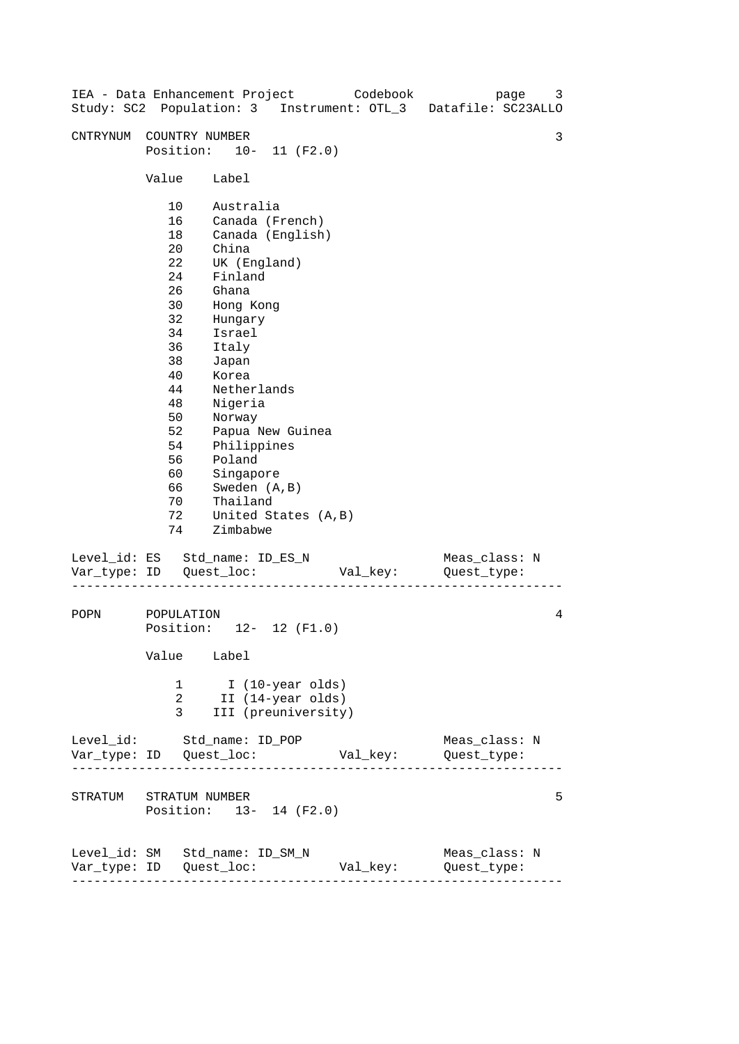## CNTRYNUM COUNTRY NUMBER

3

Position: 10- 11 (F2.0)

| Value | Label |
|---|---|
| 10 | Australia |
| 16 | Canada (French) |
| 18 | Canada (English) |
| 20 | China |
| 22 | UK (England) |
| 24 | Finland |
| 26 | Ghana |
| 30 | Hong Kong |
| 32 | Hungary |
| 34 | Israel |
| 36 | Italy |
| 38 | Japan |
| 40 | Korea |
| 44 | Netherlands |
| 48 | Nigeria |
| 50 | Norway |
| 52 | Papua New Guinea |
| 54 | Philippines |
| 56 | Poland |
| 60 | Singapore |
| 66 | Sweden (A,B) |
| 70 | Thailand |
| 72 | United States (A,B) |
| 74 | Zimbabwe |

Level_id: ES Std_name: ID_ES_N Meas_class: N
Var_type: ID Quest_loc: Val_key: Quest_type:

---

## POPN POPULATION

4

Position: 12- 12 (F1.0)

| Value | Label |
|---|---|
| 1 | I (10-year olds) |
| 2 | II (14-year olds) |
| 3 | III (preuniversity) |

Level_id: Std_name: ID_POP Meas_class: N
Var_type: ID Quest_loc: Val_key: Quest_type:

---

## STRATUM STRATUM NUMBER

5

Position: 13- 14 (F2.0)

Level_id: SM Std_name: ID_SM_N Meas_class: N
Var_type: ID Quest_loc: Val_key: Quest_type:

---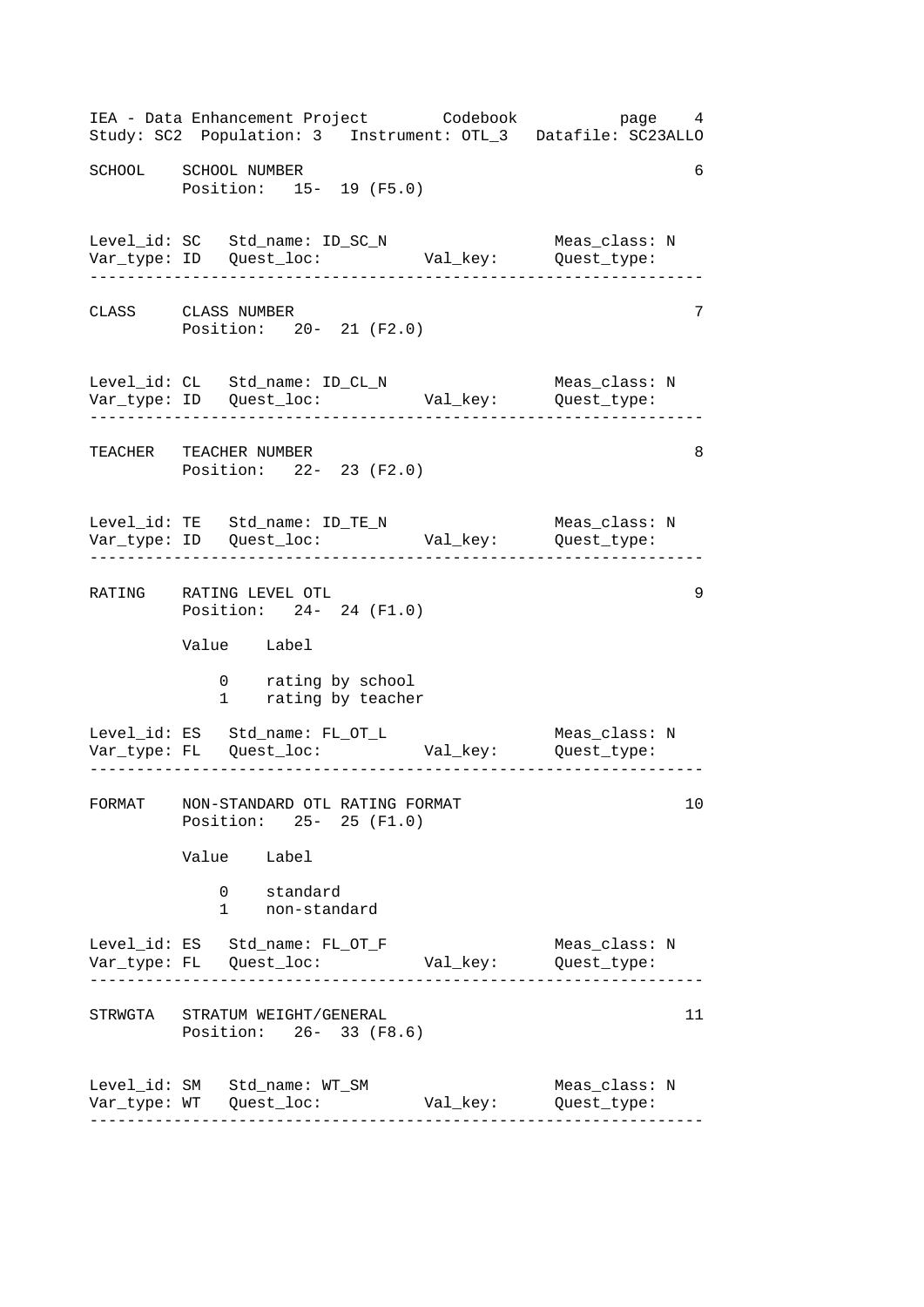```
SCHOOL    SCHOOL NUMBER                                              6
          Position:   15-  19 (F5.0)


Level_id: SC   Std_name: ID_SC_N                     Meas_class: N
Var_type: ID   Quest_loc:           Val_key:         Quest_type:
------------------------------------------------------------------

CLASS     CLASS NUMBER                                               7
          Position:   20-  21 (F2.0)


Level_id: CL   Std_name: ID_CL_N                     Meas_class: N
Var_type: ID   Quest_loc:           Val_key:         Quest_type:
------------------------------------------------------------------

TEACHER   TEACHER NUMBER                                             8
          Position:   22-  23 (F2.0)


Level_id: TE   Std_name: ID_TE_N                     Meas_class: N
Var_type: ID   Quest_loc:           Val_key:         Quest_type:
------------------------------------------------------------------

RATING    RATING LEVEL OTL                                           9
          Position:   24-  24 (F1.0)

          Value    Label

              0    rating by school
              1    rating by teacher

Level_id: ES   Std_name: FL_OT_L                     Meas_class: N
Var_type: FL   Quest_loc:           Val_key:         Quest_type:
------------------------------------------------------------------

FORMAT    NON-STANDARD OTL RATING FORMAT                            10
          Position:   25-  25 (F1.0)

          Value    Label

              0    standard
              1    non-standard

Level_id: ES   Std_name: FL_OT_F                     Meas_class: N
Var_type: FL   Quest_loc:           Val_key:         Quest_type:
------------------------------------------------------------------

STRWGTA   STRATUM WEIGHT/GENERAL                                    11
          Position:   26-  33 (F8.6)


Level_id: SM   Std_name: WT_SM                       Meas_class: N
Var_type: WT   Quest_loc:           Val_key:         Quest_type:
------------------------------------------------------------------
```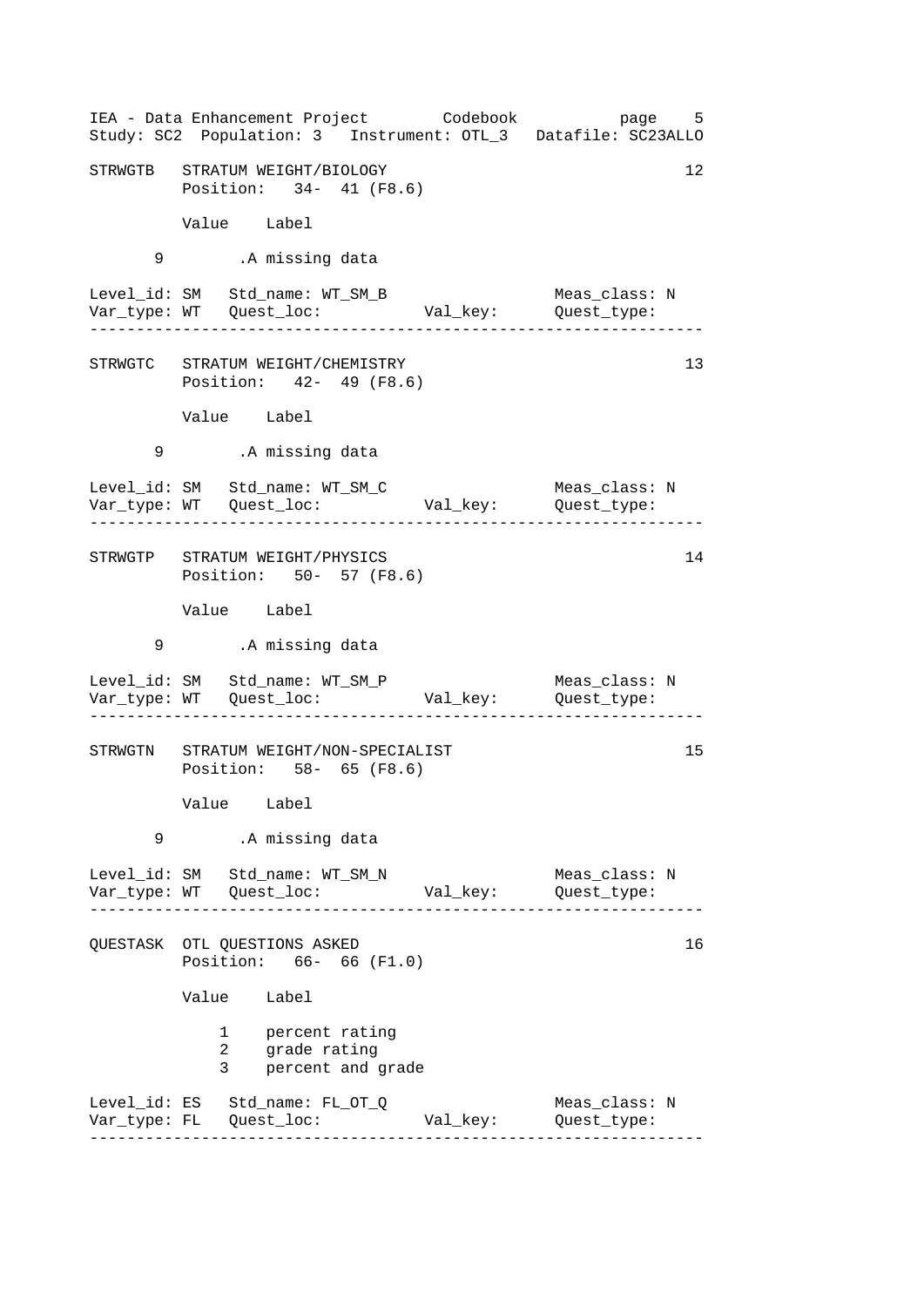```
STRWGTB   STRATUM WEIGHT/BIOLOGY                                      12
          Position:   34-  41 (F8.6)

          Value    Label

       9        .A missing data

Level_id: SM   Std_name: WT_SM_B                      Meas_class: N
Var_type: WT   Quest_loc:           Val_key:      Quest_type:
-------------------------------------------------------------------

STRWGTC   STRATUM WEIGHT/CHEMISTRY                                    13
          Position:   42-  49 (F8.6)

          Value    Label

       9        .A missing data

Level_id: SM   Std_name: WT_SM_C                      Meas_class: N
Var_type: WT   Quest_loc:           Val_key:      Quest_type:
-------------------------------------------------------------------

STRWGTP   STRATUM WEIGHT/PHYSICS                                      14
          Position:   50-  57 (F8.6)

          Value    Label

       9        .A missing data

Level_id: SM   Std_name: WT_SM_P                      Meas_class: N
Var_type: WT   Quest_loc:           Val_key:      Quest_type:
-------------------------------------------------------------------

STRWGTN   STRATUM WEIGHT/NON-SPECIALIST                               15
          Position:   58-  65 (F8.6)

          Value    Label

       9        .A missing data

Level_id: SM   Std_name: WT_SM_N                      Meas_class: N
Var_type: WT   Quest_loc:           Val_key:      Quest_type:
-------------------------------------------------------------------

QUESTASK  OTL QUESTIONS ASKED                                         16
          Position:   66-  66 (F1.0)

          Value    Label

              1    percent rating
              2    grade rating
              3    percent and grade

Level_id: ES   Std_name: FL_OT_Q                      Meas_class: N
Var_type: FL   Quest_loc:           Val_key:      Quest_type:
-------------------------------------------------------------------
```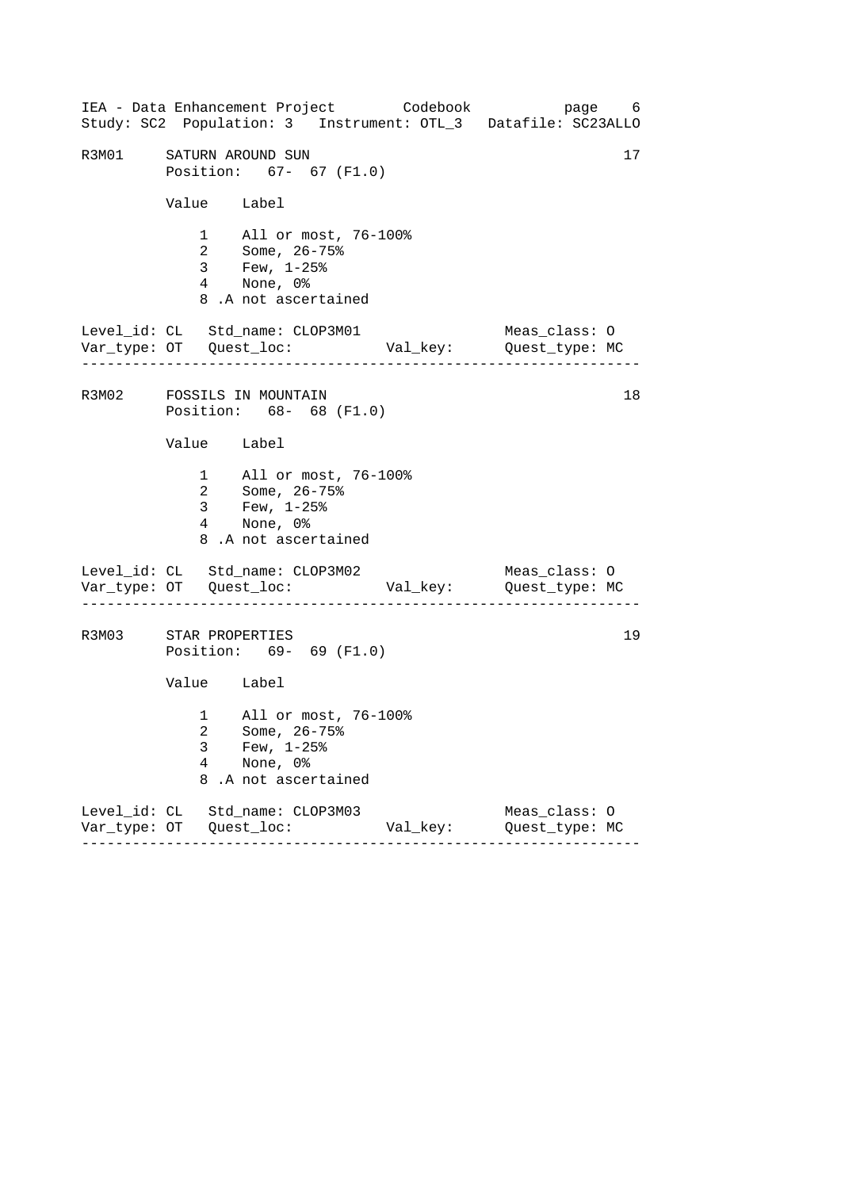```
R3M01     SATURN AROUND SUN                                        17
          Position:   67-  67 (F1.0)

          Value    Label

              1    All or most, 76-100%
              2    Some, 26-75%
              3    Few, 1-25%
              4    None, 0%
              8 .A not ascertained

Level_id: CL   Std_name: CLOP3M01                   Meas_class: O
Var_type: OT   Quest_loc:          Val_key:      Quest_type: MC
-----------------------------------------------------------------

R3M02     FOSSILS IN MOUNTAIN                                      18
          Position:   68-  68 (F1.0)

          Value    Label

              1    All or most, 76-100%
              2    Some, 26-75%
              3    Few, 1-25%
              4    None, 0%
              8 .A not ascertained

Level_id: CL   Std_name: CLOP3M02                   Meas_class: O
Var_type: OT   Quest_loc:          Val_key:      Quest_type: MC
-----------------------------------------------------------------

R3M03     STAR PROPERTIES                                          19
          Position:   69-  69 (F1.0)

          Value    Label

              1    All or most, 76-100%
              2    Some, 26-75%
              3    Few, 1-25%
              4    None, 0%
              8 .A not ascertained

Level_id: CL   Std_name: CLOP3M03                   Meas_class: O
Var_type: OT   Quest_loc:          Val_key:      Quest_type: MC
-----------------------------------------------------------------
```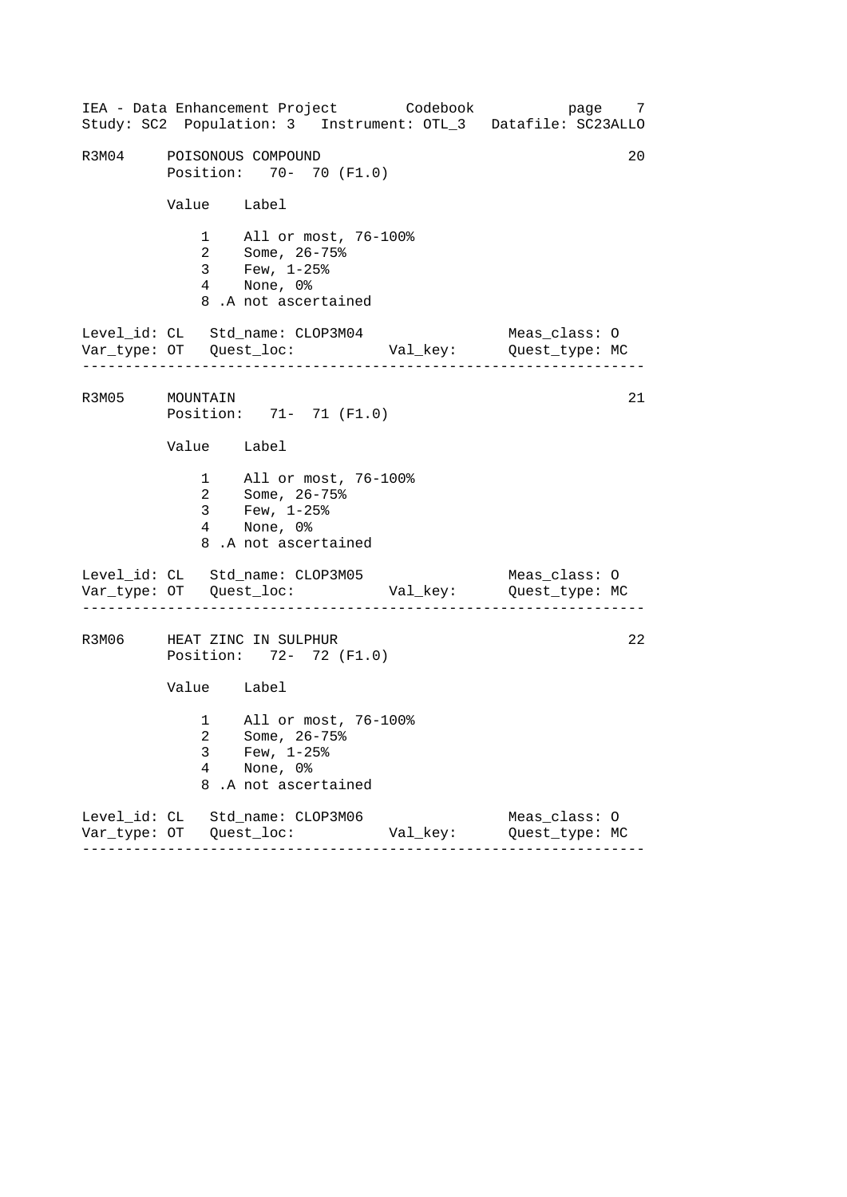R3M04 POISONOUS COMPOUND 20

Position: 70- 70 (F1.0)

| Value | Label |
|---|---|
| 1 | All or most, 76-100% |
| 2 | Some, 26-75% |
| 3 | Few, 1-25% |
| 4 | None, 0% |
| 8 | .A not ascertained |

Level_id: CL Std_name: CLOP3M04 Meas_class: O
Var_type: OT Quest_loc: Val_key: Quest_type: MC

---

R3M05 MOUNTAIN 21

Position: 71- 71 (F1.0)

| Value | Label |
|---|---|
| 1 | All or most, 76-100% |
| 2 | Some, 26-75% |
| 3 | Few, 1-25% |
| 4 | None, 0% |
| 8 | .A not ascertained |

Level_id: CL Std_name: CLOP3M05 Meas_class: O
Var_type: OT Quest_loc: Val_key: Quest_type: MC

---

R3M06 HEAT ZINC IN SULPHUR 22

Position: 72- 72 (F1.0)

| Value | Label |
|---|---|
| 1 | All or most, 76-100% |
| 2 | Some, 26-75% |
| 3 | Few, 1-25% |
| 4 | None, 0% |
| 8 | .A not ascertained |

Level_id: CL Std_name: CLOP3M06 Meas_class: O
Var_type: OT Quest_loc: Val_key: Quest_type: MC

---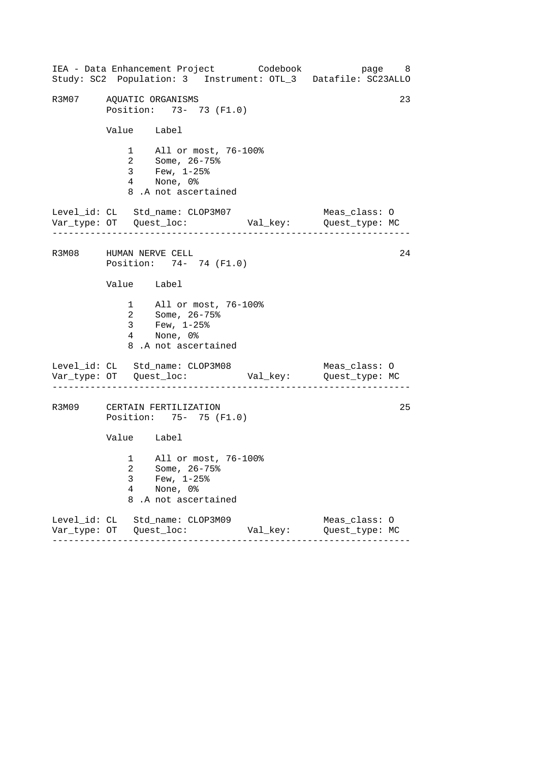## R3M07 AQUATIC ORGANISMS (23)

Position: 73- 73 (F1.0)

| Value | Label |
|---|---|
| 1 | All or most, 76-100% |
| 2 | Some, 26-75% |
| 3 | Few, 1-25% |
| 4 | None, 0% |
| 8 | .A not ascertained |

Level_id: CL   Std_name: CLOP3M07   Meas_class: O
Var_type: OT   Quest_loc:   Val_key:   Quest_type: MC

---

## R3M08 HUMAN NERVE CELL (24)

Position: 74- 74 (F1.0)

| Value | Label |
|---|---|
| 1 | All or most, 76-100% |
| 2 | Some, 26-75% |
| 3 | Few, 1-25% |
| 4 | None, 0% |
| 8 | .A not ascertained |

Level_id: CL   Std_name: CLOP3M08   Meas_class: O
Var_type: OT   Quest_loc:   Val_key:   Quest_type: MC

---

## R3M09 CERTAIN FERTILIZATION (25)

Position: 75- 75 (F1.0)

| Value | Label |
|---|---|
| 1 | All or most, 76-100% |
| 2 | Some, 26-75% |
| 3 | Few, 1-25% |
| 4 | None, 0% |
| 8 | .A not ascertained |

Level_id: CL   Std_name: CLOP3M09   Meas_class: O
Var_type: OT   Quest_loc:   Val_key:   Quest_type: MC

---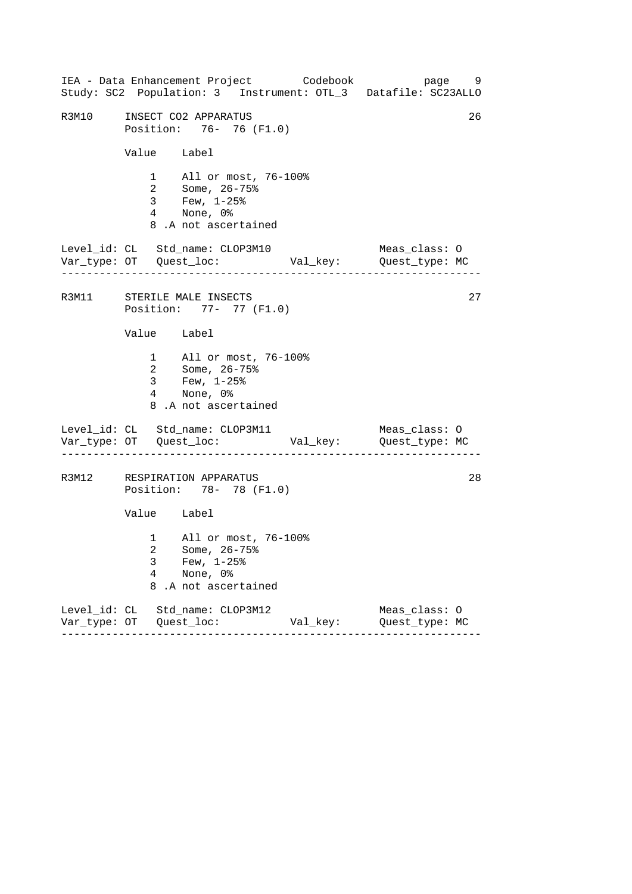```
R3M10     INSECT CO2 APPARATUS                                      26
          Position:   76-  76 (F1.0)

          Value    Label

              1    All or most, 76-100%
              2    Some, 26-75%
              3    Few, 1-25%
              4    None, 0%
              8 .A not ascertained

Level_id: CL   Std_name: CLOP3M10                      Meas_class: O
Var_type: OT   Quest_loc:            Val_key:          Quest_type: MC
--------------------------------------------------------------------

R3M11     STERILE MALE INSECTS                                      27
          Position:   77-  77 (F1.0)

          Value    Label

              1    All or most, 76-100%
              2    Some, 26-75%
              3    Few, 1-25%
              4    None, 0%
              8 .A not ascertained

Level_id: CL   Std_name: CLOP3M11                      Meas_class: O
Var_type: OT   Quest_loc:            Val_key:          Quest_type: MC
--------------------------------------------------------------------

R3M12     RESPIRATION APPARATUS                                     28
          Position:   78-  78 (F1.0)

          Value    Label

              1    All or most, 76-100%
              2    Some, 26-75%
              3    Few, 1-25%
              4    None, 0%
              8 .A not ascertained

Level_id: CL   Std_name: CLOP3M12                      Meas_class: O
Var_type: OT   Quest_loc:            Val_key:          Quest_type: MC
--------------------------------------------------------------------
```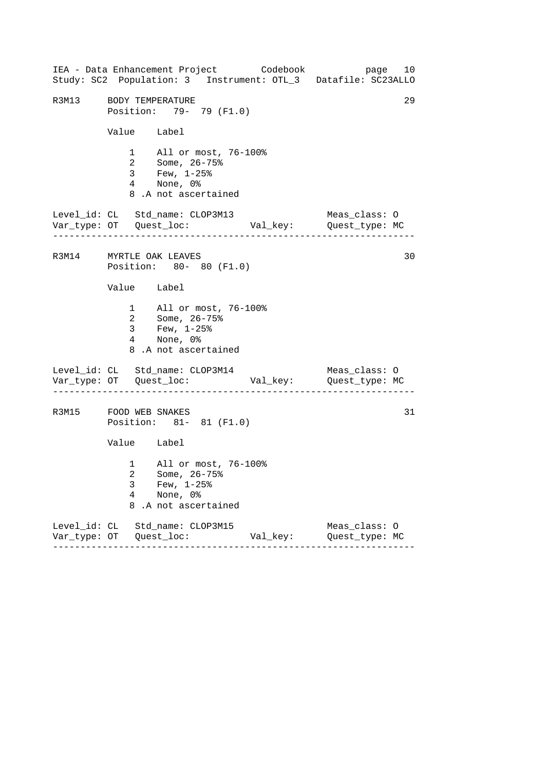```
R3M13     BODY TEMPERATURE                                        29
          Position:   79-  79 (F1.0)

          Value    Label

              1    All or most, 76-100%
              2    Some, 26-75%
              3    Few, 1-25%
              4    None, 0%
              8 .A not ascertained

Level_id: CL   Std_name: CLOP3M13                  Meas_class: O
Var_type: OT   Quest_loc:           Val_key:       Quest_type: MC
-----------------------------------------------------------------

R3M14     MYRTLE OAK LEAVES                                       30
          Position:   80-  80 (F1.0)

          Value    Label

              1    All or most, 76-100%
              2    Some, 26-75%
              3    Few, 1-25%
              4    None, 0%
              8 .A not ascertained

Level_id: CL   Std_name: CLOP3M14                  Meas_class: O
Var_type: OT   Quest_loc:           Val_key:       Quest_type: MC
-----------------------------------------------------------------

R3M15     FOOD WEB SNAKES                                         31
          Position:   81-  81 (F1.0)

          Value    Label

              1    All or most, 76-100%
              2    Some, 26-75%
              3    Few, 1-25%
              4    None, 0%
              8 .A not ascertained

Level_id: CL   Std_name: CLOP3M15                  Meas_class: O
Var_type: OT   Quest_loc:           Val_key:       Quest_type: MC
-----------------------------------------------------------------
```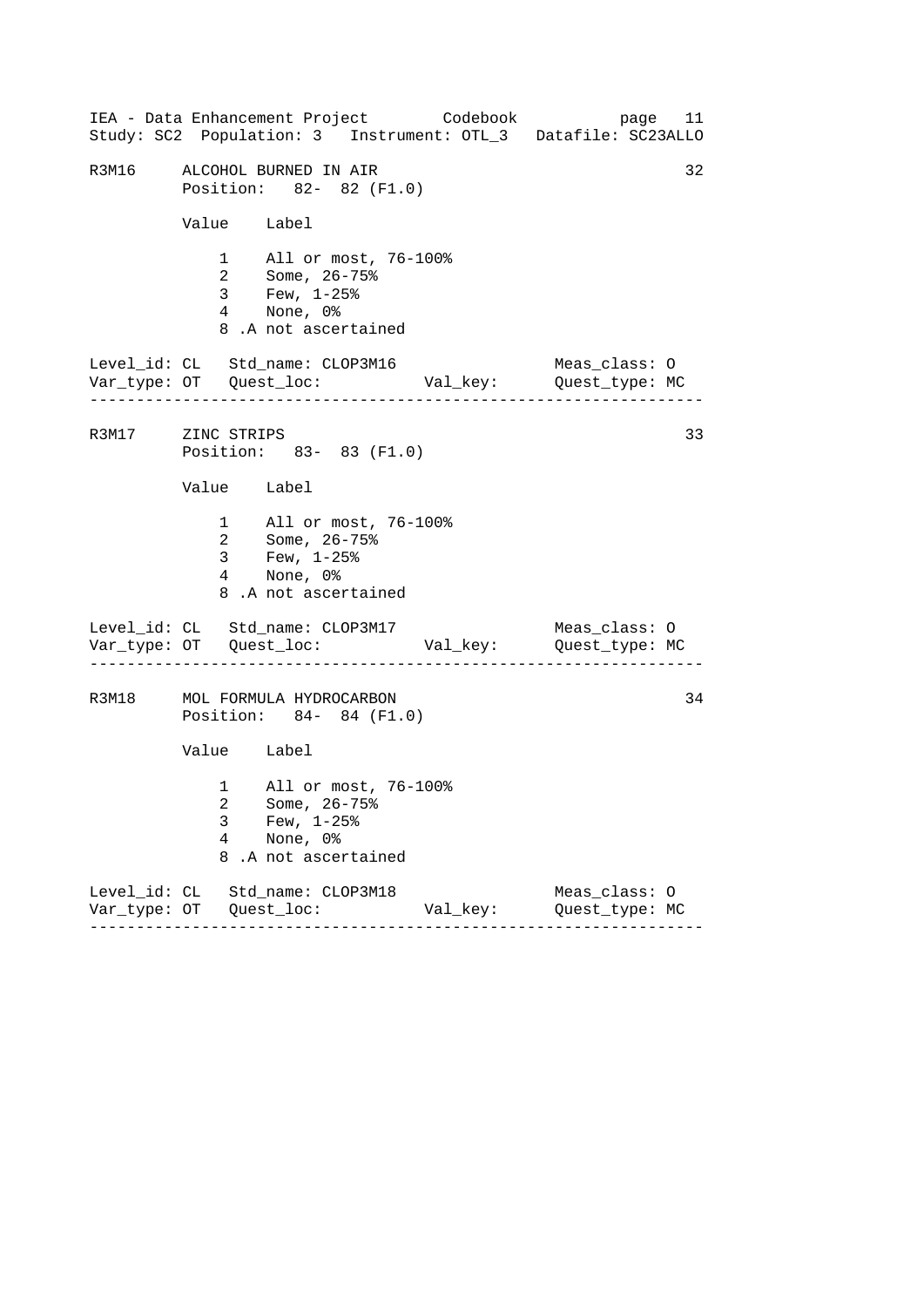R3M16    ALCOHOL BURNED IN AIR    32
Position: 82- 82 (F1.0)

| Value | Label |
|---|---|
| 1 | All or most, 76-100% |
| 2 | Some, 26-75% |
| 3 | Few, 1-25% |
| 4 | None, 0% |
| 8 | .A not ascertained |

Level_id: CL   Std_name: CLOP3M16   Meas_class: O
Var_type: OT   Quest_loc:   Val_key:   Quest_type: MC

---

R3M17    ZINC STRIPS    33
Position: 83- 83 (F1.0)

| Value | Label |
|---|---|
| 1 | All or most, 76-100% |
| 2 | Some, 26-75% |
| 3 | Few, 1-25% |
| 4 | None, 0% |
| 8 | .A not ascertained |

Level_id: CL   Std_name: CLOP3M17   Meas_class: O
Var_type: OT   Quest_loc:   Val_key:   Quest_type: MC

---

R3M18    MOL FORMULA HYDROCARBON    34
Position: 84- 84 (F1.0)

| Value | Label |
|---|---|
| 1 | All or most, 76-100% |
| 2 | Some, 26-75% |
| 3 | Few, 1-25% |
| 4 | None, 0% |
| 8 | .A not ascertained |

Level_id: CL   Std_name: CLOP3M18   Meas_class: O
Var_type: OT   Quest_loc:   Val_key:   Quest_type: MC

---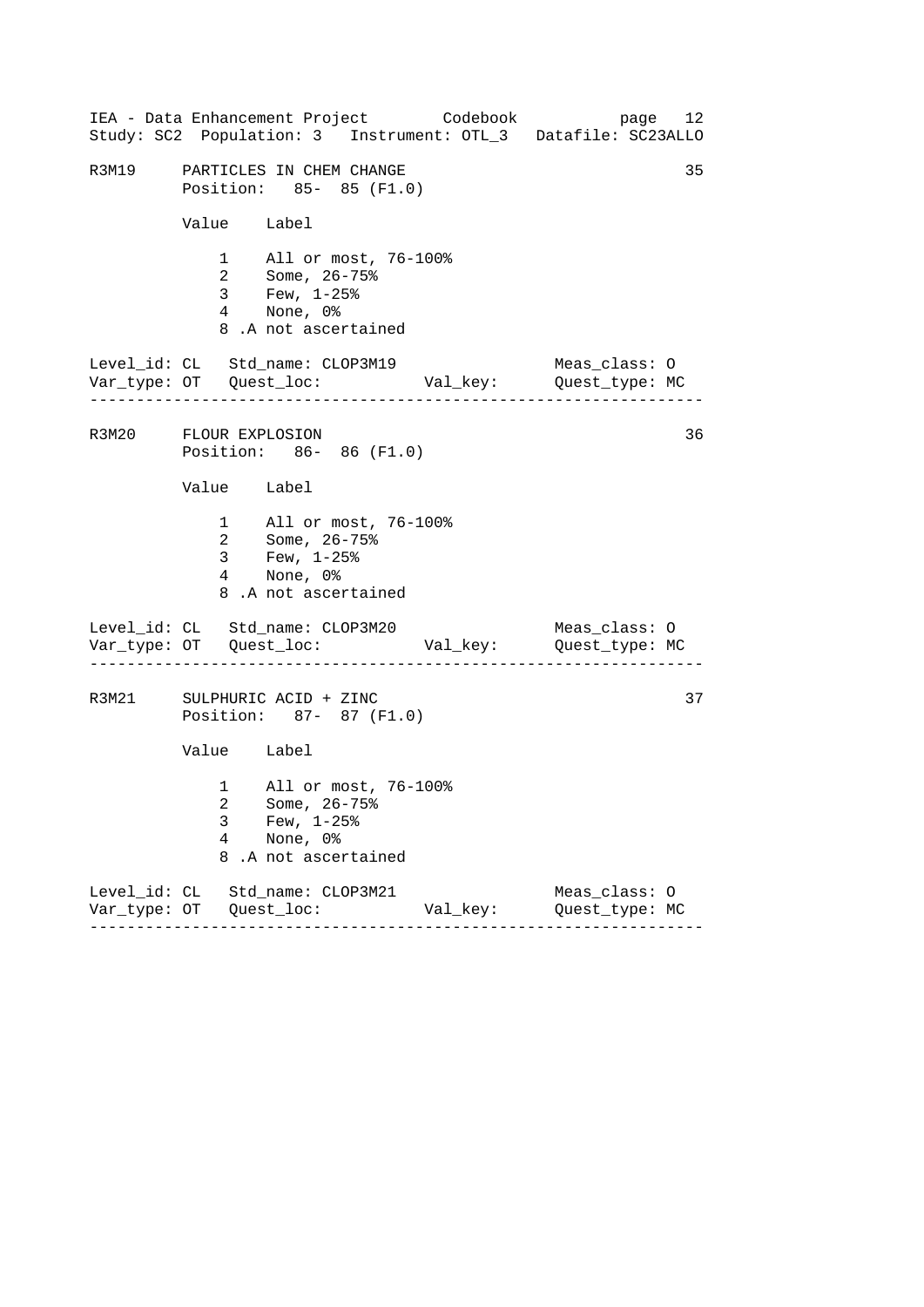IEA - Data Enhancement Project        Codebook           page  12
Study: SC2  Population: 3   Instrument: OTL_3   Datafile: SC23ALLO

```
R3M19     PARTICLES IN CHEM CHANGE                                35
          Position:   85-  85 (F1.0)

          Value    Label

              1    All or most, 76-100%
              2    Some, 26-75%
              3    Few, 1-25%
              4    None, 0%
              8 .A not ascertained

Level_id: CL   Std_name: CLOP3M19                  Meas_class: O
Var_type: OT   Quest_loc:           Val_key:       Quest_type: MC
-----------------------------------------------------------------

R3M20     FLOUR EXPLOSION                                         36
          Position:   86-  86 (F1.0)

          Value    Label

              1    All or most, 76-100%
              2    Some, 26-75%
              3    Few, 1-25%
              4    None, 0%
              8 .A not ascertained

Level_id: CL   Std_name: CLOP3M20                  Meas_class: O
Var_type: OT   Quest_loc:           Val_key:       Quest_type: MC
-----------------------------------------------------------------

R3M21     SULPHURIC ACID + ZINC                                   37
          Position:   87-  87 (F1.0)

          Value    Label

              1    All or most, 76-100%
              2    Some, 26-75%
              3    Few, 1-25%
              4    None, 0%
              8 .A not ascertained

Level_id: CL   Std_name: CLOP3M21                  Meas_class: O
Var_type: OT   Quest_loc:           Val_key:       Quest_type: MC
-----------------------------------------------------------------
```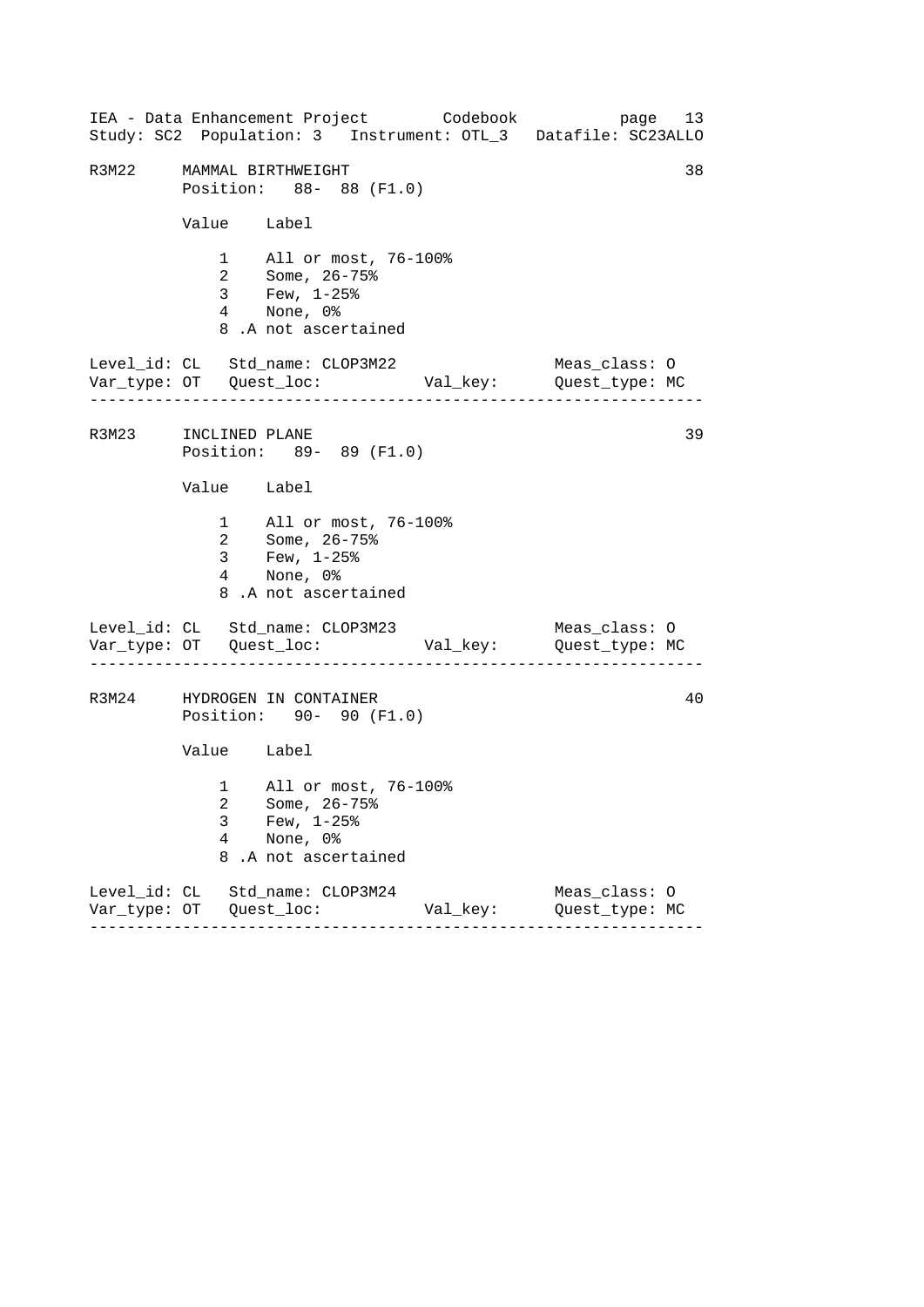R3M22     MAMMAL BIRTHWEIGHT                                        38
          Position:   88-  88 (F1.0)

| Value | Label |
|---|---|
| 1 | All or most, 76-100% |
| 2 | Some, 26-75% |
| 3 | Few, 1-25% |
| 4 | None, 0% |
| 8 | .A not ascertained |

```
Level_id: CL   Std_name: CLOP3M22                  Meas_class: O
Var_type: OT   Quest_loc:           Val_key:       Quest_type: MC
```

---

R3M23     INCLINED PLANE                                            39
          Position:   89-  89 (F1.0)

| Value | Label |
|---|---|
| 1 | All or most, 76-100% |
| 2 | Some, 26-75% |
| 3 | Few, 1-25% |
| 4 | None, 0% |
| 8 | .A not ascertained |

```
Level_id: CL   Std_name: CLOP3M23                  Meas_class: O
Var_type: OT   Quest_loc:           Val_key:       Quest_type: MC
```

---

R3M24     HYDROGEN IN CONTAINER                                     40
          Position:   90-  90 (F1.0)

| Value | Label |
|---|---|
| 1 | All or most, 76-100% |
| 2 | Some, 26-75% |
| 3 | Few, 1-25% |
| 4 | None, 0% |
| 8 | .A not ascertained |

```
Level_id: CL   Std_name: CLOP3M24                  Meas_class: O
Var_type: OT   Quest_loc:           Val_key:       Quest_type: MC
```

---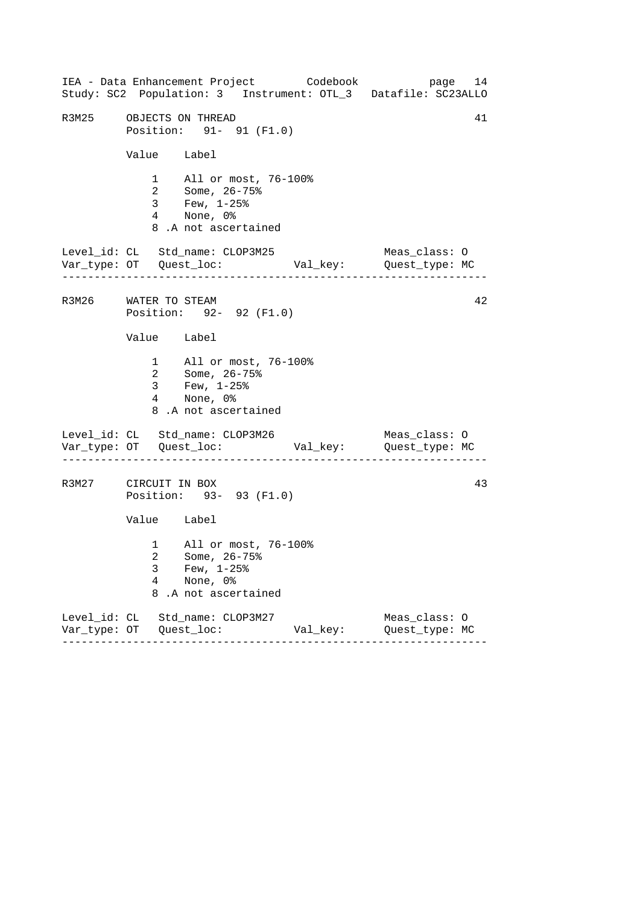IEA - Data Enhancement Project Codebook page 14
Study: SC2 Population: 3 Instrument: OTL_3 Datafile: SC23ALLO

```
R3M25     OBJECTS ON THREAD                                          41
          Position:   91-  91 (F1.0)

          Value    Label

              1    All or most, 76-100%
              2    Some, 26-75%
              3    Few, 1-25%
              4    None, 0%
              8 .A not ascertained

Level_id: CL   Std_name: CLOP3M25                     Meas_class: O
Var_type: OT   Quest_loc:           Val_key:          Quest_type: MC
---------------------------------------------------------------------

R3M26     WATER TO STEAM                                             42
          Position:   92-  92 (F1.0)

          Value    Label

              1    All or most, 76-100%
              2    Some, 26-75%
              3    Few, 1-25%
              4    None, 0%
              8 .A not ascertained

Level_id: CL   Std_name: CLOP3M26                     Meas_class: O
Var_type: OT   Quest_loc:           Val_key:          Quest_type: MC
---------------------------------------------------------------------

R3M27     CIRCUIT IN BOX                                             43
          Position:   93-  93 (F1.0)

          Value    Label

              1    All or most, 76-100%
              2    Some, 26-75%
              3    Few, 1-25%
              4    None, 0%
              8 .A not ascertained

Level_id: CL   Std_name: CLOP3M27                     Meas_class: O
Var_type: OT   Quest_loc:           Val_key:          Quest_type: MC
---------------------------------------------------------------------
```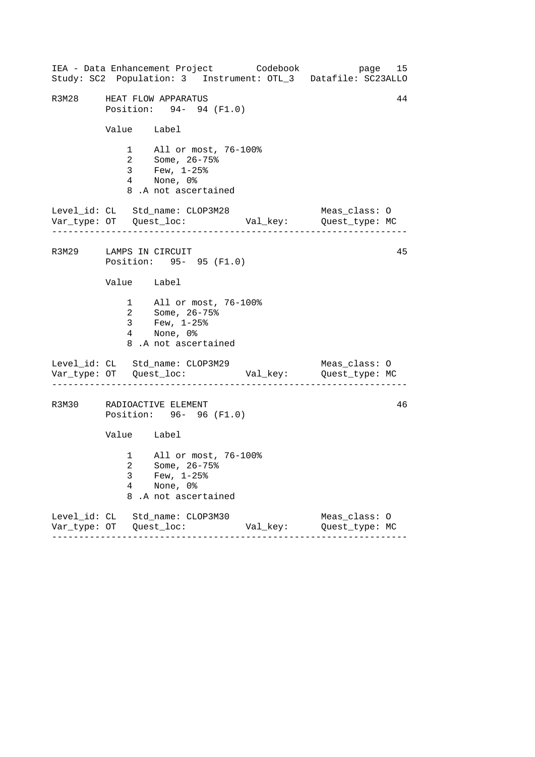## R3M28 HEAT FLOW APPARATUS — 44

Position: 94- 94 (F1.0)

| Value | Label |
|---|---|
| 1 | All or most, 76-100% |
| 2 | Some, 26-75% |
| 3 | Few, 1-25% |
| 4 | None, 0% |
| 8 | .A not ascertained |

Level_id: CL   Std_name: CLOP3M28   Meas_class: O
Var_type: OT   Quest_loc:   Val_key:   Quest_type: MC

---

## R3M29 LAMPS IN CIRCUIT — 45

Position: 95- 95 (F1.0)

| Value | Label |
|---|---|
| 1 | All or most, 76-100% |
| 2 | Some, 26-75% |
| 3 | Few, 1-25% |
| 4 | None, 0% |
| 8 | .A not ascertained |

Level_id: CL   Std_name: CLOP3M29   Meas_class: O
Var_type: OT   Quest_loc:   Val_key:   Quest_type: MC

---

## R3M30 RADIOACTIVE ELEMENT — 46

Position: 96- 96 (F1.0)

| Value | Label |
|---|---|
| 1 | All or most, 76-100% |
| 2 | Some, 26-75% |
| 3 | Few, 1-25% |
| 4 | None, 0% |
| 8 | .A not ascertained |

Level_id: CL   Std_name: CLOP3M30   Meas_class: O
Var_type: OT   Quest_loc:   Val_key:   Quest_type: MC

---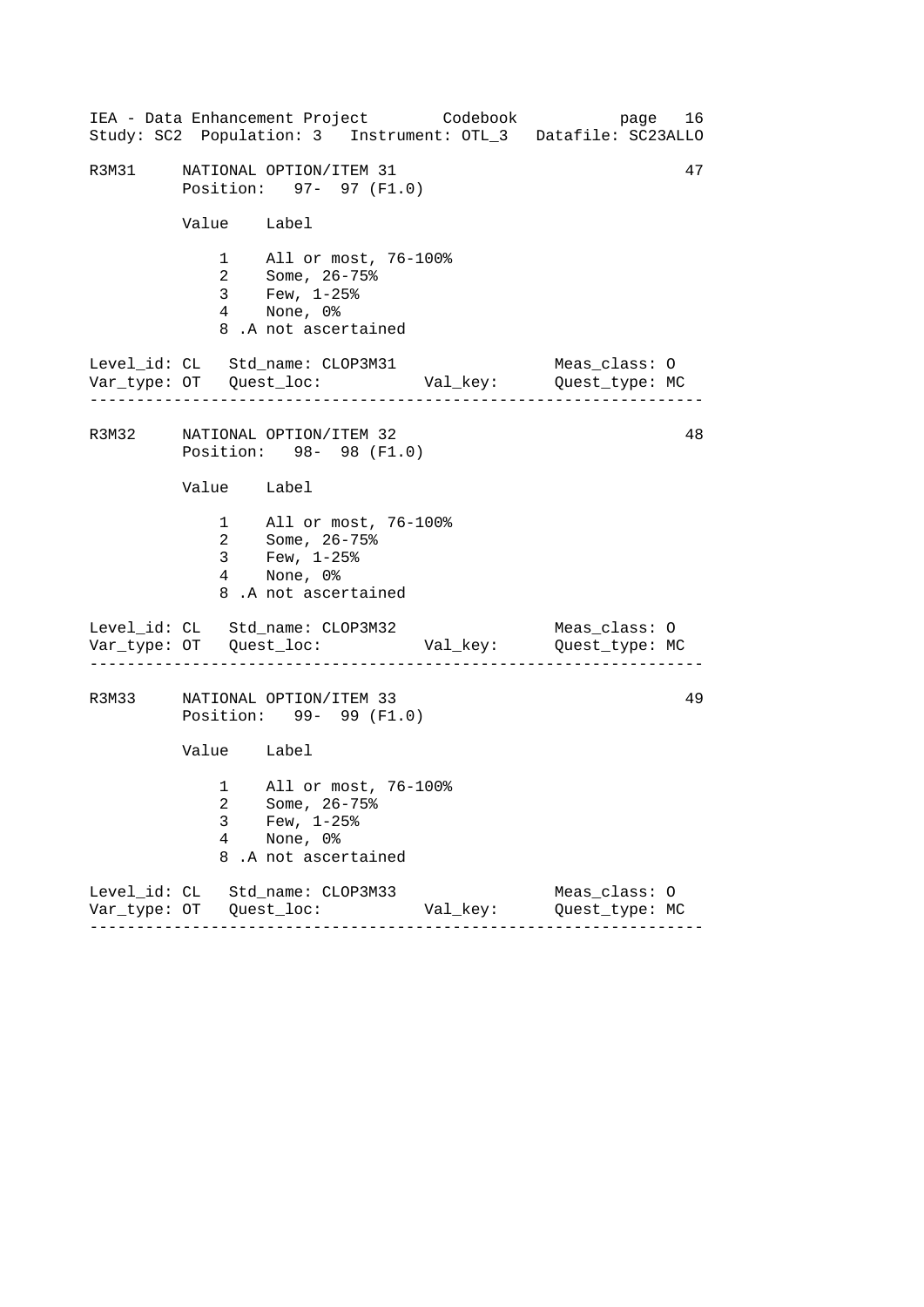```
R3M31     NATIONAL OPTION/ITEM 31                                  47
          Position:   97-  97 (F1.0)

          Value    Label

              1    All or most, 76-100%
              2    Some, 26-75%
              3    Few, 1-25%
              4    None, 0%
              8 .A not ascertained

Level_id: CL   Std_name: CLOP3M31                  Meas_class: O
Var_type: OT   Quest_loc:          Val_key:        Quest_type: MC
-------------------------------------------------------------------

R3M32     NATIONAL OPTION/ITEM 32                                  48
          Position:   98-  98 (F1.0)

          Value    Label

              1    All or most, 76-100%
              2    Some, 26-75%
              3    Few, 1-25%
              4    None, 0%
              8 .A not ascertained

Level_id: CL   Std_name: CLOP3M32                  Meas_class: O
Var_type: OT   Quest_loc:          Val_key:        Quest_type: MC
-------------------------------------------------------------------

R3M33     NATIONAL OPTION/ITEM 33                                  49
          Position:   99-  99 (F1.0)

          Value    Label

              1    All or most, 76-100%
              2    Some, 26-75%
              3    Few, 1-25%
              4    None, 0%
              8 .A not ascertained

Level_id: CL   Std_name: CLOP3M33                  Meas_class: O
Var_type: OT   Quest_loc:          Val_key:        Quest_type: MC
-------------------------------------------------------------------
```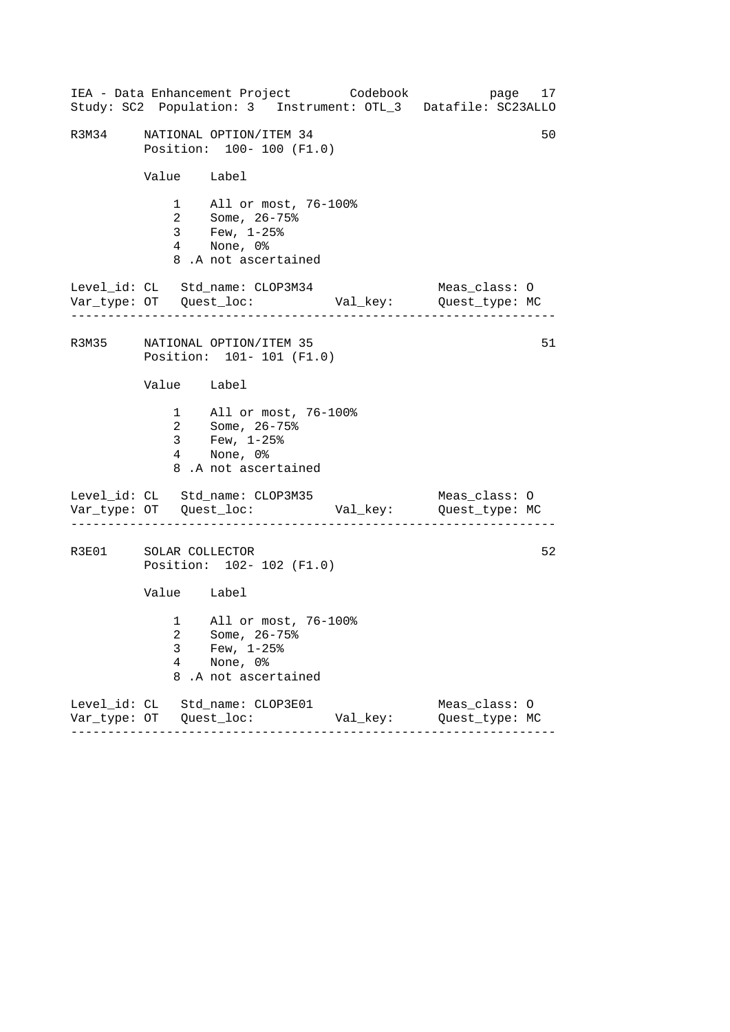```
R3M34     NATIONAL OPTION/ITEM 34                                  50
          Position:  100- 100 (F1.0)

          Value    Label

              1    All or most, 76-100%
              2    Some, 26-75%
              3    Few, 1-25%
              4    None, 0%
              8 .A not ascertained

Level_id: CL   Std_name: CLOP3M34                   Meas_class: O
Var_type: OT   Quest_loc:           Val_key:        Quest_type: MC
-----------------------------------------------------------------

R3M35     NATIONAL OPTION/ITEM 35                                  51
          Position:  101- 101 (F1.0)

          Value    Label

              1    All or most, 76-100%
              2    Some, 26-75%
              3    Few, 1-25%
              4    None, 0%
              8 .A not ascertained

Level_id: CL   Std_name: CLOP3M35                   Meas_class: O
Var_type: OT   Quest_loc:           Val_key:        Quest_type: MC
-----------------------------------------------------------------

R3E01     SOLAR COLLECTOR                                          52
          Position:  102- 102 (F1.0)

          Value    Label

              1    All or most, 76-100%
              2    Some, 26-75%
              3    Few, 1-25%
              4    None, 0%
              8 .A not ascertained

Level_id: CL   Std_name: CLOP3E01                   Meas_class: O
Var_type: OT   Quest_loc:           Val_key:        Quest_type: MC
-----------------------------------------------------------------
```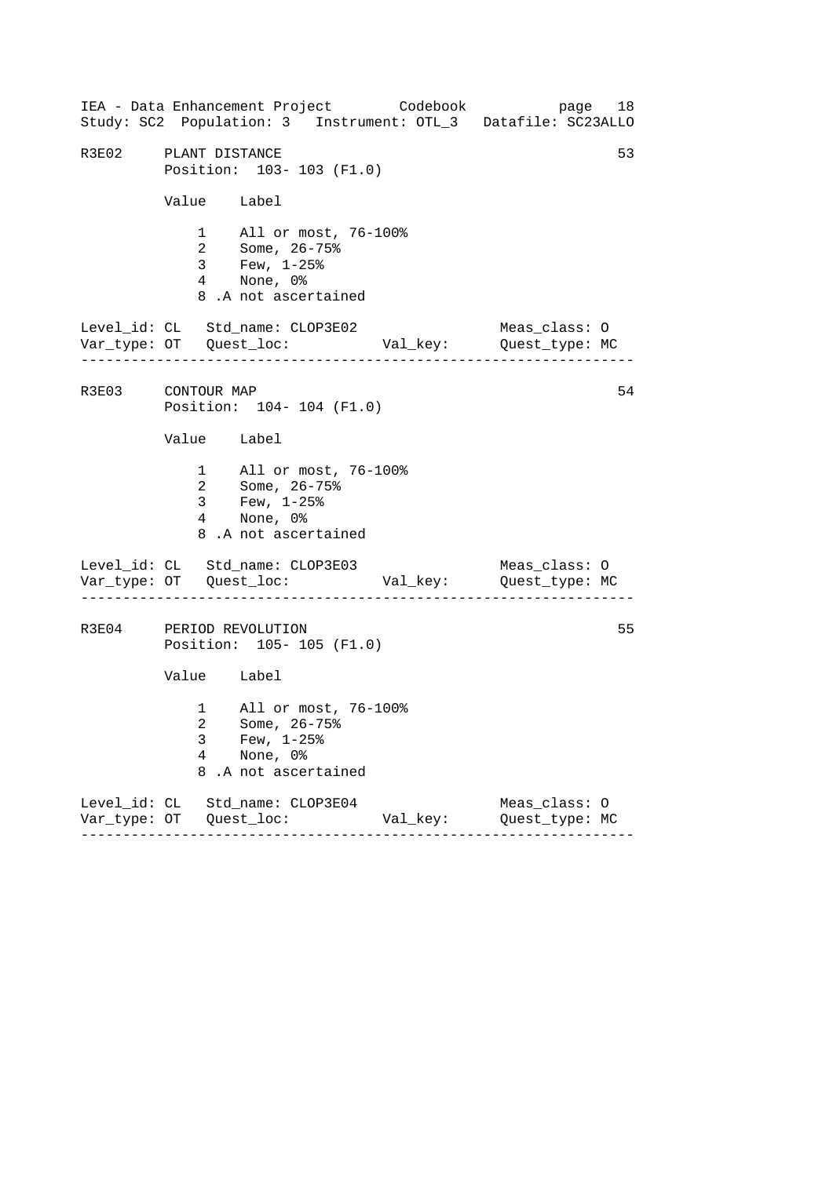R3E02 PLANT DISTANCE 53

Position: 103- 103 (F1.0)

| Value | Label |
|---|---|
| 1 | All or most, 76-100% |
| 2 | Some, 26-75% |
| 3 | Few, 1-25% |
| 4 | None, 0% |
| 8 | .A not ascertained |

Level_id: CL Std_name: CLOP3E02 Meas_class: O
Var_type: OT Quest_loc: Val_key: Quest_type: MC

---

R3E03 CONTOUR MAP 54

Position: 104- 104 (F1.0)

| Value | Label |
|---|---|
| 1 | All or most, 76-100% |
| 2 | Some, 26-75% |
| 3 | Few, 1-25% |
| 4 | None, 0% |
| 8 | .A not ascertained |

Level_id: CL Std_name: CLOP3E03 Meas_class: O
Var_type: OT Quest_loc: Val_key: Quest_type: MC

---

R3E04 PERIOD REVOLUTION 55

Position: 105- 105 (F1.0)

| Value | Label |
|---|---|
| 1 | All or most, 76-100% |
| 2 | Some, 26-75% |
| 3 | Few, 1-25% |
| 4 | None, 0% |
| 8 | .A not ascertained |

Level_id: CL Std_name: CLOP3E04 Meas_class: O
Var_type: OT Quest_loc: Val_key: Quest_type: MC

---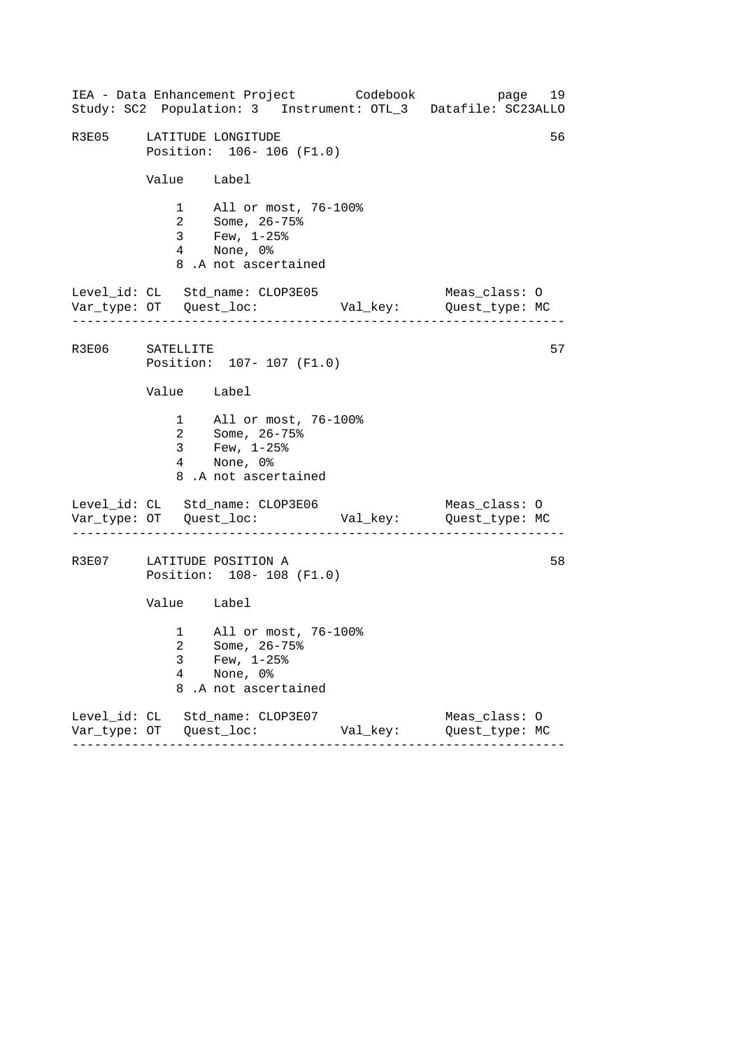R3E05 LATITUDE LONGITUDE 56

Position: 106- 106 (F1.0)

| Value | Label |
| --- | --- |
| 1 | All or most, 76-100% |
| 2 | Some, 26-75% |
| 3 | Few, 1-25% |
| 4 | None, 0% |
| 8 | .A not ascertained |

Level_id: CL Std_name: CLOP3E05 Meas_class: O
Var_type: OT Quest_loc: Val_key: Quest_type: MC

---

R3E06 SATELLITE 57

Position: 107- 107 (F1.0)

| Value | Label |
| --- | --- |
| 1 | All or most, 76-100% |
| 2 | Some, 26-75% |
| 3 | Few, 1-25% |
| 4 | None, 0% |
| 8 | .A not ascertained |

Level_id: CL Std_name: CLOP3E06 Meas_class: O
Var_type: OT Quest_loc: Val_key: Quest_type: MC

---

R3E07 LATITUDE POSITION A 58

Position: 108- 108 (F1.0)

| Value | Label |
| --- | --- |
| 1 | All or most, 76-100% |
| 2 | Some, 26-75% |
| 3 | Few, 1-25% |
| 4 | None, 0% |
| 8 | .A not ascertained |

Level_id: CL Std_name: CLOP3E07 Meas_class: O
Var_type: OT Quest_loc: Val_key: Quest_type: MC

---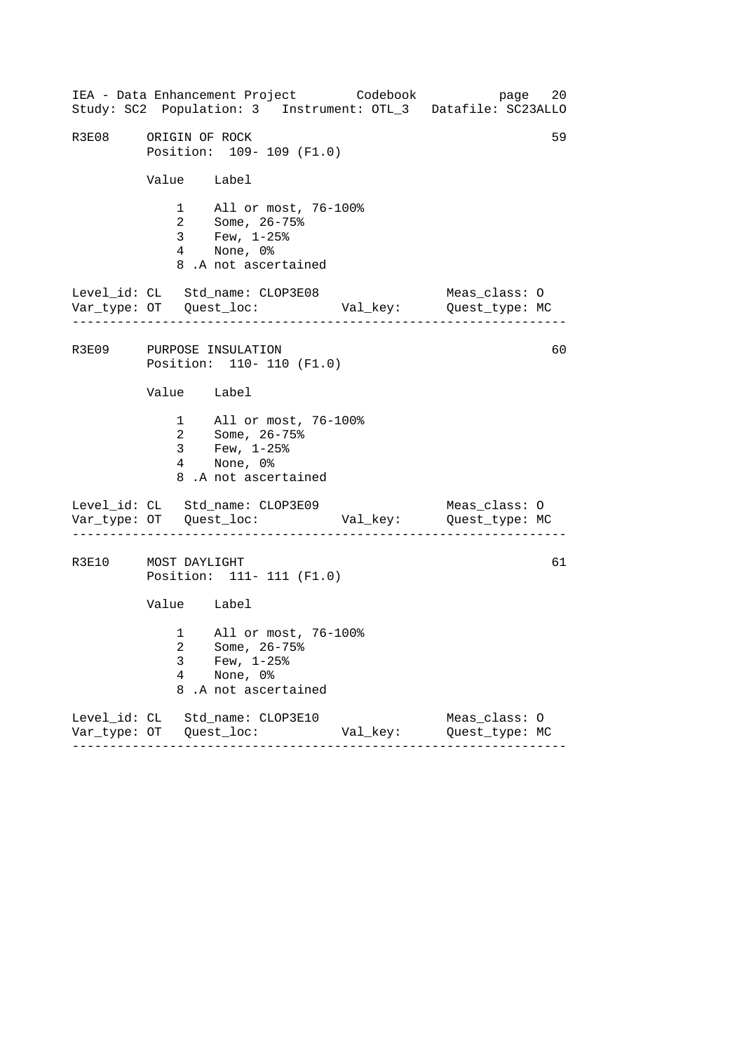```
R3E08     ORIGIN OF ROCK                                            59
          Position:  109- 109 (F1.0)

          Value    Label

              1    All or most, 76-100%
              2    Some, 26-75%
              3    Few, 1-25%
              4    None, 0%
              8 .A not ascertained

Level_id: CL   Std_name: CLOP3E08                     Meas_class: O
Var_type: OT   Quest_loc:           Val_key:         Quest_type: MC
--------------------------------------------------------------------

R3E09     PURPOSE INSULATION                                        60
          Position:  110- 110 (F1.0)

          Value    Label

              1    All or most, 76-100%
              2    Some, 26-75%
              3    Few, 1-25%
              4    None, 0%
              8 .A not ascertained

Level_id: CL   Std_name: CLOP3E09                     Meas_class: O
Var_type: OT   Quest_loc:           Val_key:         Quest_type: MC
--------------------------------------------------------------------

R3E10     MOST DAYLIGHT                                             61
          Position:  111- 111 (F1.0)

          Value    Label

              1    All or most, 76-100%
              2    Some, 26-75%
              3    Few, 1-25%
              4    None, 0%
              8 .A not ascertained

Level_id: CL   Std_name: CLOP3E10                     Meas_class: O
Var_type: OT   Quest_loc:           Val_key:         Quest_type: MC
--------------------------------------------------------------------
```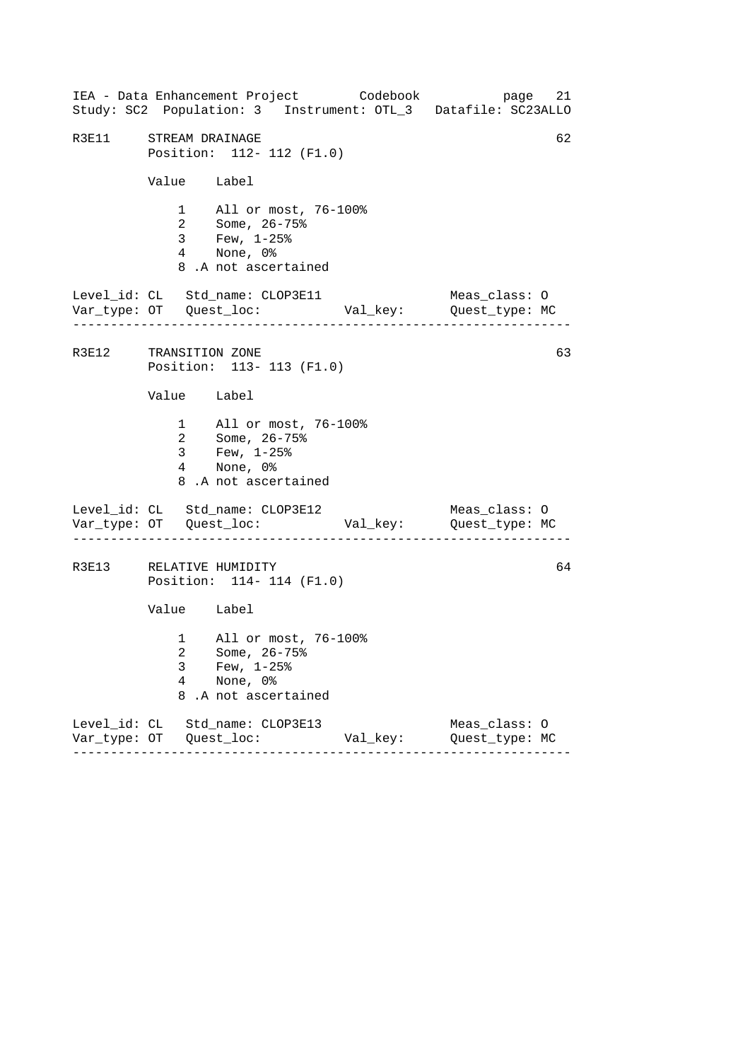R3E11     STREAM DRAINAGE                                                62

Position:  112- 112 (F1.0)

| Value | Label |
|---|---|
| 1 | All or most, 76-100% |
| 2 | Some, 26-75% |
| 3 | Few, 1-25% |
| 4 | None, 0% |
| 8 | .A not ascertained |

Level_id: CL   Std_name: CLOP3E11                    Meas_class: O
Var_type: OT   Quest_loc:           Val_key:        Quest_type: MC

---

R3E12     TRANSITION ZONE                                                63

Position:  113- 113 (F1.0)

| Value | Label |
|---|---|
| 1 | All or most, 76-100% |
| 2 | Some, 26-75% |
| 3 | Few, 1-25% |
| 4 | None, 0% |
| 8 | .A not ascertained |

Level_id: CL   Std_name: CLOP3E12                    Meas_class: O
Var_type: OT   Quest_loc:           Val_key:        Quest_type: MC

---

R3E13     RELATIVE HUMIDITY                                              64

Position:  114- 114 (F1.0)

| Value | Label |
|---|---|
| 1 | All or most, 76-100% |
| 2 | Some, 26-75% |
| 3 | Few, 1-25% |
| 4 | None, 0% |
| 8 | .A not ascertained |

Level_id: CL   Std_name: CLOP3E13                    Meas_class: O
Var_type: OT   Quest_loc:           Val_key:        Quest_type: MC

---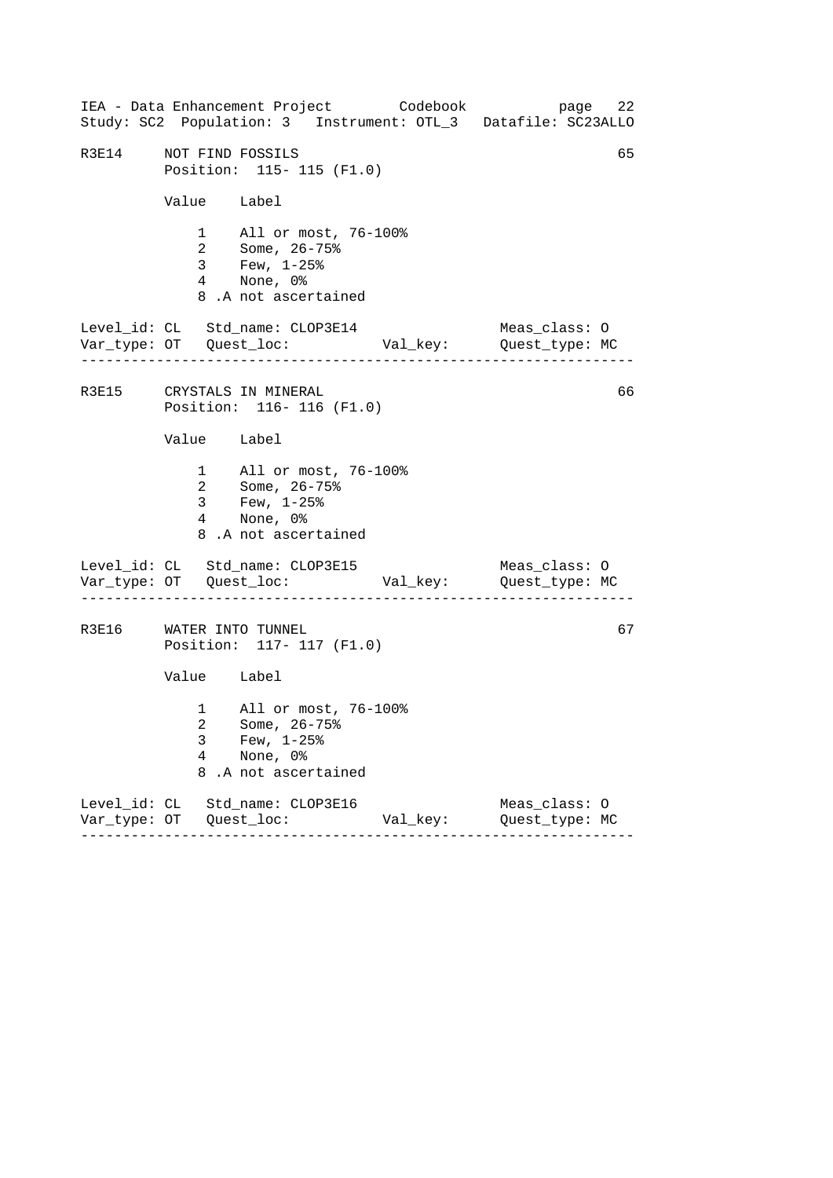IEA - Data Enhancement Project        Codebook
Study: SC2  Population: 3   Instrument: OTL_3   Datafile: SC23ALLO

```
R3E14     NOT FIND FOSSILS                                          65
          Position:  115- 115 (F1.0)

          Value    Label

              1    All or most, 76-100%
              2    Some, 26-75%
              3    Few, 1-25%
              4    None, 0%
              8 .A not ascertained

Level_id: CL   Std_name: CLOP3E14                   Meas_class: O
Var_type: OT   Quest_loc:           Val_key:        Quest_type: MC
--------------------------------------------------------------------

R3E15     CRYSTALS IN MINERAL                                       66
          Position:  116- 116 (F1.0)

          Value    Label

              1    All or most, 76-100%
              2    Some, 26-75%
              3    Few, 1-25%
              4    None, 0%
              8 .A not ascertained

Level_id: CL   Std_name: CLOP3E15                   Meas_class: O
Var_type: OT   Quest_loc:           Val_key:        Quest_type: MC
--------------------------------------------------------------------

R3E16     WATER INTO TUNNEL                                         67
          Position:  117- 117 (F1.0)

          Value    Label

              1    All or most, 76-100%
              2    Some, 26-75%
              3    Few, 1-25%
              4    None, 0%
              8 .A not ascertained

Level_id: CL   Std_name: CLOP3E16                   Meas_class: O
Var_type: OT   Quest_loc:           Val_key:        Quest_type: MC
--------------------------------------------------------------------
```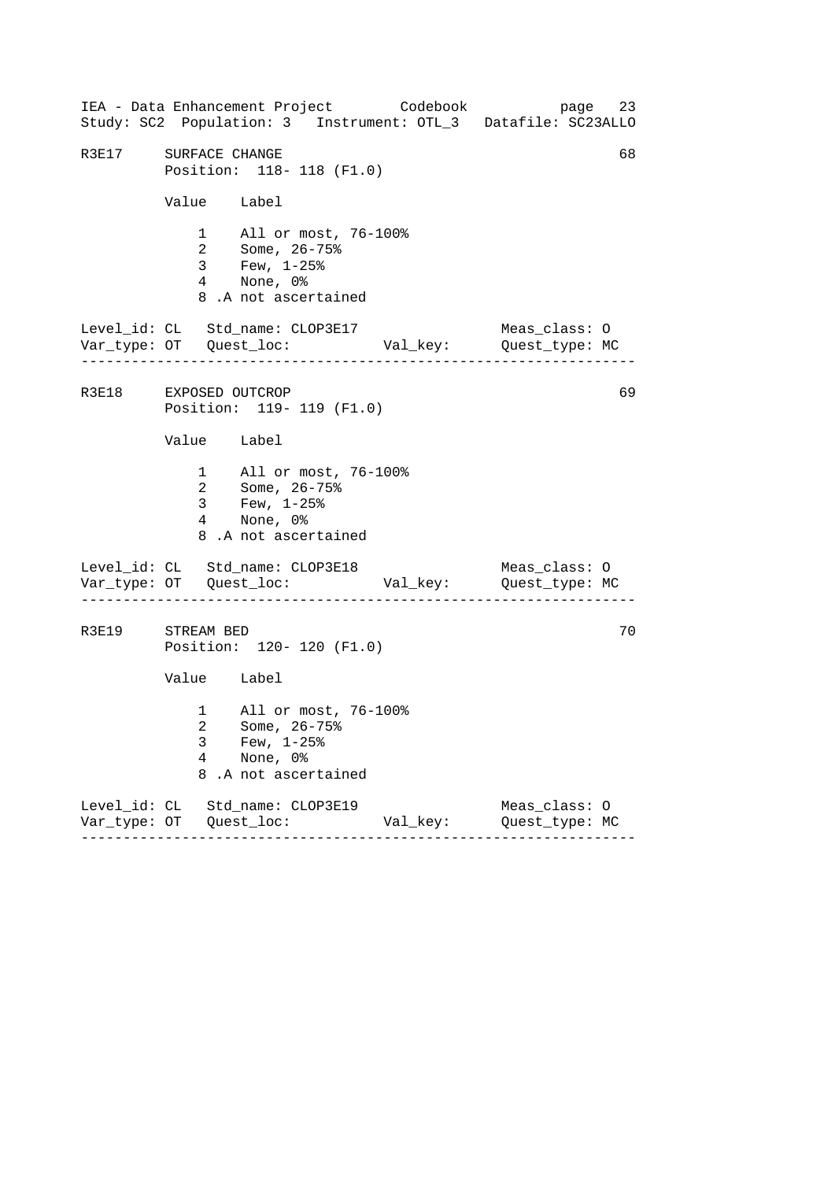## R3E17 SURFACE CHANGE — 68

Position: 118- 118 (F1.0)

| Value | Label |
|---|---|
| 1 | All or most, 76-100% |
| 2 | Some, 26-75% |
| 3 | Few, 1-25% |
| 4 | None, 0% |
| 8 | .A not ascertained |

Level_id: CL Std_name: CLOP3E17 Meas_class: O
Var_type: OT Quest_loc: Val_key: Quest_type: MC

---

## R3E18 EXPOSED OUTCROP — 69

Position: 119- 119 (F1.0)

| Value | Label |
|---|---|
| 1 | All or most, 76-100% |
| 2 | Some, 26-75% |
| 3 | Few, 1-25% |
| 4 | None, 0% |
| 8 | .A not ascertained |

Level_id: CL Std_name: CLOP3E18 Meas_class: O
Var_type: OT Quest_loc: Val_key: Quest_type: MC

---

## R3E19 STREAM BED — 70

Position: 120- 120 (F1.0)

| Value | Label |
|---|---|
| 1 | All or most, 76-100% |
| 2 | Some, 26-75% |
| 3 | Few, 1-25% |
| 4 | None, 0% |
| 8 | .A not ascertained |

Level_id: CL Std_name: CLOP3E19 Meas_class: O
Var_type: OT Quest_loc: Val_key: Quest_type: MC

---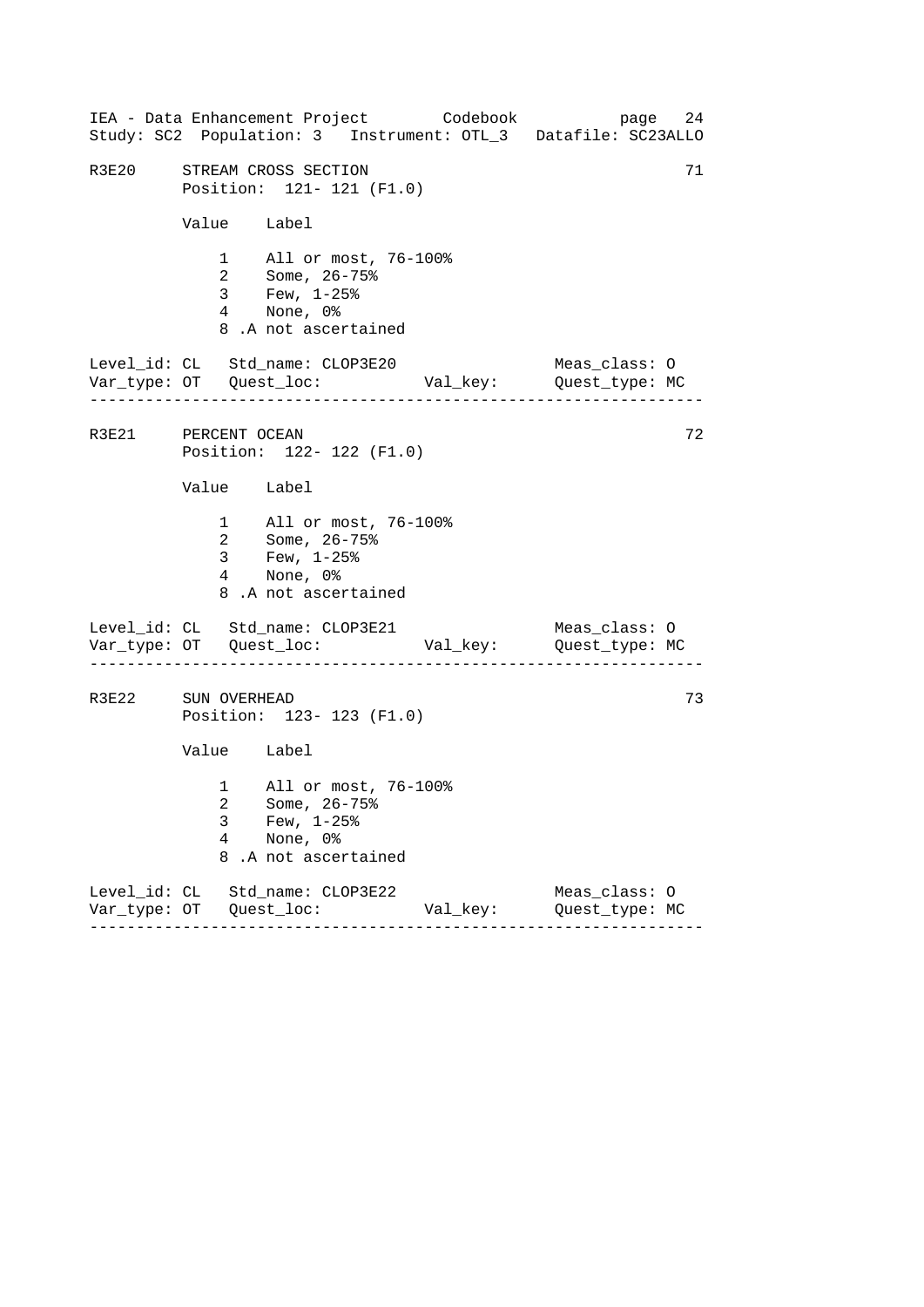## R3E20 STREAM CROSS SECTION 71

Position: 121- 121 (F1.0)

| Value | Label |
|---|---|
| 1 | All or most, 76-100% |
| 2 | Some, 26-75% |
| 3 | Few, 1-25% |
| 4 | None, 0% |
| 8 | .A not ascertained |

Level_id: CL   Std_name: CLOP3E20   Meas_class: O
Var_type: OT   Quest_loc:   Val_key:   Quest_type: MC

---

## R3E21 PERCENT OCEAN 72

Position: 122- 122 (F1.0)

| Value | Label |
|---|---|
| 1 | All or most, 76-100% |
| 2 | Some, 26-75% |
| 3 | Few, 1-25% |
| 4 | None, 0% |
| 8 | .A not ascertained |

Level_id: CL   Std_name: CLOP3E21   Meas_class: O
Var_type: OT   Quest_loc:   Val_key:   Quest_type: MC

---

## R3E22 SUN OVERHEAD 73

Position: 123- 123 (F1.0)

| Value | Label |
|---|---|
| 1 | All or most, 76-100% |
| 2 | Some, 26-75% |
| 3 | Few, 1-25% |
| 4 | None, 0% |
| 8 | .A not ascertained |

Level_id: CL   Std_name: CLOP3E22   Meas_class: O
Var_type: OT   Quest_loc:   Val_key:   Quest_type: MC

---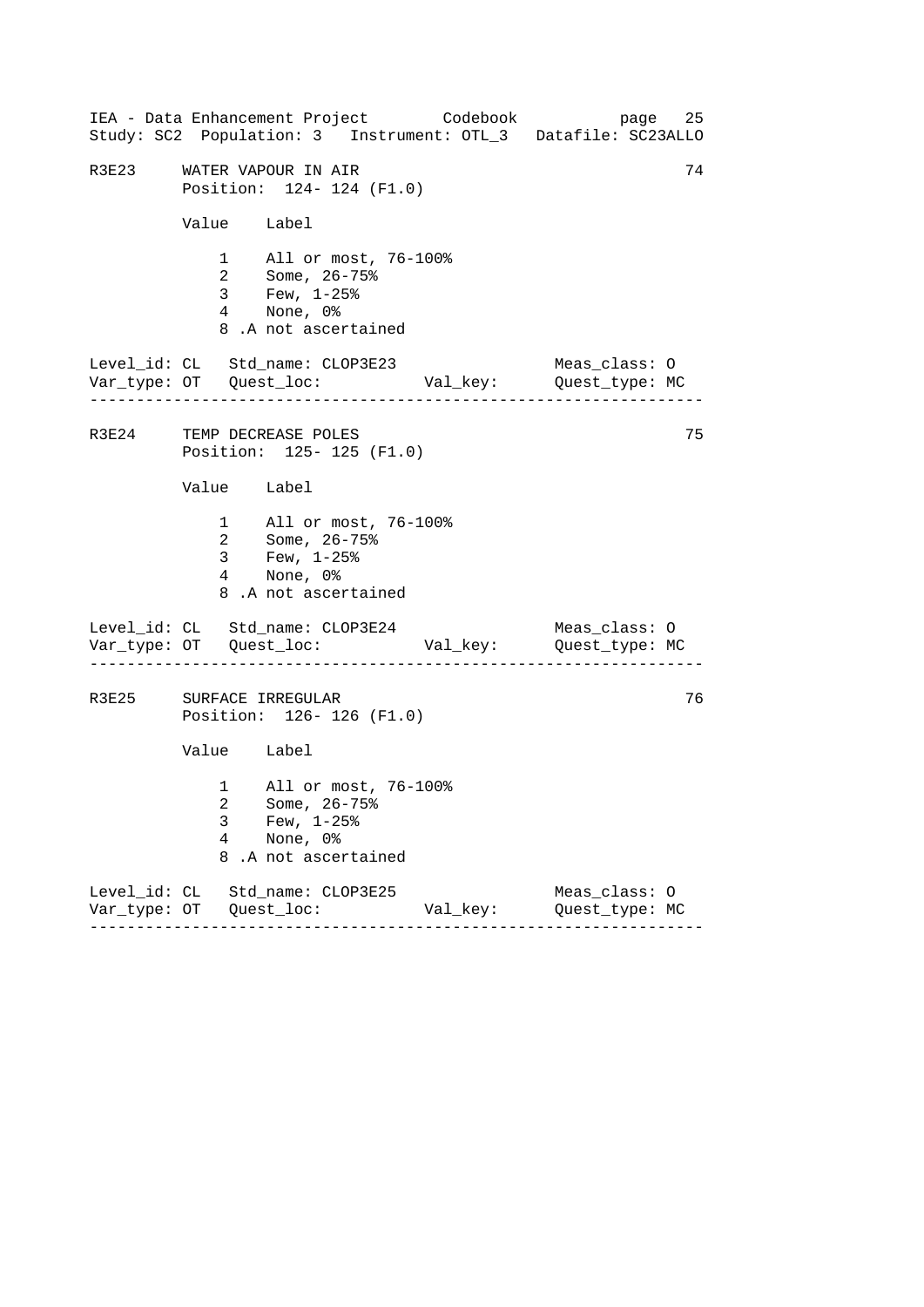## R3E23 WATER VAPOUR IN AIR — 74

Position: 124- 124 (F1.0)

| Value | Label |
|---|---|
| 1 | All or most, 76-100% |
| 2 | Some, 26-75% |
| 3 | Few, 1-25% |
| 4 | None, 0% |
| 8 | .A not ascertained |

Level_id: CL   Std_name: CLOP3E23   Meas_class: O
Var_type: OT   Quest_loc:   Val_key:   Quest_type: MC

---

## R3E24 TEMP DECREASE POLES — 75

Position: 125- 125 (F1.0)

| Value | Label |
|---|---|
| 1 | All or most, 76-100% |
| 2 | Some, 26-75% |
| 3 | Few, 1-25% |
| 4 | None, 0% |
| 8 | .A not ascertained |

Level_id: CL   Std_name: CLOP3E24   Meas_class: O
Var_type: OT   Quest_loc:   Val_key:   Quest_type: MC

---

## R3E25 SURFACE IRREGULAR — 76

Position: 126- 126 (F1.0)

| Value | Label |
|---|---|
| 1 | All or most, 76-100% |
| 2 | Some, 26-75% |
| 3 | Few, 1-25% |
| 4 | None, 0% |
| 8 | .A not ascertained |

Level_id: CL   Std_name: CLOP3E25   Meas_class: O
Var_type: OT   Quest_loc:   Val_key:   Quest_type: MC

---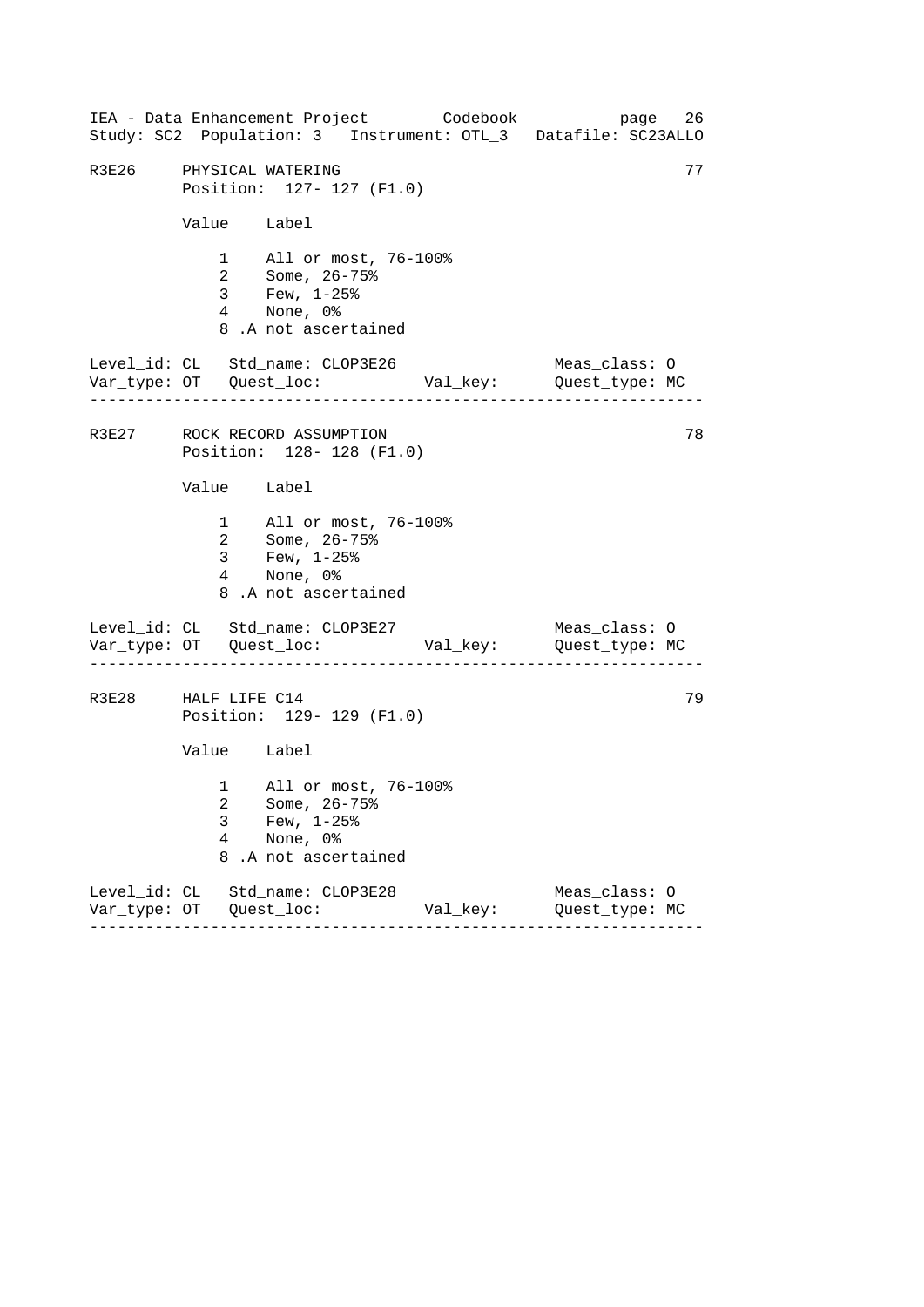## R3E26 PHYSICAL WATERING — 77

Position: 127- 127 (F1.0)

| Value | Label |
|---|---|
| 1 | All or most, 76-100% |
| 2 | Some, 26-75% |
| 3 | Few, 1-25% |
| 4 | None, 0% |
| 8 | .A not ascertained |

Level_id: CL   Std_name: CLOP3E26   Meas_class: O
Var_type: OT   Quest_loc:   Val_key:   Quest_type: MC

---

## R3E27 ROCK RECORD ASSUMPTION — 78

Position: 128- 128 (F1.0)

| Value | Label |
|---|---|
| 1 | All or most, 76-100% |
| 2 | Some, 26-75% |
| 3 | Few, 1-25% |
| 4 | None, 0% |
| 8 | .A not ascertained |

Level_id: CL   Std_name: CLOP3E27   Meas_class: O
Var_type: OT   Quest_loc:   Val_key:   Quest_type: MC

---

## R3E28 HALF LIFE C14 — 79

Position: 129- 129 (F1.0)

| Value | Label |
|---|---|
| 1 | All or most, 76-100% |
| 2 | Some, 26-75% |
| 3 | Few, 1-25% |
| 4 | None, 0% |
| 8 | .A not ascertained |

Level_id: CL   Std_name: CLOP3E28   Meas_class: O
Var_type: OT   Quest_loc:   Val_key:   Quest_type: MC

---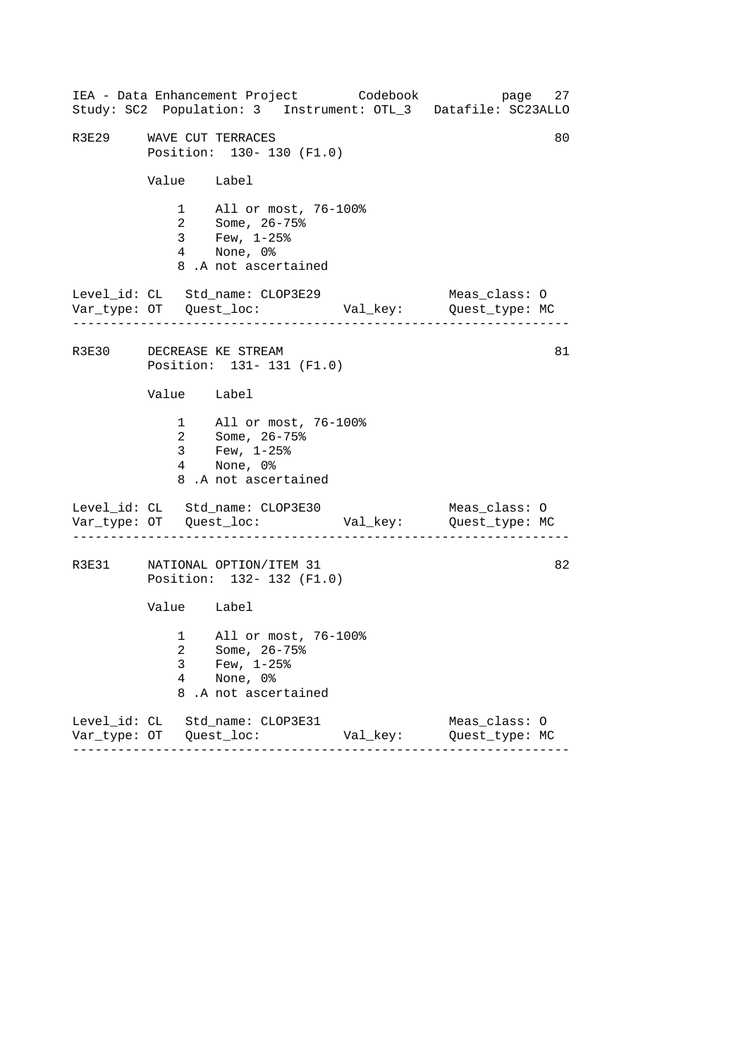R3E29     WAVE CUT TERRACES                                     80
          Position:  130- 130 (F1.0)

| Value | Label |
|---|---|
| 1 | All or most, 76-100% |
| 2 | Some, 26-75% |
| 3 | Few, 1-25% |
| 4 | None, 0% |
| 8 | .A not ascertained |

Level_id: CL   Std_name: CLOP3E29                 Meas_class: O
Var_type: OT   Quest_loc:           Val_key:      Quest_type: MC

---

R3E30     DECREASE KE STREAM                                    81
          Position:  131- 131 (F1.0)

| Value | Label |
|---|---|
| 1 | All or most, 76-100% |
| 2 | Some, 26-75% |
| 3 | Few, 1-25% |
| 4 | None, 0% |
| 8 | .A not ascertained |

Level_id: CL   Std_name: CLOP3E30                 Meas_class: O
Var_type: OT   Quest_loc:           Val_key:      Quest_type: MC

---

R3E31     NATIONAL OPTION/ITEM 31                               82
          Position:  132- 132 (F1.0)

| Value | Label |
|---|---|
| 1 | All or most, 76-100% |
| 2 | Some, 26-75% |
| 3 | Few, 1-25% |
| 4 | None, 0% |
| 8 | .A not ascertained |

Level_id: CL   Std_name: CLOP3E31                 Meas_class: O
Var_type: OT   Quest_loc:           Val_key:      Quest_type: MC

---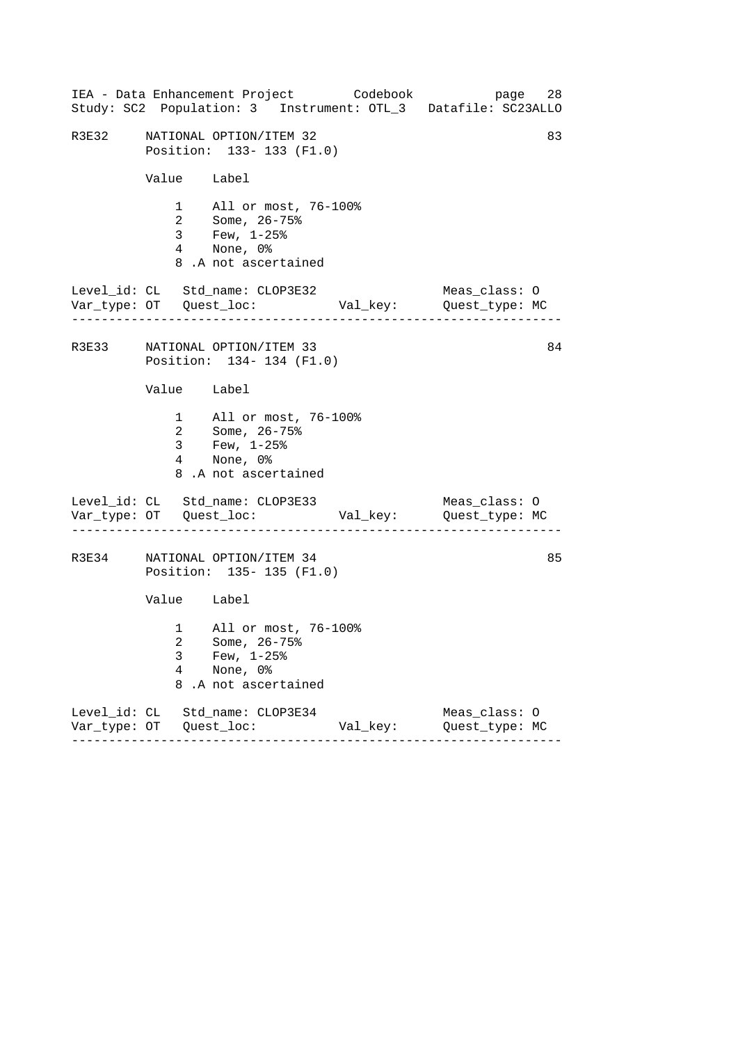```
R3E32     NATIONAL OPTION/ITEM 32                                      83
          Position:  133- 133 (F1.0)

          Value    Label

              1    All or most, 76-100%
              2    Some, 26-75%
              3    Few, 1-25%
              4    None, 0%
              8 .A not ascertained

Level_id: CL   Std_name: CLOP3E32                    Meas_class: O
Var_type: OT   Quest_loc:          Val_key:        Quest_type: MC
-----------------------------------------------------------------

R3E33     NATIONAL OPTION/ITEM 33                                      84
          Position:  134- 134 (F1.0)

          Value    Label

              1    All or most, 76-100%
              2    Some, 26-75%
              3    Few, 1-25%
              4    None, 0%
              8 .A not ascertained

Level_id: CL   Std_name: CLOP3E33                    Meas_class: O
Var_type: OT   Quest_loc:          Val_key:        Quest_type: MC
-----------------------------------------------------------------

R3E34     NATIONAL OPTION/ITEM 34                                      85
          Position:  135- 135 (F1.0)

          Value    Label

              1    All or most, 76-100%
              2    Some, 26-75%
              3    Few, 1-25%
              4    None, 0%
              8 .A not ascertained

Level_id: CL   Std_name: CLOP3E34                    Meas_class: O
Var_type: OT   Quest_loc:          Val_key:        Quest_type: MC
-----------------------------------------------------------------
```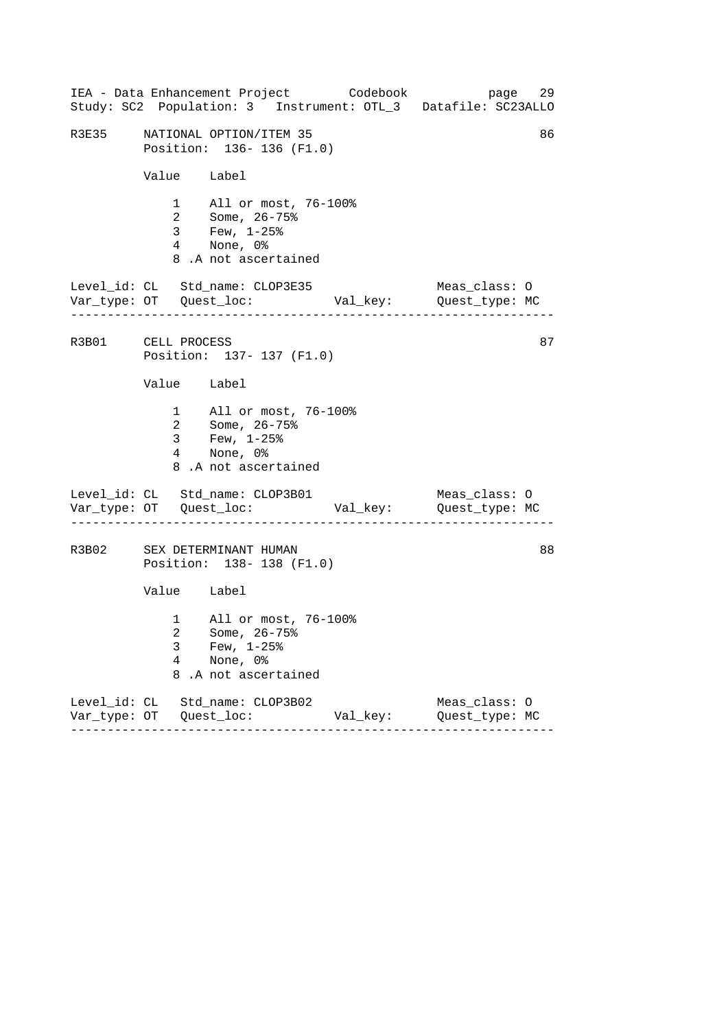IEA - Data Enhancement Project Codebook page 29
Study: SC2 Population: 3 Instrument: OTL_3 Datafile: SC23ALLO

```
R3E35     NATIONAL OPTION/ITEM 35                                   86
          Position:  136- 136 (F1.0)

          Value    Label

              1    All or most, 76-100%
              2    Some, 26-75%
              3    Few, 1-25%
              4    None, 0%
              8 .A not ascertained

Level_id: CL   Std_name: CLOP3E35                   Meas_class: O
Var_type: OT   Quest_loc:           Val_key:        Quest_type: MC
------------------------------------------------------------------

R3B01     CELL PROCESS                                              87
          Position:  137- 137 (F1.0)

          Value    Label

              1    All or most, 76-100%
              2    Some, 26-75%
              3    Few, 1-25%
              4    None, 0%
              8 .A not ascertained

Level_id: CL   Std_name: CLOP3B01                   Meas_class: O
Var_type: OT   Quest_loc:           Val_key:        Quest_type: MC
------------------------------------------------------------------

R3B02     SEX DETERMINANT HUMAN                                     88
          Position:  138- 138 (F1.0)

          Value    Label

              1    All or most, 76-100%
              2    Some, 26-75%
              3    Few, 1-25%
              4    None, 0%
              8 .A not ascertained

Level_id: CL   Std_name: CLOP3B02                   Meas_class: O
Var_type: OT   Quest_loc:           Val_key:        Quest_type: MC
------------------------------------------------------------------
```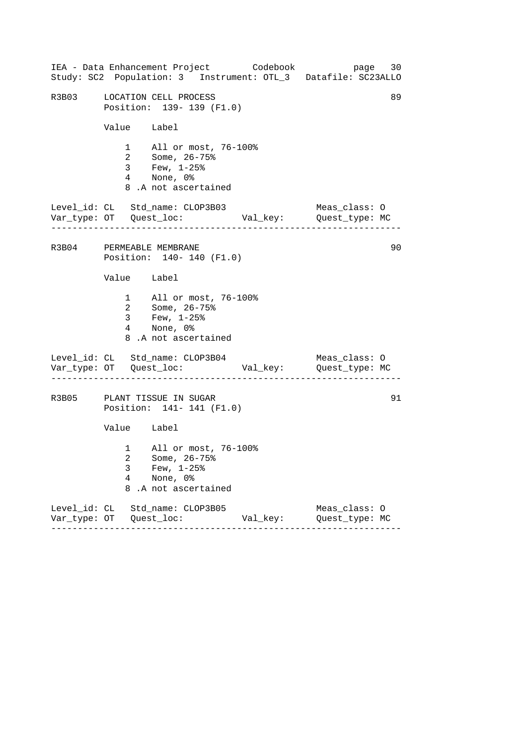## R3B03 LOCATION CELL PROCESS (89)

Position: 139- 139 (F1.0)

| Value | Label |
|---|---|
| 1 | All or most, 76-100% |
| 2 | Some, 26-75% |
| 3 | Few, 1-25% |
| 4 | None, 0% |
| 8 | .A not ascertained |

Level_id: CL   Std_name: CLOP3B03   Meas_class: O
Var_type: OT   Quest_loc:   Val_key:   Quest_type: MC

---

## R3B04 PERMEABLE MEMBRANE (90)

Position: 140- 140 (F1.0)

| Value | Label |
|---|---|
| 1 | All or most, 76-100% |
| 2 | Some, 26-75% |
| 3 | Few, 1-25% |
| 4 | None, 0% |
| 8 | .A not ascertained |

Level_id: CL   Std_name: CLOP3B04   Meas_class: O
Var_type: OT   Quest_loc:   Val_key:   Quest_type: MC

---

## R3B05 PLANT TISSUE IN SUGAR (91)

Position: 141- 141 (F1.0)

| Value | Label |
|---|---|
| 1 | All or most, 76-100% |
| 2 | Some, 26-75% |
| 3 | Few, 1-25% |
| 4 | None, 0% |
| 8 | .A not ascertained |

Level_id: CL   Std_name: CLOP3B05   Meas_class: O
Var_type: OT   Quest_loc:   Val_key:   Quest_type: MC

---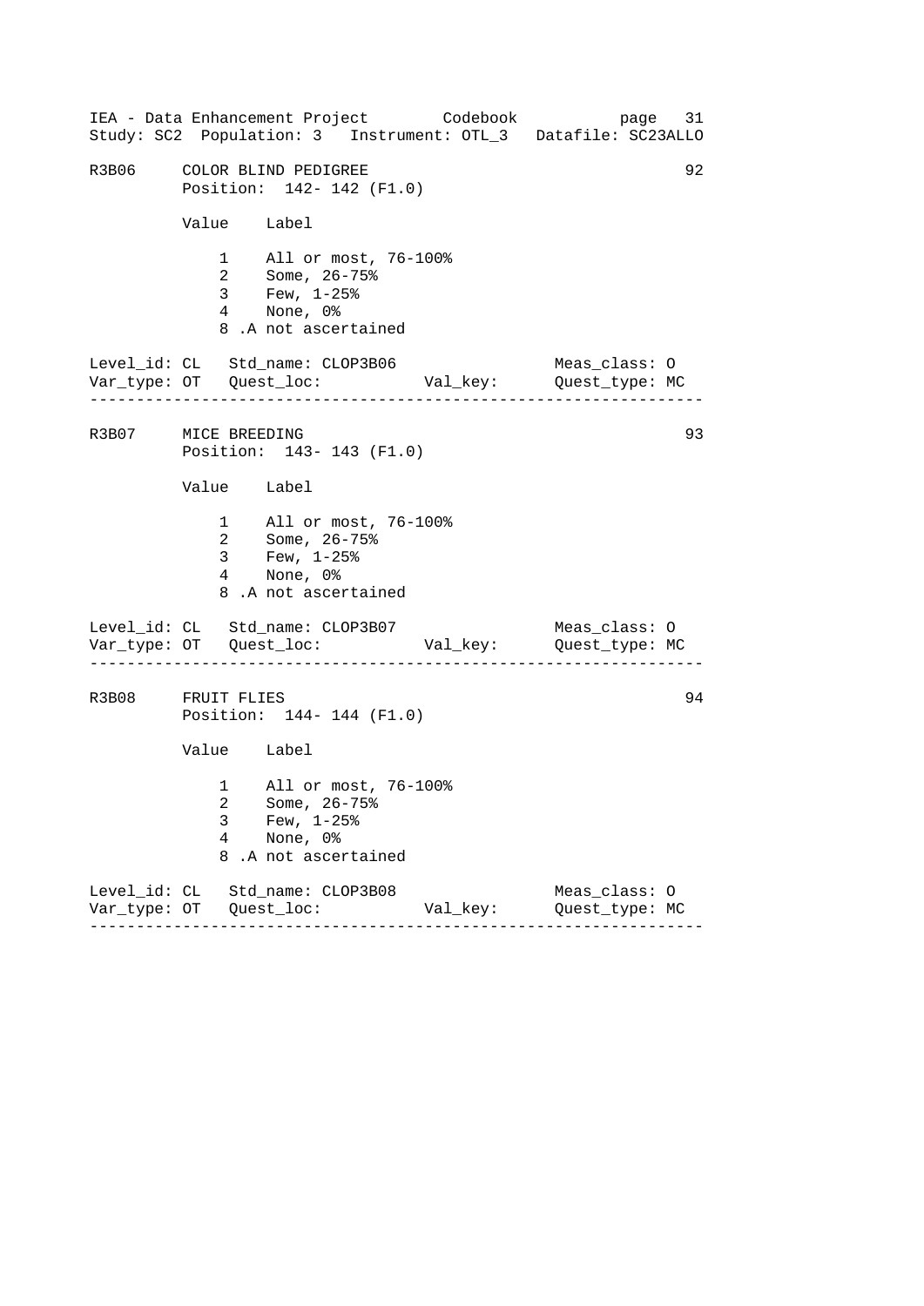## R3B06 COLOR BLIND PEDIGREE — 92

Position: 142- 142 (F1.0)

| Value | Label |
|---|---|
| 1 | All or most, 76-100% |
| 2 | Some, 26-75% |
| 3 | Few, 1-25% |
| 4 | None, 0% |
| 8 | .A not ascertained |

Level_id: CL   Std_name: CLOP3B06   Meas_class: O
Var_type: OT   Quest_loc:   Val_key:   Quest_type: MC

---

## R3B07 MICE BREEDING — 93

Position: 143- 143 (F1.0)

| Value | Label |
|---|---|
| 1 | All or most, 76-100% |
| 2 | Some, 26-75% |
| 3 | Few, 1-25% |
| 4 | None, 0% |
| 8 | .A not ascertained |

Level_id: CL   Std_name: CLOP3B07   Meas_class: O
Var_type: OT   Quest_loc:   Val_key:   Quest_type: MC

---

## R3B08 FRUIT FLIES — 94

Position: 144- 144 (F1.0)

| Value | Label |
|---|---|
| 1 | All or most, 76-100% |
| 2 | Some, 26-75% |
| 3 | Few, 1-25% |
| 4 | None, 0% |
| 8 | .A not ascertained |

Level_id: CL   Std_name: CLOP3B08   Meas_class: O
Var_type: OT   Quest_loc:   Val_key:   Quest_type: MC

---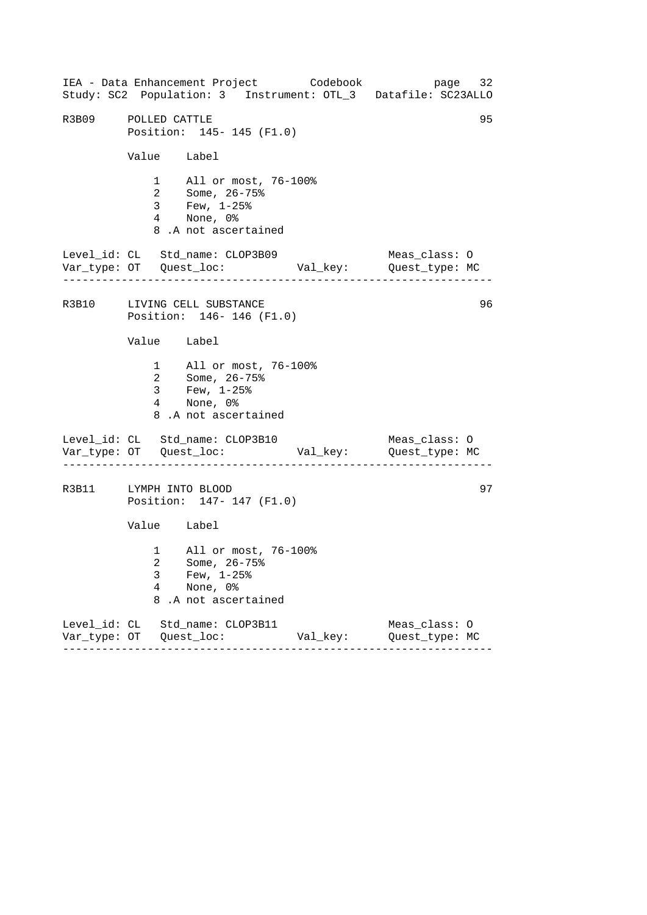## R3B09 POLLED CATTLE

95

Position: 145- 145 (F1.0)

| Value | Label |
|---|---|
| 1 | All or most, 76-100% |
| 2 | Some, 26-75% |
| 3 | Few, 1-25% |
| 4 | None, 0% |
| 8 | .A not ascertained |

Level_id: CL   Std_name: CLOP3B09   Meas_class: O
Var_type: OT   Quest_loc:   Val_key:   Quest_type: MC

---

## R3B10 LIVING CELL SUBSTANCE

96

Position: 146- 146 (F1.0)

| Value | Label |
|---|---|
| 1 | All or most, 76-100% |
| 2 | Some, 26-75% |
| 3 | Few, 1-25% |
| 4 | None, 0% |
| 8 | .A not ascertained |

Level_id: CL   Std_name: CLOP3B10   Meas_class: O
Var_type: OT   Quest_loc:   Val_key:   Quest_type: MC

---

## R3B11 LYMPH INTO BLOOD

97

Position: 147- 147 (F1.0)

| Value | Label |
|---|---|
| 1 | All or most, 76-100% |
| 2 | Some, 26-75% |
| 3 | Few, 1-25% |
| 4 | None, 0% |
| 8 | .A not ascertained |

Level_id: CL   Std_name: CLOP3B11   Meas_class: O
Var_type: OT   Quest_loc:   Val_key:   Quest_type: MC

---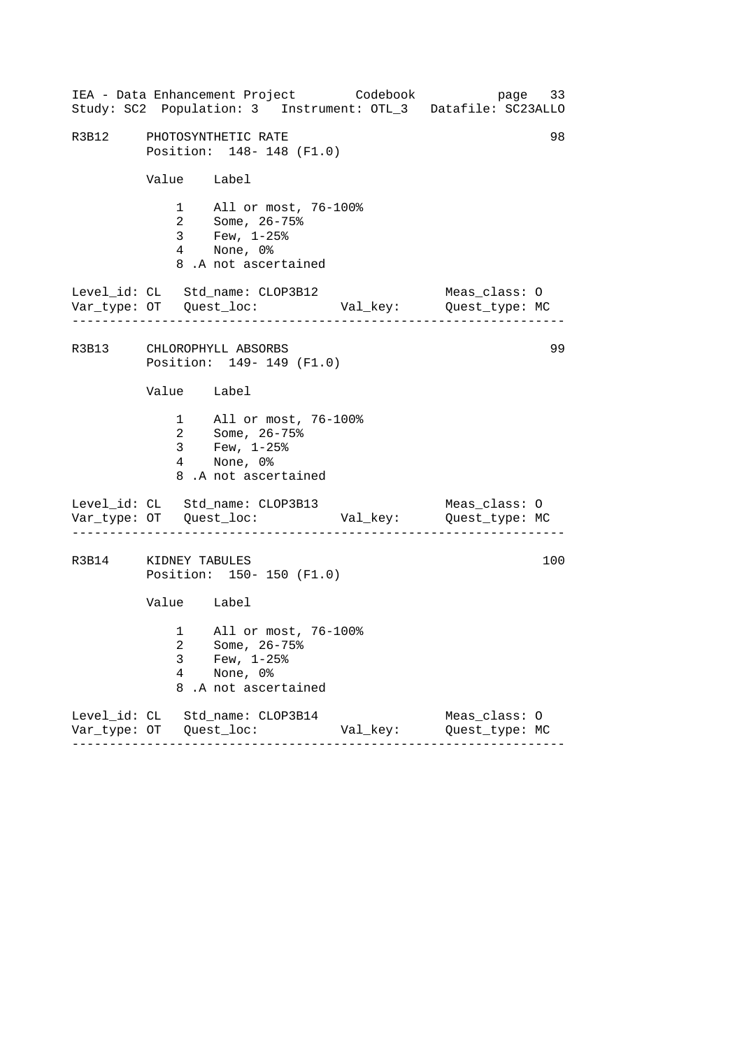## R3B12 PHOTOSYNTHETIC RATE (98)

Position: 148- 148 (F1.0)

| Value | Label |
|---|---|
| 1 | All or most, 76-100% |
| 2 | Some, 26-75% |
| 3 | Few, 1-25% |
| 4 | None, 0% |
| 8 | .A not ascertained |

Level_id: CL  Std_name: CLOP3B12  Meas_class: O
Var_type: OT  Quest_loc:  Val_key:  Quest_type: MC

---

## R3B13 CHLOROPHYLL ABSORBS (99)

Position: 149- 149 (F1.0)

| Value | Label |
|---|---|
| 1 | All or most, 76-100% |
| 2 | Some, 26-75% |
| 3 | Few, 1-25% |
| 4 | None, 0% |
| 8 | .A not ascertained |

Level_id: CL  Std_name: CLOP3B13  Meas_class: O
Var_type: OT  Quest_loc:  Val_key:  Quest_type: MC

---

## R3B14 KIDNEY TABULES (100)

Position: 150- 150 (F1.0)

| Value | Label |
|---|---|
| 1 | All or most, 76-100% |
| 2 | Some, 26-75% |
| 3 | Few, 1-25% |
| 4 | None, 0% |
| 8 | .A not ascertained |

Level_id: CL  Std_name: CLOP3B14  Meas_class: O
Var_type: OT  Quest_loc:  Val_key:  Quest_type: MC

---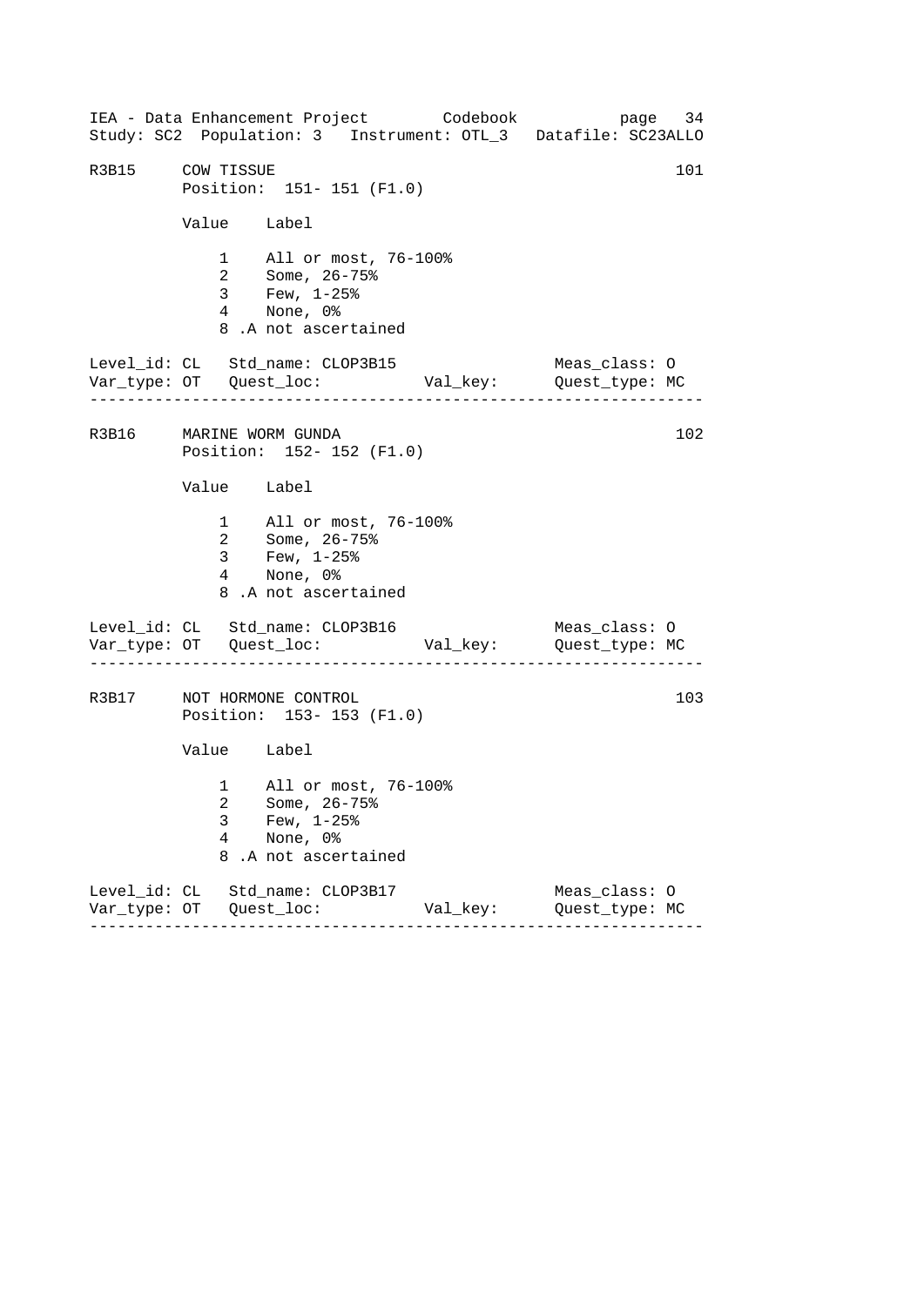## R3B15 COW TISSUE (101)

Position: 151- 151 (F1.0)

| Value | Label |
|---|---|
| 1 | All or most, 76-100% |
| 2 | Some, 26-75% |
| 3 | Few, 1-25% |
| 4 | None, 0% |
| 8 | .A not ascertained |

Level_id: CL   Std_name: CLOP3B15   Meas_class: O
Var_type: OT   Quest_loc:   Val_key:   Quest_type: MC

---

## R3B16 MARINE WORM GUNDA (102)

Position: 152- 152 (F1.0)

| Value | Label |
|---|---|
| 1 | All or most, 76-100% |
| 2 | Some, 26-75% |
| 3 | Few, 1-25% |
| 4 | None, 0% |
| 8 | .A not ascertained |

Level_id: CL   Std_name: CLOP3B16   Meas_class: O
Var_type: OT   Quest_loc:   Val_key:   Quest_type: MC

---

## R3B17 NOT HORMONE CONTROL (103)

Position: 153- 153 (F1.0)

| Value | Label |
|---|---|
| 1 | All or most, 76-100% |
| 2 | Some, 26-75% |
| 3 | Few, 1-25% |
| 4 | None, 0% |
| 8 | .A not ascertained |

Level_id: CL   Std_name: CLOP3B17   Meas_class: O
Var_type: OT   Quest_loc:   Val_key:   Quest_type: MC

---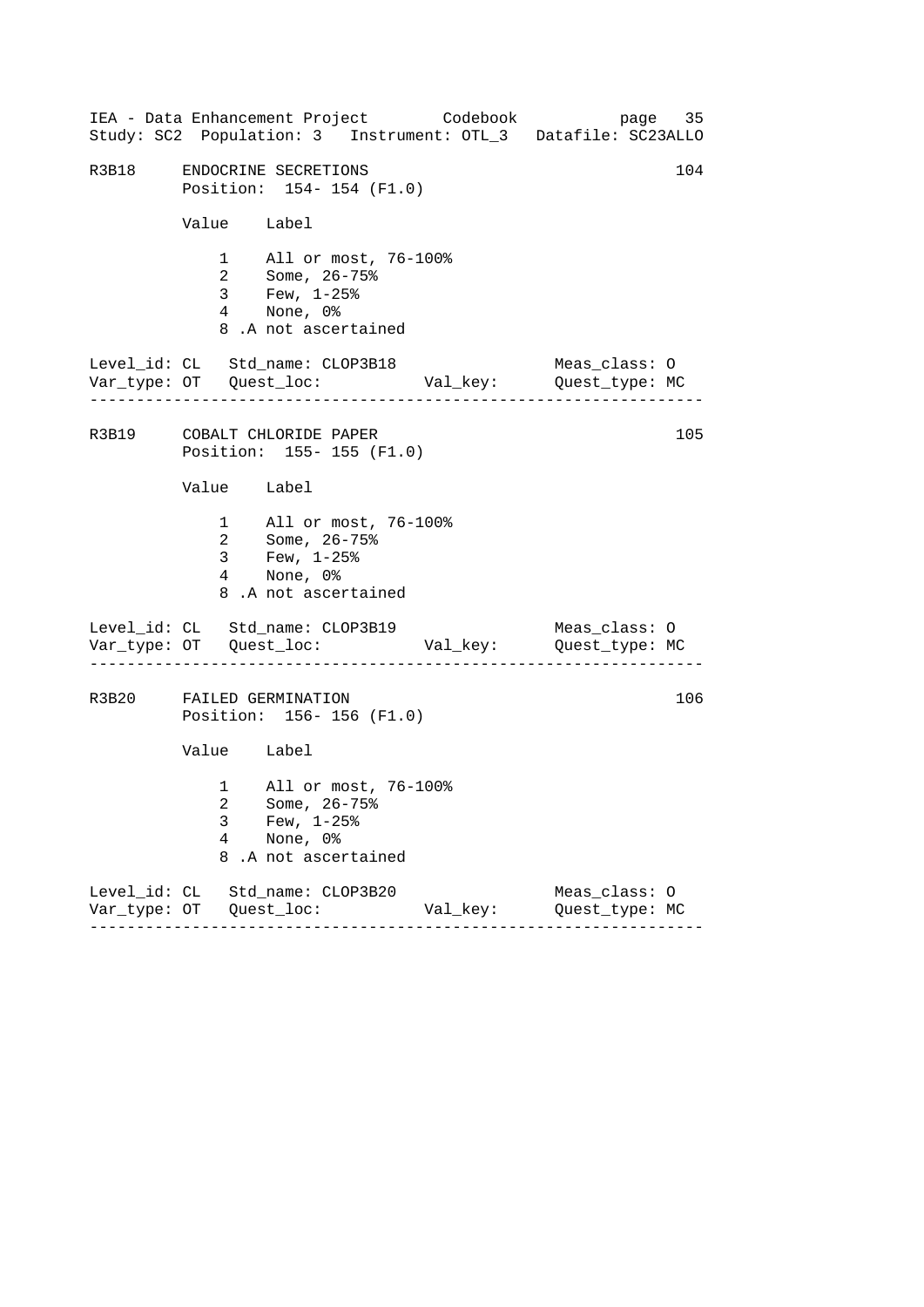## R3B18 ENDOCRINE SECRETIONS — 104

Position: 154- 154 (F1.0)

| Value | Label |
|---|---|
| 1 | All or most, 76-100% |
| 2 | Some, 26-75% |
| 3 | Few, 1-25% |
| 4 | None, 0% |
| 8 | .A not ascertained |

Level_id: CL   Std_name: CLOP3B18   Meas_class: O
Var_type: OT   Quest_loc:   Val_key:   Quest_type: MC

---

## R3B19 COBALT CHLORIDE PAPER — 105

Position: 155- 155 (F1.0)

| Value | Label |
|---|---|
| 1 | All or most, 76-100% |
| 2 | Some, 26-75% |
| 3 | Few, 1-25% |
| 4 | None, 0% |
| 8 | .A not ascertained |

Level_id: CL   Std_name: CLOP3B19   Meas_class: O
Var_type: OT   Quest_loc:   Val_key:   Quest_type: MC

---

## R3B20 FAILED GERMINATION — 106

Position: 156- 156 (F1.0)

| Value | Label |
|---|---|
| 1 | All or most, 76-100% |
| 2 | Some, 26-75% |
| 3 | Few, 1-25% |
| 4 | None, 0% |
| 8 | .A not ascertained |

Level_id: CL   Std_name: CLOP3B20   Meas_class: O
Var_type: OT   Quest_loc:   Val_key:   Quest_type: MC

---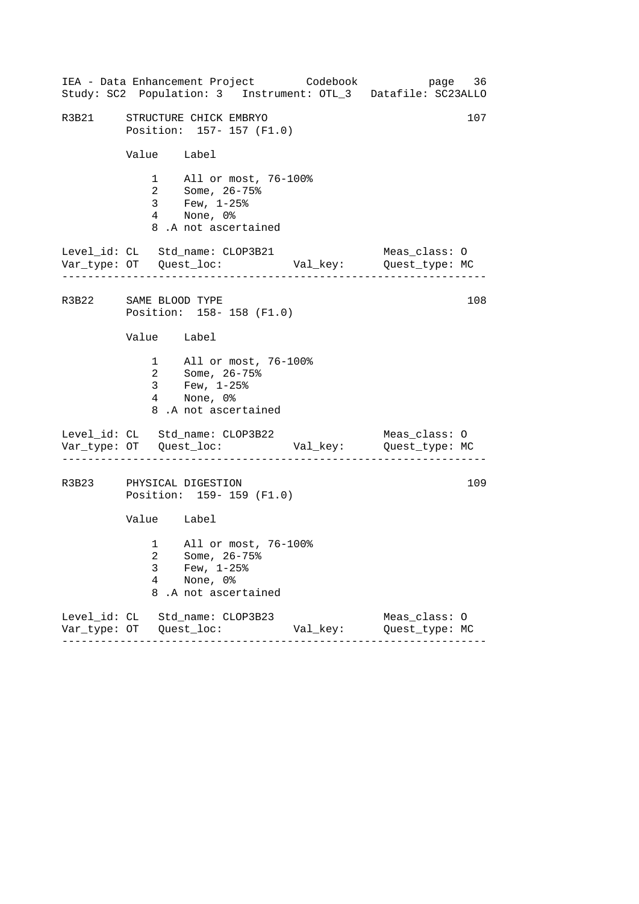R3B21 STRUCTURE CHICK EMBRYO 107
Position: 157- 157 (F1.0)

| Value | Label |
|---|---|
| 1 | All or most, 76-100% |
| 2 | Some, 26-75% |
| 3 | Few, 1-25% |
| 4 | None, 0% |
| 8 | .A not ascertained |

Level_id: CL   Std_name: CLOP3B21   Meas_class: O
Var_type: OT   Quest_loc:   Val_key:   Quest_type: MC

---

R3B22 SAME BLOOD TYPE 108
Position: 158- 158 (F1.0)

| Value | Label |
|---|---|
| 1 | All or most, 76-100% |
| 2 | Some, 26-75% |
| 3 | Few, 1-25% |
| 4 | None, 0% |
| 8 | .A not ascertained |

Level_id: CL   Std_name: CLOP3B22   Meas_class: O
Var_type: OT   Quest_loc:   Val_key:   Quest_type: MC

---

R3B23 PHYSICAL DIGESTION 109
Position: 159- 159 (F1.0)

| Value | Label |
|---|---|
| 1 | All or most, 76-100% |
| 2 | Some, 26-75% |
| 3 | Few, 1-25% |
| 4 | None, 0% |
| 8 | .A not ascertained |

Level_id: CL   Std_name: CLOP3B23   Meas_class: O
Var_type: OT   Quest_loc:   Val_key:   Quest_type: MC

---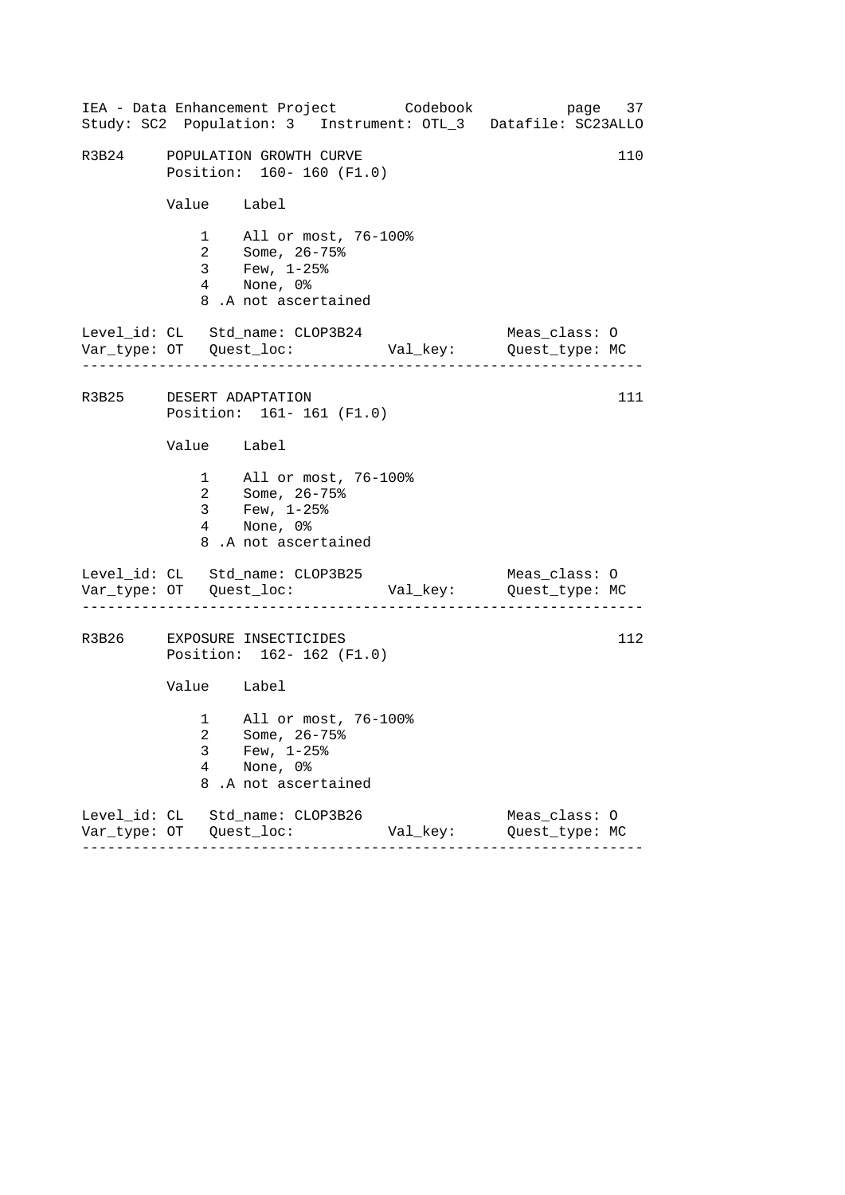R3B24 POPULATION GROWTH CURVE 110
Position: 160- 160 (F1.0)

| Value | Label |
|---|---|
| 1 | All or most, 76-100% |
| 2 | Some, 26-75% |
| 3 | Few, 1-25% |
| 4 | None, 0% |
| 8 | .A not ascertained |

Level_id: CL Std_name: CLOP3B24 Meas_class: O
Var_type: OT Quest_loc: Val_key: Quest_type: MC

---

R3B25 DESERT ADAPTATION 111
Position: 161- 161 (F1.0)

| Value | Label |
|---|---|
| 1 | All or most, 76-100% |
| 2 | Some, 26-75% |
| 3 | Few, 1-25% |
| 4 | None, 0% |
| 8 | .A not ascertained |

Level_id: CL Std_name: CLOP3B25 Meas_class: O
Var_type: OT Quest_loc: Val_key: Quest_type: MC

---

R3B26 EXPOSURE INSECTICIDES 112
Position: 162- 162 (F1.0)

| Value | Label |
|---|---|
| 1 | All or most, 76-100% |
| 2 | Some, 26-75% |
| 3 | Few, 1-25% |
| 4 | None, 0% |
| 8 | .A not ascertained |

Level_id: CL Std_name: CLOP3B26 Meas_class: O
Var_type: OT Quest_loc: Val_key: Quest_type: MC

---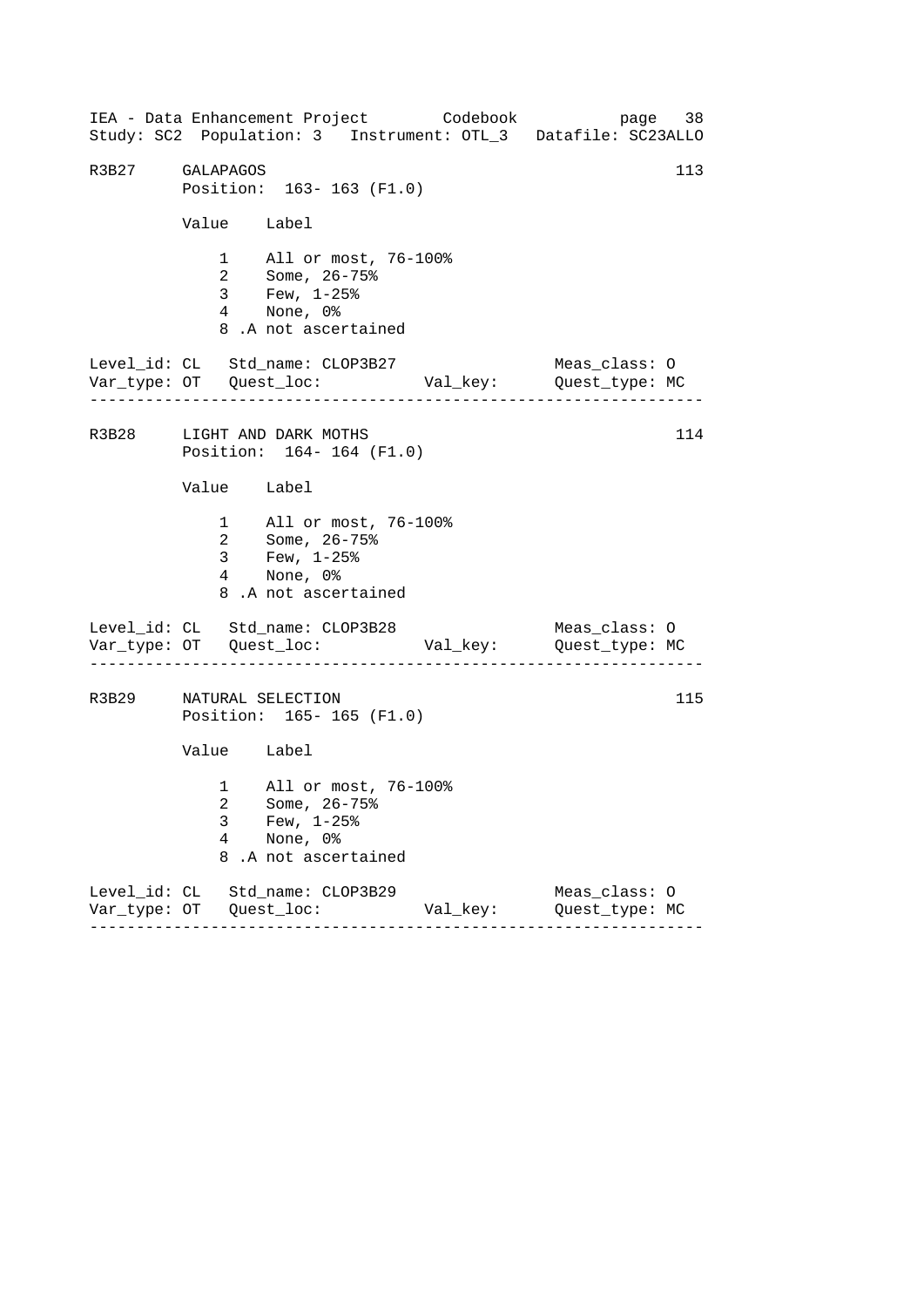```
R3B27    GALAPAGOS                                              113
         Position:  163- 163 (F1.0)

         Value    Label

             1    All or most, 76-100%
             2    Some, 26-75%
             3    Few, 1-25%
             4    None, 0%
             8 .A not ascertained

Level_id: CL   Std_name: CLOP3B27                  Meas_class: O
Var_type: OT   Quest_loc:           Val_key:       Quest_type: MC
-----------------------------------------------------------------

R3B28    LIGHT AND DARK MOTHS                                   114
         Position:  164- 164 (F1.0)

         Value    Label

             1    All or most, 76-100%
             2    Some, 26-75%
             3    Few, 1-25%
             4    None, 0%
             8 .A not ascertained

Level_id: CL   Std_name: CLOP3B28                  Meas_class: O
Var_type: OT   Quest_loc:           Val_key:       Quest_type: MC
-----------------------------------------------------------------

R3B29    NATURAL SELECTION                                      115
         Position:  165- 165 (F1.0)

         Value    Label

             1    All or most, 76-100%
             2    Some, 26-75%
             3    Few, 1-25%
             4    None, 0%
             8 .A not ascertained

Level_id: CL   Std_name: CLOP3B29                  Meas_class: O
Var_type: OT   Quest_loc:           Val_key:       Quest_type: MC
-----------------------------------------------------------------
```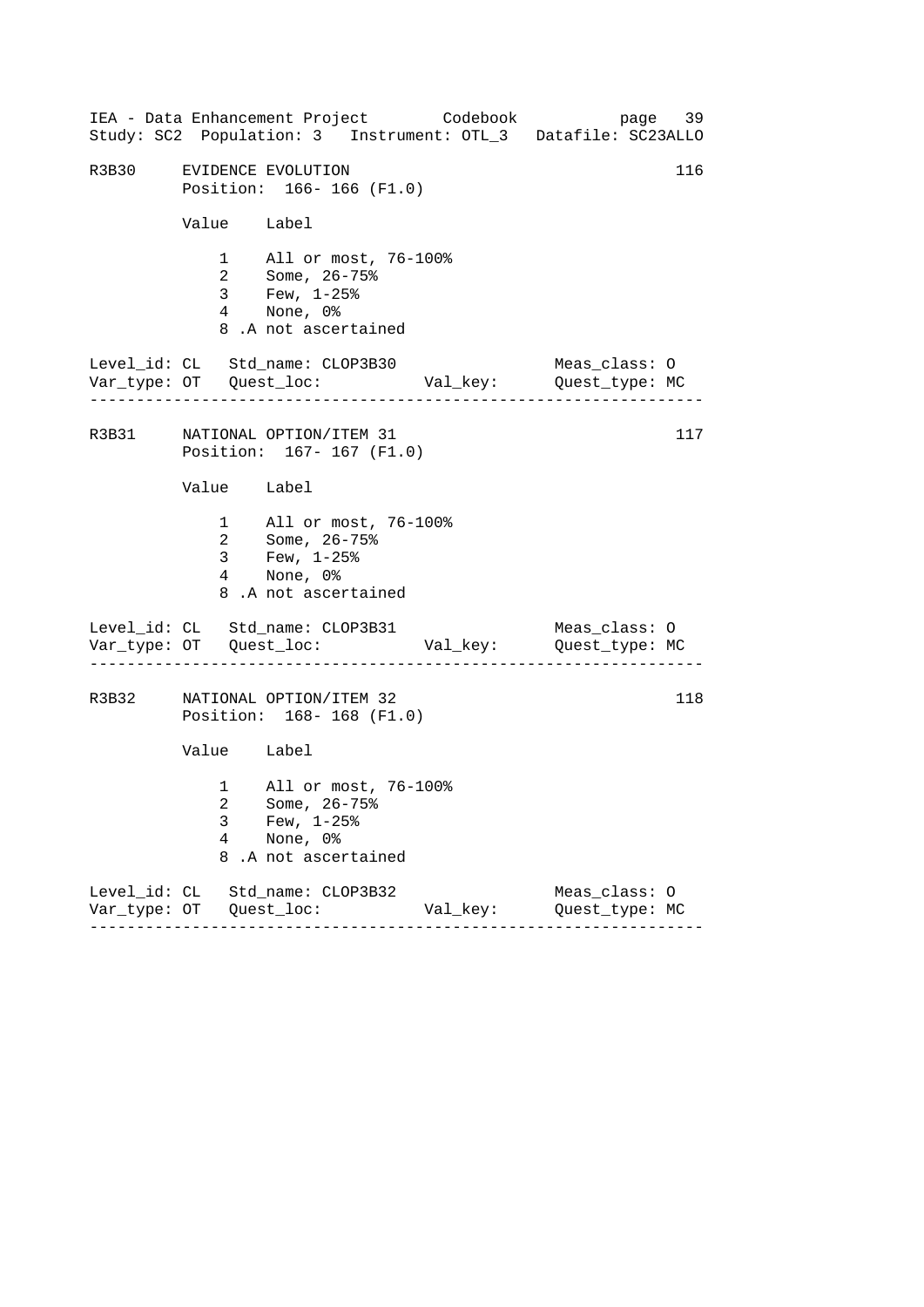R3B30 EVIDENCE EVOLUTION 116
Position: 166- 166 (F1.0)

| Value | Label |
| --- | --- |
| 1 | All or most, 76-100% |
| 2 | Some, 26-75% |
| 3 | Few, 1-25% |
| 4 | None, 0% |
| 8 | .A not ascertained |

Level_id: CL Std_name: CLOP3B30 Meas_class: O
Var_type: OT Quest_loc: Val_key: Quest_type: MC

---

R3B31 NATIONAL OPTION/ITEM 31 117
Position: 167- 167 (F1.0)

| Value | Label |
| --- | --- |
| 1 | All or most, 76-100% |
| 2 | Some, 26-75% |
| 3 | Few, 1-25% |
| 4 | None, 0% |
| 8 | .A not ascertained |

Level_id: CL Std_name: CLOP3B31 Meas_class: O
Var_type: OT Quest_loc: Val_key: Quest_type: MC

---

R3B32 NATIONAL OPTION/ITEM 32 118
Position: 168- 168 (F1.0)

| Value | Label |
| --- | --- |
| 1 | All or most, 76-100% |
| 2 | Some, 26-75% |
| 3 | Few, 1-25% |
| 4 | None, 0% |
| 8 | .A not ascertained |

Level_id: CL Std_name: CLOP3B32 Meas_class: O
Var_type: OT Quest_loc: Val_key: Quest_type: MC

---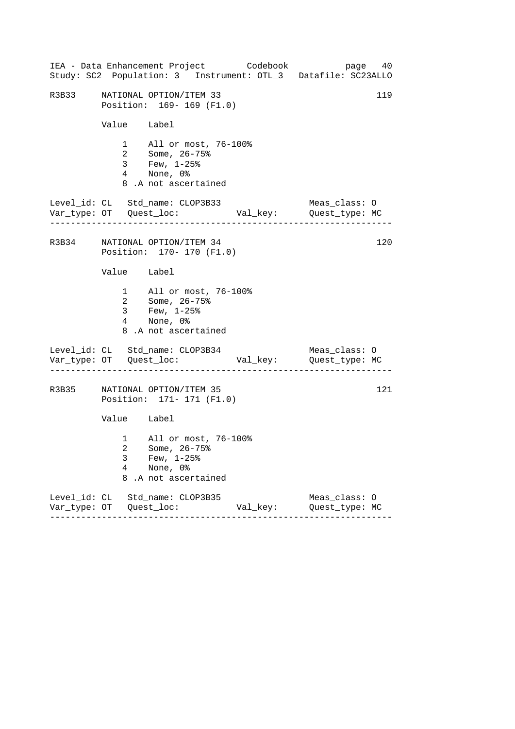```
R3B33     NATIONAL OPTION/ITEM 33                                119
          Position:  169- 169 (F1.0)

          Value    Label

              1    All or most, 76-100%
              2    Some, 26-75%
              3    Few, 1-25%
              4    None, 0%
              8 .A not ascertained

Level_id: CL   Std_name: CLOP3B33                  Meas_class: O
Var_type: OT   Quest_loc:           Val_key:       Quest_type: MC
--------------------------------------------------------------------

R3B34     NATIONAL OPTION/ITEM 34                                120
          Position:  170- 170 (F1.0)

          Value    Label

              1    All or most, 76-100%
              2    Some, 26-75%
              3    Few, 1-25%
              4    None, 0%
              8 .A not ascertained

Level_id: CL   Std_name: CLOP3B34                  Meas_class: O
Var_type: OT   Quest_loc:           Val_key:       Quest_type: MC
--------------------------------------------------------------------

R3B35     NATIONAL OPTION/ITEM 35                                121
          Position:  171- 171 (F1.0)

          Value    Label

              1    All or most, 76-100%
              2    Some, 26-75%
              3    Few, 1-25%
              4    None, 0%
              8 .A not ascertained

Level_id: CL   Std_name: CLOP3B35                  Meas_class: O
Var_type: OT   Quest_loc:           Val_key:       Quest_type: MC
--------------------------------------------------------------------
```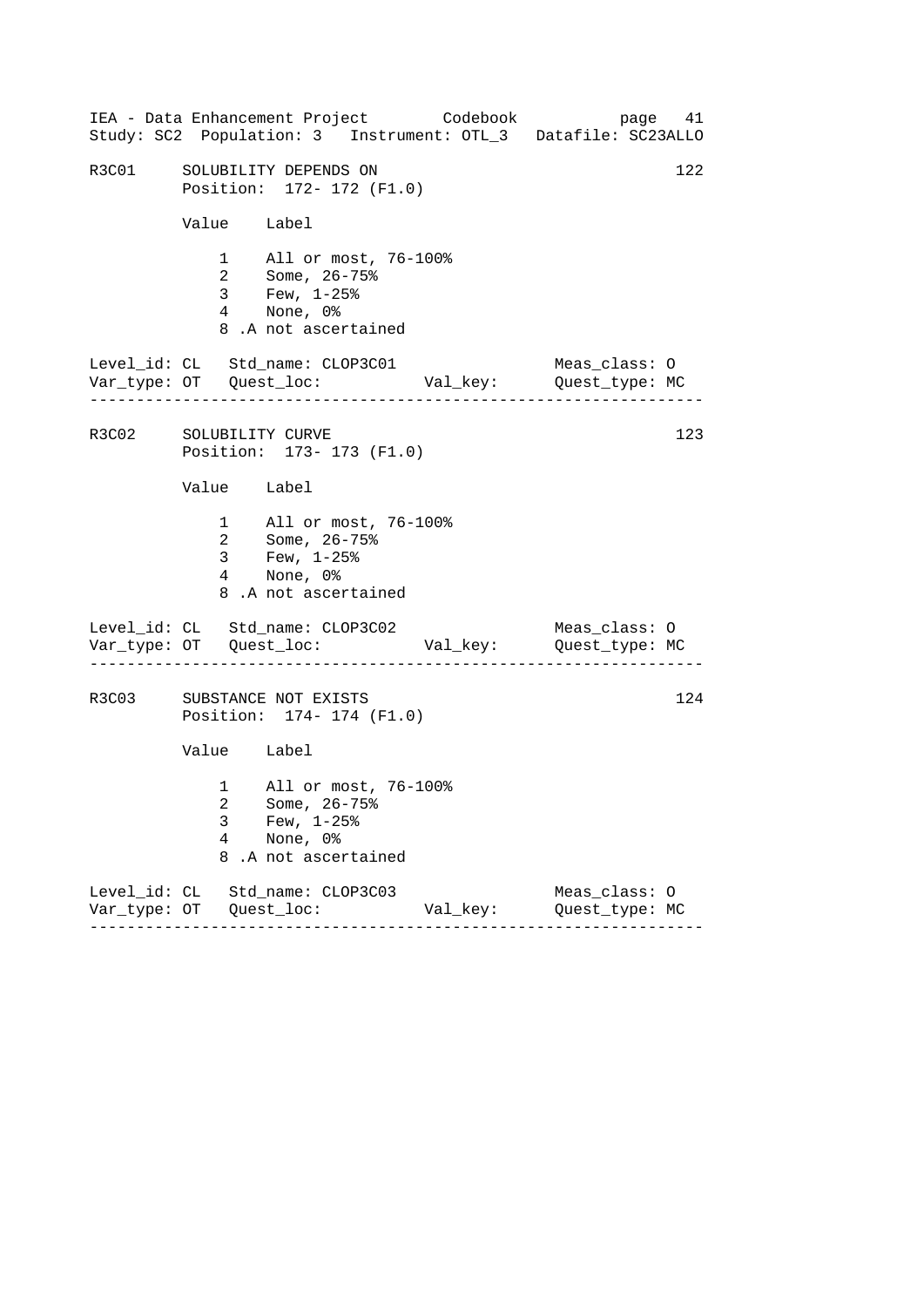IEA - Data Enhancement Project Codebook page 41
Study: SC2 Population: 3 Instrument: OTL_3 Datafile: SC23ALLO

```
R3C01     SOLUBILITY DEPENDS ON                                  122
          Position:  172- 172 (F1.0)

          Value    Label

              1    All or most, 76-100%
              2    Some, 26-75%
              3    Few, 1-25%
              4    None, 0%
              8 .A not ascertained

Level_id: CL   Std_name: CLOP3C01                 Meas_class: O
Var_type: OT   Quest_loc:           Val_key:      Quest_type: MC
-----------------------------------------------------------------

R3C02     SOLUBILITY CURVE                                       123
          Position:  173- 173 (F1.0)

          Value    Label

              1    All or most, 76-100%
              2    Some, 26-75%
              3    Few, 1-25%
              4    None, 0%
              8 .A not ascertained

Level_id: CL   Std_name: CLOP3C02                 Meas_class: O
Var_type: OT   Quest_loc:           Val_key:      Quest_type: MC
-----------------------------------------------------------------

R3C03     SUBSTANCE NOT EXISTS                                   124
          Position:  174- 174 (F1.0)

          Value    Label

              1    All or most, 76-100%
              2    Some, 26-75%
              3    Few, 1-25%
              4    None, 0%
              8 .A not ascertained

Level_id: CL   Std_name: CLOP3C03                 Meas_class: O
Var_type: OT   Quest_loc:           Val_key:      Quest_type: MC
-----------------------------------------------------------------
```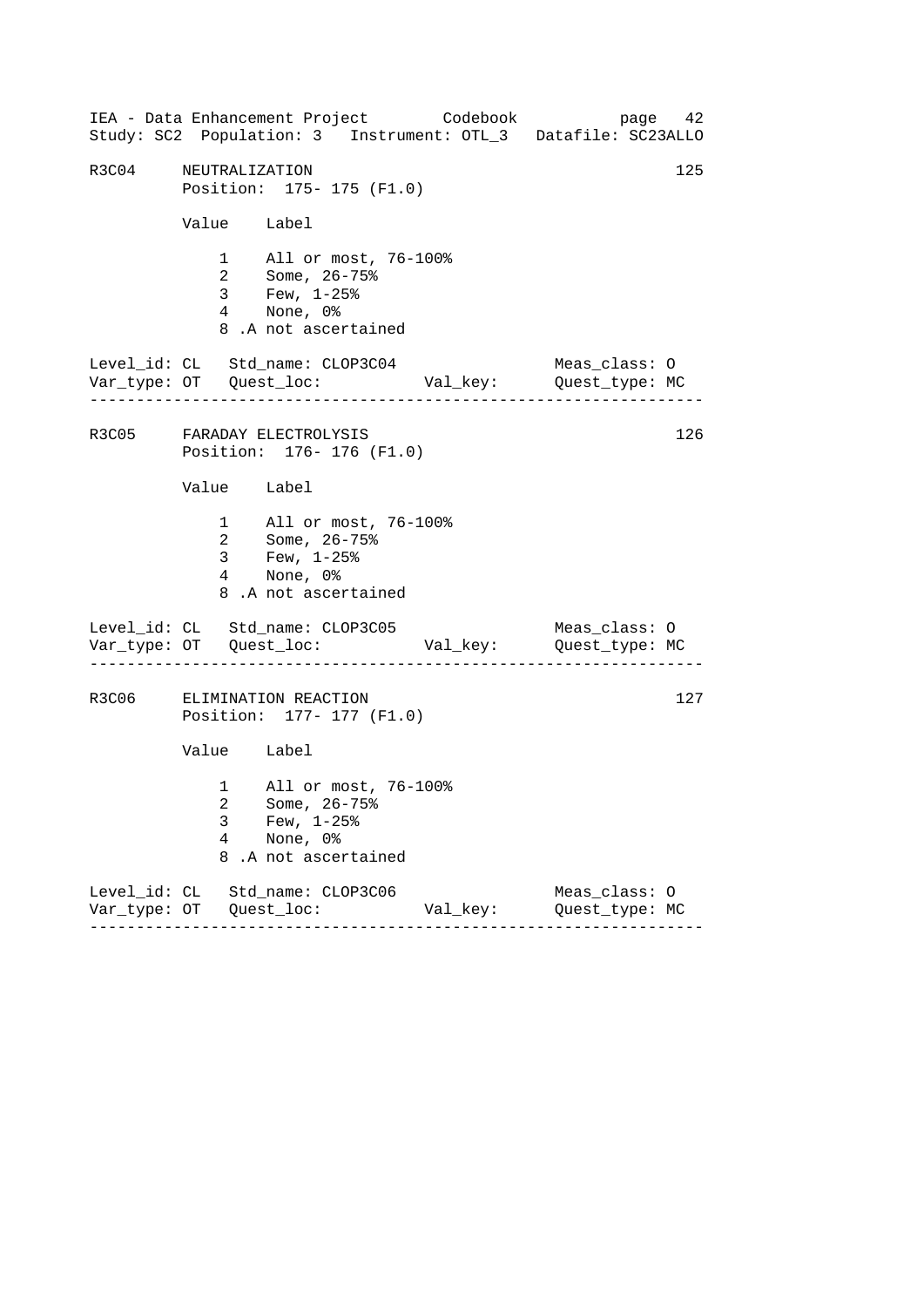```
R3C04     NEUTRALIZATION                                          125
          Position:  175- 175 (F1.0)

          Value    Label

              1    All or most, 76-100%
              2    Some, 26-75%
              3    Few, 1-25%
              4    None, 0%
              8 .A not ascertained

Level_id: CL   Std_name: CLOP3C04                   Meas_class: O
Var_type: OT   Quest_loc:           Val_key:      Quest_type: MC
-----------------------------------------------------------------

R3C05     FARADAY ELECTROLYSIS                                    126
          Position:  176- 176 (F1.0)

          Value    Label

              1    All or most, 76-100%
              2    Some, 26-75%
              3    Few, 1-25%
              4    None, 0%
              8 .A not ascertained

Level_id: CL   Std_name: CLOP3C05                   Meas_class: O
Var_type: OT   Quest_loc:           Val_key:      Quest_type: MC
-----------------------------------------------------------------

R3C06     ELIMINATION REACTION                                    127
          Position:  177- 177 (F1.0)

          Value    Label

              1    All or most, 76-100%
              2    Some, 26-75%
              3    Few, 1-25%
              4    None, 0%
              8 .A not ascertained

Level_id: CL   Std_name: CLOP3C06                   Meas_class: O
Var_type: OT   Quest_loc:           Val_key:      Quest_type: MC
-----------------------------------------------------------------
```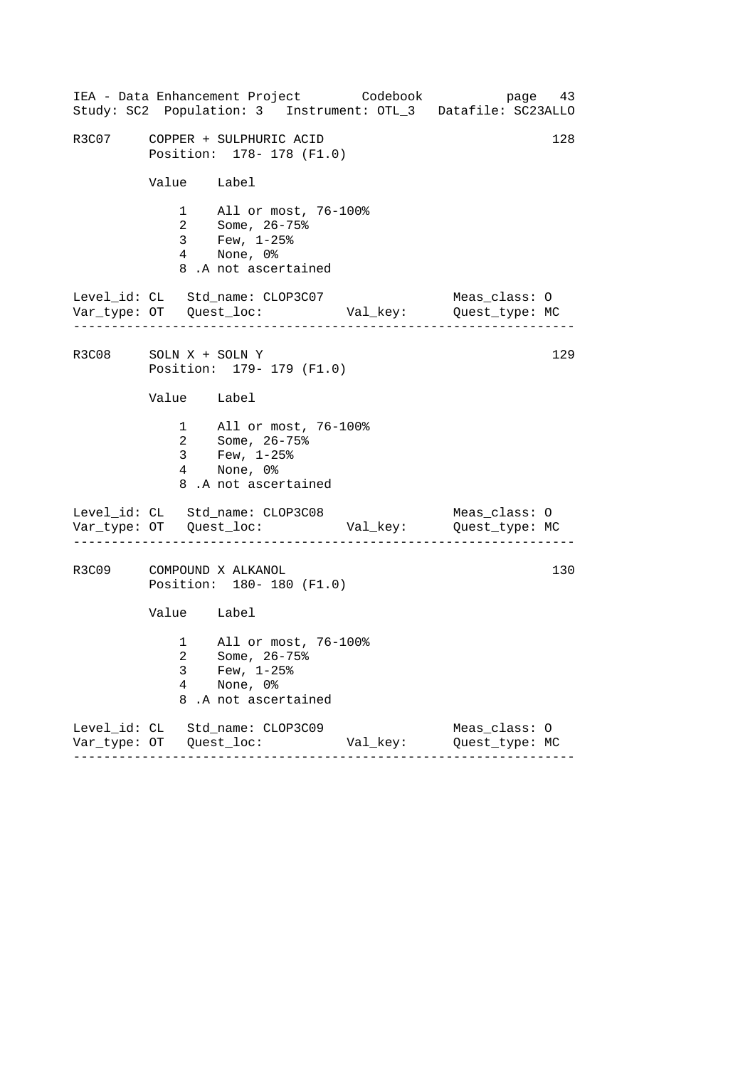## R3C07 COPPER + SULPHURIC ACID — 128

Position: 178- 178 (F1.0)

| Value | Label |
|---|---|
| 1 | All or most, 76-100% |
| 2 | Some, 26-75% |
| 3 | Few, 1-25% |
| 4 | None, 0% |
| 8 | .A not ascertained |

Level_id: CL   Std_name: CLOP3C07   Meas_class: O
Var_type: OT   Quest_loc:   Val_key:   Quest_type: MC

---

## R3C08 SOLN X + SOLN Y — 129

Position: 179- 179 (F1.0)

| Value | Label |
|---|---|
| 1 | All or most, 76-100% |
| 2 | Some, 26-75% |
| 3 | Few, 1-25% |
| 4 | None, 0% |
| 8 | .A not ascertained |

Level_id: CL   Std_name: CLOP3C08   Meas_class: O
Var_type: OT   Quest_loc:   Val_key:   Quest_type: MC

---

## R3C09 COMPOUND X ALKANOL — 130

Position: 180- 180 (F1.0)

| Value | Label |
|---|---|
| 1 | All or most, 76-100% |
| 2 | Some, 26-75% |
| 3 | Few, 1-25% |
| 4 | None, 0% |
| 8 | .A not ascertained |

Level_id: CL   Std_name: CLOP3C09   Meas_class: O
Var_type: OT   Quest_loc:   Val_key:   Quest_type: MC

---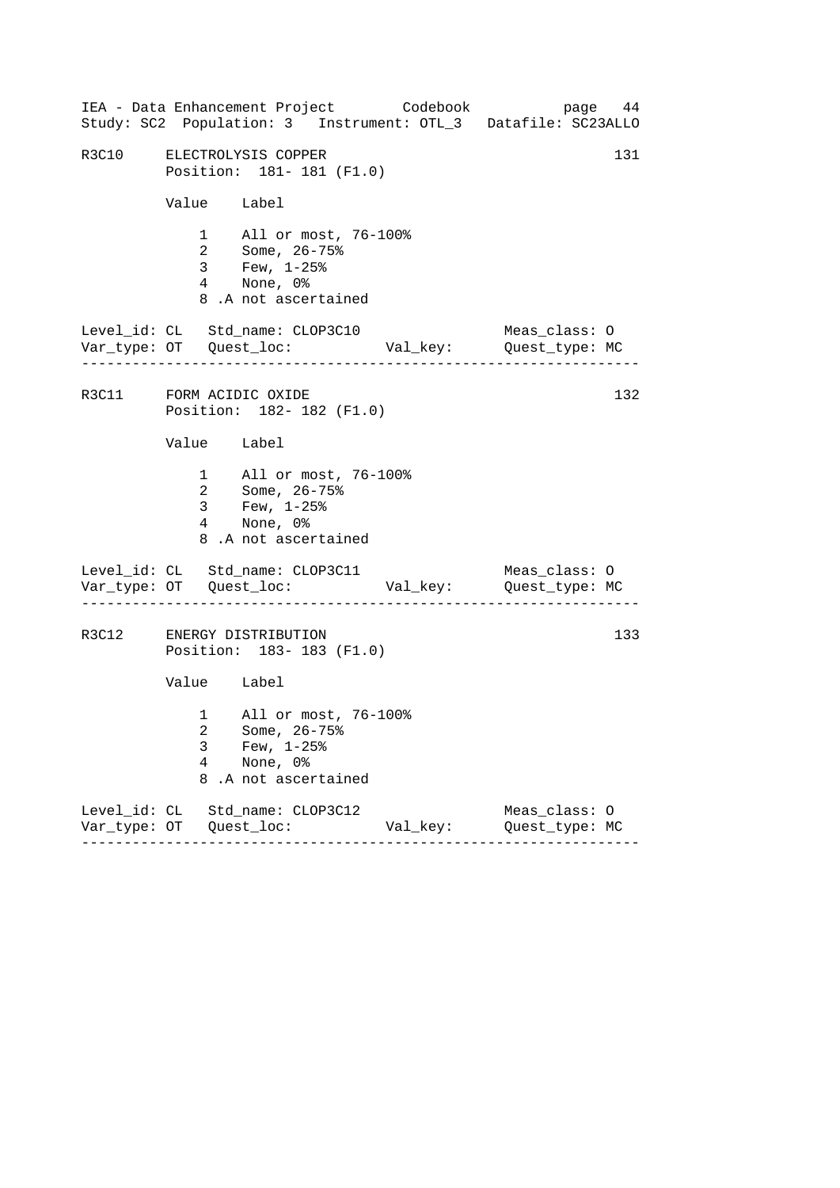```
R3C10     ELECTROLYSIS COPPER                                    131
          Position:  181- 181 (F1.0)

          Value    Label

              1    All or most, 76-100%
              2    Some, 26-75%
              3    Few, 1-25%
              4    None, 0%
              8 .A not ascertained

Level_id: CL   Std_name: CLOP3C10                 Meas_class: O
Var_type: OT   Quest_loc:          Val_key:       Quest_type: MC
------------------------------------------------------------------

R3C11     FORM ACIDIC OXIDE                                      132
          Position:  182- 182 (F1.0)

          Value    Label

              1    All or most, 76-100%
              2    Some, 26-75%
              3    Few, 1-25%
              4    None, 0%
              8 .A not ascertained

Level_id: CL   Std_name: CLOP3C11                 Meas_class: O
Var_type: OT   Quest_loc:          Val_key:       Quest_type: MC
------------------------------------------------------------------

R3C12     ENERGY DISTRIBUTION                                    133
          Position:  183- 183 (F1.0)

          Value    Label

              1    All or most, 76-100%
              2    Some, 26-75%
              3    Few, 1-25%
              4    None, 0%
              8 .A not ascertained

Level_id: CL   Std_name: CLOP3C12                 Meas_class: O
Var_type: OT   Quest_loc:          Val_key:       Quest_type: MC
------------------------------------------------------------------
```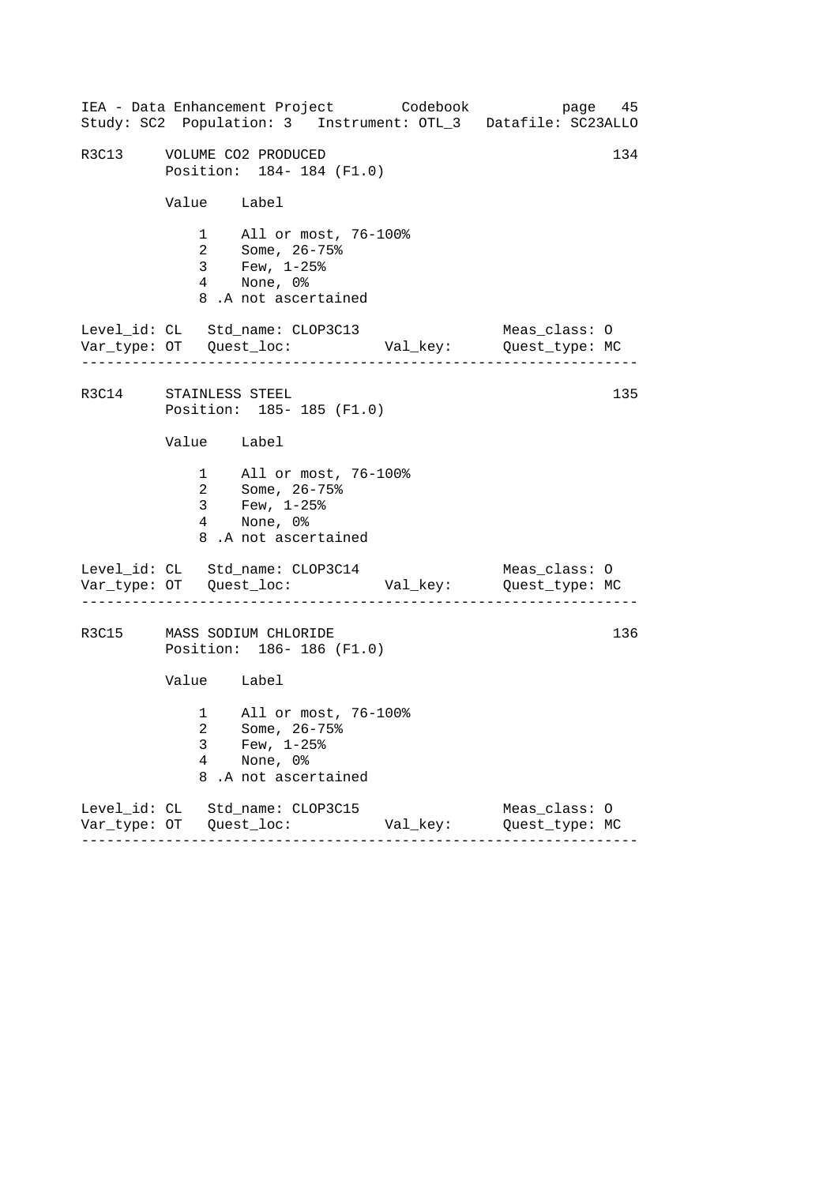## R3C13 VOLUME $CO_2$ PRODUCED

134

Position: 184- 184 (F1.0)

| Value | Label |
|---|---|
| 1 | All or most, 76-100% |
| 2 | Some, 26-75% |
| 3 | Few, 1-25% |
| 4 | None, 0% |
| 8 | .A not ascertained |

Level_id: CL Std_name: CLOP3C13 Meas_class: O
Var_type: OT Quest_loc: Val_key: Quest_type: MC

---

## R3C14 STAINLESS STEEL

135

Position: 185- 185 (F1.0)

| Value | Label |
|---|---|
| 1 | All or most, 76-100% |
| 2 | Some, 26-75% |
| 3 | Few, 1-25% |
| 4 | None, 0% |
| 8 | .A not ascertained |

Level_id: CL Std_name: CLOP3C14 Meas_class: O
Var_type: OT Quest_loc: Val_key: Quest_type: MC

---

## R3C15 MASS SODIUM CHLORIDE

136

Position: 186- 186 (F1.0)

| Value | Label |
|---|---|
| 1 | All or most, 76-100% |
| 2 | Some, 26-75% |
| 3 | Few, 1-25% |
| 4 | None, 0% |
| 8 | .A not ascertained |

Level_id: CL Std_name: CLOP3C15 Meas_class: O
Var_type: OT Quest_loc: Val_key: Quest_type: MC

---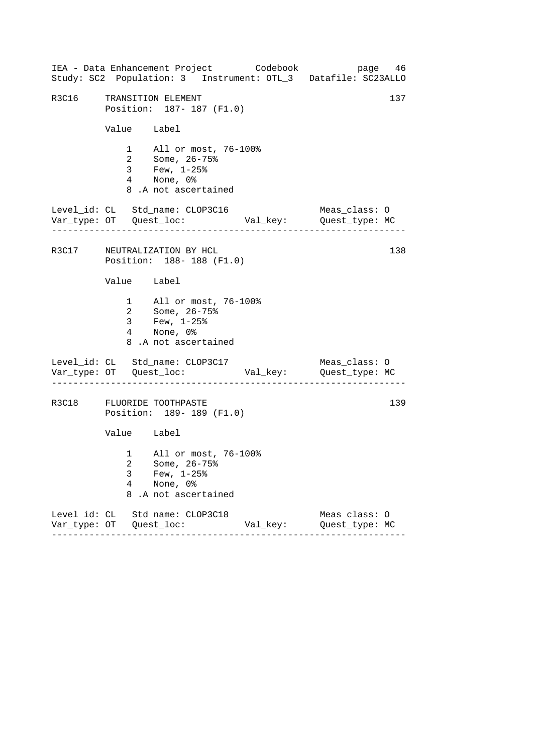IEA - Data Enhancement Project        Codebook           page  46
Study: SC2  Population: 3   Instrument: OTL_3   Datafile: SC23ALLO

```
R3C16     TRANSITION ELEMENT                                          137
          Position:  187- 187 (F1.0)

          Value    Label

              1    All or most, 76-100%
              2    Some, 26-75%
              3    Few, 1-25%
              4    None, 0%
              8 .A not ascertained

Level_id: CL   Std_name: CLOP3C16                    Meas_class: O
Var_type: OT   Quest_loc:           Val_key:         Quest_type: MC
-----------------------------------------------------------------

R3C17     NEUTRALIZATION BY HCL                                       138
          Position:  188- 188 (F1.0)

          Value    Label

              1    All or most, 76-100%
              2    Some, 26-75%
              3    Few, 1-25%
              4    None, 0%
              8 .A not ascertained

Level_id: CL   Std_name: CLOP3C17                    Meas_class: O
Var_type: OT   Quest_loc:           Val_key:         Quest_type: MC
-----------------------------------------------------------------

R3C18     FLUORIDE TOOTHPASTE                                         139
          Position:  189- 189 (F1.0)

          Value    Label

              1    All or most, 76-100%
              2    Some, 26-75%
              3    Few, 1-25%
              4    None, 0%
              8 .A not ascertained

Level_id: CL   Std_name: CLOP3C18                    Meas_class: O
Var_type: OT   Quest_loc:           Val_key:         Quest_type: MC
-----------------------------------------------------------------
```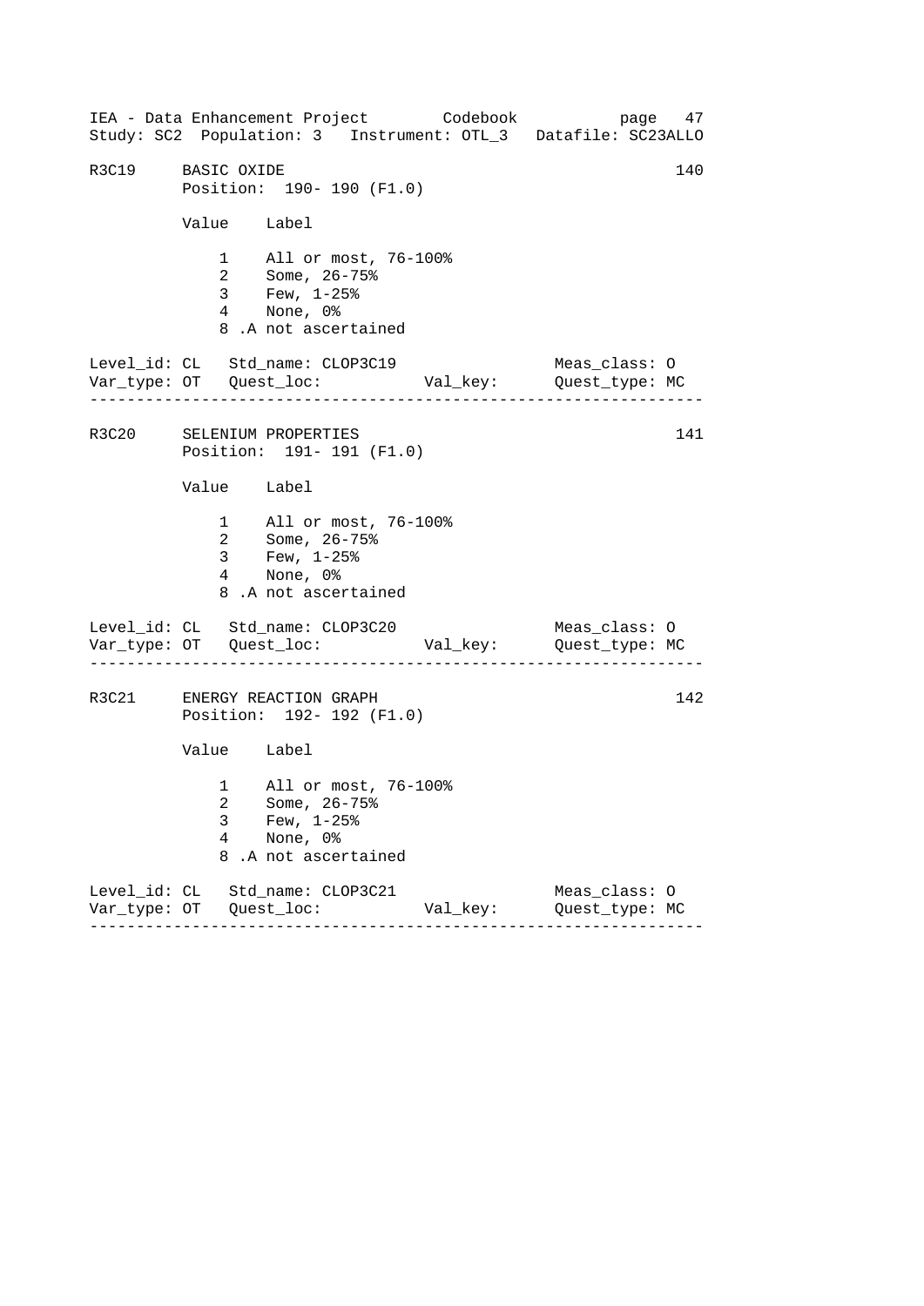## R3C19 BASIC OXIDE

140

Position: 190- 190 (F1.0)

| Value | Label |
|---|---|
| 1 | All or most, 76-100% |
| 2 | Some, 26-75% |
| 3 | Few, 1-25% |
| 4 | None, 0% |
| 8 | .A not ascertained |

Level_id: CL   Std_name: CLOP3C19   Meas_class: O
Var_type: OT   Quest_loc:   Val_key:   Quest_type: MC

---

## R3C20 SELENIUM PROPERTIES

141

Position: 191- 191 (F1.0)

| Value | Label |
|---|---|
| 1 | All or most, 76-100% |
| 2 | Some, 26-75% |
| 3 | Few, 1-25% |
| 4 | None, 0% |
| 8 | .A not ascertained |

Level_id: CL   Std_name: CLOP3C20   Meas_class: O
Var_type: OT   Quest_loc:   Val_key:   Quest_type: MC

---

## R3C21 ENERGY REACTION GRAPH

142

Position: 192- 192 (F1.0)

| Value | Label |
|---|---|
| 1 | All or most, 76-100% |
| 2 | Some, 26-75% |
| 3 | Few, 1-25% |
| 4 | None, 0% |
| 8 | .A not ascertained |

Level_id: CL   Std_name: CLOP3C21   Meas_class: O
Var_type: OT   Quest_loc:   Val_key:   Quest_type: MC

---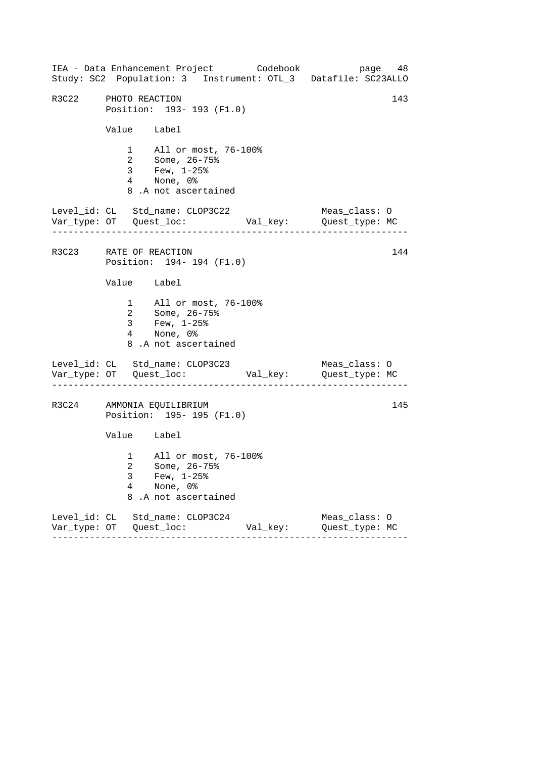```
R3C22     PHOTO REACTION                                          143
          Position:  193- 193 (F1.0)

          Value    Label

              1    All or most, 76-100%
              2    Some, 26-75%
              3    Few, 1-25%
              4    None, 0%
              8 .A not ascertained

Level_id: CL   Std_name: CLOP3C22                  Meas_class: O
Var_type: OT   Quest_loc:          Val_key:        Quest_type: MC
-----------------------------------------------------------------

R3C23     RATE OF REACTION                                        144
          Position:  194- 194 (F1.0)

          Value    Label

              1    All or most, 76-100%
              2    Some, 26-75%
              3    Few, 1-25%
              4    None, 0%
              8 .A not ascertained

Level_id: CL   Std_name: CLOP3C23                  Meas_class: O
Var_type: OT   Quest_loc:          Val_key:        Quest_type: MC
-----------------------------------------------------------------

R3C24     AMMONIA EQUILIBRIUM                                     145
          Position:  195- 195 (F1.0)

          Value    Label

              1    All or most, 76-100%
              2    Some, 26-75%
              3    Few, 1-25%
              4    None, 0%
              8 .A not ascertained

Level_id: CL   Std_name: CLOP3C24                  Meas_class: O
Var_type: OT   Quest_loc:          Val_key:        Quest_type: MC
-----------------------------------------------------------------
```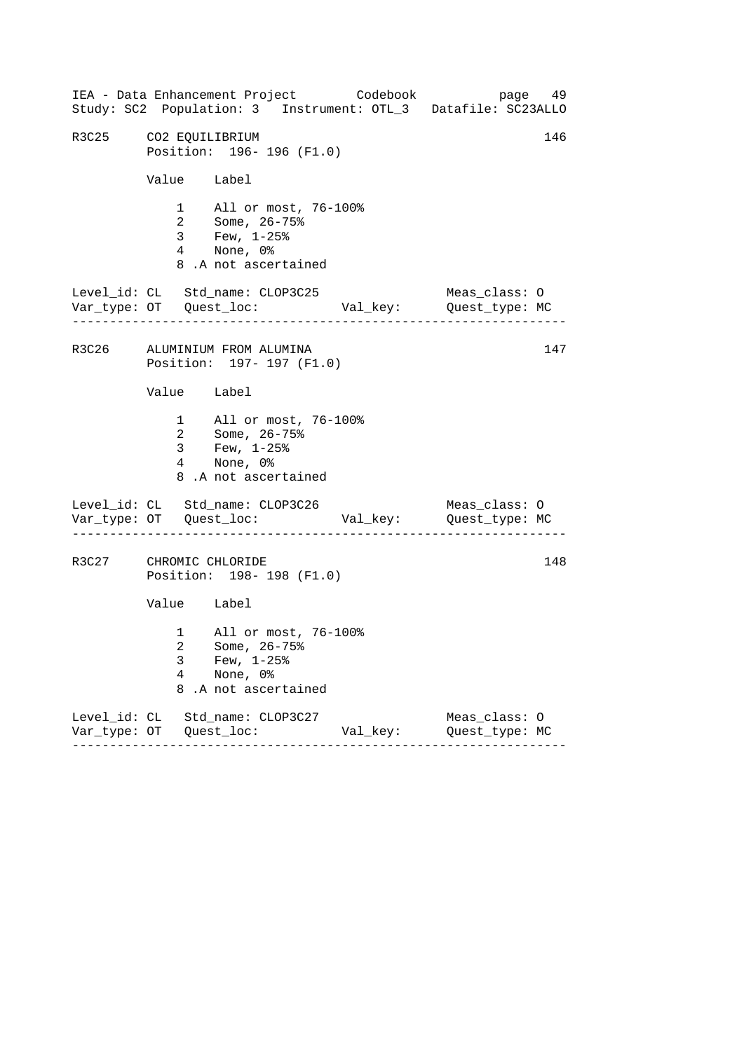```
R3C25     CO2 EQUILIBRIUM                                           146
          Position:  196- 196 (F1.0)

          Value    Label

              1    All or most, 76-100%
              2    Some, 26-75%
              3    Few, 1-25%
              4    None, 0%
              8 .A not ascertained

Level_id: CL   Std_name: CLOP3C25                  Meas_class: O
Var_type: OT   Quest_loc:           Val_key:       Quest_type: MC
-----------------------------------------------------------------

R3C26     ALUMINIUM FROM ALUMINA                                    147
          Position:  197- 197 (F1.0)

          Value    Label

              1    All or most, 76-100%
              2    Some, 26-75%
              3    Few, 1-25%
              4    None, 0%
              8 .A not ascertained

Level_id: CL   Std_name: CLOP3C26                  Meas_class: O
Var_type: OT   Quest_loc:           Val_key:       Quest_type: MC
-----------------------------------------------------------------

R3C27     CHROMIC CHLORIDE                                          148
          Position:  198- 198 (F1.0)

          Value    Label

              1    All or most, 76-100%
              2    Some, 26-75%
              3    Few, 1-25%
              4    None, 0%
              8 .A not ascertained

Level_id: CL   Std_name: CLOP3C27                  Meas_class: O
Var_type: OT   Quest_loc:           Val_key:       Quest_type: MC
-----------------------------------------------------------------
```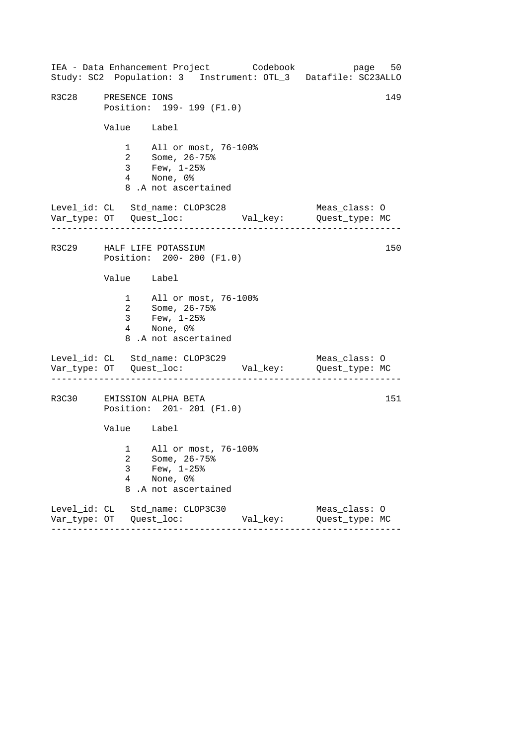R3C28 PRESENCE IONS 149

Position: 199- 199 (F1.0)

| Value | Label |
|---|---|
| 1 | All or most, 76-100% |
| 2 | Some, 26-75% |
| 3 | Few, 1-25% |
| 4 | None, 0% |
| 8 | .A not ascertained |

Level_id: CL Std_name: CLOP3C28 Meas_class: O
Var_type: OT Quest_loc: Val_key: Quest_type: MC

---

R3C29 HALF LIFE POTASSIUM 150

Position: 200- 200 (F1.0)

| Value | Label |
|---|---|
| 1 | All or most, 76-100% |
| 2 | Some, 26-75% |
| 3 | Few, 1-25% |
| 4 | None, 0% |
| 8 | .A not ascertained |

Level_id: CL Std_name: CLOP3C29 Meas_class: O
Var_type: OT Quest_loc: Val_key: Quest_type: MC

---

R3C30 EMISSION ALPHA BETA 151

Position: 201- 201 (F1.0)

| Value | Label |
|---|---|
| 1 | All or most, 76-100% |
| 2 | Some, 26-75% |
| 3 | Few, 1-25% |
| 4 | None, 0% |
| 8 | .A not ascertained |

Level_id: CL Std_name: CLOP3C30 Meas_class: O
Var_type: OT Quest_loc: Val_key: Quest_type: MC

---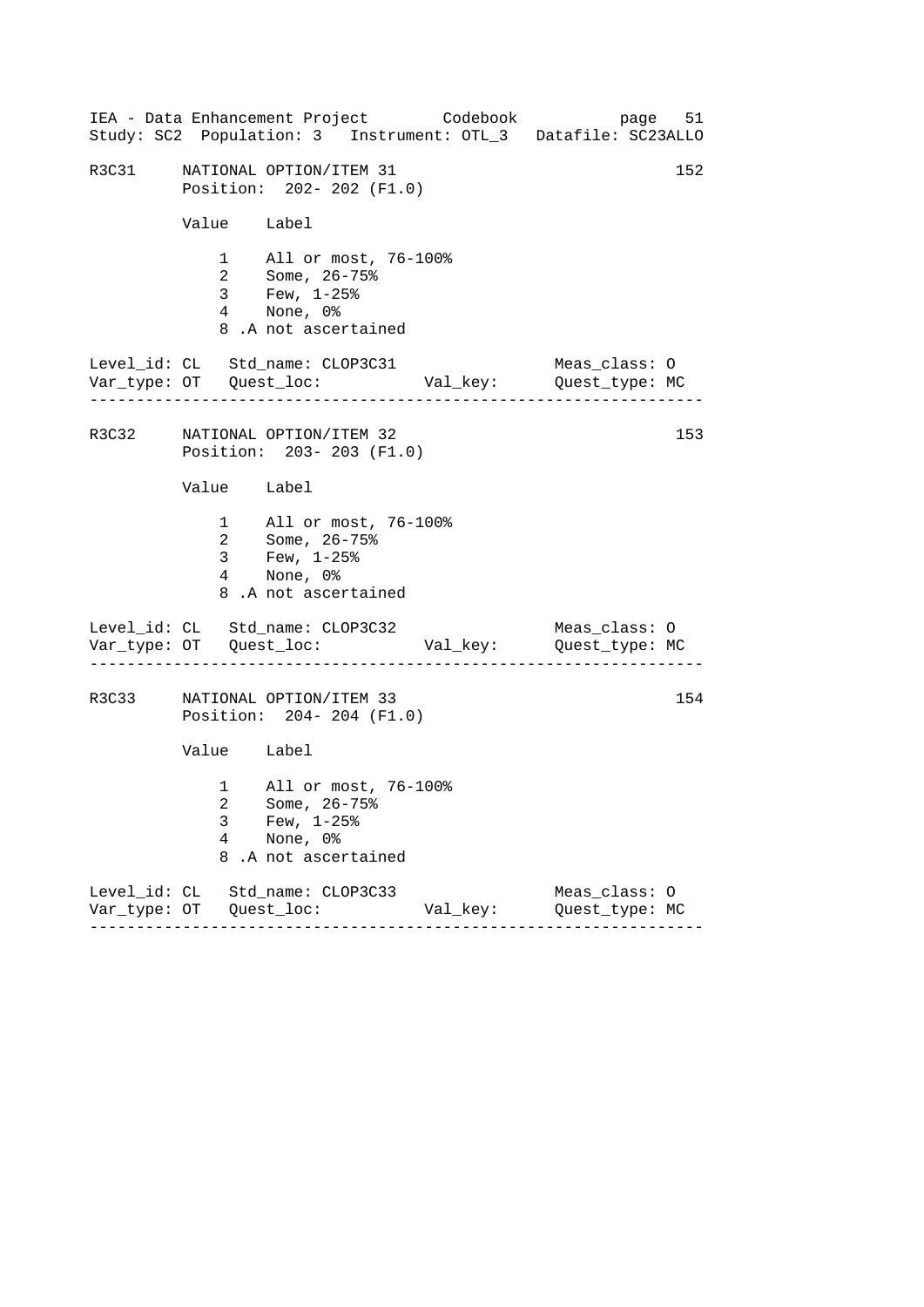R3C31     NATIONAL OPTION/ITEM 31                                        152
          Position:  202- 202 (F1.0)

| Value | Label |
|---|---|
| 1 | All or most, 76-100% |
| 2 | Some, 26-75% |
| 3 | Few, 1-25% |
| 4 | None, 0% |
| 8 | .A not ascertained |

Level_id: CL   Std_name: CLOP3C31                    Meas_class: O
Var_type: OT   Quest_loc:            Val_key:        Quest_type: MC

---

R3C32     NATIONAL OPTION/ITEM 32                                        153
          Position:  203- 203 (F1.0)

| Value | Label |
|---|---|
| 1 | All or most, 76-100% |
| 2 | Some, 26-75% |
| 3 | Few, 1-25% |
| 4 | None, 0% |
| 8 | .A not ascertained |

Level_id: CL   Std_name: CLOP3C32                    Meas_class: O
Var_type: OT   Quest_loc:            Val_key:        Quest_type: MC

---

R3C33     NATIONAL OPTION/ITEM 33                                        154
          Position:  204- 204 (F1.0)

| Value | Label |
|---|---|
| 1 | All or most, 76-100% |
| 2 | Some, 26-75% |
| 3 | Few, 1-25% |
| 4 | None, 0% |
| 8 | .A not ascertained |

Level_id: CL   Std_name: CLOP3C33                    Meas_class: O
Var_type: OT   Quest_loc:            Val_key:        Quest_type: MC

---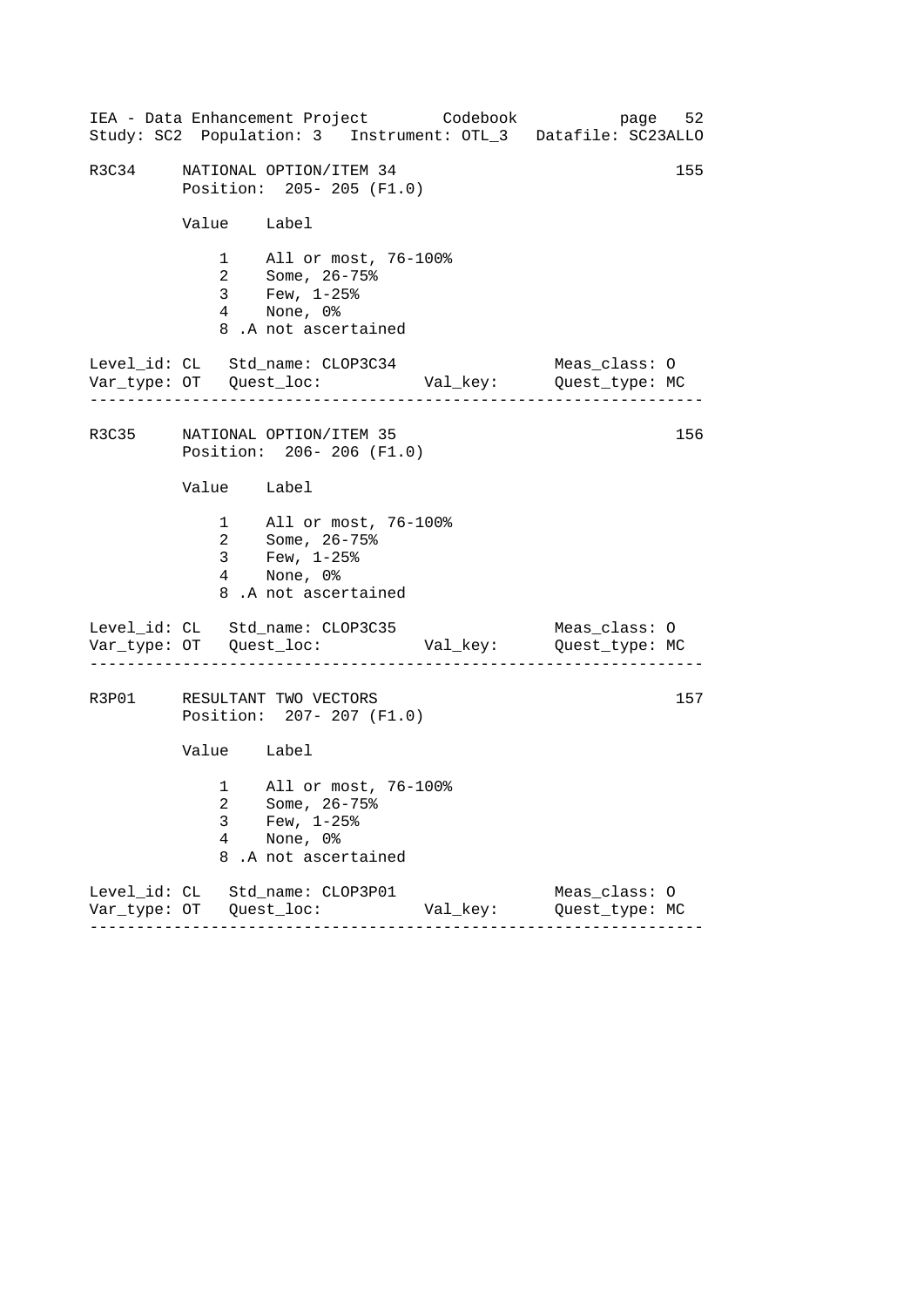R3C34 NATIONAL OPTION/ITEM 34 155

Position: 205- 205 (F1.0)

| Value | Label |
|---|---|
| 1 | All or most, 76-100% |
| 2 | Some, 26-75% |
| 3 | Few, 1-25% |
| 4 | None, 0% |
| 8 | .A not ascertained |

Level_id: CL Std_name: CLOP3C34 Meas_class: O
Var_type: OT Quest_loc: Val_key: Quest_type: MC

---

R3C35 NATIONAL OPTION/ITEM 35 156

Position: 206- 206 (F1.0)

| Value | Label |
|---|---|
| 1 | All or most, 76-100% |
| 2 | Some, 26-75% |
| 3 | Few, 1-25% |
| 4 | None, 0% |
| 8 | .A not ascertained |

Level_id: CL Std_name: CLOP3C35 Meas_class: O
Var_type: OT Quest_loc: Val_key: Quest_type: MC

---

R3P01 RESULTANT TWO VECTORS 157

Position: 207- 207 (F1.0)

| Value | Label |
|---|---|
| 1 | All or most, 76-100% |
| 2 | Some, 26-75% |
| 3 | Few, 1-25% |
| 4 | None, 0% |
| 8 | .A not ascertained |

Level_id: CL Std_name: CLOP3P01 Meas_class: O
Var_type: OT Quest_loc: Val_key: Quest_type: MC

---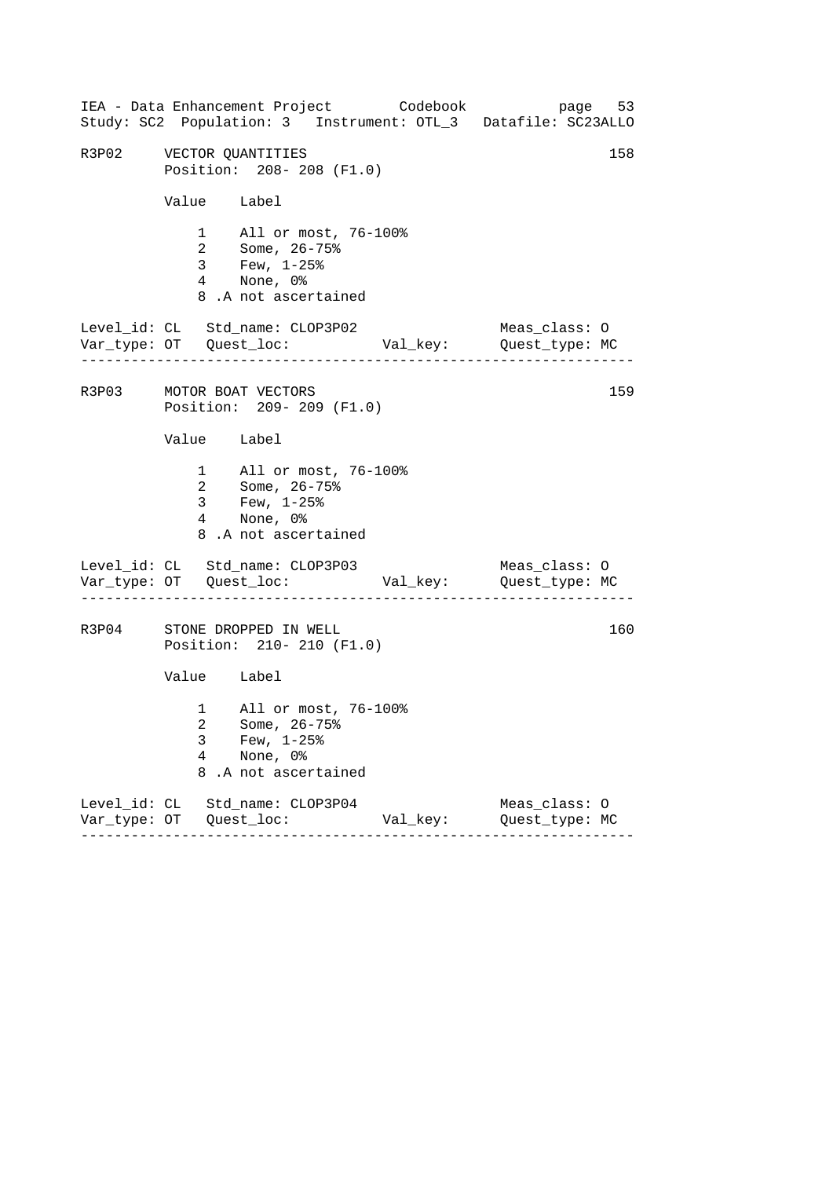R3P02 VECTOR QUANTITIES 158
Position: 208- 208 (F1.0)

| Value | Label |
|---|---|
| 1 | All or most, 76-100% |
| 2 | Some, 26-75% |
| 3 | Few, 1-25% |
| 4 | None, 0% |
| 8 | .A not ascertained |

Level_id: CL  Std_name: CLOP3P02  Meas_class: O
Var_type: OT  Quest_loc:  Val_key:  Quest_type: MC

---

R3P03 MOTOR BOAT VECTORS 159
Position: 209- 209 (F1.0)

| Value | Label |
|---|---|
| 1 | All or most, 76-100% |
| 2 | Some, 26-75% |
| 3 | Few, 1-25% |
| 4 | None, 0% |
| 8 | .A not ascertained |

Level_id: CL  Std_name: CLOP3P03  Meas_class: O
Var_type: OT  Quest_loc:  Val_key:  Quest_type: MC

---

R3P04 STONE DROPPED IN WELL 160
Position: 210- 210 (F1.0)

| Value | Label |
|---|---|
| 1 | All or most, 76-100% |
| 2 | Some, 26-75% |
| 3 | Few, 1-25% |
| 4 | None, 0% |
| 8 | .A not ascertained |

Level_id: CL  Std_name: CLOP3P04  Meas_class: O
Var_type: OT  Quest_loc:  Val_key:  Quest_type: MC

---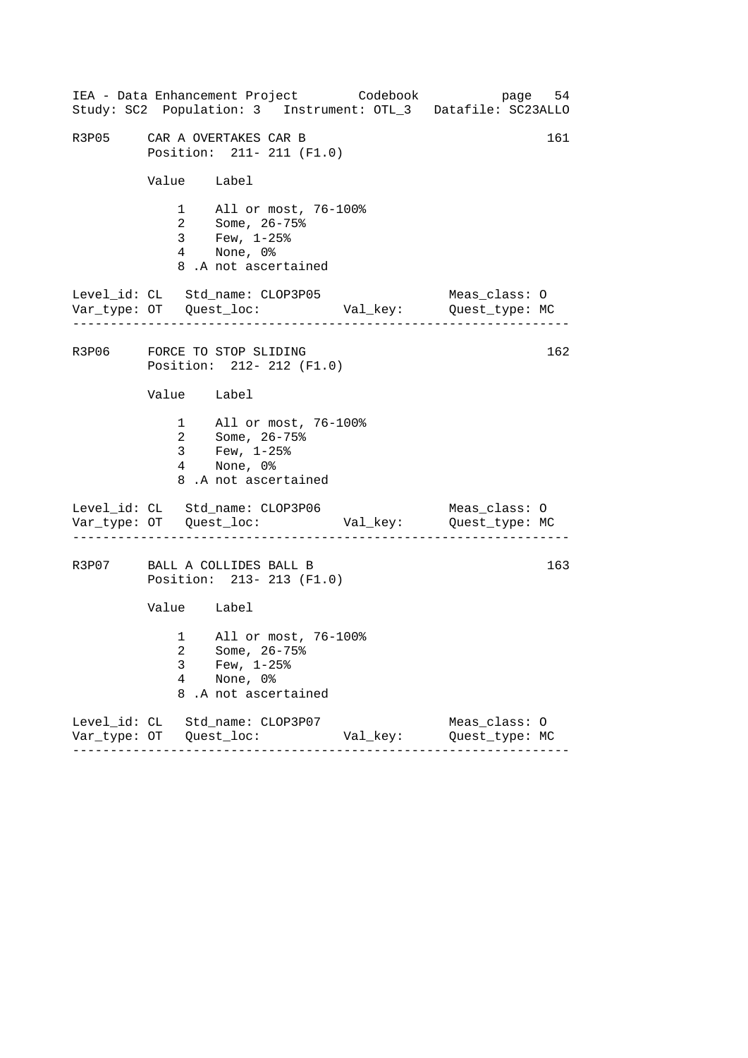## R3P05 CAR A OVERTAKES CAR B — 161

Position: 211- 211 (F1.0)

| Value | Label |
|---|---|
| 1 | All or most, 76-100% |
| 2 | Some, 26-75% |
| 3 | Few, 1-25% |
| 4 | None, 0% |
| 8 | .A not ascertained |

Level_id: CL   Std_name: CLOP3P05   Meas_class: O
Var_type: OT   Quest_loc:   Val_key:   Quest_type: MC

---

## R3P06 FORCE TO STOP SLIDING — 162

Position: 212- 212 (F1.0)

| Value | Label |
|---|---|
| 1 | All or most, 76-100% |
| 2 | Some, 26-75% |
| 3 | Few, 1-25% |
| 4 | None, 0% |
| 8 | .A not ascertained |

Level_id: CL   Std_name: CLOP3P06   Meas_class: O
Var_type: OT   Quest_loc:   Val_key:   Quest_type: MC

---

## R3P07 BALL A COLLIDES BALL B — 163

Position: 213- 213 (F1.0)

| Value | Label |
|---|---|
| 1 | All or most, 76-100% |
| 2 | Some, 26-75% |
| 3 | Few, 1-25% |
| 4 | None, 0% |
| 8 | .A not ascertained |

Level_id: CL   Std_name: CLOP3P07   Meas_class: O
Var_type: OT   Quest_loc:   Val_key:   Quest_type: MC

---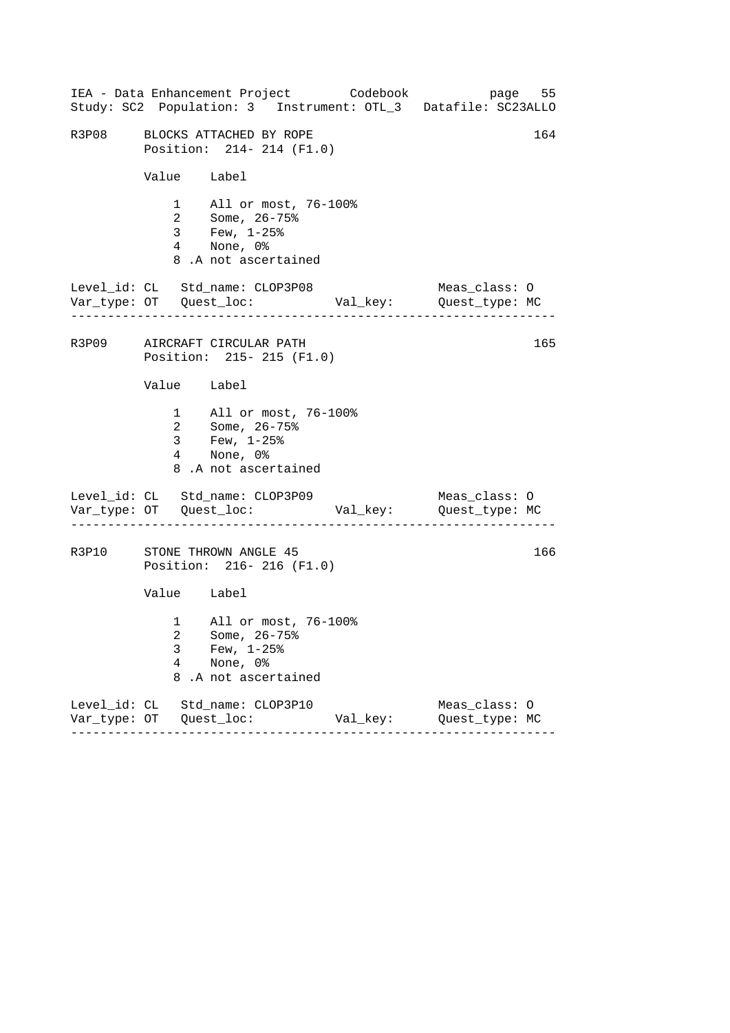R3P08 BLOCKS ATTACHED BY ROPE 164

Position: 214- 214 (F1.0)

| Value | Label |
|---|---|
| 1 | All or most, 76-100% |
| 2 | Some, 26-75% |
| 3 | Few, 1-25% |
| 4 | None, 0% |
| 8 | .A not ascertained |

Level_id: CL Std_name: CLOP3P08 Meas_class: O
Var_type: OT Quest_loc: Val_key: Quest_type: MC

---

R3P09 AIRCRAFT CIRCULAR PATH 165

Position: 215- 215 (F1.0)

| Value | Label |
|---|---|
| 1 | All or most, 76-100% |
| 2 | Some, 26-75% |
| 3 | Few, 1-25% |
| 4 | None, 0% |
| 8 | .A not ascertained |

Level_id: CL Std_name: CLOP3P09 Meas_class: O
Var_type: OT Quest_loc: Val_key: Quest_type: MC

---

R3P10 STONE THROWN ANGLE 45 166

Position: 216- 216 (F1.0)

| Value | Label |
|---|---|
| 1 | All or most, 76-100% |
| 2 | Some, 26-75% |
| 3 | Few, 1-25% |
| 4 | None, 0% |
| 8 | .A not ascertained |

Level_id: CL Std_name: CLOP3P10 Meas_class: O
Var_type: OT Quest_loc: Val_key: Quest_type: MC

---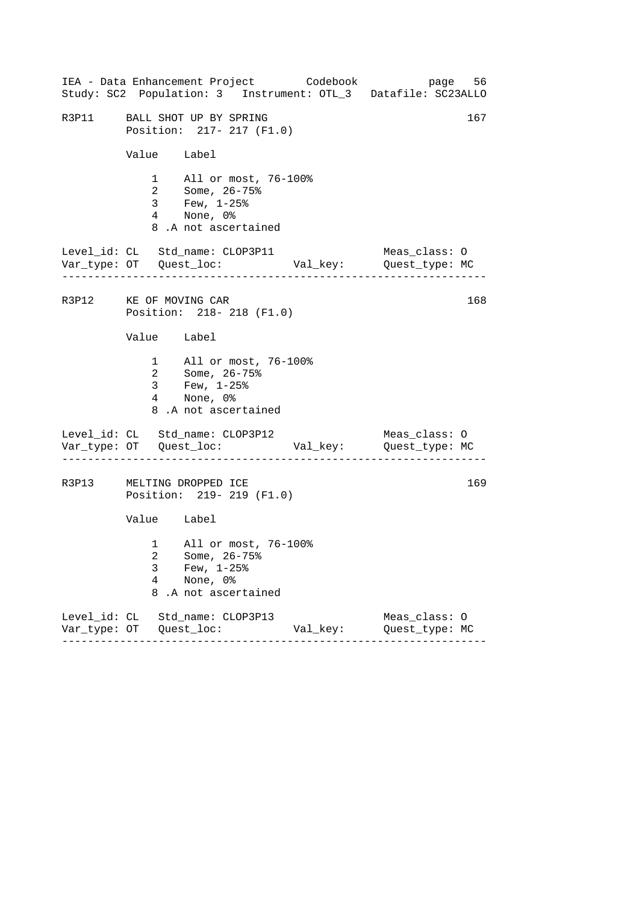R3P11 BALL SHOT UP BY SPRING 167
Position: 217- 217 (F1.0)

| Value | Label |
|---|---|
| 1 | All or most, 76-100% |
| 2 | Some, 26-75% |
| 3 | Few, 1-25% |
| 4 | None, 0% |
| 8 | .A not ascertained |

Level_id: CL Std_name: CLOP3P11 Meas_class: O
Var_type: OT Quest_loc: Val_key: Quest_type: MC

---

R3P12 KE OF MOVING CAR 168
Position: 218- 218 (F1.0)

| Value | Label |
|---|---|
| 1 | All or most, 76-100% |
| 2 | Some, 26-75% |
| 3 | Few, 1-25% |
| 4 | None, 0% |
| 8 | .A not ascertained |

Level_id: CL Std_name: CLOP3P12 Meas_class: O
Var_type: OT Quest_loc: Val_key: Quest_type: MC

---

R3P13 MELTING DROPPED ICE 169
Position: 219- 219 (F1.0)

| Value | Label |
|---|---|
| 1 | All or most, 76-100% |
| 2 | Some, 26-75% |
| 3 | Few, 1-25% |
| 4 | None, 0% |
| 8 | .A not ascertained |

Level_id: CL Std_name: CLOP3P13 Meas_class: O
Var_type: OT Quest_loc: Val_key: Quest_type: MC

---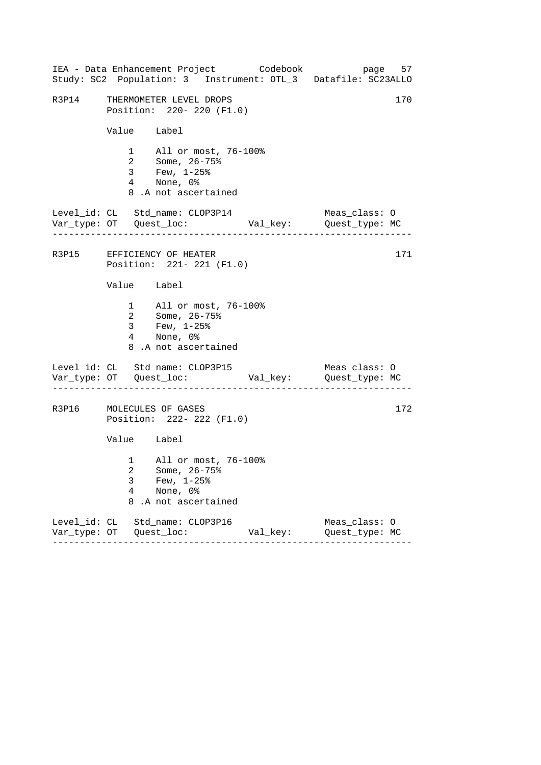R3P14     THERMOMETER LEVEL DROPS                                  170
          Position:  220- 220 (F1.0)

          Value    Label

              1    All or most, 76-100%
              2    Some, 26-75%
              3    Few, 1-25%
              4    None, 0%
              8 .A not ascertained

Level_id: CL   Std_name: CLOP3P14                Meas_class: O
Var_type: OT   Quest_loc:           Val_key:      Quest_type: MC

---

R3P15     EFFICIENCY OF HEATER                                     171
          Position:  221- 221 (F1.0)

          Value    Label

              1    All or most, 76-100%
              2    Some, 26-75%
              3    Few, 1-25%
              4    None, 0%
              8 .A not ascertained

Level_id: CL   Std_name: CLOP3P15                Meas_class: O
Var_type: OT   Quest_loc:           Val_key:      Quest_type: MC

---

R3P16     MOLECULES OF GASES                                       172
          Position:  222- 222 (F1.0)

          Value    Label

              1    All or most, 76-100%
              2    Some, 26-75%
              3    Few, 1-25%
              4    None, 0%
              8 .A not ascertained

Level_id: CL   Std_name: CLOP3P16                Meas_class: O
Var_type: OT   Quest_loc:           Val_key:      Quest_type: MC

---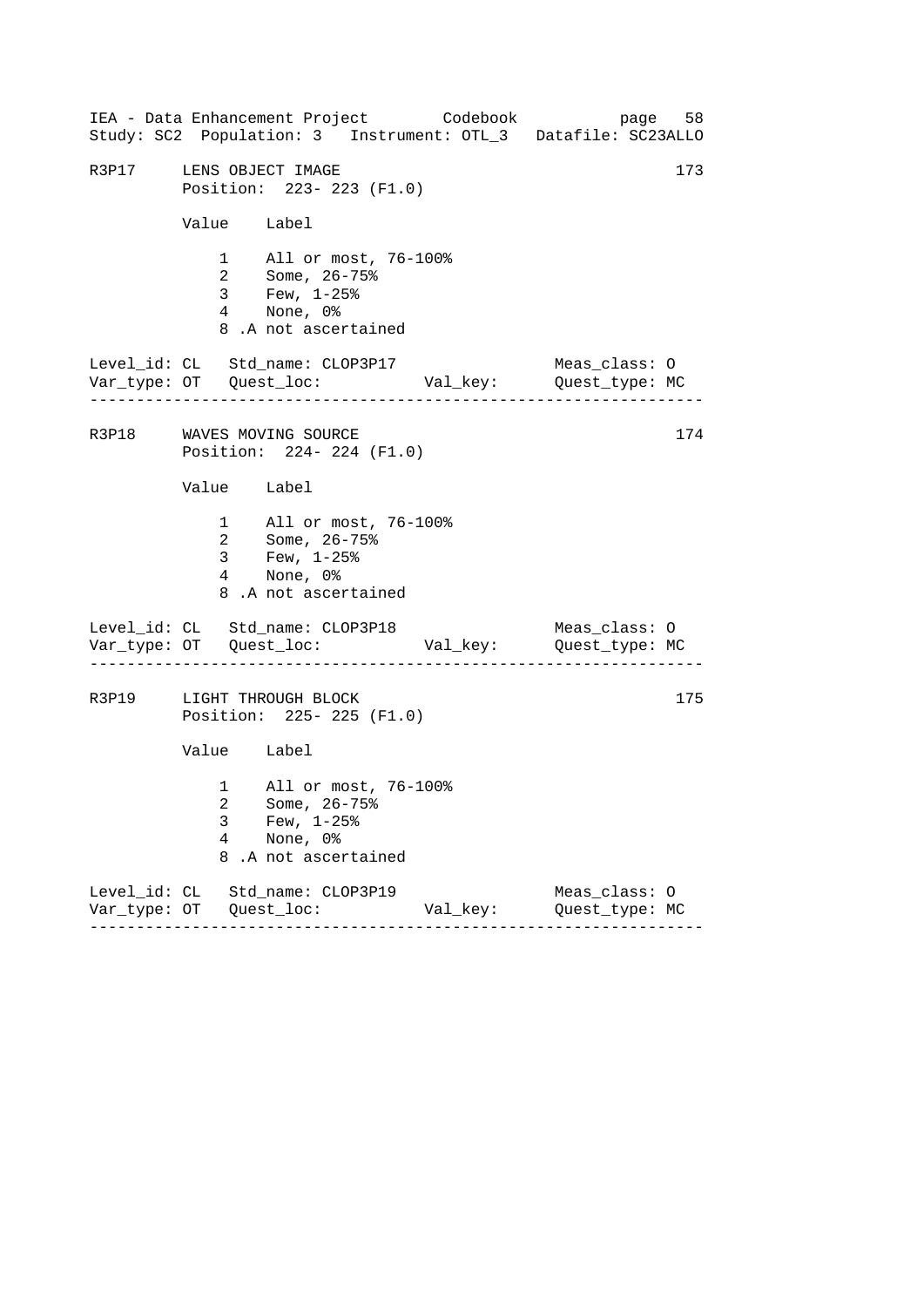## R3P17 LENS OBJECT IMAGE

173

Position: 223- 223 (F1.0)

| Value | Label |
|---|---|
| 1 | All or most, 76-100% |
| 2 | Some, 26-75% |
| 3 | Few, 1-25% |
| 4 | None, 0% |
| 8 | .A not ascertained |

Level_id: CL Std_name: CLOP3P17 Meas_class: O
Var_type: OT Quest_loc: Val_key: Quest_type: MC

---

## R3P18 WAVES MOVING SOURCE

174

Position: 224- 224 (F1.0)

| Value | Label |
|---|---|
| 1 | All or most, 76-100% |
| 2 | Some, 26-75% |
| 3 | Few, 1-25% |
| 4 | None, 0% |
| 8 | .A not ascertained |

Level_id: CL Std_name: CLOP3P18 Meas_class: O
Var_type: OT Quest_loc: Val_key: Quest_type: MC

---

## R3P19 LIGHT THROUGH BLOCK

175

Position: 225- 225 (F1.0)

| Value | Label |
|---|---|
| 1 | All or most, 76-100% |
| 2 | Some, 26-75% |
| 3 | Few, 1-25% |
| 4 | None, 0% |
| 8 | .A not ascertained |

Level_id: CL Std_name: CLOP3P19 Meas_class: O
Var_type: OT Quest_loc: Val_key: Quest_type: MC

---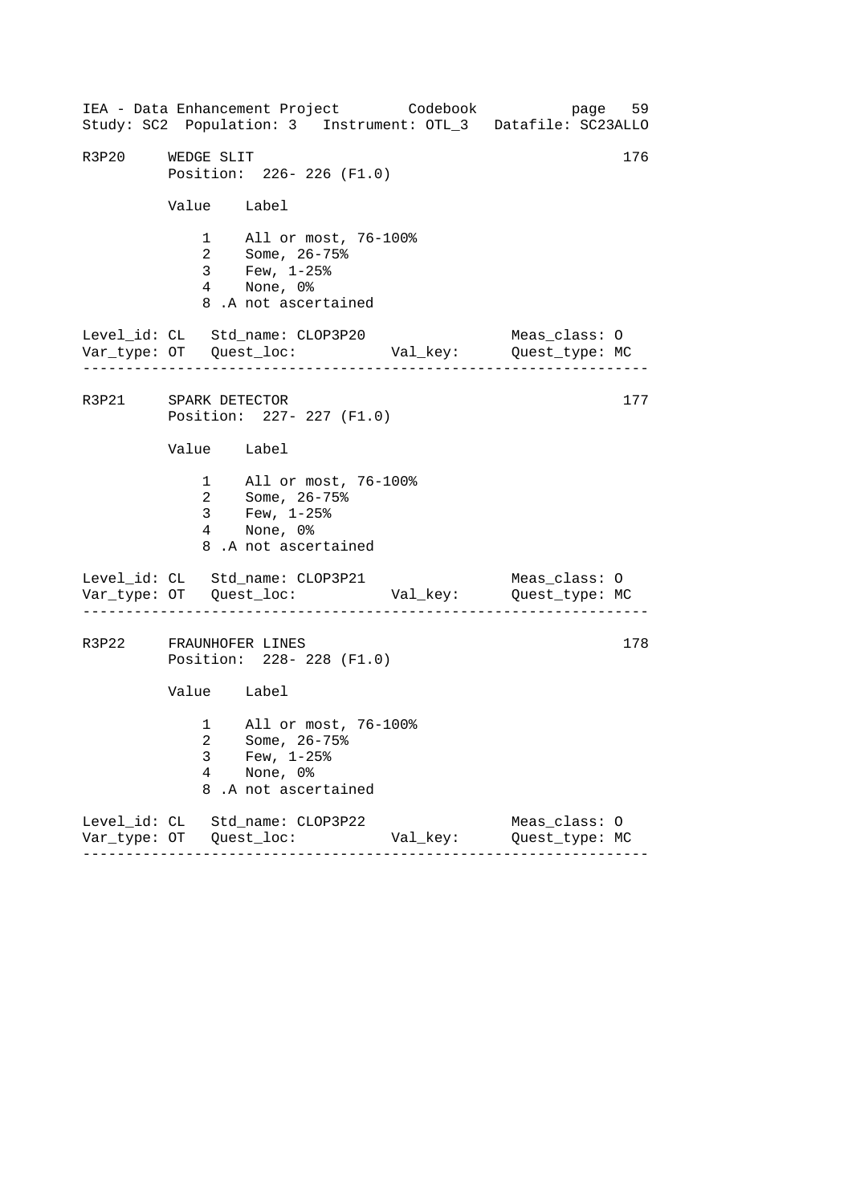## R3P20 WEDGE SLIT

176

Position: 226- 226 (F1.0)

| Value | Label |
|---|---|
| 1 | All or most, 76-100% |
| 2 | Some, 26-75% |
| 3 | Few, 1-25% |
| 4 | None, 0% |
| 8 | .A not ascertained |

Level_id: CL Std_name: CLOP3P20 Meas_class: O
Var_type: OT Quest_loc: Val_key: Quest_type: MC

---

## R3P21 SPARK DETECTOR

177

Position: 227- 227 (F1.0)

| Value | Label |
|---|---|
| 1 | All or most, 76-100% |
| 2 | Some, 26-75% |
| 3 | Few, 1-25% |
| 4 | None, 0% |
| 8 | .A not ascertained |

Level_id: CL Std_name: CLOP3P21 Meas_class: O
Var_type: OT Quest_loc: Val_key: Quest_type: MC

---

## R3P22 FRAUNHOFER LINES

178

Position: 228- 228 (F1.0)

| Value | Label |
|---|---|
| 1 | All or most, 76-100% |
| 2 | Some, 26-75% |
| 3 | Few, 1-25% |
| 4 | None, 0% |
| 8 | .A not ascertained |

Level_id: CL Std_name: CLOP3P22 Meas_class: O
Var_type: OT Quest_loc: Val_key: Quest_type: MC

---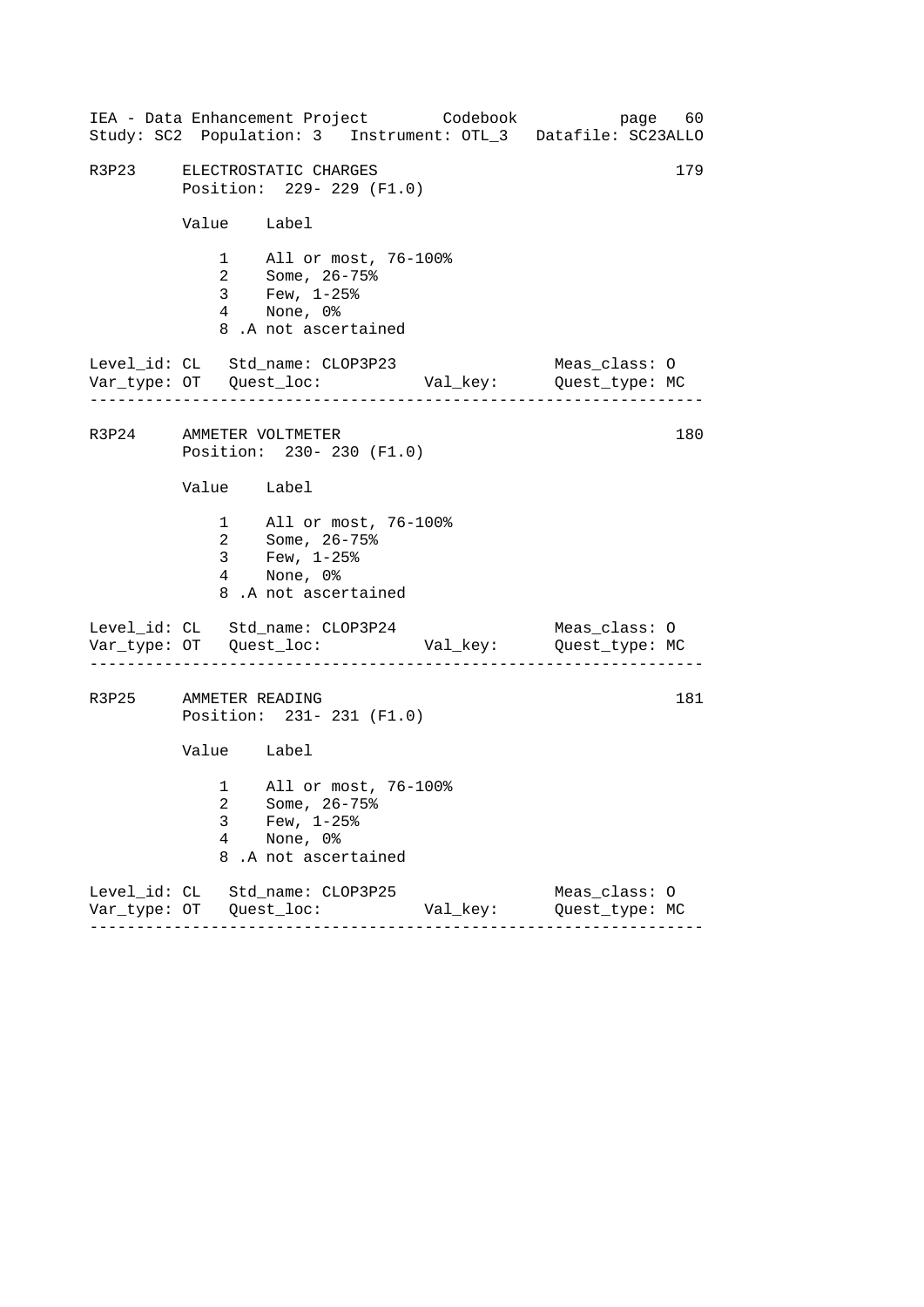## R3P23 ELECTROSTATIC CHARGES — 179

Position: 229- 229 (F1.0)

| Value | Label |
|---|---|
| 1 | All or most, 76-100% |
| 2 | Some, 26-75% |
| 3 | Few, 1-25% |
| 4 | None, 0% |
| 8 | .A not ascertained |

Level_id: CL   Std_name: CLOP3P23   Meas_class: O
Var_type: OT   Quest_loc:   Val_key:   Quest_type: MC

---

## R3P24 AMMETER VOLTMETER — 180

Position: 230- 230 (F1.0)

| Value | Label |
|---|---|
| 1 | All or most, 76-100% |
| 2 | Some, 26-75% |
| 3 | Few, 1-25% |
| 4 | None, 0% |
| 8 | .A not ascertained |

Level_id: CL   Std_name: CLOP3P24   Meas_class: O
Var_type: OT   Quest_loc:   Val_key:   Quest_type: MC

---

## R3P25 AMMETER READING — 181

Position: 231- 231 (F1.0)

| Value | Label |
|---|---|
| 1 | All or most, 76-100% |
| 2 | Some, 26-75% |
| 3 | Few, 1-25% |
| 4 | None, 0% |
| 8 | .A not ascertained |

Level_id: CL   Std_name: CLOP3P25   Meas_class: O
Var_type: OT   Quest_loc:   Val_key:   Quest_type: MC

---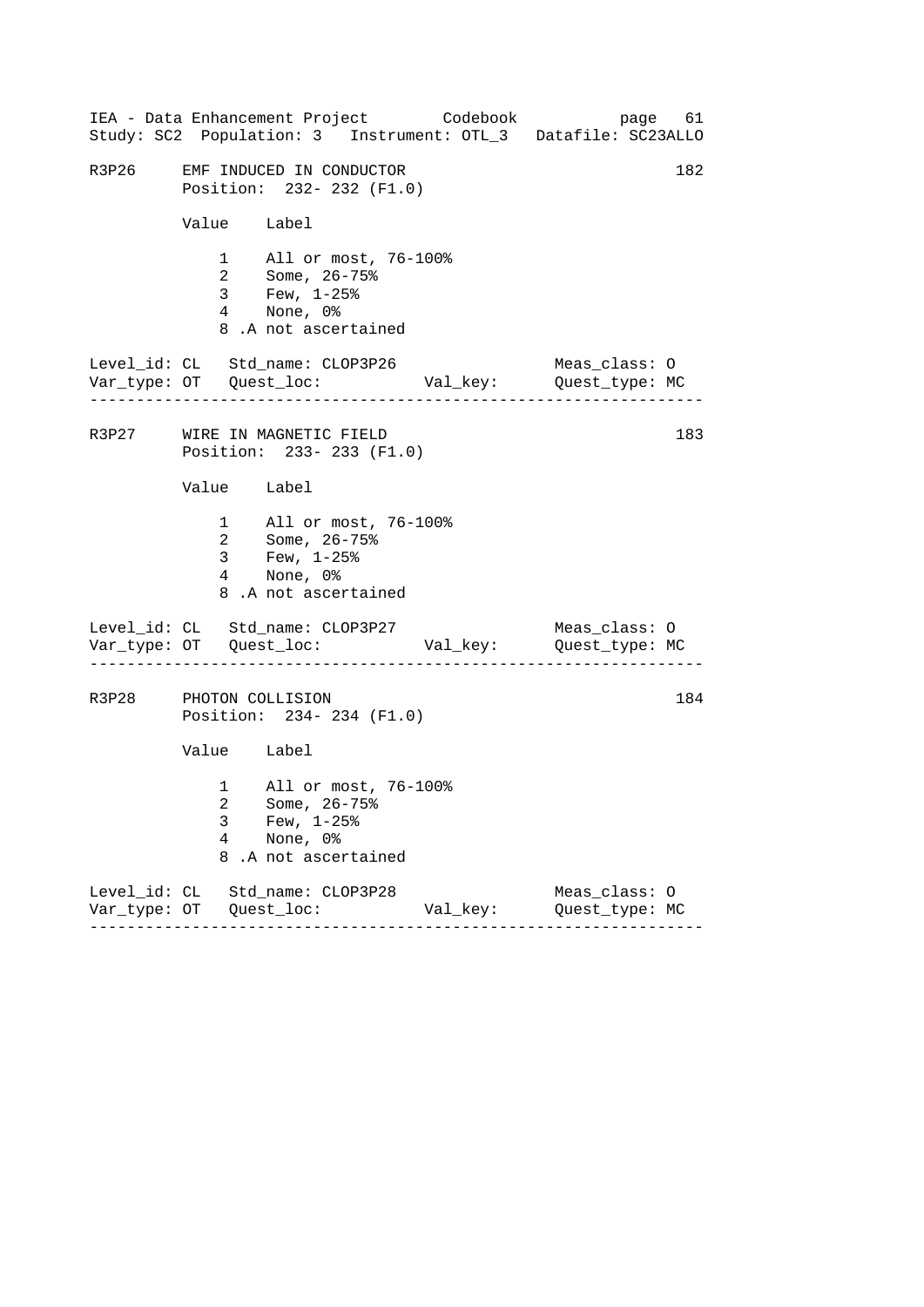R3P26 EMF INDUCED IN CONDUCTOR 182
Position: 232- 232 (F1.0)

| Value | Label |
|---|---|
| 1 | All or most, 76-100% |
| 2 | Some, 26-75% |
| 3 | Few, 1-25% |
| 4 | None, 0% |
| 8 | .A not ascertained |

Level_id: CL Std_name: CLOP3P26 Meas_class: O
Var_type: OT Quest_loc: Val_key: Quest_type: MC

---

R3P27 WIRE IN MAGNETIC FIELD 183
Position: 233- 233 (F1.0)

| Value | Label |
|---|---|
| 1 | All or most, 76-100% |
| 2 | Some, 26-75% |
| 3 | Few, 1-25% |
| 4 | None, 0% |
| 8 | .A not ascertained |

Level_id: CL Std_name: CLOP3P27 Meas_class: O
Var_type: OT Quest_loc: Val_key: Quest_type: MC

---

R3P28 PHOTON COLLISION 184
Position: 234- 234 (F1.0)

| Value | Label |
|---|---|
| 1 | All or most, 76-100% |
| 2 | Some, 26-75% |
| 3 | Few, 1-25% |
| 4 | None, 0% |
| 8 | .A not ascertained |

Level_id: CL Std_name: CLOP3P28 Meas_class: O
Var_type: OT Quest_loc: Val_key: Quest_type: MC

---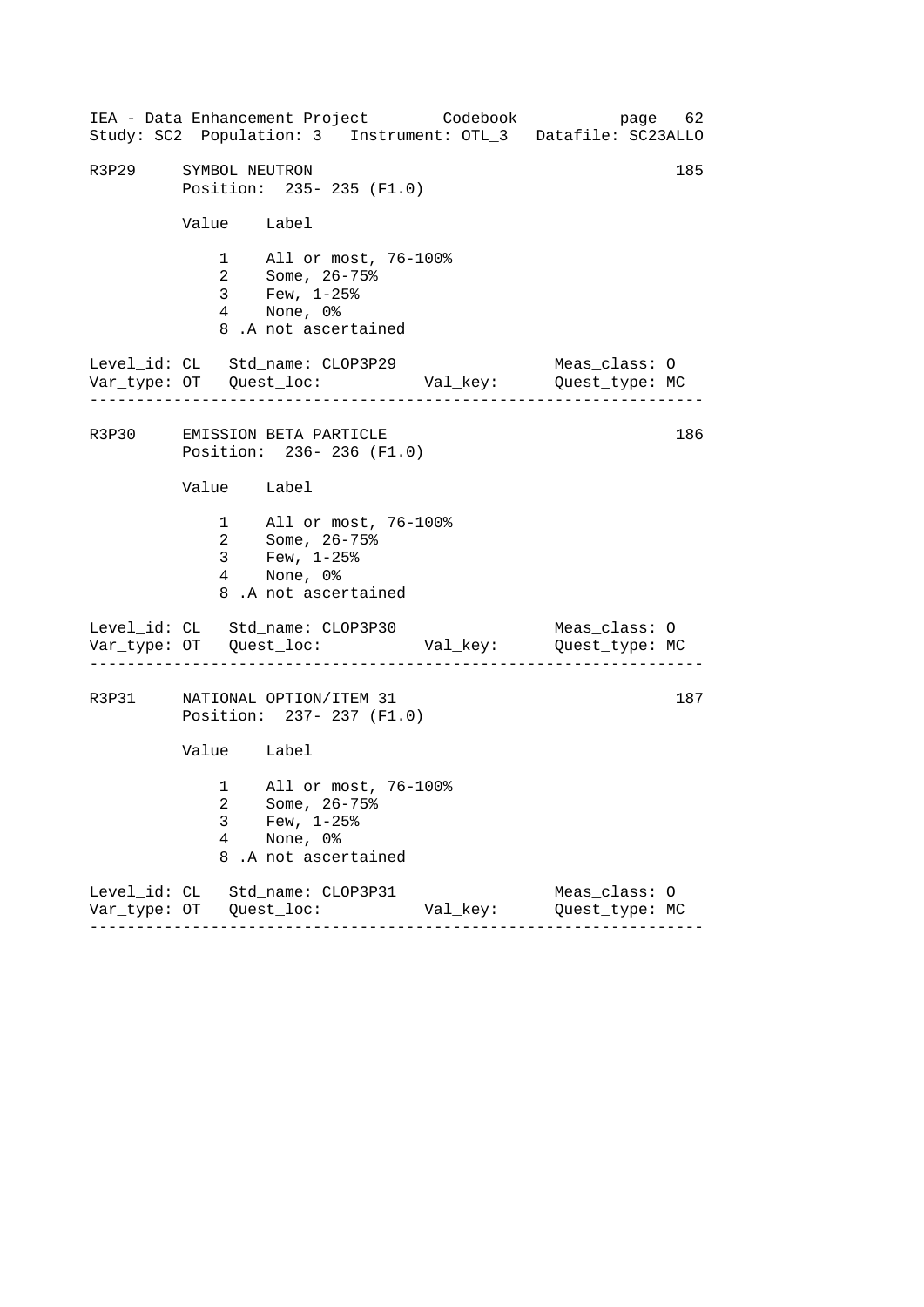IEA - Data Enhancement Project Codebook page 62
Study: SC2 Population: 3 Instrument: OTL_3 Datafile: SC23ALLO

```
R3P29     SYMBOL NEUTRON                                           185
          Position:  235- 235 (F1.0)

          Value    Label

              1    All or most, 76-100%
              2    Some, 26-75%
              3    Few, 1-25%
              4    None, 0%
              8 .A not ascertained

Level_id: CL   Std_name: CLOP3P29                 Meas_class: O
Var_type: OT   Quest_loc:          Val_key:       Quest_type: MC
------------------------------------------------------------------

R3P30     EMISSION BETA PARTICLE                                   186
          Position:  236- 236 (F1.0)

          Value    Label

              1    All or most, 76-100%
              2    Some, 26-75%
              3    Few, 1-25%
              4    None, 0%
              8 .A not ascertained

Level_id: CL   Std_name: CLOP3P30                 Meas_class: O
Var_type: OT   Quest_loc:          Val_key:       Quest_type: MC
------------------------------------------------------------------

R3P31     NATIONAL OPTION/ITEM 31                                  187
          Position:  237- 237 (F1.0)

          Value    Label

              1    All or most, 76-100%
              2    Some, 26-75%
              3    Few, 1-25%
              4    None, 0%
              8 .A not ascertained

Level_id: CL   Std_name: CLOP3P31                 Meas_class: O
Var_type: OT   Quest_loc:          Val_key:       Quest_type: MC
------------------------------------------------------------------
```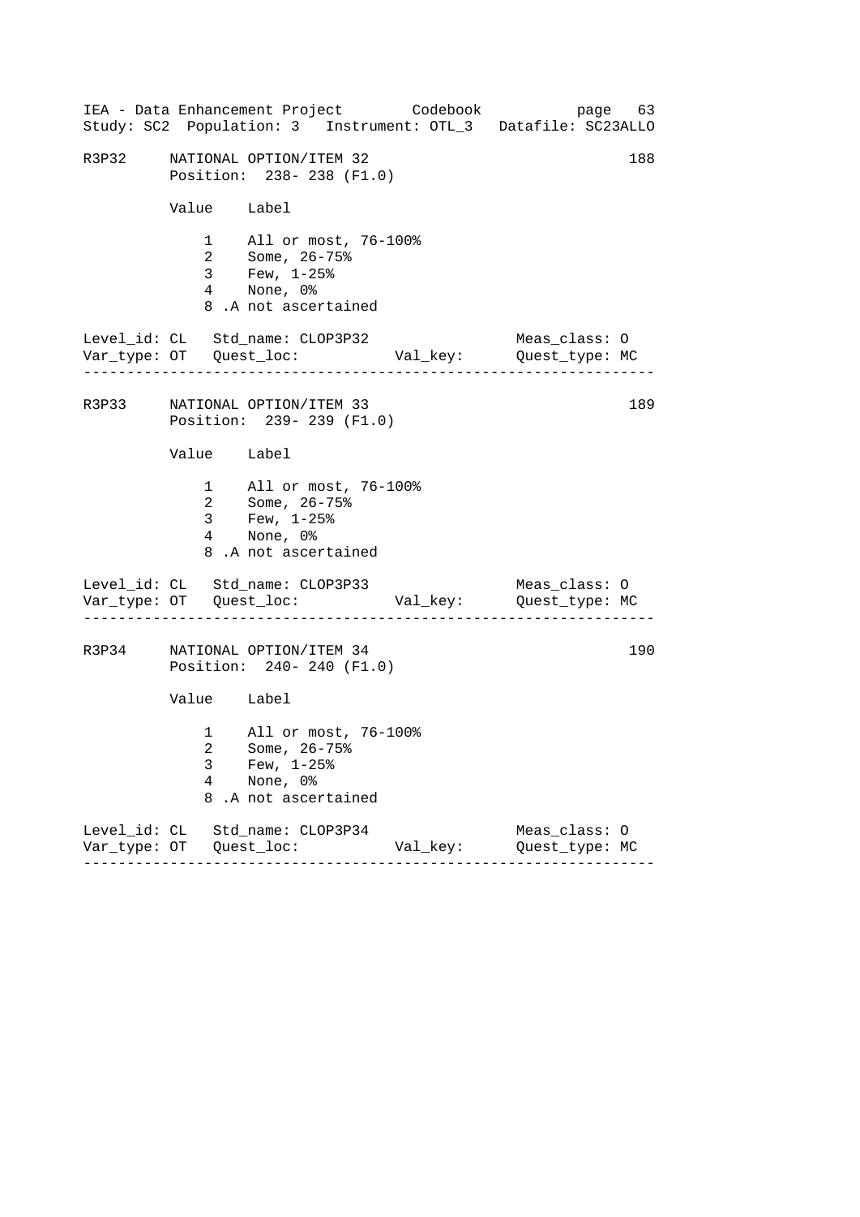R3P32 NATIONAL OPTION/ITEM 32 188
Position: 238- 238 (F1.0)

| Value | Label |
|---|---|
| 1 | All or most, 76-100% |
| 2 | Some, 26-75% |
| 3 | Few, 1-25% |
| 4 | None, 0% |
| 8 | .A not ascertained |

```
Level_id: CL   Std_name: CLOP3P32                    Meas_class: O
Var_type: OT   Quest_loc:           Val_key:         Quest_type: MC
```

---

R3P33 NATIONAL OPTION/ITEM 33 189
Position: 239- 239 (F1.0)

| Value | Label |
|---|---|
| 1 | All or most, 76-100% |
| 2 | Some, 26-75% |
| 3 | Few, 1-25% |
| 4 | None, 0% |
| 8 | .A not ascertained |

```
Level_id: CL   Std_name: CLOP3P33                    Meas_class: O
Var_type: OT   Quest_loc:           Val_key:         Quest_type: MC
```

---

R3P34 NATIONAL OPTION/ITEM 34 190
Position: 240- 240 (F1.0)

| Value | Label |
|---|---|
| 1 | All or most, 76-100% |
| 2 | Some, 26-75% |
| 3 | Few, 1-25% |
| 4 | None, 0% |
| 8 | .A not ascertained |

```
Level_id: CL   Std_name: CLOP3P34                    Meas_class: O
Var_type: OT   Quest_loc:           Val_key:         Quest_type: MC
```

---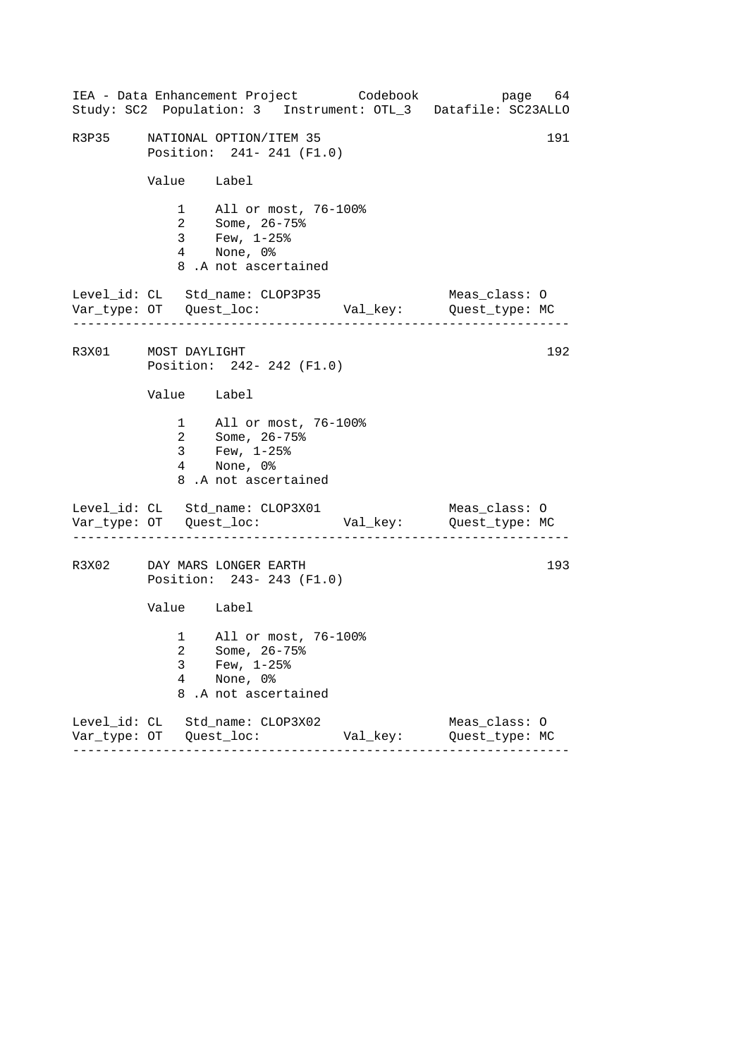R3P35 NATIONAL OPTION/ITEM 35 191
Position: 241- 241 (F1.0)

| Value | Label |
|---|---|
| 1 | All or most, 76-100% |
| 2 | Some, 26-75% |
| 3 | Few, 1-25% |
| 4 | None, 0% |
| 8 | .A not ascertained |

Level_id: CL Std_name: CLOP3P35 Meas_class: O
Var_type: OT Quest_loc: Val_key: Quest_type: MC

---

R3X01 MOST DAYLIGHT 192
Position: 242- 242 (F1.0)

| Value | Label |
|---|---|
| 1 | All or most, 76-100% |
| 2 | Some, 26-75% |
| 3 | Few, 1-25% |
| 4 | None, 0% |
| 8 | .A not ascertained |

Level_id: CL Std_name: CLOP3X01 Meas_class: O
Var_type: OT Quest_loc: Val_key: Quest_type: MC

---

R3X02 DAY MARS LONGER EARTH 193
Position: 243- 243 (F1.0)

| Value | Label |
|---|---|
| 1 | All or most, 76-100% |
| 2 | Some, 26-75% |
| 3 | Few, 1-25% |
| 4 | None, 0% |
| 8 | .A not ascertained |

Level_id: CL Std_name: CLOP3X02 Meas_class: O
Var_type: OT Quest_loc: Val_key: Quest_type: MC

---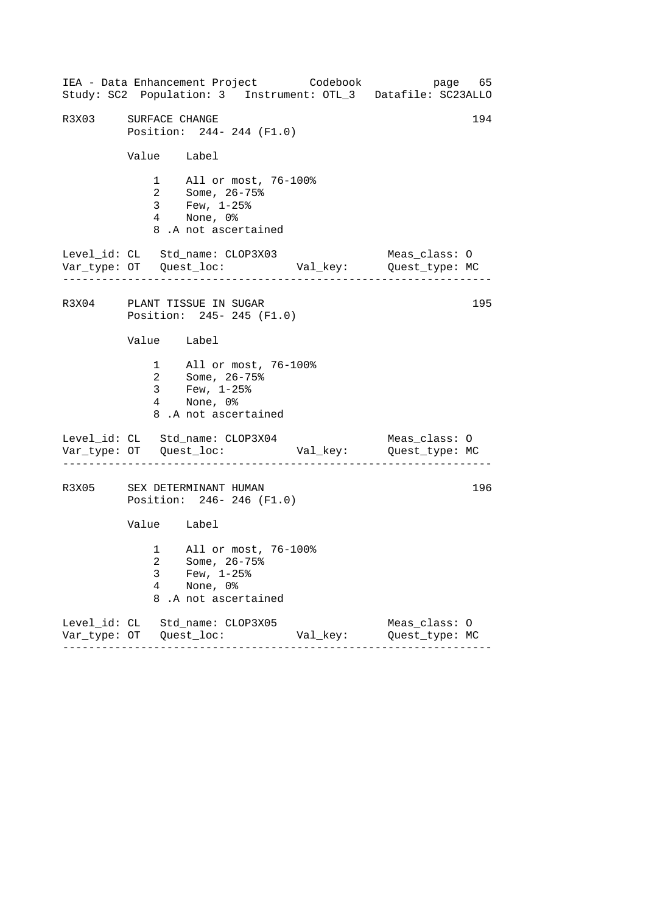R3X03 SURFACE CHANGE 194

Position: 244- 244 (F1.0)

| Value | Label |
|---|---|
| 1 | All or most, 76-100% |
| 2 | Some, 26-75% |
| 3 | Few, 1-25% |
| 4 | None, 0% |
| 8 | .A not ascertained |

Level_id: CL Std_name: CLOP3X03 Meas_class: O
Var_type: OT Quest_loc: Val_key: Quest_type: MC

---

R3X04 PLANT TISSUE IN SUGAR 195

Position: 245- 245 (F1.0)

| Value | Label |
|---|---|
| 1 | All or most, 76-100% |
| 2 | Some, 26-75% |
| 3 | Few, 1-25% |
| 4 | None, 0% |
| 8 | .A not ascertained |

Level_id: CL Std_name: CLOP3X04 Meas_class: O
Var_type: OT Quest_loc: Val_key: Quest_type: MC

---

R3X05 SEX DETERMINANT HUMAN 196

Position: 246- 246 (F1.0)

| Value | Label |
|---|---|
| 1 | All or most, 76-100% |
| 2 | Some, 26-75% |
| 3 | Few, 1-25% |
| 4 | None, 0% |
| 8 | .A not ascertained |

Level_id: CL Std_name: CLOP3X05 Meas_class: O
Var_type: OT Quest_loc: Val_key: Quest_type: MC

---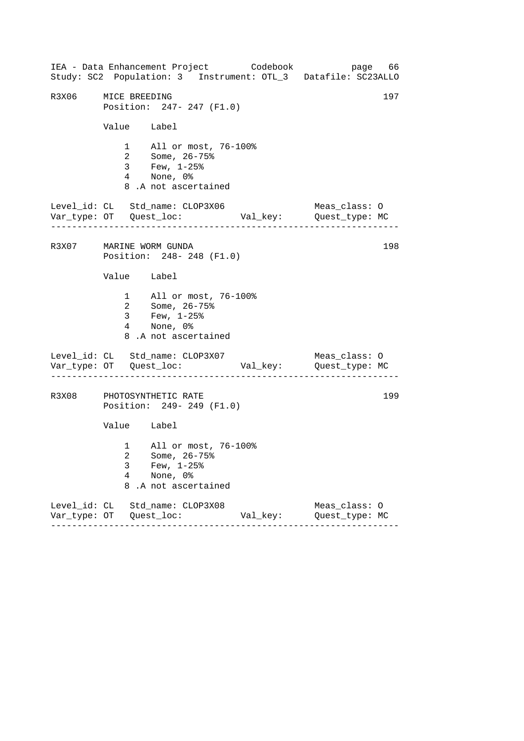```
R3X06    MICE BREEDING                                          197
         Position:  247- 247 (F1.0)

         Value    Label

             1    All or most, 76-100%
             2    Some, 26-75%
             3    Few, 1-25%
             4    None, 0%
             8 .A not ascertained

Level_id: CL   Std_name: CLOP3X06                  Meas_class: O
Var_type: OT   Quest_loc:           Val_key:       Quest_type: MC
-----------------------------------------------------------------

R3X07    MARINE WORM GUNDA                                      198
         Position:  248- 248 (F1.0)

         Value    Label

             1    All or most, 76-100%
             2    Some, 26-75%
             3    Few, 1-25%
             4    None, 0%
             8 .A not ascertained

Level_id: CL   Std_name: CLOP3X07                  Meas_class: O
Var_type: OT   Quest_loc:           Val_key:       Quest_type: MC
-----------------------------------------------------------------

R3X08    PHOTOSYNTHETIC RATE                                    199
         Position:  249- 249 (F1.0)

         Value    Label

             1    All or most, 76-100%
             2    Some, 26-75%
             3    Few, 1-25%
             4    None, 0%
             8 .A not ascertained

Level_id: CL   Std_name: CLOP3X08                  Meas_class: O
Var_type: OT   Quest_loc:           Val_key:       Quest_type: MC
-----------------------------------------------------------------
```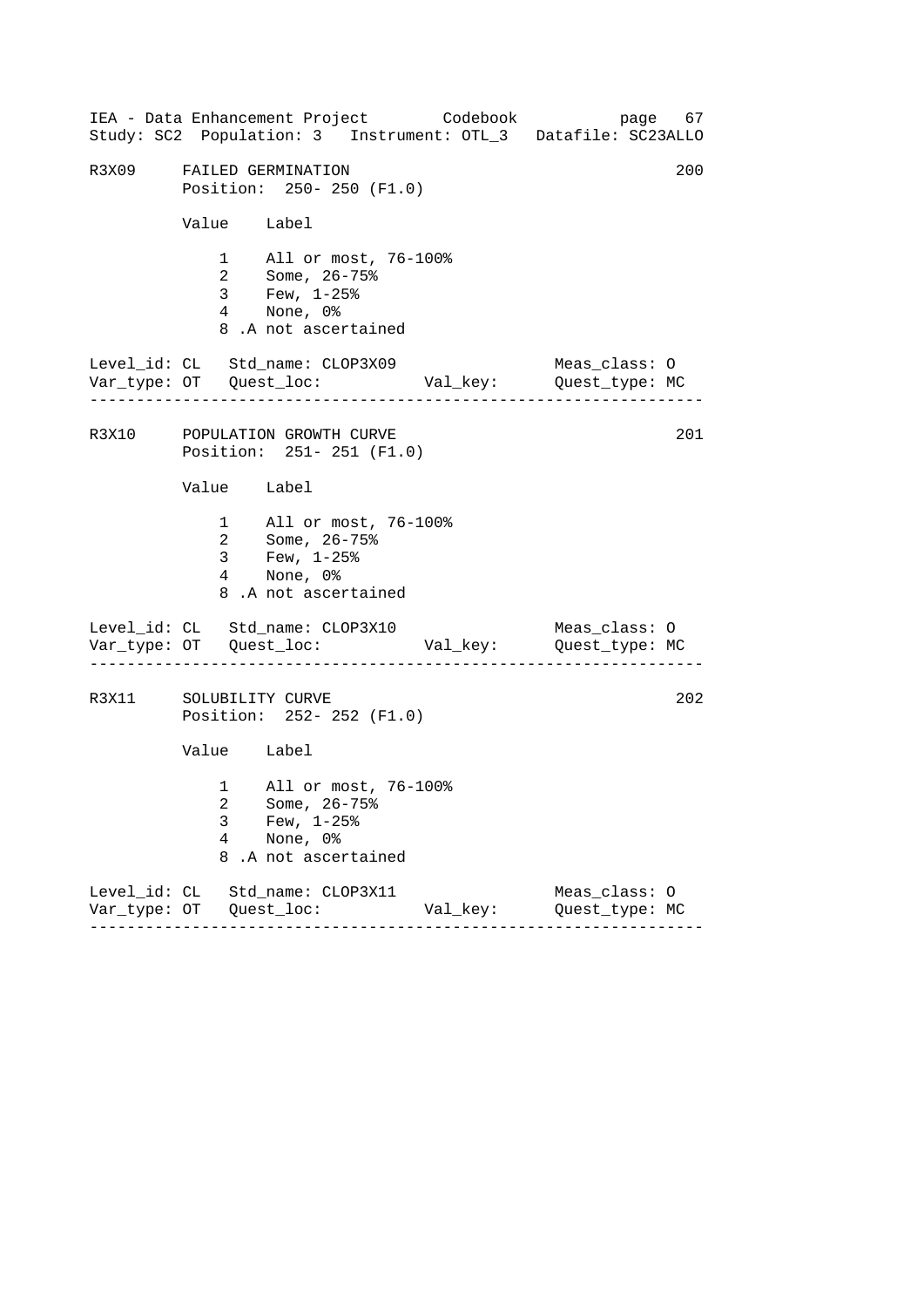R3X09 FAILED GERMINATION 200
Position: 250- 250 (F1.0)

| Value | Label |
|---|---|
| 1 | All or most, 76-100% |
| 2 | Some, 26-75% |
| 3 | Few, 1-25% |
| 4 | None, 0% |
| 8 | .A not ascertained |

Level_id: CL   Std_name: CLOP3X09   Meas_class: O
Var_type: OT   Quest_loc:   Val_key:   Quest_type: MC

---

R3X10 POPULATION GROWTH CURVE 201
Position: 251- 251 (F1.0)

| Value | Label |
|---|---|
| 1 | All or most, 76-100% |
| 2 | Some, 26-75% |
| 3 | Few, 1-25% |
| 4 | None, 0% |
| 8 | .A not ascertained |

Level_id: CL   Std_name: CLOP3X10   Meas_class: O
Var_type: OT   Quest_loc:   Val_key:   Quest_type: MC

---

R3X11 SOLUBILITY CURVE 202
Position: 252- 252 (F1.0)

| Value | Label |
|---|---|
| 1 | All or most, 76-100% |
| 2 | Some, 26-75% |
| 3 | Few, 1-25% |
| 4 | None, 0% |
| 8 | .A not ascertained |

Level_id: CL   Std_name: CLOP3X11   Meas_class: O
Var_type: OT   Quest_loc:   Val_key:   Quest_type: MC

---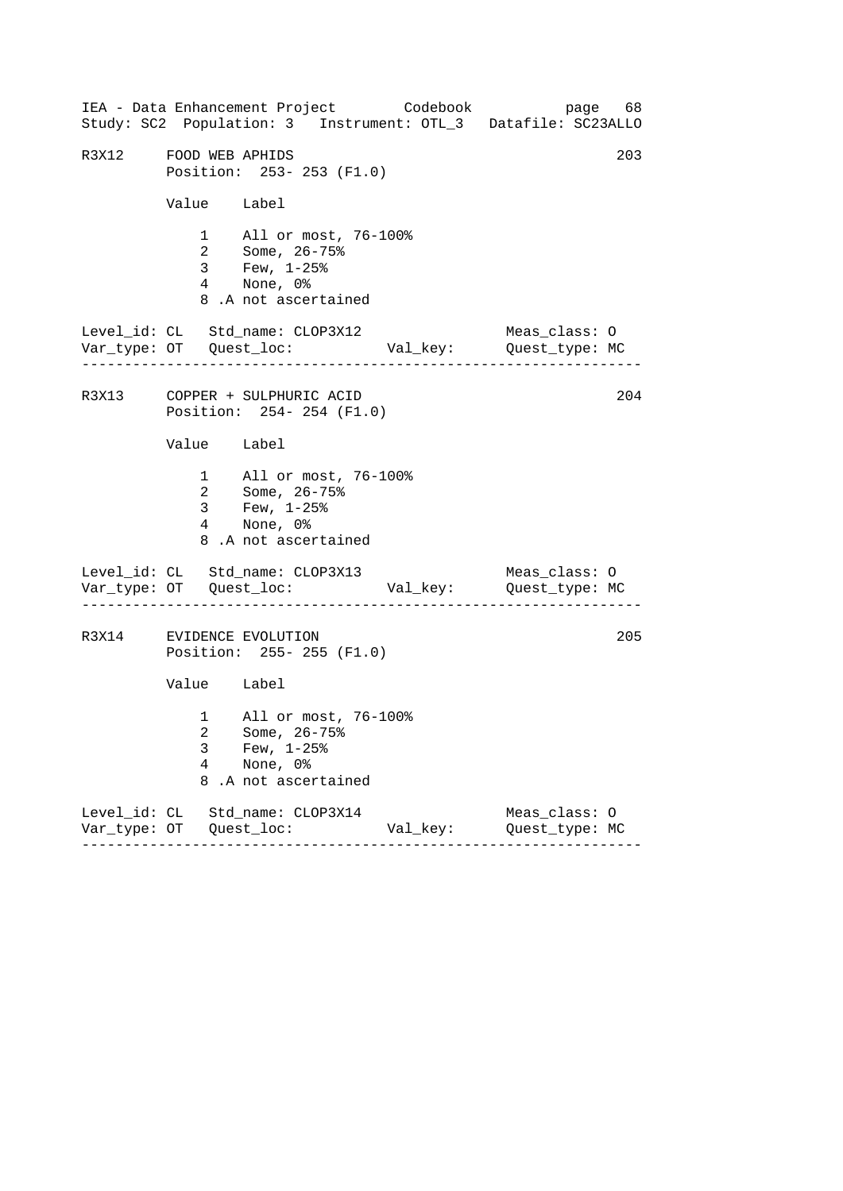R3X12 FOOD WEB APHIDS 203
Position: 253- 253 (F1.0)

| Value | Label |
|---|---|
| 1 | All or most, 76-100% |
| 2 | Some, 26-75% |
| 3 | Few, 1-25% |
| 4 | None, 0% |
| 8 | .A not ascertained |

Level_id: CL Std_name: CLOP3X12 Meas_class: O
Var_type: OT Quest_loc: Val_key: Quest_type: MC

---

R3X13 COPPER + SULPHURIC ACID 204
Position: 254- 254 (F1.0)

| Value | Label |
|---|---|
| 1 | All or most, 76-100% |
| 2 | Some, 26-75% |
| 3 | Few, 1-25% |
| 4 | None, 0% |
| 8 | .A not ascertained |

Level_id: CL Std_name: CLOP3X13 Meas_class: O
Var_type: OT Quest_loc: Val_key: Quest_type: MC

---

R3X14 EVIDENCE EVOLUTION 205
Position: 255- 255 (F1.0)

| Value | Label |
|---|---|
| 1 | All or most, 76-100% |
| 2 | Some, 26-75% |
| 3 | Few, 1-25% |
| 4 | None, 0% |
| 8 | .A not ascertained |

Level_id: CL Std_name: CLOP3X14 Meas_class: O
Var_type: OT Quest_loc: Val_key: Quest_type: MC

---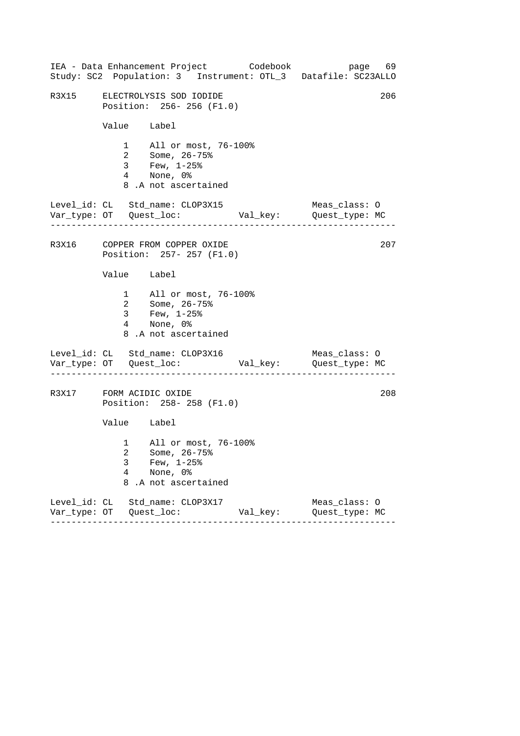R3X15 ELECTROLYSIS SOD IODIDE 206

Position: 256- 256 (F1.0)

| Value | Label |
|---|---|
| 1 | All or most, 76-100% |
| 2 | Some, 26-75% |
| 3 | Few, 1-25% |
| 4 | None, 0% |
| 8 | .A not ascertained |

Level_id: CL Std_name: CLOP3X15 Meas_class: O
Var_type: OT Quest_loc: Val_key: Quest_type: MC

---

R3X16 COPPER FROM COPPER OXIDE 207

Position: 257- 257 (F1.0)

| Value | Label |
|---|---|
| 1 | All or most, 76-100% |
| 2 | Some, 26-75% |
| 3 | Few, 1-25% |
| 4 | None, 0% |
| 8 | .A not ascertained |

Level_id: CL Std_name: CLOP3X16 Meas_class: O
Var_type: OT Quest_loc: Val_key: Quest_type: MC

---

R3X17 FORM ACIDIC OXIDE 208

Position: 258- 258 (F1.0)

| Value | Label |
|---|---|
| 1 | All or most, 76-100% |
| 2 | Some, 26-75% |
| 3 | Few, 1-25% |
| 4 | None, 0% |
| 8 | .A not ascertained |

Level_id: CL Std_name: CLOP3X17 Meas_class: O
Var_type: OT Quest_loc: Val_key: Quest_type: MC

---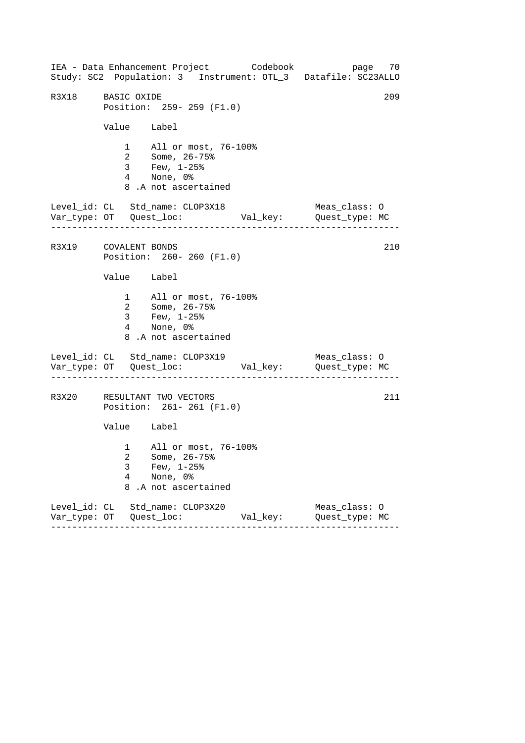```
IEA - Data Enhancement Project        Codebook           page  70
Study: SC2  Population: 3   Instrument: OTL_3   Datafile: SC23ALLO

R3X18     BASIC OXIDE                                           209
          Position:  259- 259 (F1.0)

          Value    Label

              1    All or most, 76-100%
              2    Some, 26-75%
              3    Few, 1-25%
              4    None, 0%
              8 .A not ascertained

Level_id: CL   Std_name: CLOP3X18                 Meas_class: O
Var_type: OT   Quest_loc:          Val_key:       Quest_type: MC
-----------------------------------------------------------------

R3X19     COVALENT BONDS                                        210
          Position:  260- 260 (F1.0)

          Value    Label

              1    All or most, 76-100%
              2    Some, 26-75%
              3    Few, 1-25%
              4    None, 0%
              8 .A not ascertained

Level_id: CL   Std_name: CLOP3X19                 Meas_class: O
Var_type: OT   Quest_loc:          Val_key:       Quest_type: MC
-----------------------------------------------------------------

R3X20     RESULTANT TWO VECTORS                                 211
          Position:  261- 261 (F1.0)

          Value    Label

              1    All or most, 76-100%
              2    Some, 26-75%
              3    Few, 1-25%
              4    None, 0%
              8 .A not ascertained

Level_id: CL   Std_name: CLOP3X20                 Meas_class: O
Var_type: OT   Quest_loc:          Val_key:       Quest_type: MC
-----------------------------------------------------------------
```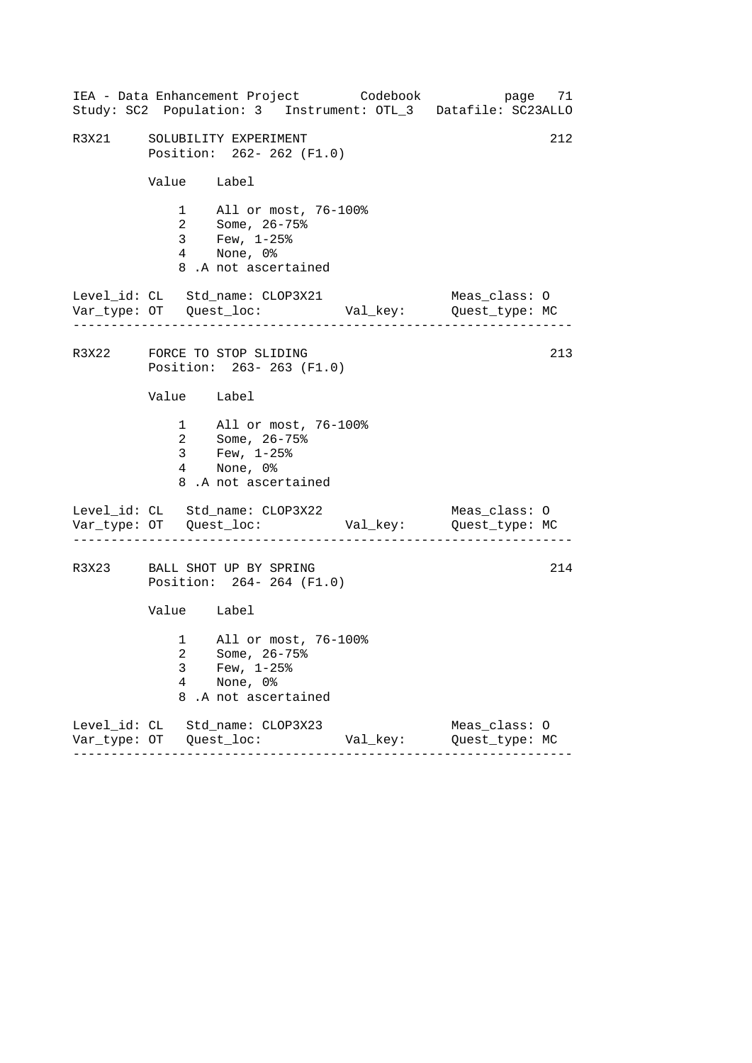## R3X21 SOLUBILITY EXPERIMENT — 212

Position: 262- 262 (F1.0)

| Value | Label |
|---|---|
| 1 | All or most, 76-100% |
| 2 | Some, 26-75% |
| 3 | Few, 1-25% |
| 4 | None, 0% |
| 8 | .A not ascertained |

Level_id: CL   Std_name: CLOP3X21   Meas_class: O
Var_type: OT   Quest_loc:   Val_key:   Quest_type: MC

---

## R3X22 FORCE TO STOP SLIDING — 213

Position: 263- 263 (F1.0)

| Value | Label |
|---|---|
| 1 | All or most, 76-100% |
| 2 | Some, 26-75% |
| 3 | Few, 1-25% |
| 4 | None, 0% |
| 8 | .A not ascertained |

Level_id: CL   Std_name: CLOP3X22   Meas_class: O
Var_type: OT   Quest_loc:   Val_key:   Quest_type: MC

---

## R3X23 BALL SHOT UP BY SPRING — 214

Position: 264- 264 (F1.0)

| Value | Label |
|---|---|
| 1 | All or most, 76-100% |
| 2 | Some, 26-75% |
| 3 | Few, 1-25% |
| 4 | None, 0% |
| 8 | .A not ascertained |

Level_id: CL   Std_name: CLOP3X23   Meas_class: O
Var_type: OT   Quest_loc:   Val_key:   Quest_type: MC

---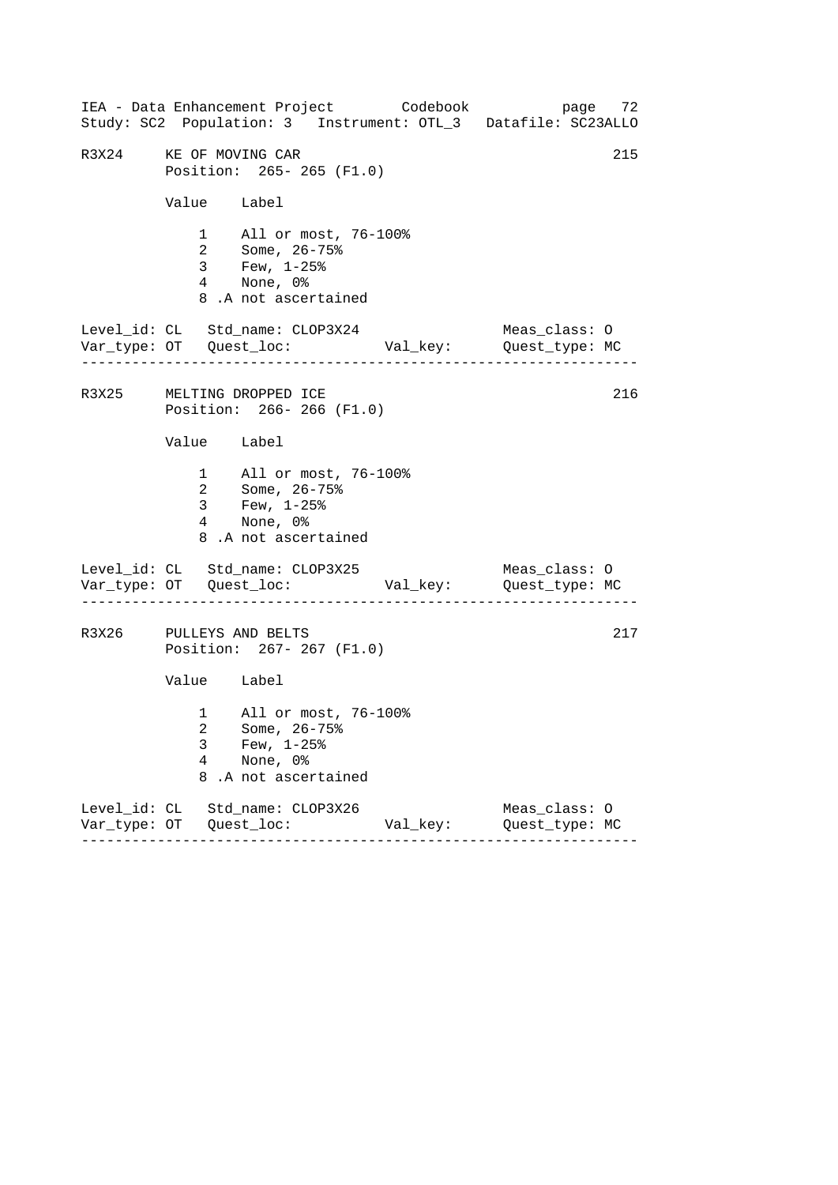R3X24 KE OF MOVING CAR 215
Position: 265- 265 (F1.0)

| Value | Label |
|---|---|
| 1 | All or most, 76-100% |
| 2 | Some, 26-75% |
| 3 | Few, 1-25% |
| 4 | None, 0% |
| 8 | .A not ascertained |

Level_id: CL Std_name: CLOP3X24 Meas_class: O
Var_type: OT Quest_loc: Val_key: Quest_type: MC

---

R3X25 MELTING DROPPED ICE 216
Position: 266- 266 (F1.0)

| Value | Label |
|---|---|
| 1 | All or most, 76-100% |
| 2 | Some, 26-75% |
| 3 | Few, 1-25% |
| 4 | None, 0% |
| 8 | .A not ascertained |

Level_id: CL Std_name: CLOP3X25 Meas_class: O
Var_type: OT Quest_loc: Val_key: Quest_type: MC

---

R3X26 PULLEYS AND BELTS 217
Position: 267- 267 (F1.0)

| Value | Label |
|---|---|
| 1 | All or most, 76-100% |
| 2 | Some, 26-75% |
| 3 | Few, 1-25% |
| 4 | None, 0% |
| 8 | .A not ascertained |

Level_id: CL Std_name: CLOP3X26 Meas_class: O
Var_type: OT Quest_loc: Val_key: Quest_type: MC

---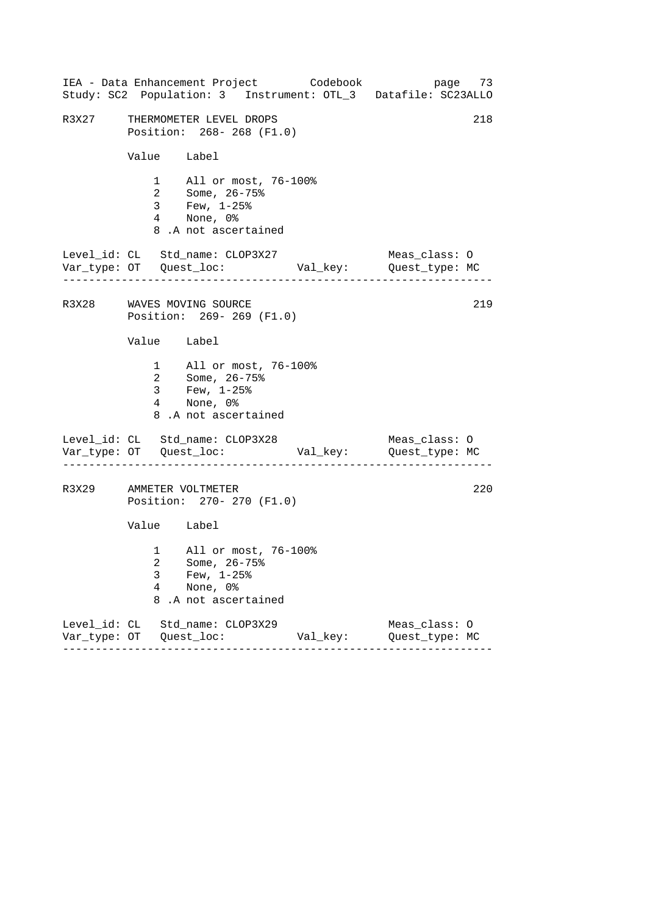R3X27 THERMOMETER LEVEL DROPS 218
Position: 268- 268 (F1.0)

| Value | Label |
|---|---|
| 1 | All or most, 76-100% |
| 2 | Some, 26-75% |
| 3 | Few, 1-25% |
| 4 | None, 0% |
| 8 | .A not ascertained |

Level_id: CL Std_name: CLOP3X27 Meas_class: O
Var_type: OT Quest_loc: Val_key: Quest_type: MC

---

R3X28 WAVES MOVING SOURCE 219
Position: 269- 269 (F1.0)

| Value | Label |
|---|---|
| 1 | All or most, 76-100% |
| 2 | Some, 26-75% |
| 3 | Few, 1-25% |
| 4 | None, 0% |
| 8 | .A not ascertained |

Level_id: CL Std_name: CLOP3X28 Meas_class: O
Var_type: OT Quest_loc: Val_key: Quest_type: MC

---

R3X29 AMMETER VOLTMETER 220
Position: 270- 270 (F1.0)

| Value | Label |
|---|---|
| 1 | All or most, 76-100% |
| 2 | Some, 26-75% |
| 3 | Few, 1-25% |
| 4 | None, 0% |
| 8 | .A not ascertained |

Level_id: CL Std_name: CLOP3X29 Meas_class: O
Var_type: OT Quest_loc: Val_key: Quest_type: MC

---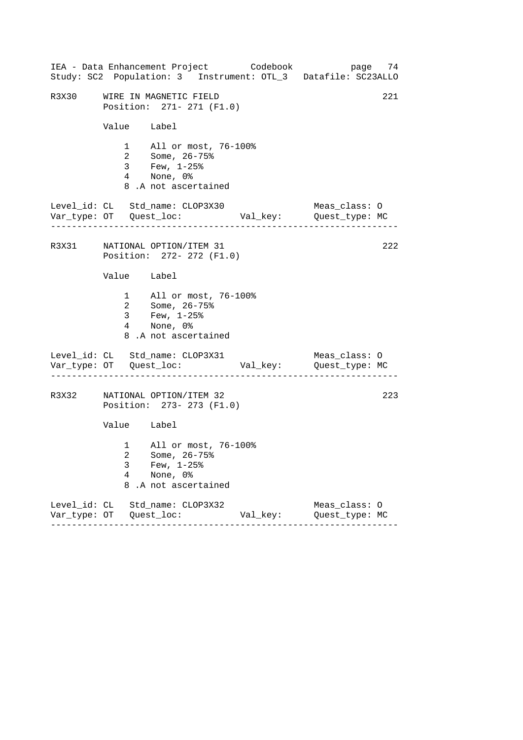R3X30 WIRE IN MAGNETIC FIELD 221
Position: 271- 271 (F1.0)

| Value | Label |
|---|---|
| 1 | All or most, 76-100% |
| 2 | Some, 26-75% |
| 3 | Few, 1-25% |
| 4 | None, 0% |
| 8 | .A not ascertained |

Level_id: CL Std_name: CLOP3X30 Meas_class: O
Var_type: OT Quest_loc: Val_key: Quest_type: MC

---

R3X31 NATIONAL OPTION/ITEM 31 222
Position: 272- 272 (F1.0)

| Value | Label |
|---|---|
| 1 | All or most, 76-100% |
| 2 | Some, 26-75% |
| 3 | Few, 1-25% |
| 4 | None, 0% |
| 8 | .A not ascertained |

Level_id: CL Std_name: CLOP3X31 Meas_class: O
Var_type: OT Quest_loc: Val_key: Quest_type: MC

---

R3X32 NATIONAL OPTION/ITEM 32 223
Position: 273- 273 (F1.0)

| Value | Label |
|---|---|
| 1 | All or most, 76-100% |
| 2 | Some, 26-75% |
| 3 | Few, 1-25% |
| 4 | None, 0% |
| 8 | .A not ascertained |

Level_id: CL Std_name: CLOP3X32 Meas_class: O
Var_type: OT Quest_loc: Val_key: Quest_type: MC

---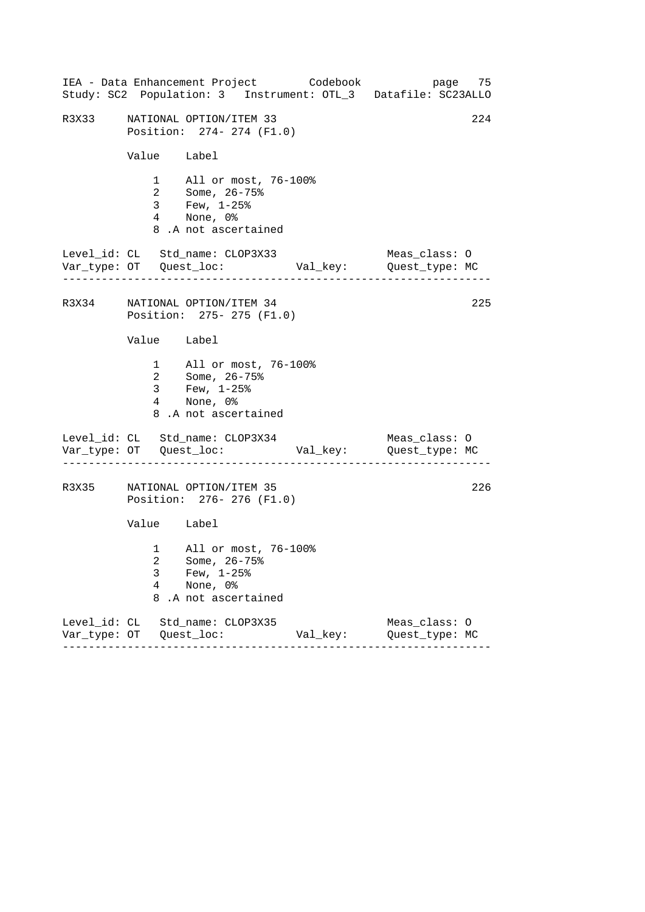R3X33 NATIONAL OPTION/ITEM 33 — 224

Position: 274- 274 (F1.0)

| Value | Label |
|---|---|
| 1 | All or most, 76-100% |
| 2 | Some, 26-75% |
| 3 | Few, 1-25% |
| 4 | None, 0% |
| 8 | .A not ascertained |

Level_id: CL   Std_name: CLOP3X33   Meas_class: O
Var_type: OT   Quest_loc:   Val_key:   Quest_type: MC

---

R3X34 NATIONAL OPTION/ITEM 34 — 225

Position: 275- 275 (F1.0)

| Value | Label |
|---|---|
| 1 | All or most, 76-100% |
| 2 | Some, 26-75% |
| 3 | Few, 1-25% |
| 4 | None, 0% |
| 8 | .A not ascertained |

Level_id: CL   Std_name: CLOP3X34   Meas_class: O
Var_type: OT   Quest_loc:   Val_key:   Quest_type: MC

---

R3X35 NATIONAL OPTION/ITEM 35 — 226

Position: 276- 276 (F1.0)

| Value | Label |
|---|---|
| 1 | All or most, 76-100% |
| 2 | Some, 26-75% |
| 3 | Few, 1-25% |
| 4 | None, 0% |
| 8 | .A not ascertained |

Level_id: CL   Std_name: CLOP3X35   Meas_class: O
Var_type: OT   Quest_loc:   Val_key:   Quest_type: MC

---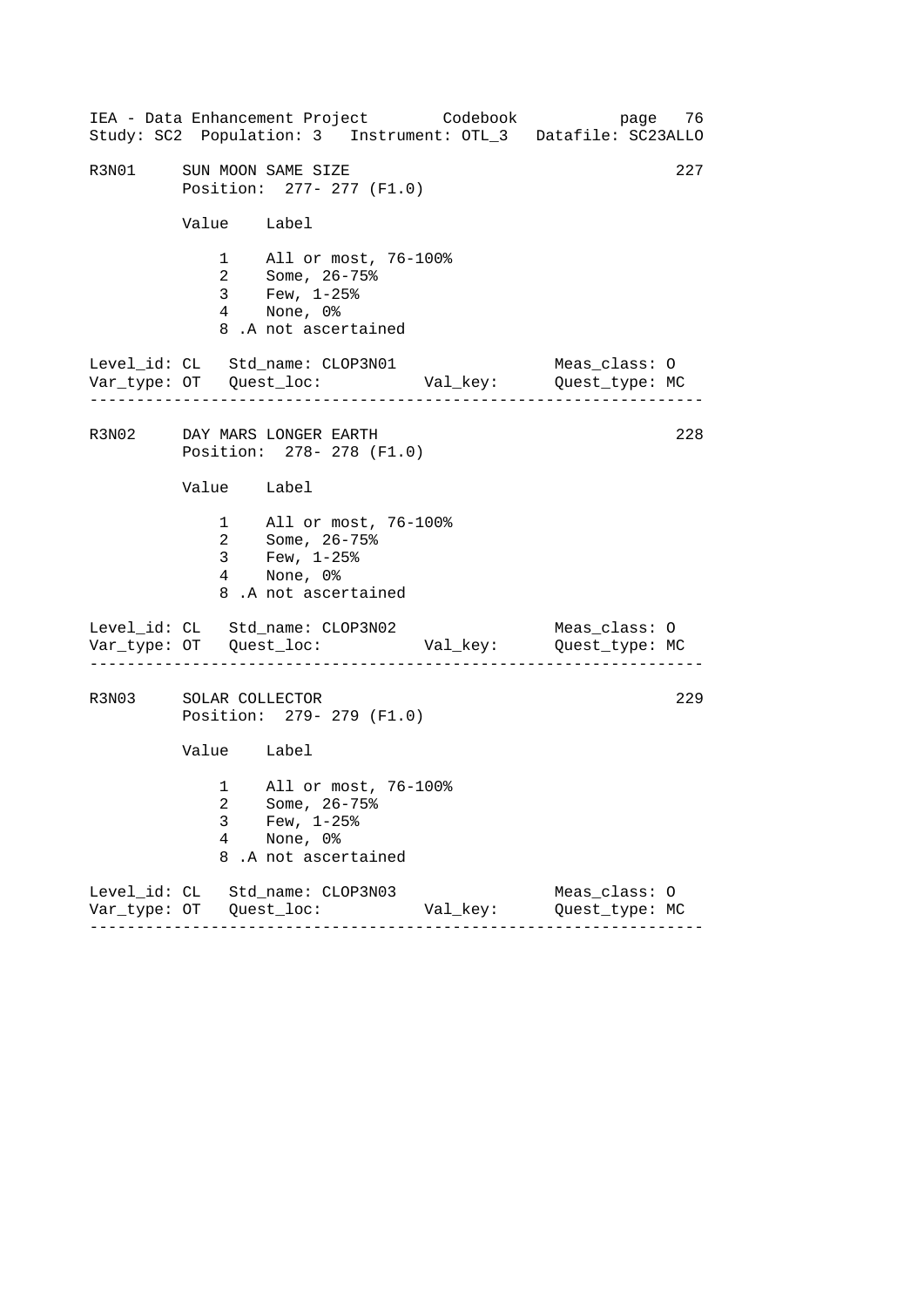IEA - Data Enhancement Project        Codebook           page  76
Study: SC2  Population: 3   Instrument: OTL_3   Datafile: SC23ALLO

```
R3N01     SUN MOON SAME SIZE                                      227
          Position:  277- 277 (F1.0)

          Value    Label

              1    All or most, 76-100%
              2    Some, 26-75%
              3    Few, 1-25%
              4    None, 0%
              8 .A not ascertained

Level_id: CL   Std_name: CLOP3N01                 Meas_class: O
Var_type: OT   Quest_loc:           Val_key:      Quest_type: MC
-----------------------------------------------------------------
```

```
R3N02     DAY MARS LONGER EARTH                                   228
          Position:  278- 278 (F1.0)

          Value    Label

              1    All or most, 76-100%
              2    Some, 26-75%
              3    Few, 1-25%
              4    None, 0%
              8 .A not ascertained

Level_id: CL   Std_name: CLOP3N02                 Meas_class: O
Var_type: OT   Quest_loc:           Val_key:      Quest_type: MC
-----------------------------------------------------------------
```

```
R3N03     SOLAR COLLECTOR                                         229
          Position:  279- 279 (F1.0)

          Value    Label

              1    All or most, 76-100%
              2    Some, 26-75%
              3    Few, 1-25%
              4    None, 0%
              8 .A not ascertained

Level_id: CL   Std_name: CLOP3N03                 Meas_class: O
Var_type: OT   Quest_loc:           Val_key:      Quest_type: MC
-----------------------------------------------------------------
```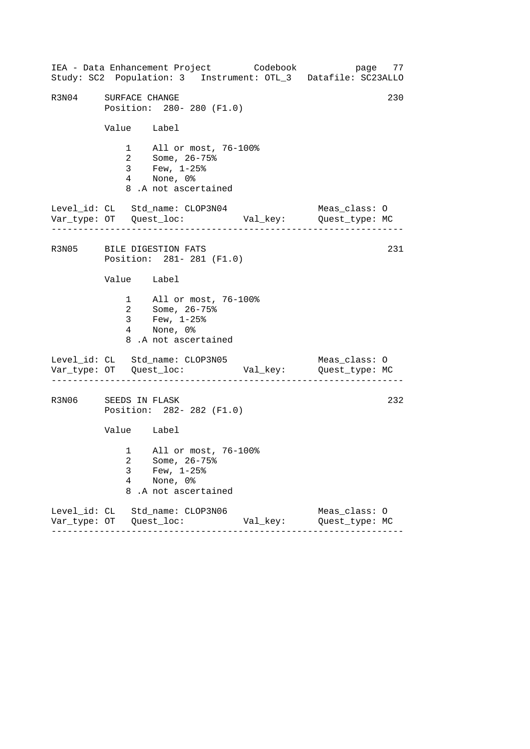## R3N04 SURFACE CHANGE

230

Position: 280- 280 (F1.0)

| Value | Label |
|---|---|
| 1 | All or most, 76-100% |
| 2 | Some, 26-75% |
| 3 | Few, 1-25% |
| 4 | None, 0% |
| 8 | .A not ascertained |

Level_id: CL Std_name: CLOP3N04 Meas_class: O
Var_type: OT Quest_loc: Val_key: Quest_type: MC

---

## R3N05 BILE DIGESTION FATS

231

Position: 281- 281 (F1.0)

| Value | Label |
|---|---|
| 1 | All or most, 76-100% |
| 2 | Some, 26-75% |
| 3 | Few, 1-25% |
| 4 | None, 0% |
| 8 | .A not ascertained |

Level_id: CL Std_name: CLOP3N05 Meas_class: O
Var_type: OT Quest_loc: Val_key: Quest_type: MC

---

## R3N06 SEEDS IN FLASK

232

Position: 282- 282 (F1.0)

| Value | Label |
|---|---|
| 1 | All or most, 76-100% |
| 2 | Some, 26-75% |
| 3 | Few, 1-25% |
| 4 | None, 0% |
| 8 | .A not ascertained |

Level_id: CL Std_name: CLOP3N06 Meas_class: O
Var_type: OT Quest_loc: Val_key: Quest_type: MC

---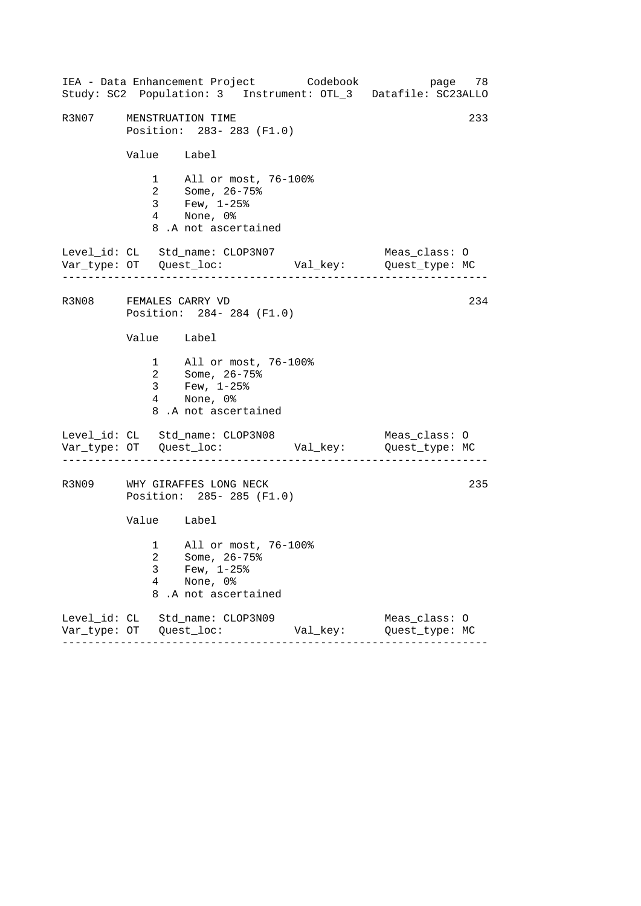IEA - Data Enhancement Project        Codebook
Study: SC2  Population: 3   Instrument: OTL_3   Datafile: SC23ALLO

```
R3N07     MENSTRUATION TIME                                       233
          Position:  283- 283 (F1.0)

          Value    Label

              1    All or most, 76-100%
              2    Some, 26-75%
              3    Few, 1-25%
              4    None, 0%
              8 .A not ascertained

Level_id: CL   Std_name: CLOP3N07                    Meas_class: O
Var_type: OT   Quest_loc:            Val_key:        Quest_type: MC
------------------------------------------------------------------

R3N08     FEMALES CARRY VD                                        234
          Position:  284- 284 (F1.0)

          Value    Label

              1    All or most, 76-100%
              2    Some, 26-75%
              3    Few, 1-25%
              4    None, 0%
              8 .A not ascertained

Level_id: CL   Std_name: CLOP3N08                    Meas_class: O
Var_type: OT   Quest_loc:            Val_key:        Quest_type: MC
------------------------------------------------------------------

R3N09     WHY GIRAFFES LONG NECK                                  235
          Position:  285- 285 (F1.0)

          Value    Label

              1    All or most, 76-100%
              2    Some, 26-75%
              3    Few, 1-25%
              4    None, 0%
              8 .A not ascertained

Level_id: CL   Std_name: CLOP3N09                    Meas_class: O
Var_type: OT   Quest_loc:            Val_key:        Quest_type: MC
------------------------------------------------------------------
```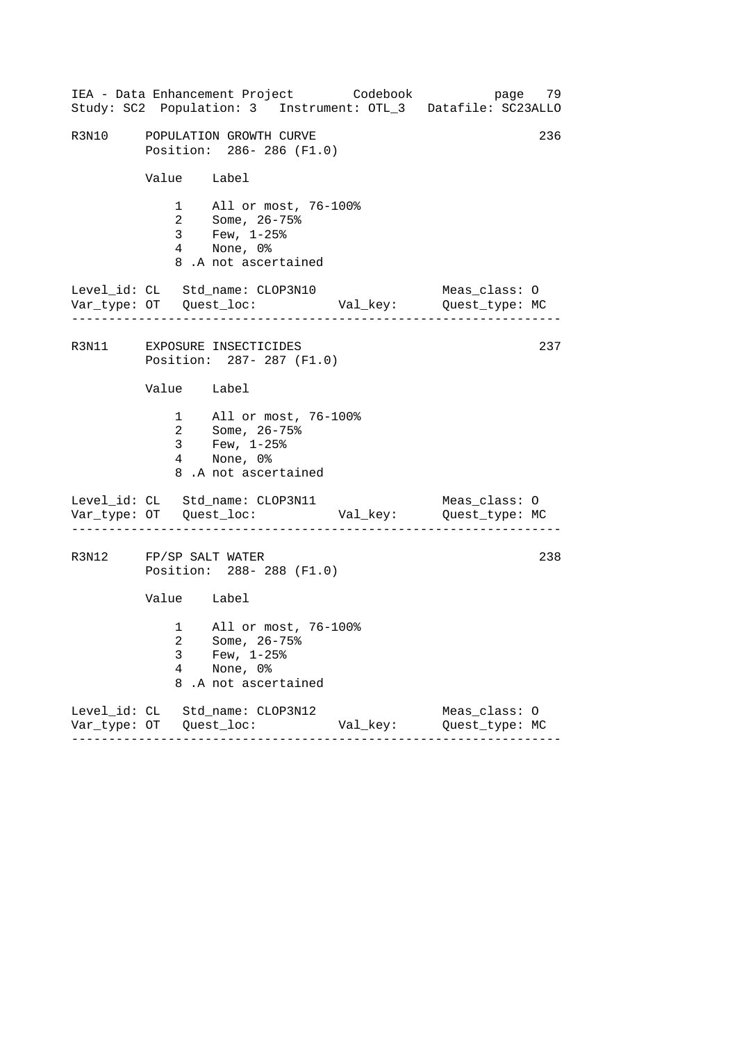R3N10 POPULATION GROWTH CURVE 236
Position: 286- 286 (F1.0)

| Value | Label |
|---|---|
| 1 | All or most, 76-100% |
| 2 | Some, 26-75% |
| 3 | Few, 1-25% |
| 4 | None, 0% |
| 8 | .A not ascertained |

Level_id: CL Std_name: CLOP3N10 Meas_class: O
Var_type: OT Quest_loc: Val_key: Quest_type: MC

---

R3N11 EXPOSURE INSECTICIDES 237
Position: 287- 287 (F1.0)

| Value | Label |
|---|---|
| 1 | All or most, 76-100% |
| 2 | Some, 26-75% |
| 3 | Few, 1-25% |
| 4 | None, 0% |
| 8 | .A not ascertained |

Level_id: CL Std_name: CLOP3N11 Meas_class: O
Var_type: OT Quest_loc: Val_key: Quest_type: MC

---

R3N12 FP/SP SALT WATER 238
Position: 288- 288 (F1.0)

| Value | Label |
|---|---|
| 1 | All or most, 76-100% |
| 2 | Some, 26-75% |
| 3 | Few, 1-25% |
| 4 | None, 0% |
| 8 | .A not ascertained |

Level_id: CL Std_name: CLOP3N12 Meas_class: O
Var_type: OT Quest_loc: Val_key: Quest_type: MC

---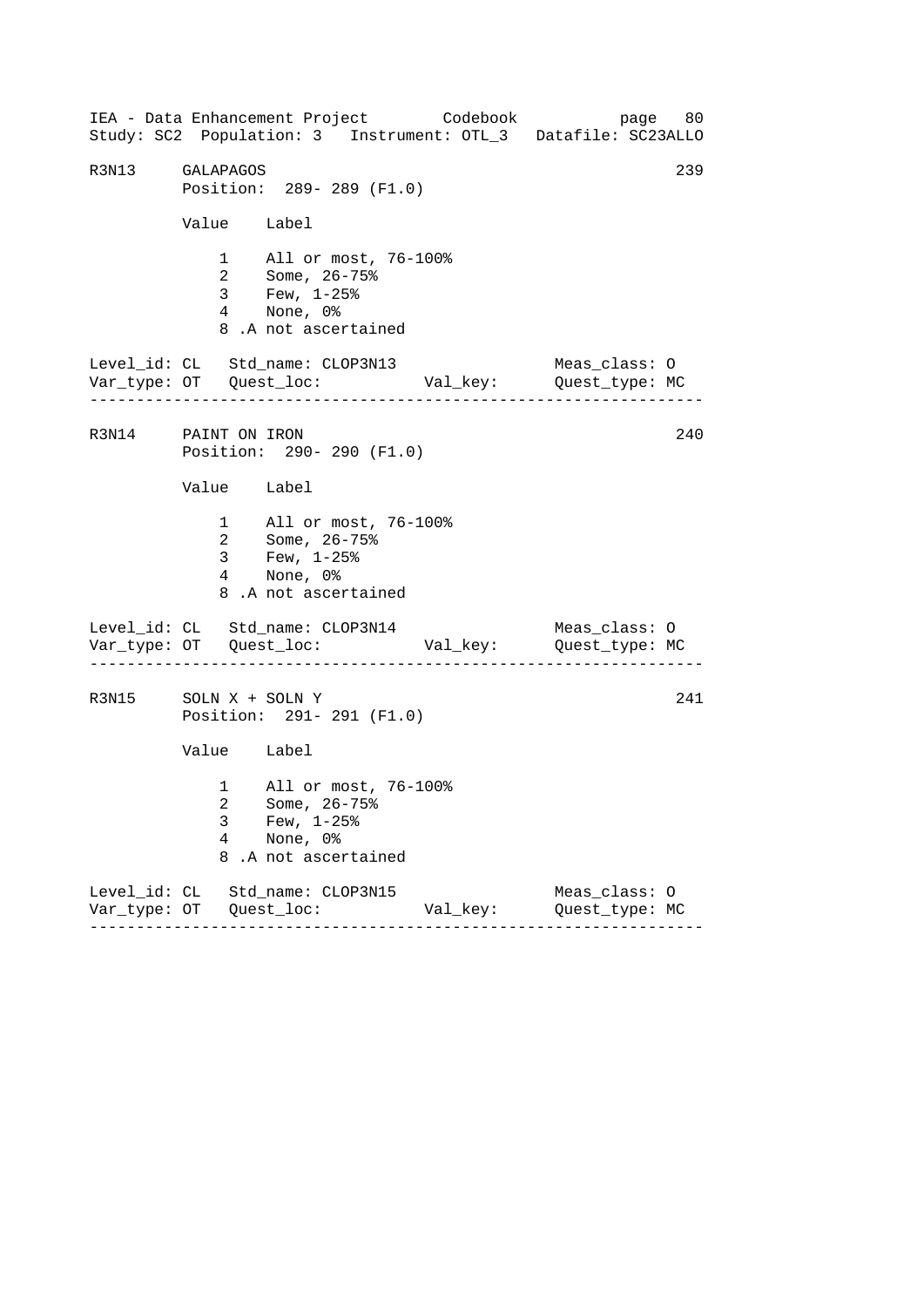R3N13 GALAPAGOS 239

Position: 289- 289 (F1.0)

| Value | Label |
|---|---|
| 1 | All or most, 76-100% |
| 2 | Some, 26-75% |
| 3 | Few, 1-25% |
| 4 | None, 0% |
| 8 | .A not ascertained |

Level_id: CL Std_name: CLOP3N13 Meas_class: O
Var_type: OT Quest_loc: Val_key: Quest_type: MC

---

R3N14 PAINT ON IRON 240

Position: 290- 290 (F1.0)

| Value | Label |
|---|---|
| 1 | All or most, 76-100% |
| 2 | Some, 26-75% |
| 3 | Few, 1-25% |
| 4 | None, 0% |
| 8 | .A not ascertained |

Level_id: CL Std_name: CLOP3N14 Meas_class: O
Var_type: OT Quest_loc: Val_key: Quest_type: MC

---

R3N15 SOLN X + SOLN Y 241

Position: 291- 291 (F1.0)

| Value | Label |
|---|---|
| 1 | All or most, 76-100% |
| 2 | Some, 26-75% |
| 3 | Few, 1-25% |
| 4 | None, 0% |
| 8 | .A not ascertained |

Level_id: CL Std_name: CLOP3N15 Meas_class: O
Var_type: OT Quest_loc: Val_key: Quest_type: MC

---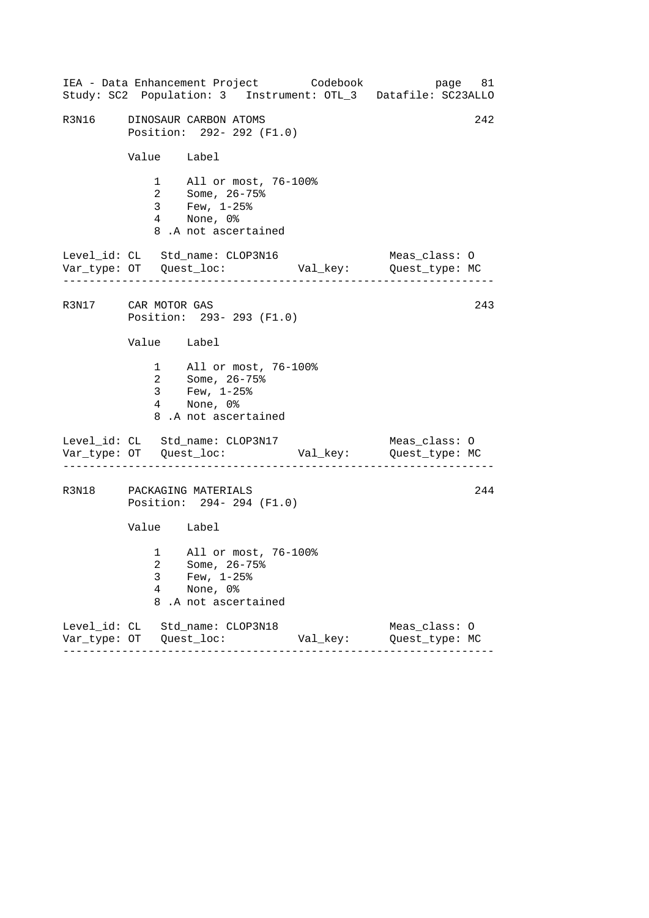IEA - Data Enhancement Project        Codebook
Study: SC2  Population: 3   Instrument: OTL_3   Datafile: SC23ALLO

## R3N16    DINOSAUR CARBON ATOMS    242

Position: 292- 292 (F1.0)

| Value | Label |
|---|---|
| 1 | All or most, 76-100% |
| 2 | Some, 26-75% |
| 3 | Few, 1-25% |
| 4 | None, 0% |
| 8 | .A not ascertained |

Level_id: CL   Std_name: CLOP3N16   Meas_class: O
Var_type: OT   Quest_loc:   Val_key:   Quest_type: MC

---

## R3N17    CAR MOTOR GAS    243

Position: 293- 293 (F1.0)

| Value | Label |
|---|---|
| 1 | All or most, 76-100% |
| 2 | Some, 26-75% |
| 3 | Few, 1-25% |
| 4 | None, 0% |
| 8 | .A not ascertained |

Level_id: CL   Std_name: CLOP3N17   Meas_class: O
Var_type: OT   Quest_loc:   Val_key:   Quest_type: MC

---

## R3N18    PACKAGING MATERIALS    244

Position: 294- 294 (F1.0)

| Value | Label |
|---|---|
| 1 | All or most, 76-100% |
| 2 | Some, 26-75% |
| 3 | Few, 1-25% |
| 4 | None, 0% |
| 8 | .A not ascertained |

Level_id: CL   Std_name: CLOP3N18   Meas_class: O
Var_type: OT   Quest_loc:   Val_key:   Quest_type: MC

---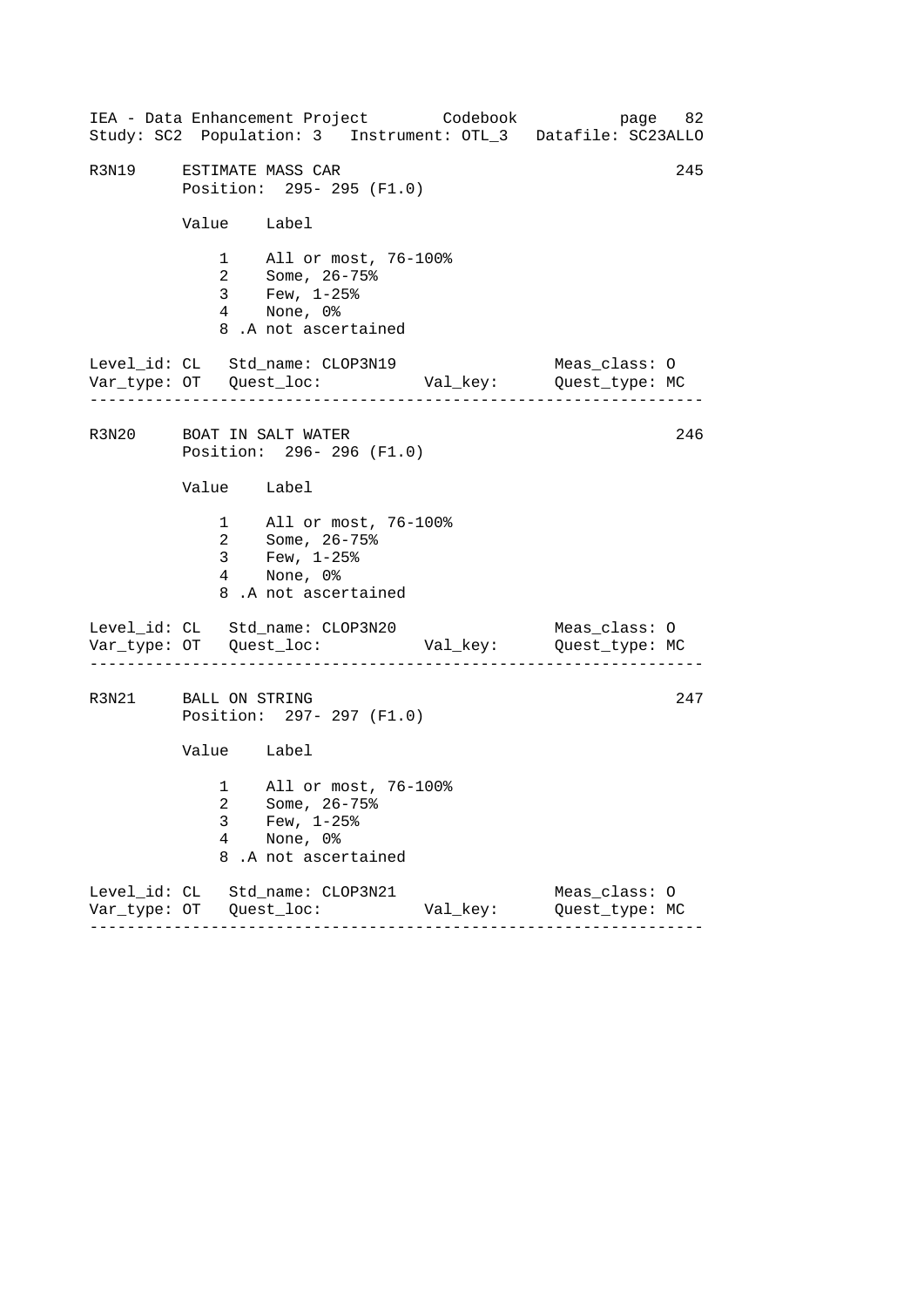IEA - Data Enhancement Project Codebook page 82
Study: SC2 Population: 3 Instrument: OTL_3 Datafile: SC23ALLO

```
R3N19     ESTIMATE MASS CAR                                         245
          Position:  295- 295 (F1.0)

          Value    Label

              1    All or most, 76-100%
              2    Some, 26-75%
              3    Few, 1-25%
              4    None, 0%
              8 .A not ascertained

Level_id: CL   Std_name: CLOP3N19                    Meas_class: O
Var_type: OT   Quest_loc:           Val_key:        Quest_type: MC
------------------------------------------------------------------

R3N20     BOAT IN SALT WATER                                        246
          Position:  296- 296 (F1.0)

          Value    Label

              1    All or most, 76-100%
              2    Some, 26-75%
              3    Few, 1-25%
              4    None, 0%
              8 .A not ascertained

Level_id: CL   Std_name: CLOP3N20                    Meas_class: O
Var_type: OT   Quest_loc:           Val_key:        Quest_type: MC
------------------------------------------------------------------

R3N21     BALL ON STRING                                            247
          Position:  297- 297 (F1.0)

          Value    Label

              1    All or most, 76-100%
              2    Some, 26-75%
              3    Few, 1-25%
              4    None, 0%
              8 .A not ascertained

Level_id: CL   Std_name: CLOP3N21                    Meas_class: O
Var_type: OT   Quest_loc:           Val_key:        Quest_type: MC
------------------------------------------------------------------
```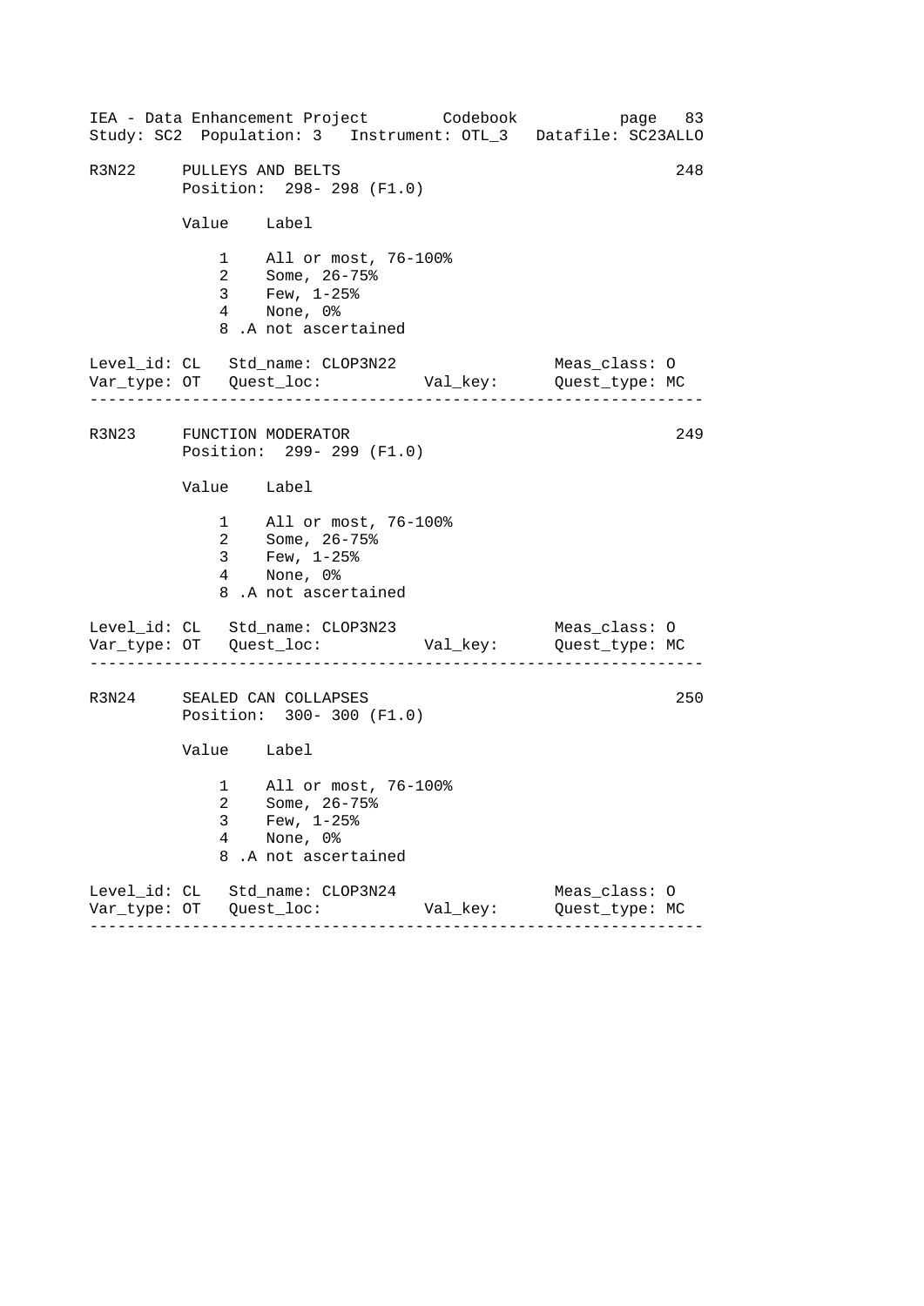IEA - Data Enhancement Project Codebook page 83
Study: SC2 Population: 3 Instrument: OTL_3 Datafile: SC23ALLO

```
R3N22     PULLEYS AND BELTS                                          248
          Position:  298- 298 (F1.0)

          Value    Label

              1    All or most, 76-100%
              2    Some, 26-75%
              3    Few, 1-25%
              4    None, 0%
              8 .A not ascertained

Level_id: CL   Std_name: CLOP3N22                    Meas_class: O
Var_type: OT   Quest_loc:           Val_key:         Quest_type: MC
--------------------------------------------------------------------

R3N23     FUNCTION MODERATOR                                         249
          Position:  299- 299 (F1.0)

          Value    Label

              1    All or most, 76-100%
              2    Some, 26-75%
              3    Few, 1-25%
              4    None, 0%
              8 .A not ascertained

Level_id: CL   Std_name: CLOP3N23                    Meas_class: O
Var_type: OT   Quest_loc:           Val_key:         Quest_type: MC
--------------------------------------------------------------------

R3N24     SEALED CAN COLLAPSES                                       250
          Position:  300- 300 (F1.0)

          Value    Label

              1    All or most, 76-100%
              2    Some, 26-75%
              3    Few, 1-25%
              4    None, 0%
              8 .A not ascertained

Level_id: CL   Std_name: CLOP3N24                    Meas_class: O
Var_type: OT   Quest_loc:           Val_key:         Quest_type: MC
--------------------------------------------------------------------
```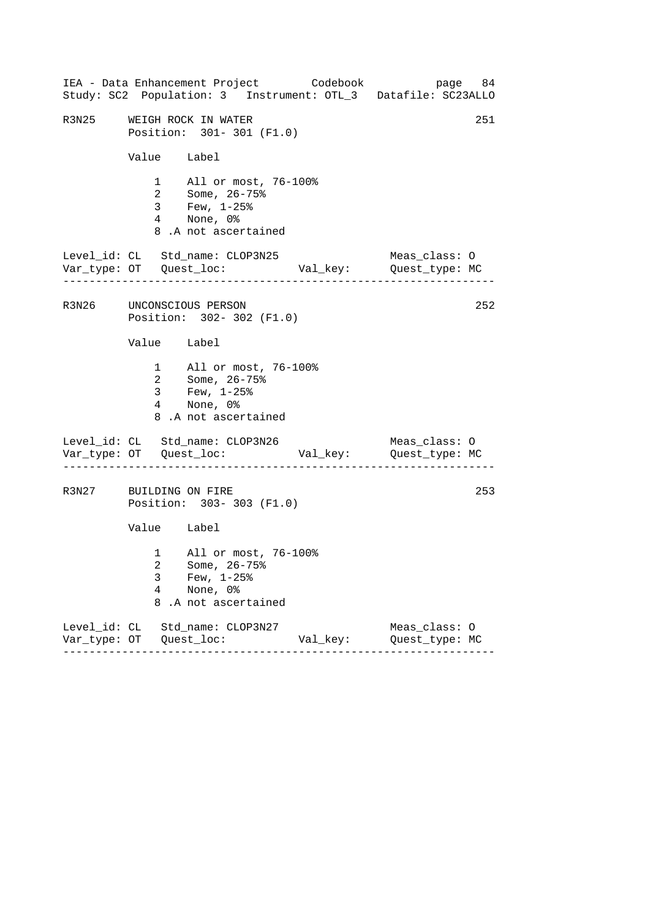## R3N25 WEIGH ROCK IN WATER (251)

Position: 301- 301 (F1.0)

| Value | Label |
|---|---|
| 1 | All or most, 76-100% |
| 2 | Some, 26-75% |
| 3 | Few, 1-25% |
| 4 | None, 0% |
| 8 | .A not ascertained |

Level_id: CL   Std_name: CLOP3N25   Meas_class: O
Var_type: OT   Quest_loc:   Val_key:   Quest_type: MC

---

## R3N26 UNCONSCIOUS PERSON (252)

Position: 302- 302 (F1.0)

| Value | Label |
|---|---|
| 1 | All or most, 76-100% |
| 2 | Some, 26-75% |
| 3 | Few, 1-25% |
| 4 | None, 0% |
| 8 | .A not ascertained |

Level_id: CL   Std_name: CLOP3N26   Meas_class: O
Var_type: OT   Quest_loc:   Val_key:   Quest_type: MC

---

## R3N27 BUILDING ON FIRE (253)

Position: 303- 303 (F1.0)

| Value | Label |
|---|---|
| 1 | All or most, 76-100% |
| 2 | Some, 26-75% |
| 3 | Few, 1-25% |
| 4 | None, 0% |
| 8 | .A not ascertained |

Level_id: CL   Std_name: CLOP3N27   Meas_class: O
Var_type: OT   Quest_loc:   Val_key:   Quest_type: MC

---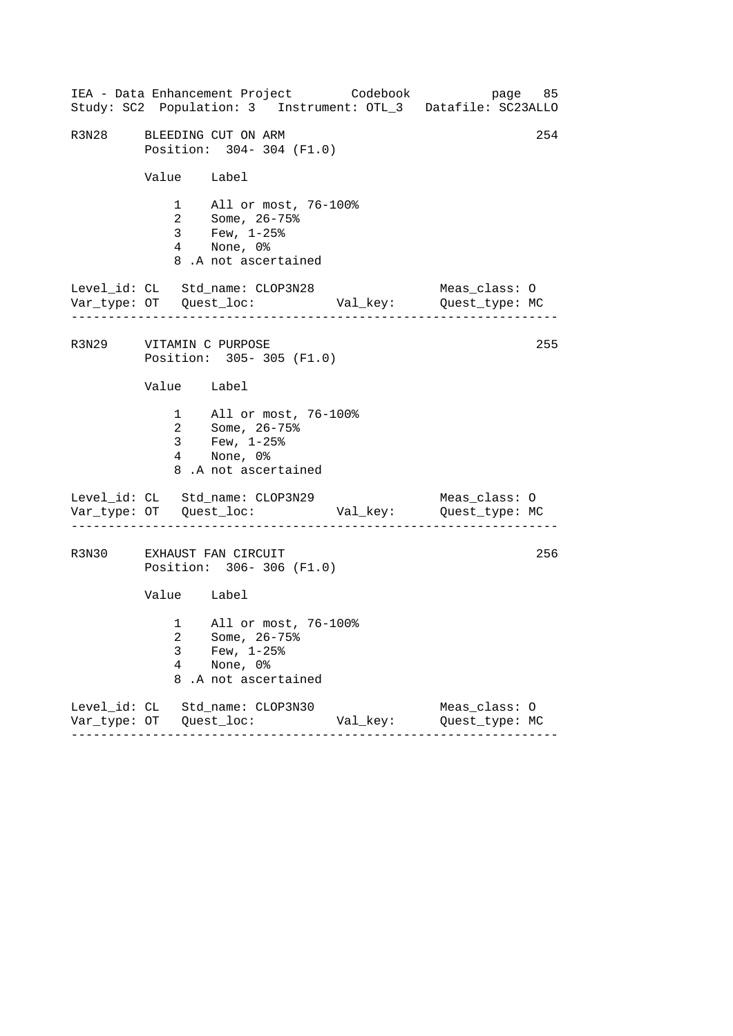IEA - Data Enhancement Project Codebook
Study: SC2 Population: 3 Instrument: OTL_3 Datafile: SC23ALLO

## R3N28 BLEEDING CUT ON ARM 254

Position: 304- 304 (F1.0)

| Value | Label |
|---|---|
| 1 | All or most, 76-100% |
| 2 | Some, 26-75% |
| 3 | Few, 1-25% |
| 4 | None, 0% |
| 8 | .A not ascertained |

Level_id: CL Std_name: CLOP3N28 Meas_class: O
Var_type: OT Quest_loc: Val_key: Quest_type: MC

---

## R3N29 VITAMIN C PURPOSE 255

Position: 305- 305 (F1.0)

| Value | Label |
|---|---|
| 1 | All or most, 76-100% |
| 2 | Some, 26-75% |
| 3 | Few, 1-25% |
| 4 | None, 0% |
| 8 | .A not ascertained |

Level_id: CL Std_name: CLOP3N29 Meas_class: O
Var_type: OT Quest_loc: Val_key: Quest_type: MC

---

## R3N30 EXHAUST FAN CIRCUIT 256

Position: 306- 306 (F1.0)

| Value | Label |
|---|---|
| 1 | All or most, 76-100% |
| 2 | Some, 26-75% |
| 3 | Few, 1-25% |
| 4 | None, 0% |
| 8 | .A not ascertained |

Level_id: CL Std_name: CLOP3N30 Meas_class: O
Var_type: OT Quest_loc: Val_key: Quest_type: MC

---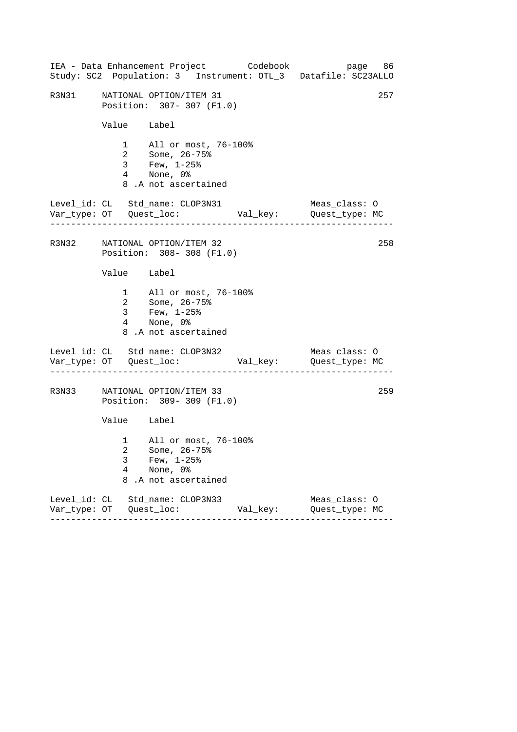R3N31 NATIONAL OPTION/ITEM 31 257
Position: 307- 307 (F1.0)

| Value | Label |
|---|---|
| 1 | All or most, 76-100% |
| 2 | Some, 26-75% |
| 3 | Few, 1-25% |
| 4 | None, 0% |
| 8 | .A not ascertained |

Level_id: CL Std_name: CLOP3N31 Meas_class: O
Var_type: OT Quest_loc: Val_key: Quest_type: MC

---

R3N32 NATIONAL OPTION/ITEM 32 258
Position: 308- 308 (F1.0)

| Value | Label |
|---|---|
| 1 | All or most, 76-100% |
| 2 | Some, 26-75% |
| 3 | Few, 1-25% |
| 4 | None, 0% |
| 8 | .A not ascertained |

Level_id: CL Std_name: CLOP3N32 Meas_class: O
Var_type: OT Quest_loc: Val_key: Quest_type: MC

---

R3N33 NATIONAL OPTION/ITEM 33 259
Position: 309- 309 (F1.0)

| Value | Label |
|---|---|
| 1 | All or most, 76-100% |
| 2 | Some, 26-75% |
| 3 | Few, 1-25% |
| 4 | None, 0% |
| 8 | .A not ascertained |

Level_id: CL Std_name: CLOP3N33 Meas_class: O
Var_type: OT Quest_loc: Val_key: Quest_type: MC

---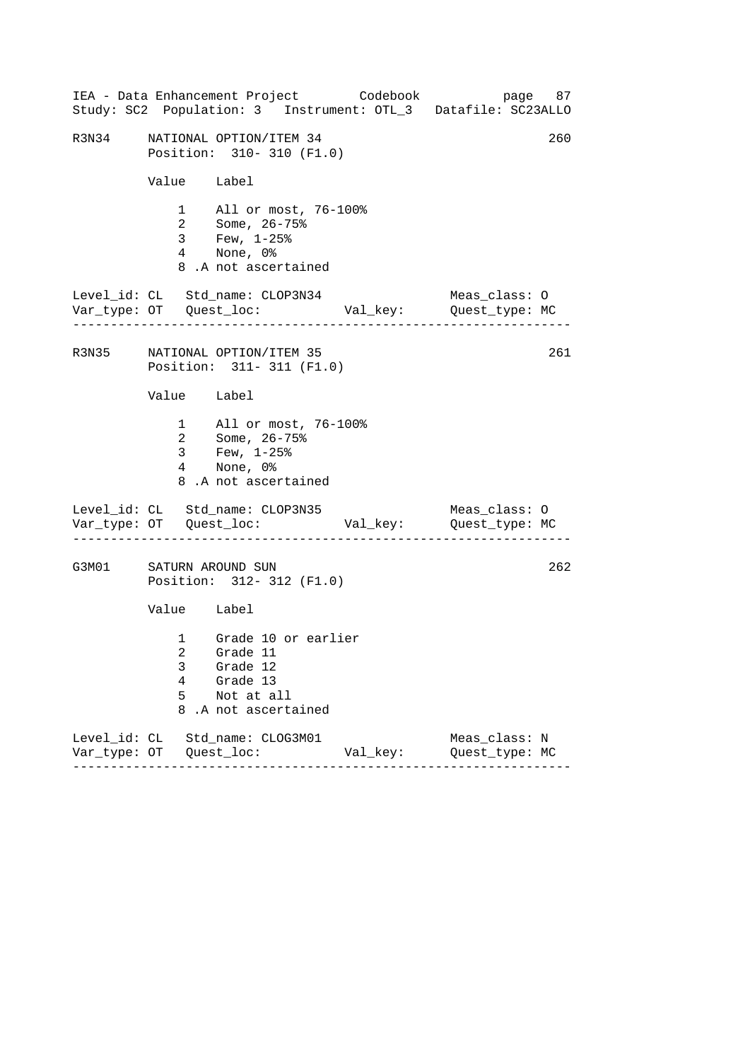```
R3N34     NATIONAL OPTION/ITEM 34                                 260
          Position:  310- 310 (F1.0)

          Value    Label

              1    All or most, 76-100%
              2    Some, 26-75%
              3    Few, 1-25%
              4    None, 0%
              8 .A not ascertained

Level_id: CL   Std_name: CLOP3N34                    Meas_class: O
Var_type: OT   Quest_loc:           Val_key:         Quest_type: MC
-----------------------------------------------------------------

R3N35     NATIONAL OPTION/ITEM 35                                 261
          Position:  311- 311 (F1.0)

          Value    Label

              1    All or most, 76-100%
              2    Some, 26-75%
              3    Few, 1-25%
              4    None, 0%
              8 .A not ascertained

Level_id: CL   Std_name: CLOP3N35                    Meas_class: O
Var_type: OT   Quest_loc:           Val_key:         Quest_type: MC
-----------------------------------------------------------------

G3M01     SATURN AROUND SUN                                       262
          Position:  312- 312 (F1.0)

          Value    Label

              1    Grade 10 or earlier
              2    Grade 11
              3    Grade 12
              4    Grade 13
              5    Not at all
              8 .A not ascertained

Level_id: CL   Std_name: CLOG3M01                    Meas_class: N
Var_type: OT   Quest_loc:           Val_key:         Quest_type: MC
-----------------------------------------------------------------
```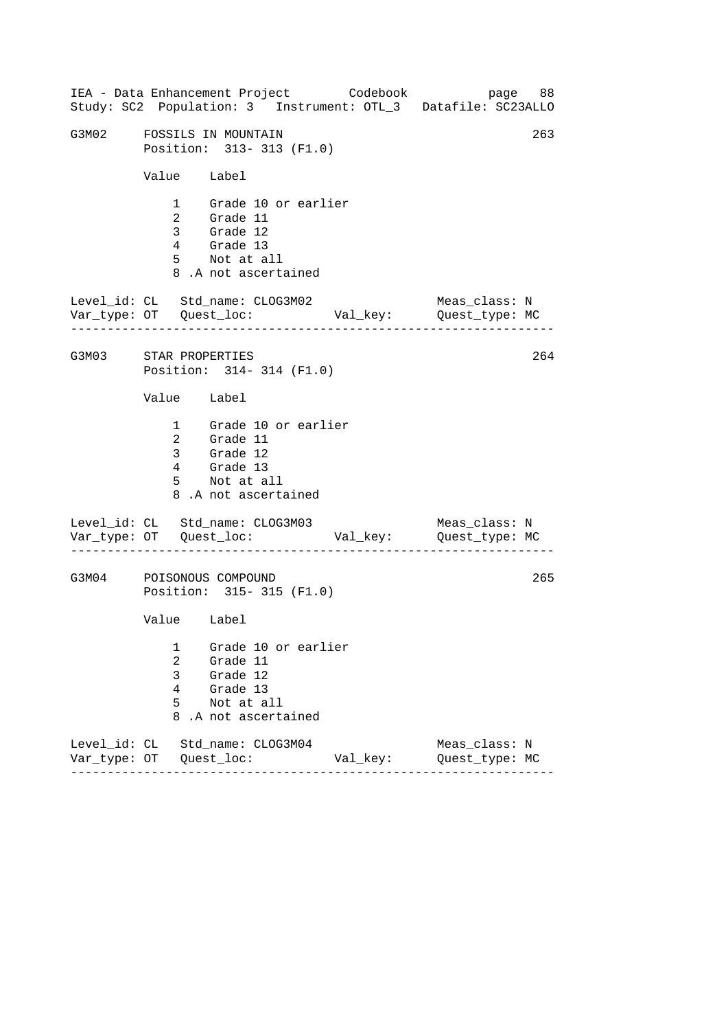## G3M02 FOSSILS IN MOUNTAIN — 263

Position: 313- 313 (F1.0)

| Value | Label |
| --- | --- |
| 1 | Grade 10 or earlier |
| 2 | Grade 11 |
| 3 | Grade 12 |
| 4 | Grade 13 |
| 5 | Not at all |
| 8 | .A not ascertained |

Level_id: CL   Std_name: CLOG3M02   Meas_class: N
Var_type: OT   Quest_loc:   Val_key:   Quest_type: MC

---

## G3M03 STAR PROPERTIES — 264

Position: 314- 314 (F1.0)

| Value | Label |
| --- | --- |
| 1 | Grade 10 or earlier |
| 2 | Grade 11 |
| 3 | Grade 12 |
| 4 | Grade 13 |
| 5 | Not at all |
| 8 | .A not ascertained |

Level_id: CL   Std_name: CLOG3M03   Meas_class: N
Var_type: OT   Quest_loc:   Val_key:   Quest_type: MC

---

## G3M04 POISONOUS COMPOUND — 265

Position: 315- 315 (F1.0)

| Value | Label |
| --- | --- |
| 1 | Grade 10 or earlier |
| 2 | Grade 11 |
| 3 | Grade 12 |
| 4 | Grade 13 |
| 5 | Not at all |
| 8 | .A not ascertained |

Level_id: CL   Std_name: CLOG3M04   Meas_class: N
Var_type: OT   Quest_loc:   Val_key:   Quest_type: MC

---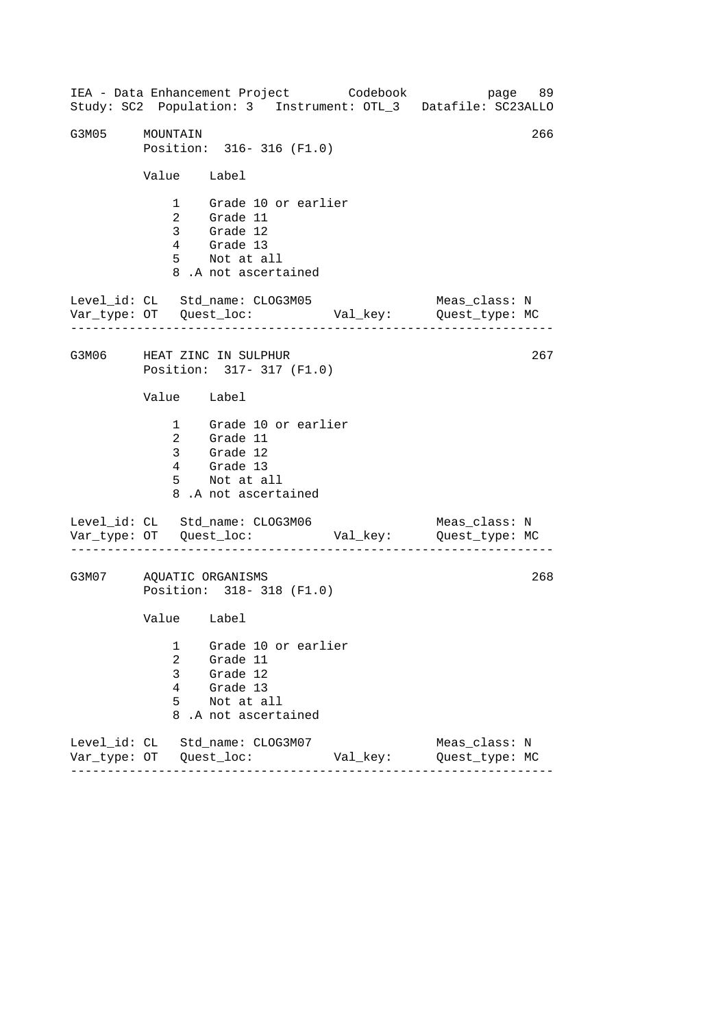G3M05 MOUNTAIN 266

Position: 316- 316 (F1.0)

| Value | Label |
|---|---|
| 1 | Grade 10 or earlier |
| 2 | Grade 11 |
| 3 | Grade 12 |
| 4 | Grade 13 |
| 5 | Not at all |
| 8 | .A not ascertained |

Level_id: CL Std_name: CLOG3M05 Meas_class: N
Var_type: OT Quest_loc: Val_key: Quest_type: MC

---

G3M06 HEAT ZINC IN SULPHUR 267

Position: 317- 317 (F1.0)

| Value | Label |
|---|---|
| 1 | Grade 10 or earlier |
| 2 | Grade 11 |
| 3 | Grade 12 |
| 4 | Grade 13 |
| 5 | Not at all |
| 8 | .A not ascertained |

Level_id: CL Std_name: CLOG3M06 Meas_class: N
Var_type: OT Quest_loc: Val_key: Quest_type: MC

---

G3M07 AQUATIC ORGANISMS 268

Position: 318- 318 (F1.0)

| Value | Label |
|---|---|
| 1 | Grade 10 or earlier |
| 2 | Grade 11 |
| 3 | Grade 12 |
| 4 | Grade 13 |
| 5 | Not at all |
| 8 | .A not ascertained |

Level_id: CL Std_name: CLOG3M07 Meas_class: N
Var_type: OT Quest_loc: Val_key: Quest_type: MC

---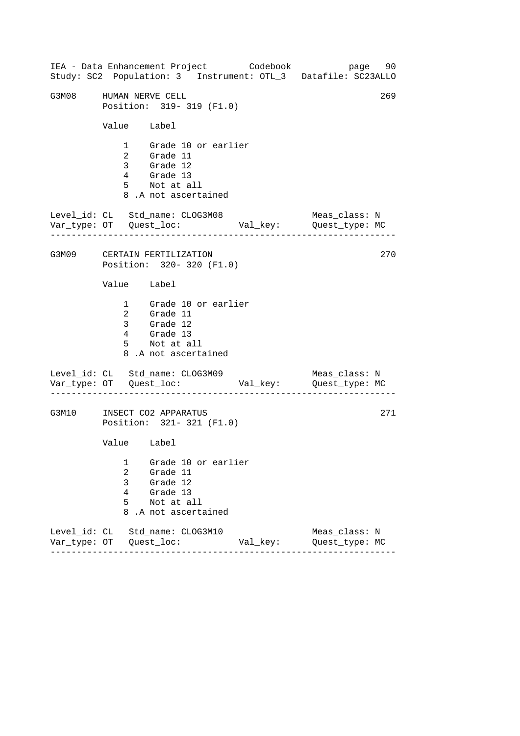G3M08 HUMAN NERVE CELL 269
Position: 319- 319 (F1.0)

| Value | Label |
|---|---|
| 1 | Grade 10 or earlier |
| 2 | Grade 11 |
| 3 | Grade 12 |
| 4 | Grade 13 |
| 5 | Not at all |
| 8 | .A not ascertained |

Level_id: CL Std_name: CLOG3M08 Meas_class: N
Var_type: OT Quest_loc: Val_key: Quest_type: MC

---

G3M09 CERTAIN FERTILIZATION 270
Position: 320- 320 (F1.0)

| Value | Label |
|---|---|
| 1 | Grade 10 or earlier |
| 2 | Grade 11 |
| 3 | Grade 12 |
| 4 | Grade 13 |
| 5 | Not at all |
| 8 | .A not ascertained |

Level_id: CL Std_name: CLOG3M09 Meas_class: N
Var_type: OT Quest_loc: Val_key: Quest_type: MC

---

G3M10 INSECT CO2 APPARATUS 271
Position: 321- 321 (F1.0)

| Value | Label |
|---|---|
| 1 | Grade 10 or earlier |
| 2 | Grade 11 |
| 3 | Grade 12 |
| 4 | Grade 13 |
| 5 | Not at all |
| 8 | .A not ascertained |

Level_id: CL Std_name: CLOG3M10 Meas_class: N
Var_type: OT Quest_loc: Val_key: Quest_type: MC

---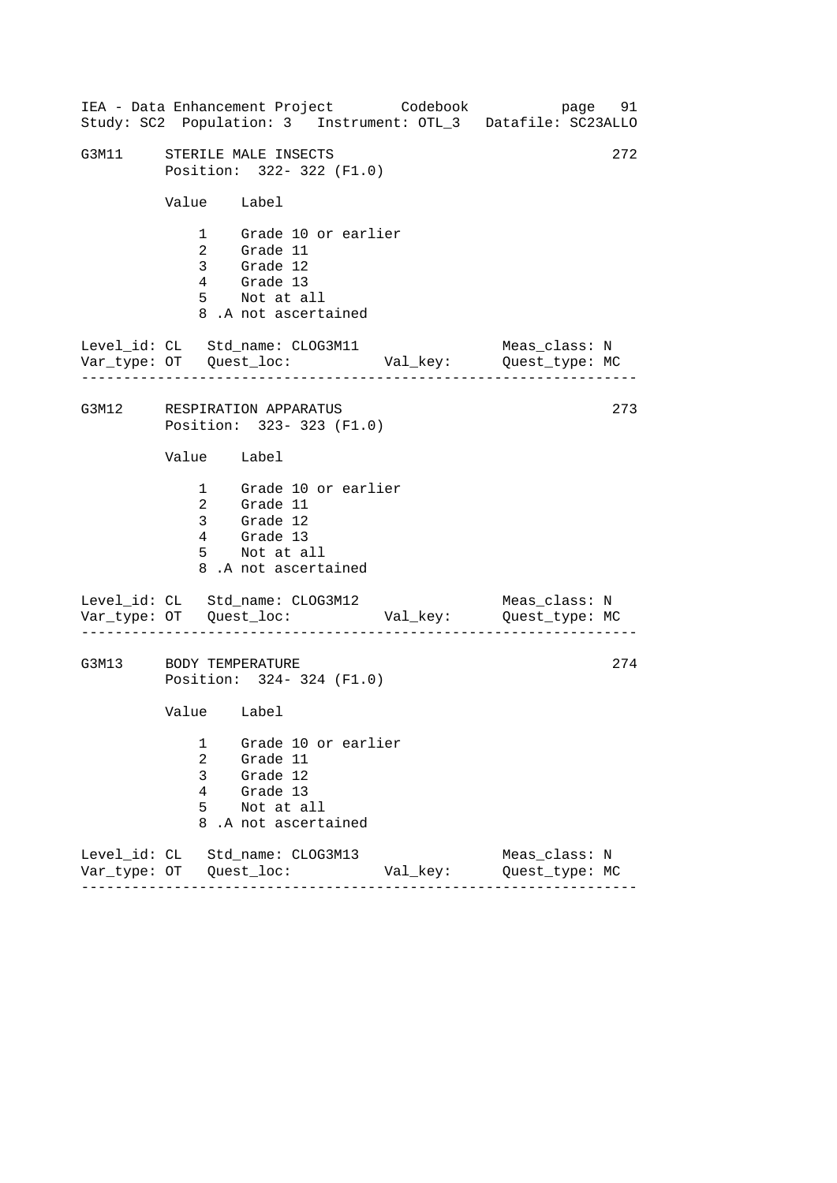## G3M11 STERILE MALE INSECTS 272

Position: 322- 322 (F1.0)

| Value | Label |
|---|---|
| 1 | Grade 10 or earlier |
| 2 | Grade 11 |
| 3 | Grade 12 |
| 4 | Grade 13 |
| 5 | Not at all |
| 8 | .A not ascertained |

Level_id: CL Std_name: CLOG3M11 Meas_class: N
Var_type: OT Quest_loc: Val_key: Quest_type: MC

---

## G3M12 RESPIRATION APPARATUS 273

Position: 323- 323 (F1.0)

| Value | Label |
|---|---|
| 1 | Grade 10 or earlier |
| 2 | Grade 11 |
| 3 | Grade 12 |
| 4 | Grade 13 |
| 5 | Not at all |
| 8 | .A not ascertained |

Level_id: CL Std_name: CLOG3M12 Meas_class: N
Var_type: OT Quest_loc: Val_key: Quest_type: MC

---

## G3M13 BODY TEMPERATURE 274

Position: 324- 324 (F1.0)

| Value | Label |
|---|---|
| 1 | Grade 10 or earlier |
| 2 | Grade 11 |
| 3 | Grade 12 |
| 4 | Grade 13 |
| 5 | Not at all |
| 8 | .A not ascertained |

Level_id: CL Std_name: CLOG3M13 Meas_class: N
Var_type: OT Quest_loc: Val_key: Quest_type: MC

---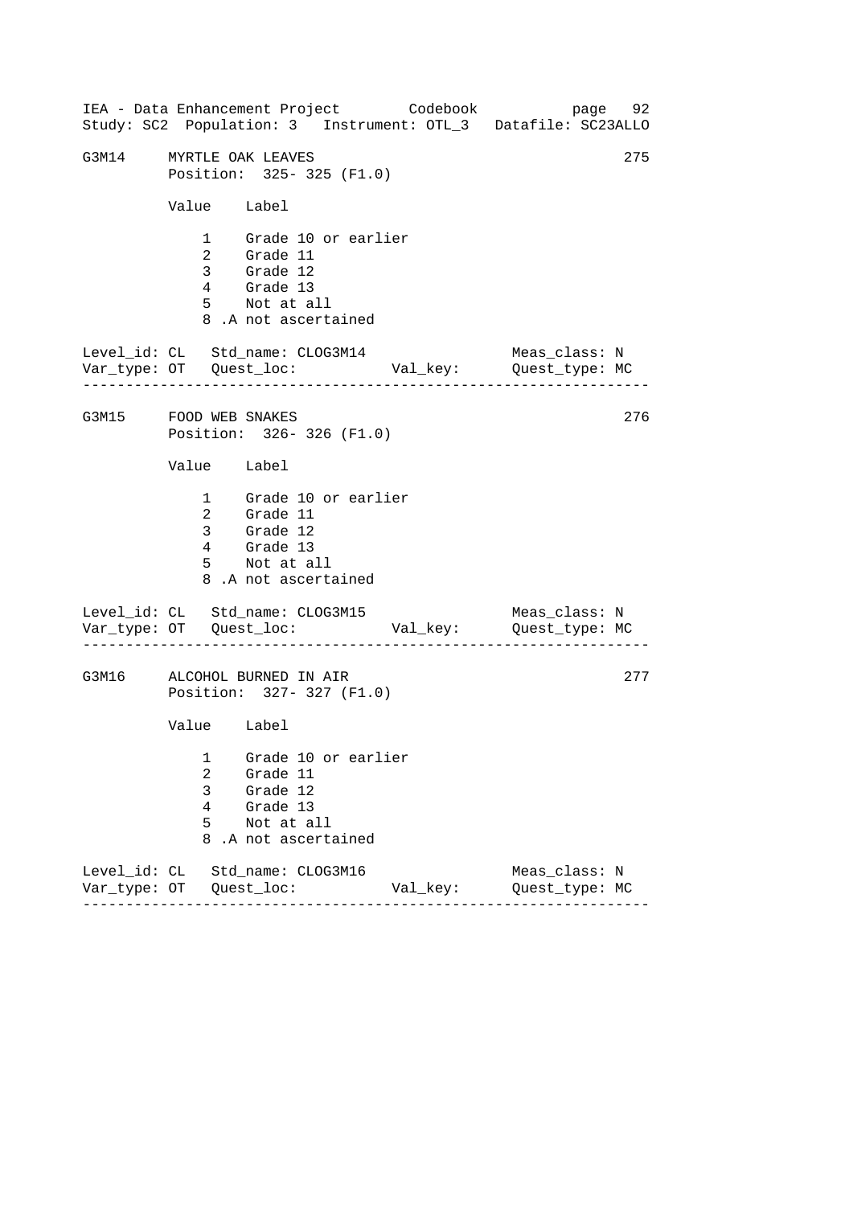```
G3M14     MYRTLE OAK LEAVES                                          275
          Position:  325- 325 (F1.0)

          Value    Label

              1    Grade 10 or earlier
              2    Grade 11
              3    Grade 12
              4    Grade 13
              5    Not at all
              8 .A not ascertained

Level_id: CL   Std_name: CLOG3M14                     Meas_class: N
Var_type: OT   Quest_loc:           Val_key:          Quest_type: MC
--------------------------------------------------------------------

G3M15     FOOD WEB SNAKES                                            276
          Position:  326- 326 (F1.0)

          Value    Label

              1    Grade 10 or earlier
              2    Grade 11
              3    Grade 12
              4    Grade 13
              5    Not at all
              8 .A not ascertained

Level_id: CL   Std_name: CLOG3M15                     Meas_class: N
Var_type: OT   Quest_loc:           Val_key:          Quest_type: MC
--------------------------------------------------------------------

G3M16     ALCOHOL BURNED IN AIR                                      277
          Position:  327- 327 (F1.0)

          Value    Label

              1    Grade 10 or earlier
              2    Grade 11
              3    Grade 12
              4    Grade 13
              5    Not at all
              8 .A not ascertained

Level_id: CL   Std_name: CLOG3M16                     Meas_class: N
Var_type: OT   Quest_loc:           Val_key:          Quest_type: MC
--------------------------------------------------------------------
```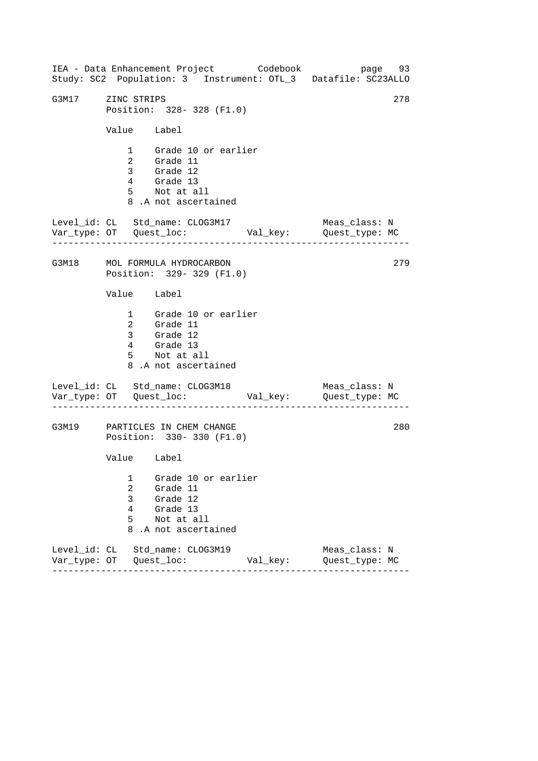```
G3M17     ZINC STRIPS                                              278
          Position:  328- 328 (F1.0)

          Value    Label

              1    Grade 10 or earlier
              2    Grade 11
              3    Grade 12
              4    Grade 13
              5    Not at all
              8 .A not ascertained

Level_id: CL   Std_name: CLOG3M17                    Meas_class: N
Var_type: OT   Quest_loc:           Val_key:        Quest_type: MC
------------------------------------------------------------------

G3M18     MOL FORMULA HYDROCARBON                                  279
          Position:  329- 329 (F1.0)

          Value    Label

              1    Grade 10 or earlier
              2    Grade 11
              3    Grade 12
              4    Grade 13
              5    Not at all
              8 .A not ascertained

Level_id: CL   Std_name: CLOG3M18                    Meas_class: N
Var_type: OT   Quest_loc:           Val_key:        Quest_type: MC
------------------------------------------------------------------

G3M19     PARTICLES IN CHEM CHANGE                                 280
          Position:  330- 330 (F1.0)

          Value    Label

              1    Grade 10 or earlier
              2    Grade 11
              3    Grade 12
              4    Grade 13
              5    Not at all
              8 .A not ascertained

Level_id: CL   Std_name: CLOG3M19                    Meas_class: N
Var_type: OT   Quest_loc:           Val_key:        Quest_type: MC
------------------------------------------------------------------
```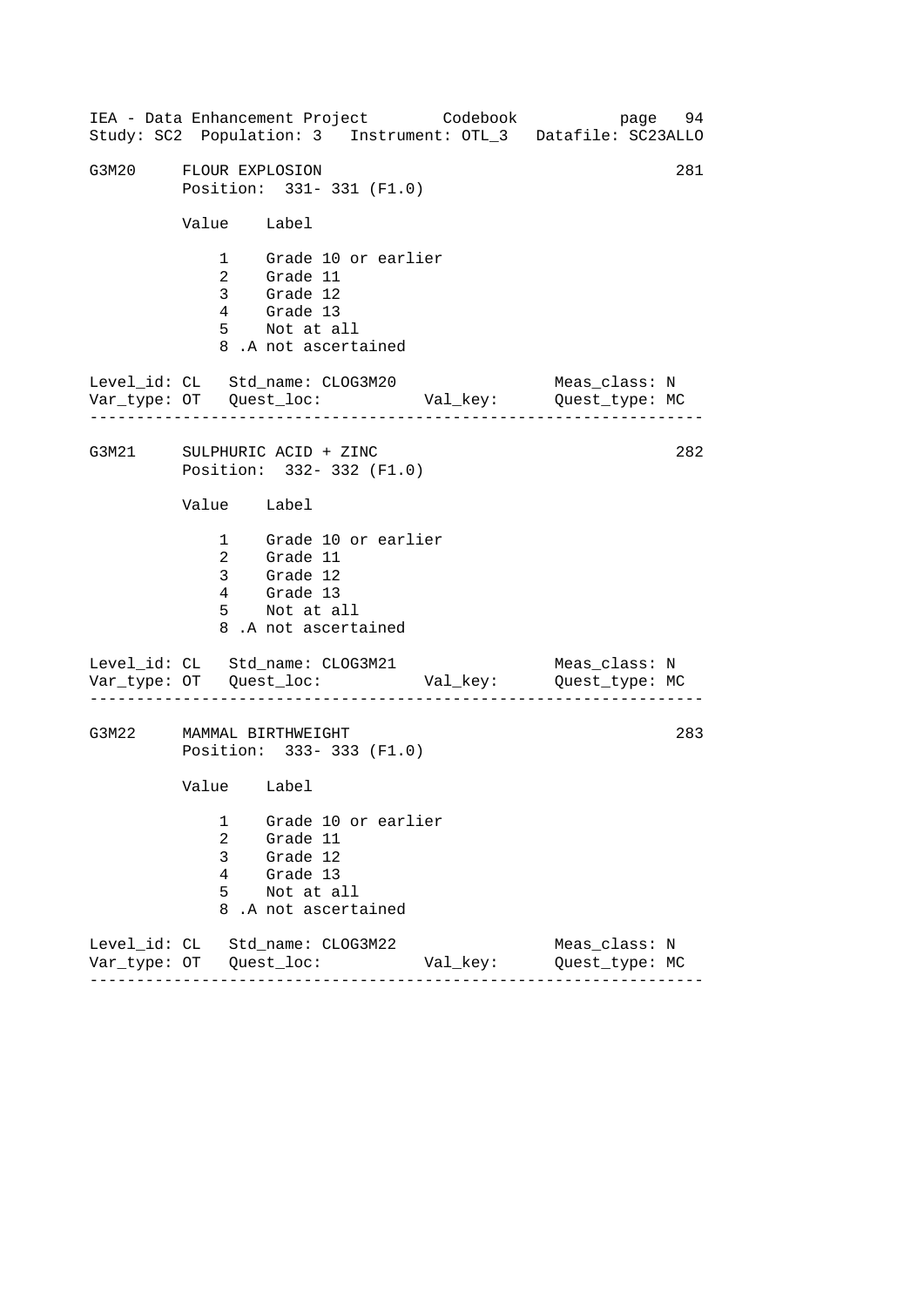```
G3M20     FLOUR EXPLOSION                                          281
          Position:  331- 331 (F1.0)

          Value    Label

              1    Grade 10 or earlier
              2    Grade 11
              3    Grade 12
              4    Grade 13
              5    Not at all
              8 .A not ascertained

Level_id: CL   Std_name: CLOG3M20                 Meas_class: N
Var_type: OT   Quest_loc:           Val_key:      Quest_type: MC
------------------------------------------------------------------

G3M21     SULPHURIC ACID + ZINC                                    282
          Position:  332- 332 (F1.0)

          Value    Label

              1    Grade 10 or earlier
              2    Grade 11
              3    Grade 12
              4    Grade 13
              5    Not at all
              8 .A not ascertained

Level_id: CL   Std_name: CLOG3M21                 Meas_class: N
Var_type: OT   Quest_loc:           Val_key:      Quest_type: MC
------------------------------------------------------------------

G3M22     MAMMAL BIRTHWEIGHT                                       283
          Position:  333- 333 (F1.0)

          Value    Label

              1    Grade 10 or earlier
              2    Grade 11
              3    Grade 12
              4    Grade 13
              5    Not at all
              8 .A not ascertained

Level_id: CL   Std_name: CLOG3M22                 Meas_class: N
Var_type: OT   Quest_loc:           Val_key:      Quest_type: MC
------------------------------------------------------------------
```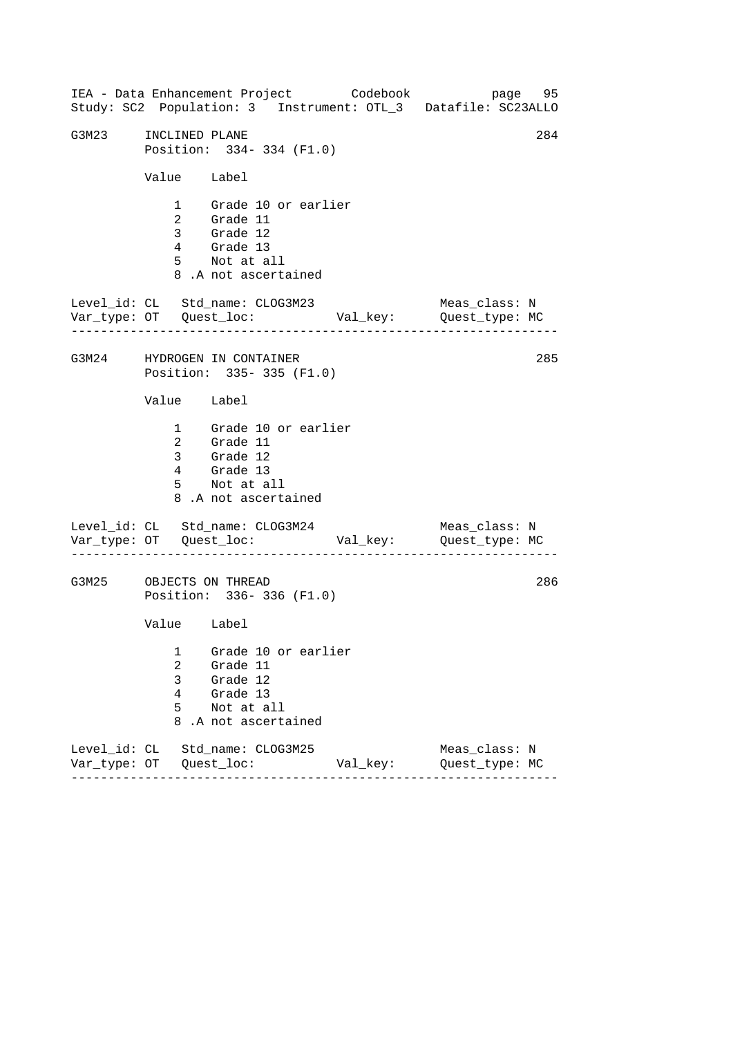```
G3M23     INCLINED PLANE                                          284
          Position:  334- 334 (F1.0)

          Value    Label

              1    Grade 10 or earlier
              2    Grade 11
              3    Grade 12
              4    Grade 13
              5    Not at all
              8 .A not ascertained

Level_id: CL   Std_name: CLOG3M23                  Meas_class: N
Var_type: OT   Quest_loc:           Val_key:      Quest_type: MC
------------------------------------------------------------------

G3M24     HYDROGEN IN CONTAINER                                   285
          Position:  335- 335 (F1.0)

          Value    Label

              1    Grade 10 or earlier
              2    Grade 11
              3    Grade 12
              4    Grade 13
              5    Not at all
              8 .A not ascertained

Level_id: CL   Std_name: CLOG3M24                  Meas_class: N
Var_type: OT   Quest_loc:           Val_key:      Quest_type: MC
------------------------------------------------------------------

G3M25     OBJECTS ON THREAD                                       286
          Position:  336- 336 (F1.0)

          Value    Label

              1    Grade 10 or earlier
              2    Grade 11
              3    Grade 12
              4    Grade 13
              5    Not at all
              8 .A not ascertained

Level_id: CL   Std_name: CLOG3M25                  Meas_class: N
Var_type: OT   Quest_loc:           Val_key:      Quest_type: MC
------------------------------------------------------------------
```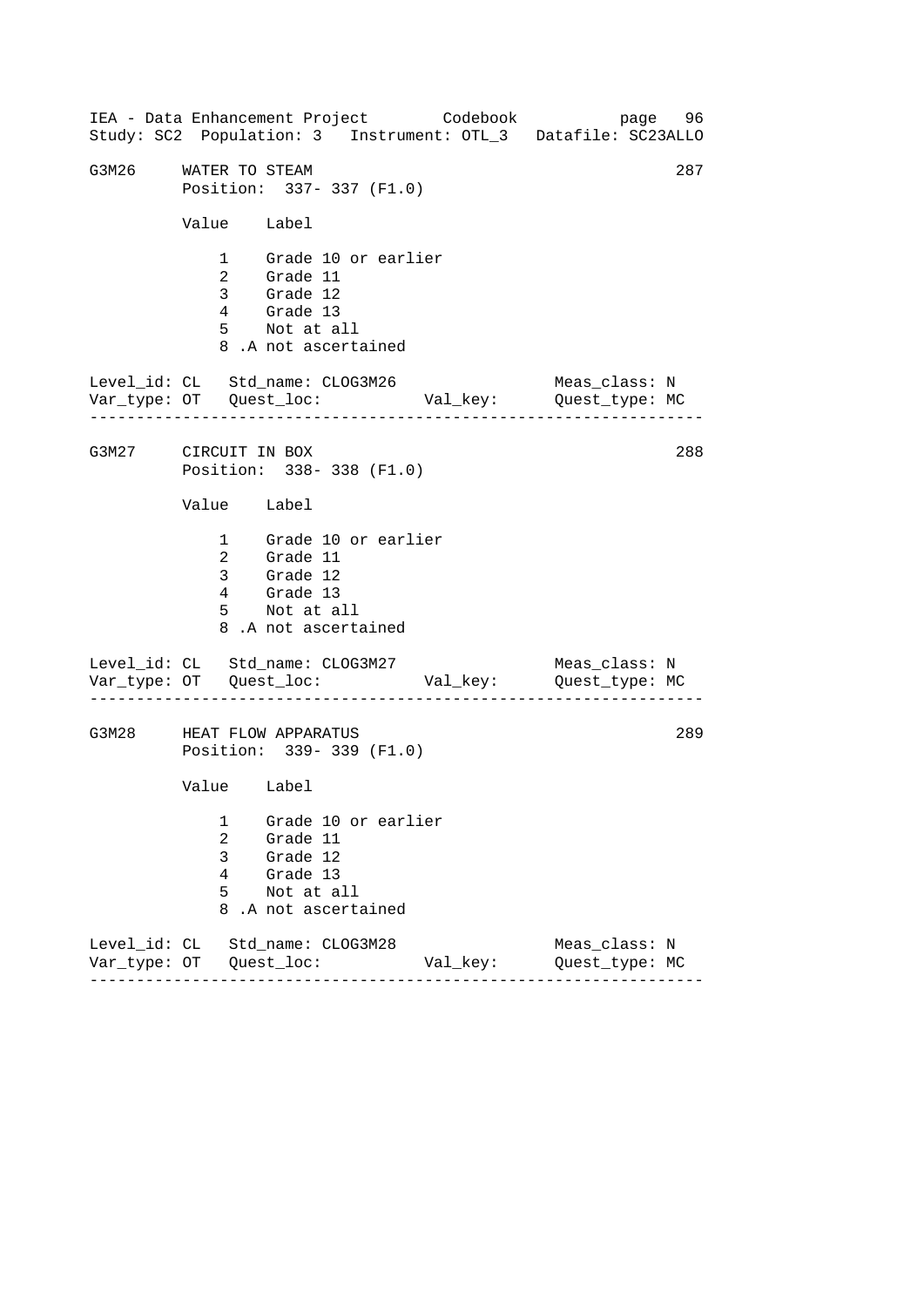IEA - Data Enhancement Project        Codebook            page  96
Study: SC2  Population: 3   Instrument: OTL_3   Datafile: SC23ALLO

```
G3M26     WATER TO STEAM                                         287
          Position:  337- 337 (F1.0)

          Value    Label

              1    Grade 10 or earlier
              2    Grade 11
              3    Grade 12
              4    Grade 13
              5    Not at all
              8 .A not ascertained

Level_id: CL   Std_name: CLOG3M26                   Meas_class: N
Var_type: OT   Quest_loc:           Val_key:      Quest_type: MC
-----------------------------------------------------------------

G3M27     CIRCUIT IN BOX                                         288
          Position:  338- 338 (F1.0)

          Value    Label

              1    Grade 10 or earlier
              2    Grade 11
              3    Grade 12
              4    Grade 13
              5    Not at all
              8 .A not ascertained

Level_id: CL   Std_name: CLOG3M27                   Meas_class: N
Var_type: OT   Quest_loc:           Val_key:      Quest_type: MC
-----------------------------------------------------------------

G3M28     HEAT FLOW APPARATUS                                    289
          Position:  339- 339 (F1.0)

          Value    Label

              1    Grade 10 or earlier
              2    Grade 11
              3    Grade 12
              4    Grade 13
              5    Not at all
              8 .A not ascertained

Level_id: CL   Std_name: CLOG3M28                   Meas_class: N
Var_type: OT   Quest_loc:           Val_key:      Quest_type: MC
-----------------------------------------------------------------
```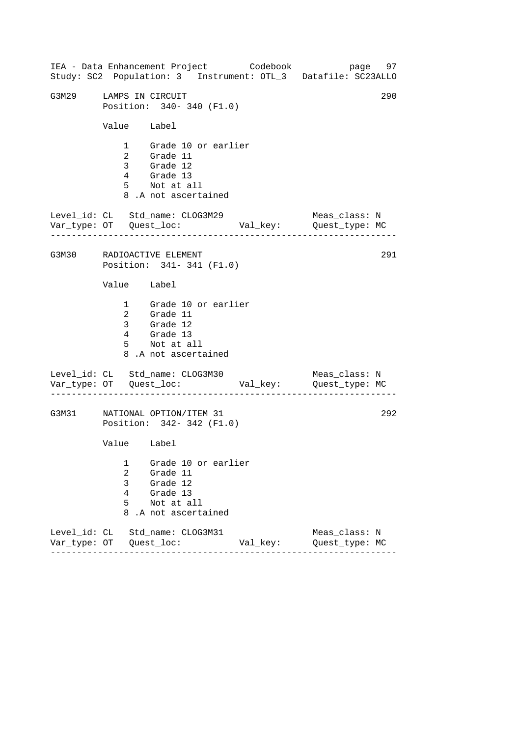G3M29 LAMPS IN CIRCUIT 290
Position: 340- 340 (F1.0)

| Value | Label |
|---|---|
| 1 | Grade 10 or earlier |
| 2 | Grade 11 |
| 3 | Grade 12 |
| 4 | Grade 13 |
| 5 | Not at all |
| 8 | .A not ascertained |

Level_id: CL Std_name: CLOG3M29 Meas_class: N
Var_type: OT Quest_loc: Val_key: Quest_type: MC

---

G3M30 RADIOACTIVE ELEMENT 291
Position: 341- 341 (F1.0)

| Value | Label |
|---|---|
| 1 | Grade 10 or earlier |
| 2 | Grade 11 |
| 3 | Grade 12 |
| 4 | Grade 13 |
| 5 | Not at all |
| 8 | .A not ascertained |

Level_id: CL Std_name: CLOG3M30 Meas_class: N
Var_type: OT Quest_loc: Val_key: Quest_type: MC

---

G3M31 NATIONAL OPTION/ITEM 31 292
Position: 342- 342 (F1.0)

| Value | Label |
|---|---|
| 1 | Grade 10 or earlier |
| 2 | Grade 11 |
| 3 | Grade 12 |
| 4 | Grade 13 |
| 5 | Not at all |
| 8 | .A not ascertained |

Level_id: CL Std_name: CLOG3M31 Meas_class: N
Var_type: OT Quest_loc: Val_key: Quest_type: MC

---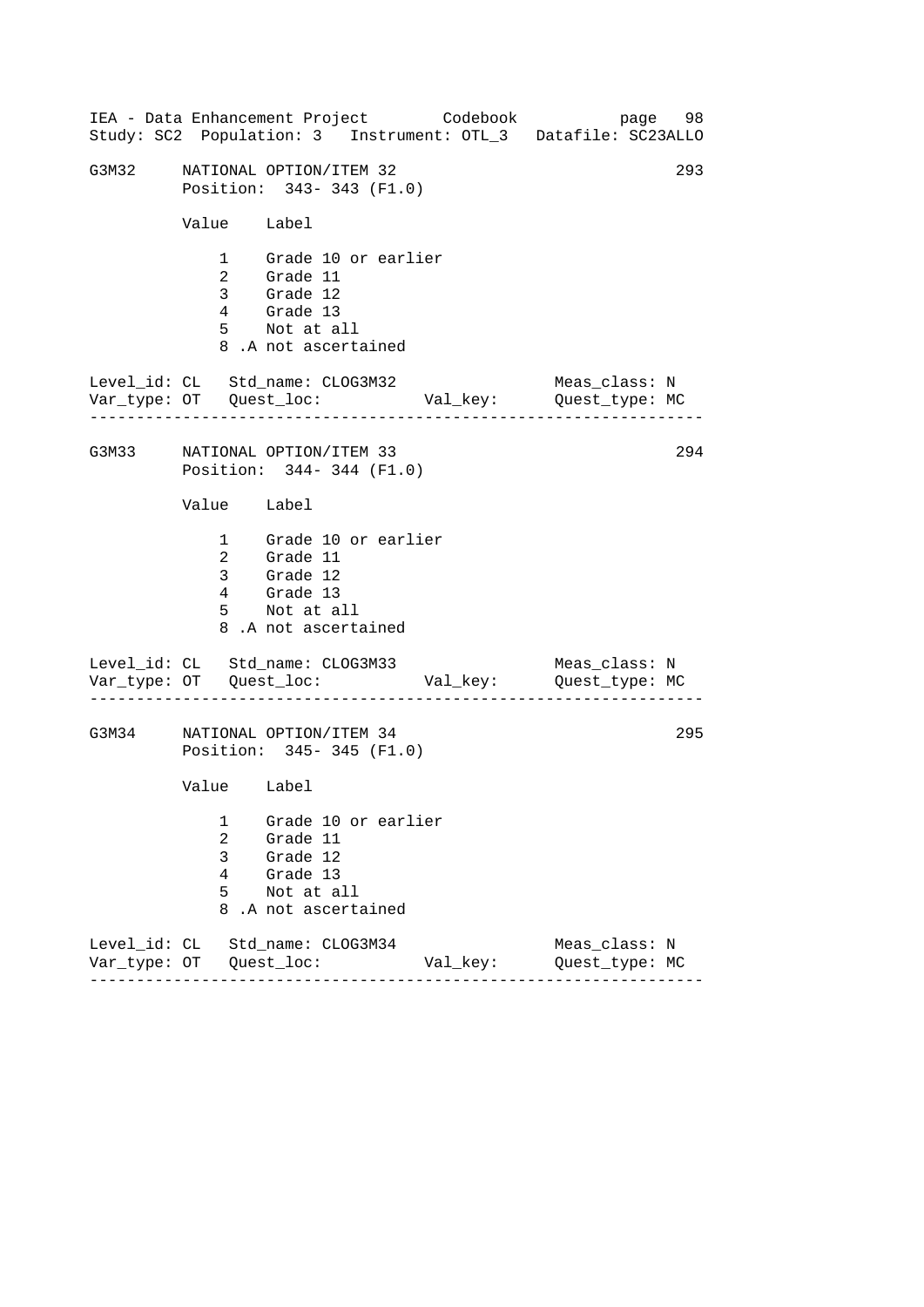G3M32 NATIONAL OPTION/ITEM 32 293
Position: 343- 343 (F1.0)

| Value | Label |
|---|---|
| 1 | Grade 10 or earlier |
| 2 | Grade 11 |
| 3 | Grade 12 |
| 4 | Grade 13 |
| 5 | Not at all |
| 8 | .A not ascertained |

Level_id: CL Std_name: CLOG3M32 Meas_class: N
Var_type: OT Quest_loc: Val_key: Quest_type: MC

---

G3M33 NATIONAL OPTION/ITEM 33 294
Position: 344- 344 (F1.0)

| Value | Label |
|---|---|
| 1 | Grade 10 or earlier |
| 2 | Grade 11 |
| 3 | Grade 12 |
| 4 | Grade 13 |
| 5 | Not at all |
| 8 | .A not ascertained |

Level_id: CL Std_name: CLOG3M33 Meas_class: N
Var_type: OT Quest_loc: Val_key: Quest_type: MC

---

G3M34 NATIONAL OPTION/ITEM 34 295
Position: 345- 345 (F1.0)

| Value | Label |
|---|---|
| 1 | Grade 10 or earlier |
| 2 | Grade 11 |
| 3 | Grade 12 |
| 4 | Grade 13 |
| 5 | Not at all |
| 8 | .A not ascertained |

Level_id: CL Std_name: CLOG3M34 Meas_class: N
Var_type: OT Quest_loc: Val_key: Quest_type: MC

---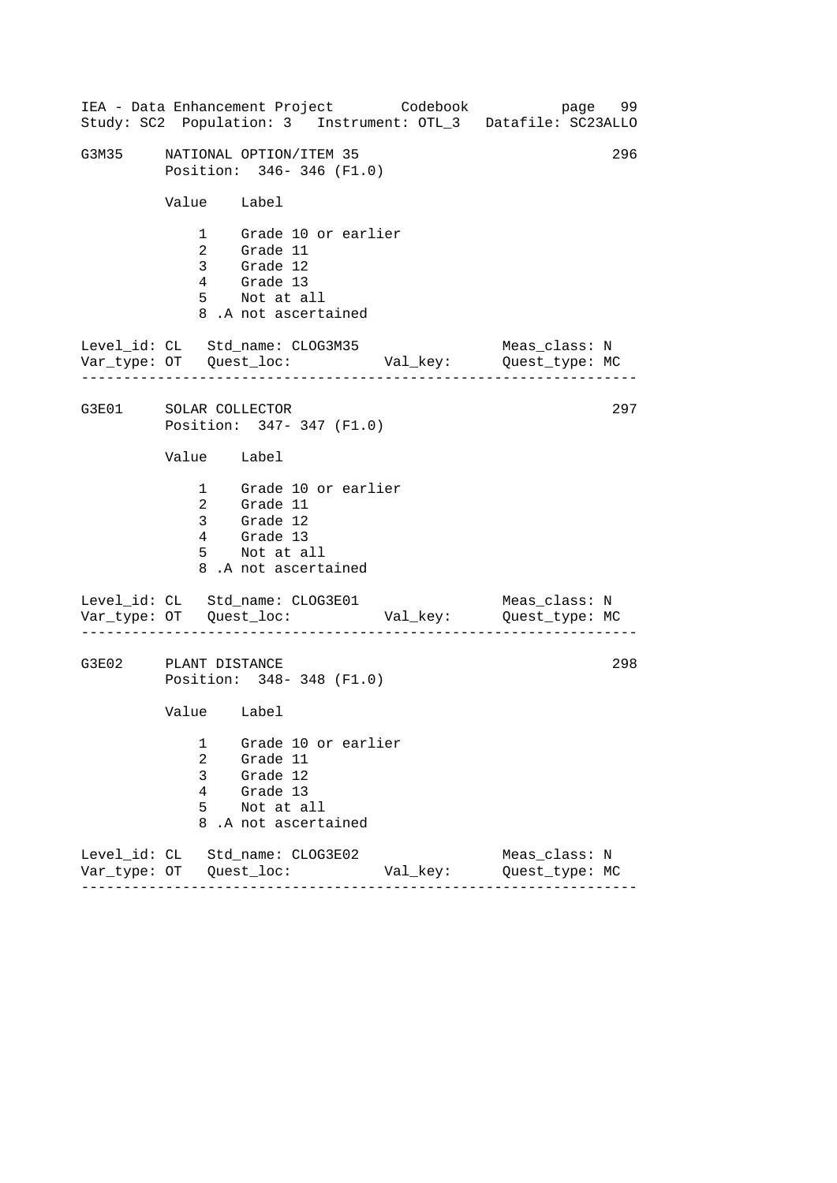G3M35 NATIONAL OPTION/ITEM 35 296
Position: 346- 346 (F1.0)

| Value | Label |
|---|---|
| 1 | Grade 10 or earlier |
| 2 | Grade 11 |
| 3 | Grade 12 |
| 4 | Grade 13 |
| 5 | Not at all |
| 8 | .A not ascertained |

Level_id: CL Std_name: CLOG3M35 Meas_class: N
Var_type: OT Quest_loc: Val_key: Quest_type: MC

---

G3E01 SOLAR COLLECTOR 297
Position: 347- 347 (F1.0)

| Value | Label |
|---|---|
| 1 | Grade 10 or earlier |
| 2 | Grade 11 |
| 3 | Grade 12 |
| 4 | Grade 13 |
| 5 | Not at all |
| 8 | .A not ascertained |

Level_id: CL Std_name: CLOG3E01 Meas_class: N
Var_type: OT Quest_loc: Val_key: Quest_type: MC

---

G3E02 PLANT DISTANCE 298
Position: 348- 348 (F1.0)

| Value | Label |
|---|---|
| 1 | Grade 10 or earlier |
| 2 | Grade 11 |
| 3 | Grade 12 |
| 4 | Grade 13 |
| 5 | Not at all |
| 8 | .A not ascertained |

Level_id: CL Std_name: CLOG3E02 Meas_class: N
Var_type: OT Quest_loc: Val_key: Quest_type: MC

---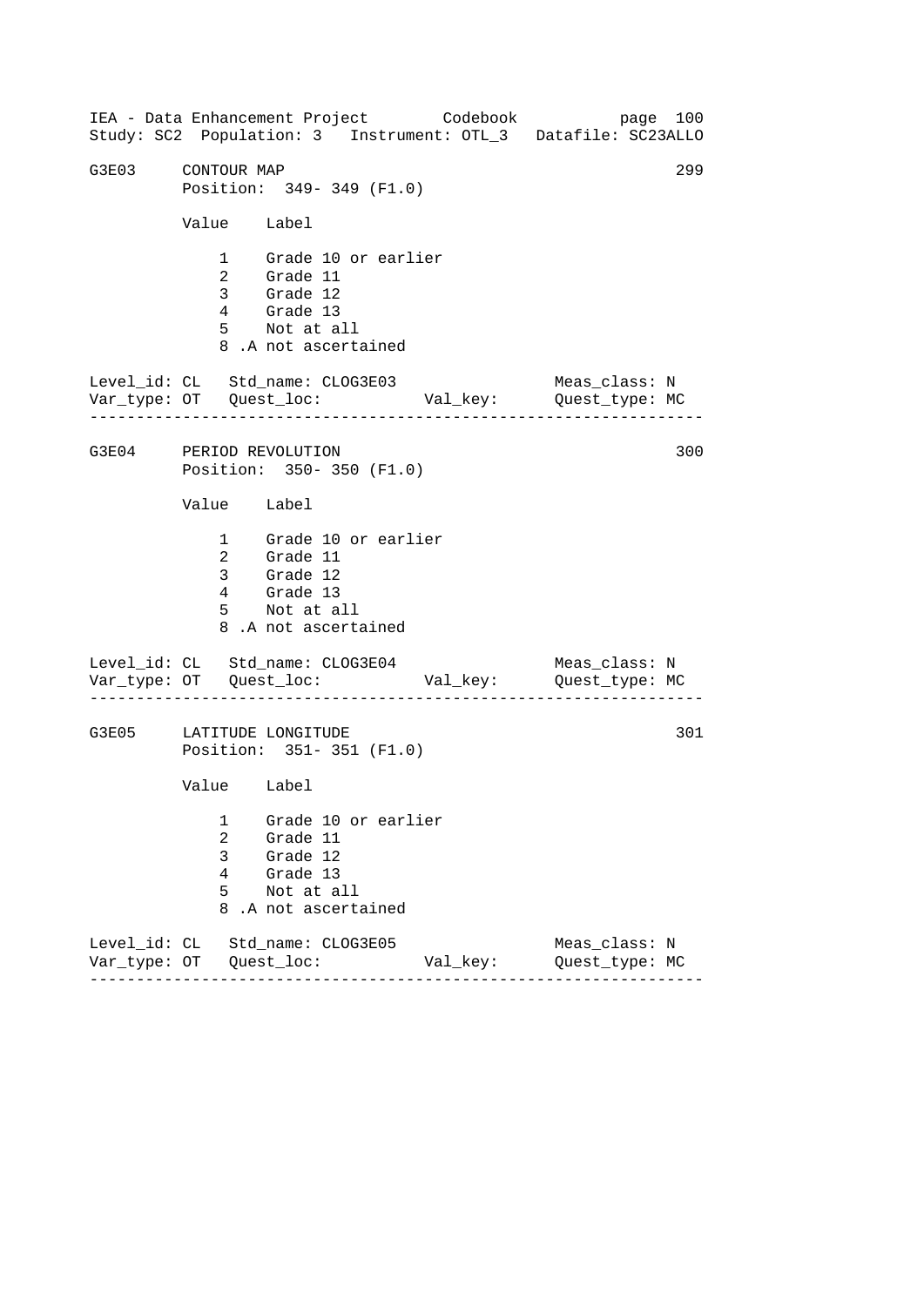```
G3E03     CONTOUR MAP                                               299
          Position:  349- 349 (F1.0)

          Value    Label

              1    Grade 10 or earlier
              2    Grade 11
              3    Grade 12
              4    Grade 13
              5    Not at all
              8 .A not ascertained

Level_id: CL   Std_name: CLOG3E03                   Meas_class: N
Var_type: OT   Quest_loc:           Val_key:        Quest_type: MC
------------------------------------------------------------------

G3E04     PERIOD REVOLUTION                                         300
          Position:  350- 350 (F1.0)

          Value    Label

              1    Grade 10 or earlier
              2    Grade 11
              3    Grade 12
              4    Grade 13
              5    Not at all
              8 .A not ascertained

Level_id: CL   Std_name: CLOG3E04                   Meas_class: N
Var_type: OT   Quest_loc:           Val_key:        Quest_type: MC
------------------------------------------------------------------

G3E05     LATITUDE LONGITUDE                                        301
          Position:  351- 351 (F1.0)

          Value    Label

              1    Grade 10 or earlier
              2    Grade 11
              3    Grade 12
              4    Grade 13
              5    Not at all
              8 .A not ascertained

Level_id: CL   Std_name: CLOG3E05                   Meas_class: N
Var_type: OT   Quest_loc:           Val_key:        Quest_type: MC
------------------------------------------------------------------
```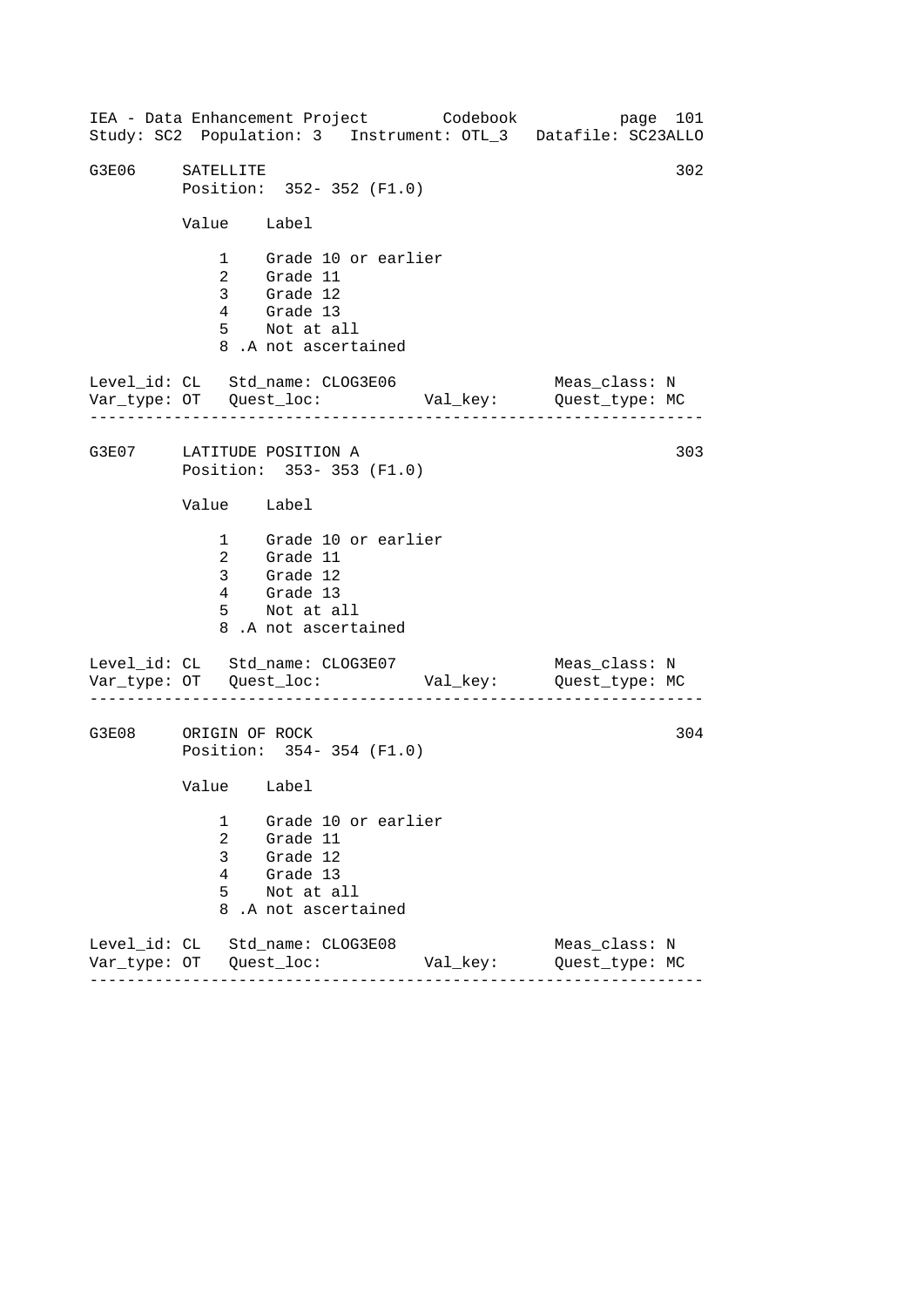G3E06 SATELLITE 302
Position: 352- 352 (F1.0)

| Value | Label |
|---|---|
| 1 | Grade 10 or earlier |
| 2 | Grade 11 |
| 3 | Grade 12 |
| 4 | Grade 13 |
| 5 | Not at all |
| 8 | .A not ascertained |

Level_id: CL Std_name: CLOG3E06 Meas_class: N
Var_type: OT Quest_loc: Val_key: Quest_type: MC

---

G3E07 LATITUDE POSITION A 303
Position: 353- 353 (F1.0)

| Value | Label |
|---|---|
| 1 | Grade 10 or earlier |
| 2 | Grade 11 |
| 3 | Grade 12 |
| 4 | Grade 13 |
| 5 | Not at all |
| 8 | .A not ascertained |

Level_id: CL Std_name: CLOG3E07 Meas_class: N
Var_type: OT Quest_loc: Val_key: Quest_type: MC

---

G3E08 ORIGIN OF ROCK 304
Position: 354- 354 (F1.0)

| Value | Label |
|---|---|
| 1 | Grade 10 or earlier |
| 2 | Grade 11 |
| 3 | Grade 12 |
| 4 | Grade 13 |
| 5 | Not at all |
| 8 | .A not ascertained |

Level_id: CL Std_name: CLOG3E08 Meas_class: N
Var_type: OT Quest_loc: Val_key: Quest_type: MC

---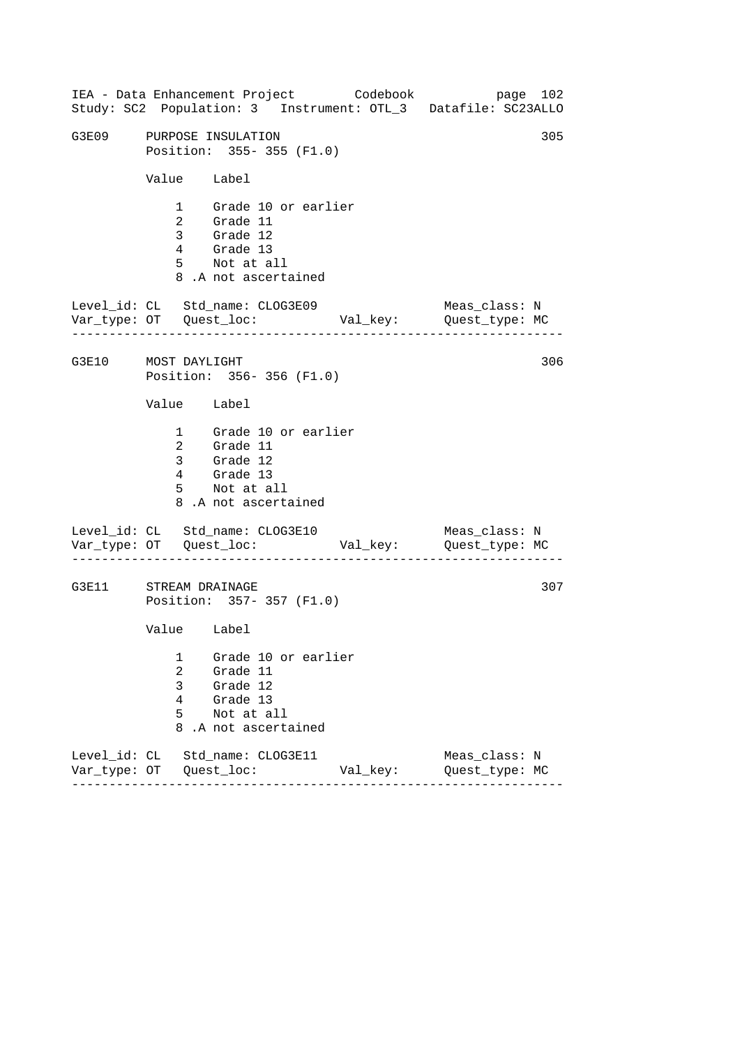G3E09 PURPOSE INSULATION 305

Position: 355- 355 (F1.0)

| Value | Label |
|---|---|
| 1 | Grade 10 or earlier |
| 2 | Grade 11 |
| 3 | Grade 12 |
| 4 | Grade 13 |
| 5 | Not at all |
| 8 | .A not ascertained |

Level_id: CL   Std_name: CLOG3E09   Meas_class: N
Var_type: OT   Quest_loc:   Val_key:   Quest_type: MC

---

G3E10 MOST DAYLIGHT 306

Position: 356- 356 (F1.0)

| Value | Label |
|---|---|
| 1 | Grade 10 or earlier |
| 2 | Grade 11 |
| 3 | Grade 12 |
| 4 | Grade 13 |
| 5 | Not at all |
| 8 | .A not ascertained |

Level_id: CL   Std_name: CLOG3E10   Meas_class: N
Var_type: OT   Quest_loc:   Val_key:   Quest_type: MC

---

G3E11 STREAM DRAINAGE 307

Position: 357- 357 (F1.0)

| Value | Label |
|---|---|
| 1 | Grade 10 or earlier |
| 2 | Grade 11 |
| 3 | Grade 12 |
| 4 | Grade 13 |
| 5 | Not at all |
| 8 | .A not ascertained |

Level_id: CL   Std_name: CLOG3E11   Meas_class: N
Var_type: OT   Quest_loc:   Val_key:   Quest_type: MC

---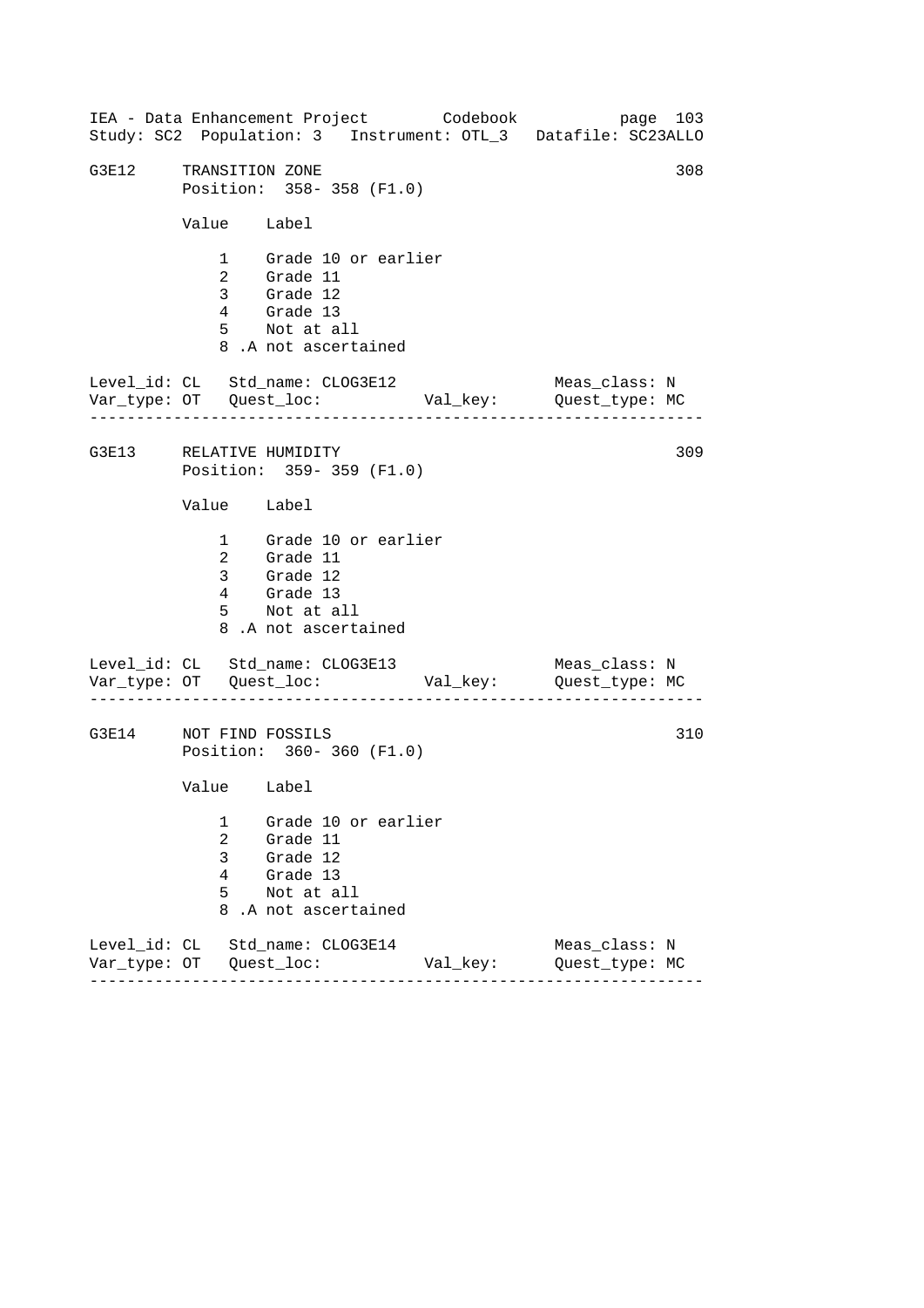```
G3E12     TRANSITION ZONE                                        308
          Position:  358- 358 (F1.0)

          Value    Label

              1    Grade 10 or earlier
              2    Grade 11
              3    Grade 12
              4    Grade 13
              5    Not at all
              8 .A not ascertained

Level_id: CL   Std_name: CLOG3E12                  Meas_class: N
Var_type: OT   Quest_loc:          Val_key:      Quest_type: MC
-----------------------------------------------------------------

G3E13     RELATIVE HUMIDITY                                      309
          Position:  359- 359 (F1.0)

          Value    Label

              1    Grade 10 or earlier
              2    Grade 11
              3    Grade 12
              4    Grade 13
              5    Not at all
              8 .A not ascertained

Level_id: CL   Std_name: CLOG3E13                  Meas_class: N
Var_type: OT   Quest_loc:          Val_key:      Quest_type: MC
-----------------------------------------------------------------

G3E14     NOT FIND FOSSILS                                       310
          Position:  360- 360 (F1.0)

          Value    Label

              1    Grade 10 or earlier
              2    Grade 11
              3    Grade 12
              4    Grade 13
              5    Not at all
              8 .A not ascertained

Level_id: CL   Std_name: CLOG3E14                  Meas_class: N
Var_type: OT   Quest_loc:          Val_key:      Quest_type: MC
-----------------------------------------------------------------
```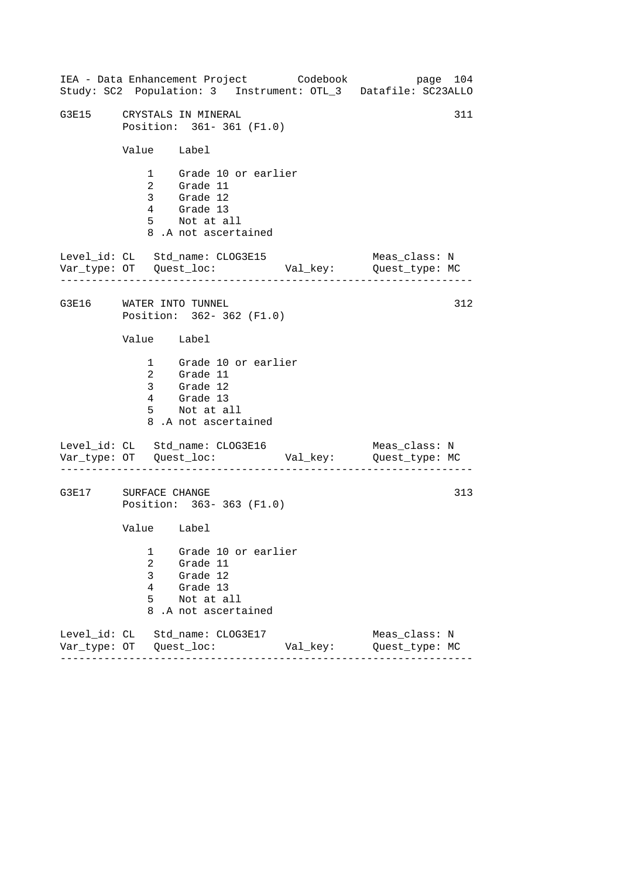G3E15     CRYSTALS IN MINERAL                                        311
          Position:  361- 361 (F1.0)

| Value | Label |
|---|---|
| 1 | Grade 10 or earlier |
| 2 | Grade 11 |
| 3 | Grade 12 |
| 4 | Grade 13 |
| 5 | Not at all |
| 8 | .A not ascertained |

Level_id: CL   Std_name: CLOG3E15                    Meas_class: N
Var_type: OT   Quest_loc:            Val_key:        Quest_type: MC

---

G3E16     WATER INTO TUNNEL                                          312
          Position:  362- 362 (F1.0)

| Value | Label |
|---|---|
| 1 | Grade 10 or earlier |
| 2 | Grade 11 |
| 3 | Grade 12 |
| 4 | Grade 13 |
| 5 | Not at all |
| 8 | .A not ascertained |

Level_id: CL   Std_name: CLOG3E16                    Meas_class: N
Var_type: OT   Quest_loc:            Val_key:        Quest_type: MC

---

G3E17     SURFACE CHANGE                                             313
          Position:  363- 363 (F1.0)

| Value | Label |
|---|---|
| 1 | Grade 10 or earlier |
| 2 | Grade 11 |
| 3 | Grade 12 |
| 4 | Grade 13 |
| 5 | Not at all |
| 8 | .A not ascertained |

Level_id: CL   Std_name: CLOG3E17                    Meas_class: N
Var_type: OT   Quest_loc:            Val_key:        Quest_type: MC

---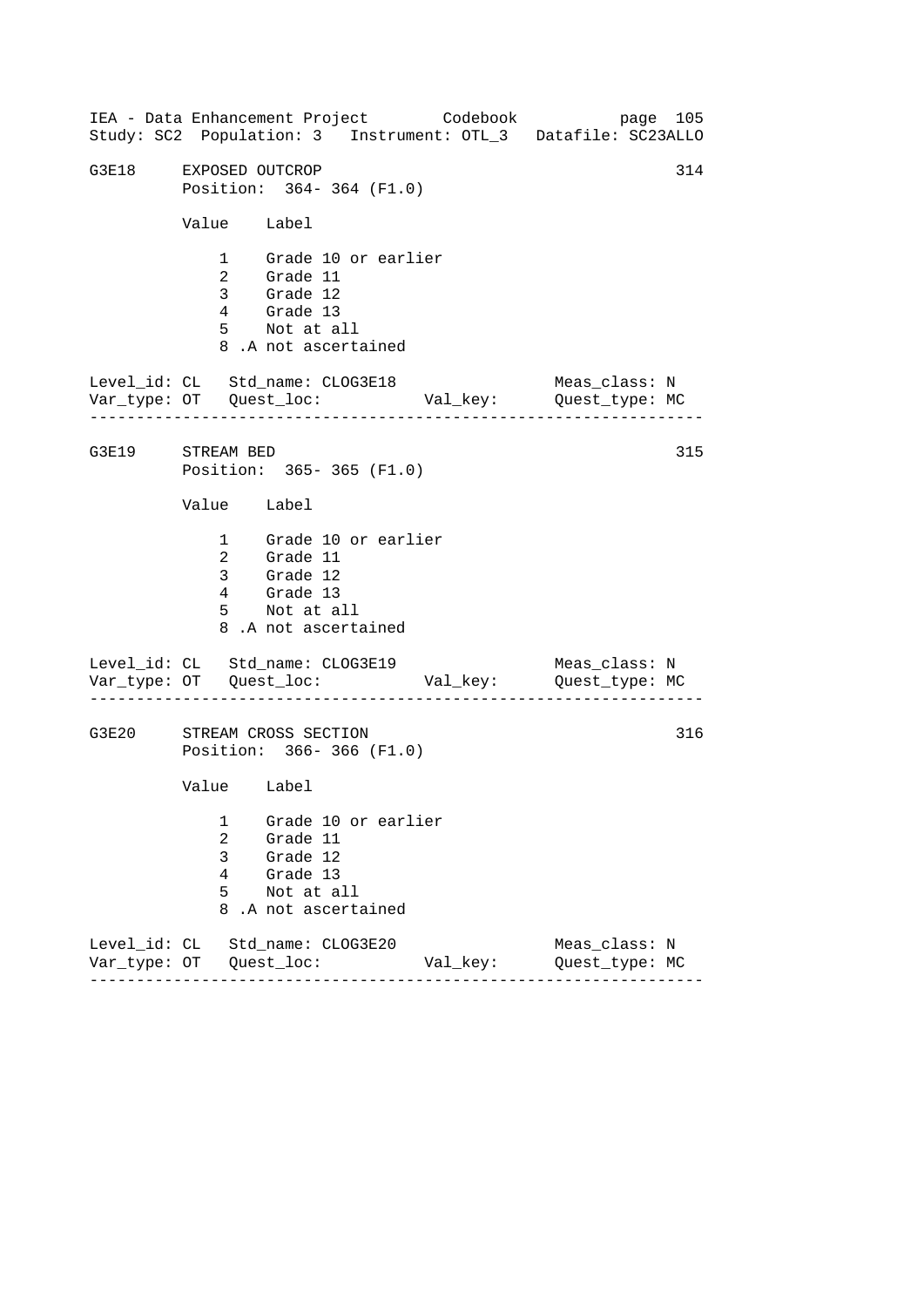G3E18 EXPOSED OUTCROP 314
Position: 364- 364 (F1.0)

| Value | Label |
|---|---|
| 1 | Grade 10 or earlier |
| 2 | Grade 11 |
| 3 | Grade 12 |
| 4 | Grade 13 |
| 5 | Not at all |
| 8 | .A not ascertained |

Level_id: CL Std_name: CLOG3E18 Meas_class: N
Var_type: OT Quest_loc: Val_key: Quest_type: MC

---

G3E19 STREAM BED 315
Position: 365- 365 (F1.0)

| Value | Label |
|---|---|
| 1 | Grade 10 or earlier |
| 2 | Grade 11 |
| 3 | Grade 12 |
| 4 | Grade 13 |
| 5 | Not at all |
| 8 | .A not ascertained |

Level_id: CL Std_name: CLOG3E19 Meas_class: N
Var_type: OT Quest_loc: Val_key: Quest_type: MC

---

G3E20 STREAM CROSS SECTION 316
Position: 366- 366 (F1.0)

| Value | Label |
|---|---|
| 1 | Grade 10 or earlier |
| 2 | Grade 11 |
| 3 | Grade 12 |
| 4 | Grade 13 |
| 5 | Not at all |
| 8 | .A not ascertained |

Level_id: CL Std_name: CLOG3E20 Meas_class: N
Var_type: OT Quest_loc: Val_key: Quest_type: MC

---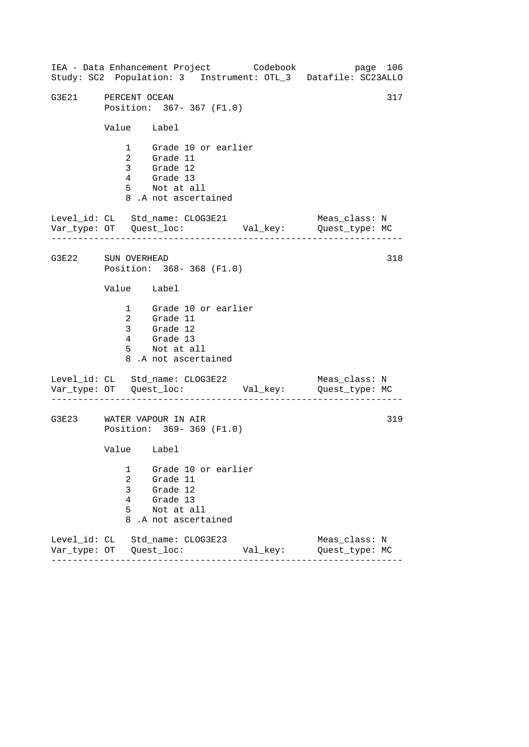IEA - Data Enhancement Project Codebook
Study: SC2 Population: 3 Instrument: OTL_3 Datafile: SC23ALLO

```
G3E21     PERCENT OCEAN                                              317
          Position:  367- 367 (F1.0)

          Value    Label

              1    Grade 10 or earlier
              2    Grade 11
              3    Grade 12
              4    Grade 13
              5    Not at all
              8 .A not ascertained

Level_id: CL   Std_name: CLOG3E21                   Meas_class: N
Var_type: OT   Quest_loc:           Val_key:        Quest_type: MC
--------------------------------------------------------------------

G3E22     SUN OVERHEAD                                               318
          Position:  368- 368 (F1.0)

          Value    Label

              1    Grade 10 or earlier
              2    Grade 11
              3    Grade 12
              4    Grade 13
              5    Not at all
              8 .A not ascertained

Level_id: CL   Std_name: CLOG3E22                   Meas_class: N
Var_type: OT   Quest_loc:           Val_key:        Quest_type: MC
--------------------------------------------------------------------

G3E23     WATER VAPOUR IN AIR                                        319
          Position:  369- 369 (F1.0)

          Value    Label

              1    Grade 10 or earlier
              2    Grade 11
              3    Grade 12
              4    Grade 13
              5    Not at all
              8 .A not ascertained

Level_id: CL   Std_name: CLOG3E23                   Meas_class: N
Var_type: OT   Quest_loc:           Val_key:        Quest_type: MC
--------------------------------------------------------------------
```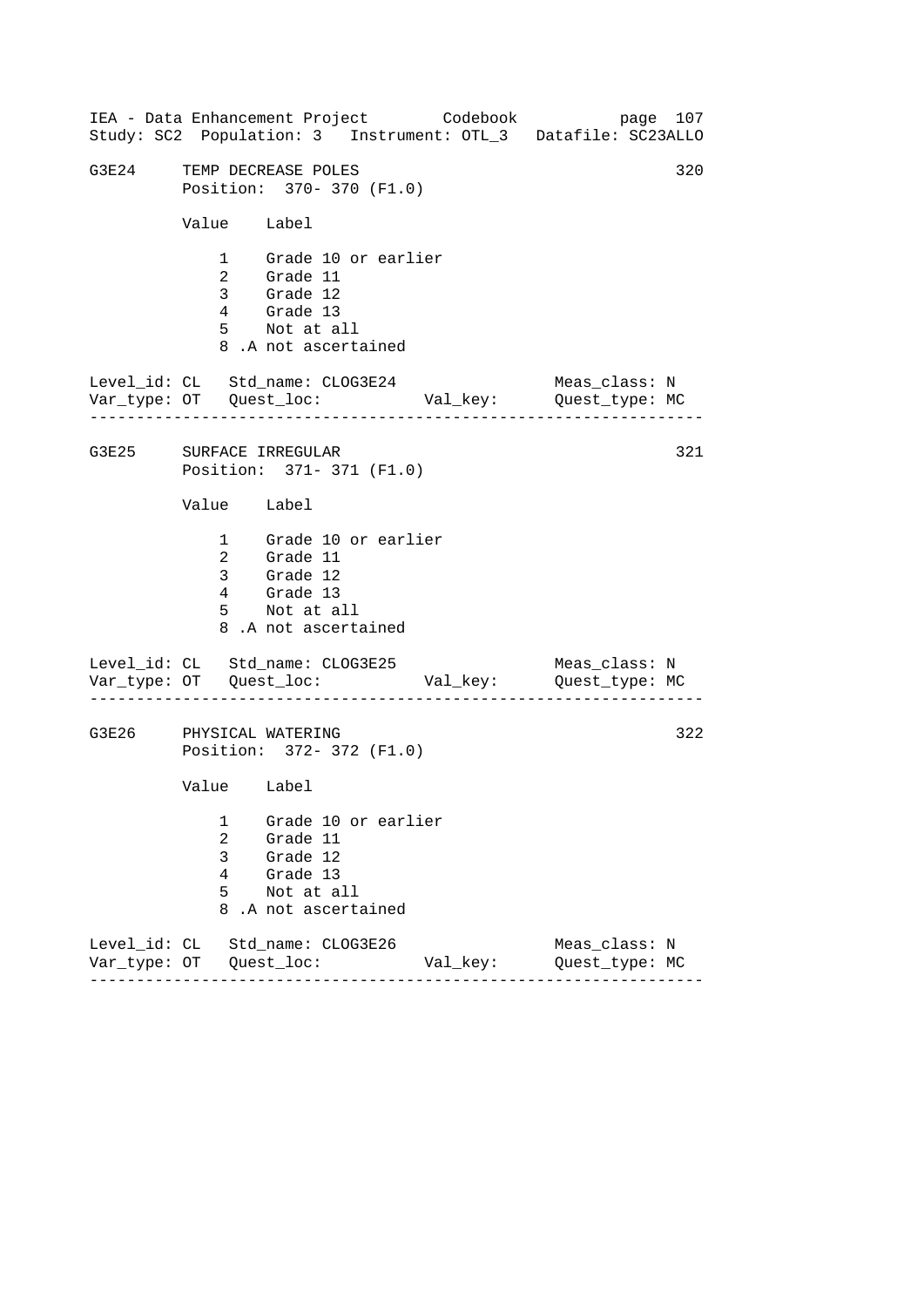G3E24 TEMP DECREASE POLES 320
Position: 370- 370 (F1.0)

| Value | Label |
|---|---|
| 1 | Grade 10 or earlier |
| 2 | Grade 11 |
| 3 | Grade 12 |
| 4 | Grade 13 |
| 5 | Not at all |
| 8 | .A not ascertained |

Level_id: CL Std_name: CLOG3E24 Meas_class: N
Var_type: OT Quest_loc: Val_key: Quest_type: MC

---

G3E25 SURFACE IRREGULAR 321
Position: 371- 371 (F1.0)

| Value | Label |
|---|---|
| 1 | Grade 10 or earlier |
| 2 | Grade 11 |
| 3 | Grade 12 |
| 4 | Grade 13 |
| 5 | Not at all |
| 8 | .A not ascertained |

Level_id: CL Std_name: CLOG3E25 Meas_class: N
Var_type: OT Quest_loc: Val_key: Quest_type: MC

---

G3E26 PHYSICAL WATERING 322
Position: 372- 372 (F1.0)

| Value | Label |
|---|---|
| 1 | Grade 10 or earlier |
| 2 | Grade 11 |
| 3 | Grade 12 |
| 4 | Grade 13 |
| 5 | Not at all |
| 8 | .A not ascertained |

Level_id: CL Std_name: CLOG3E26 Meas_class: N
Var_type: OT Quest_loc: Val_key: Quest_type: MC

---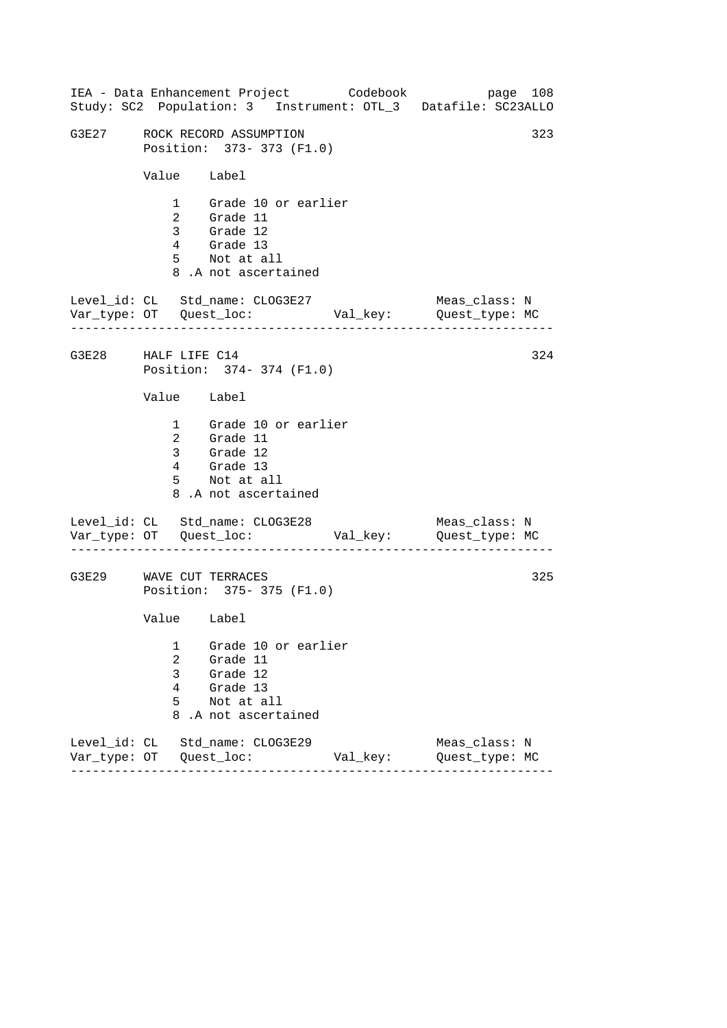## G3E27 ROCK RECORD ASSUMPTION

323

Position: 373- 373 (F1.0)

| Value | Label |
|---|---|
| 1 | Grade 10 or earlier |
| 2 | Grade 11 |
| 3 | Grade 12 |
| 4 | Grade 13 |
| 5 | Not at all |
| 8 .A | not ascertained |

Level_id: CL Std_name: CLOG3E27 Meas_class: N
Var_type: OT Quest_loc: Val_key: Quest_type: MC

---

## G3E28 HALF LIFE C14

324

Position: 374- 374 (F1.0)

| Value | Label |
|---|---|
| 1 | Grade 10 or earlier |
| 2 | Grade 11 |
| 3 | Grade 12 |
| 4 | Grade 13 |
| 5 | Not at all |
| 8 .A | not ascertained |

Level_id: CL Std_name: CLOG3E28 Meas_class: N
Var_type: OT Quest_loc: Val_key: Quest_type: MC

---

## G3E29 WAVE CUT TERRACES

325

Position: 375- 375 (F1.0)

| Value | Label |
|---|---|
| 1 | Grade 10 or earlier |
| 2 | Grade 11 |
| 3 | Grade 12 |
| 4 | Grade 13 |
| 5 | Not at all |
| 8 .A | not ascertained |

Level_id: CL Std_name: CLOG3E29 Meas_class: N
Var_type: OT Quest_loc: Val_key: Quest_type: MC

---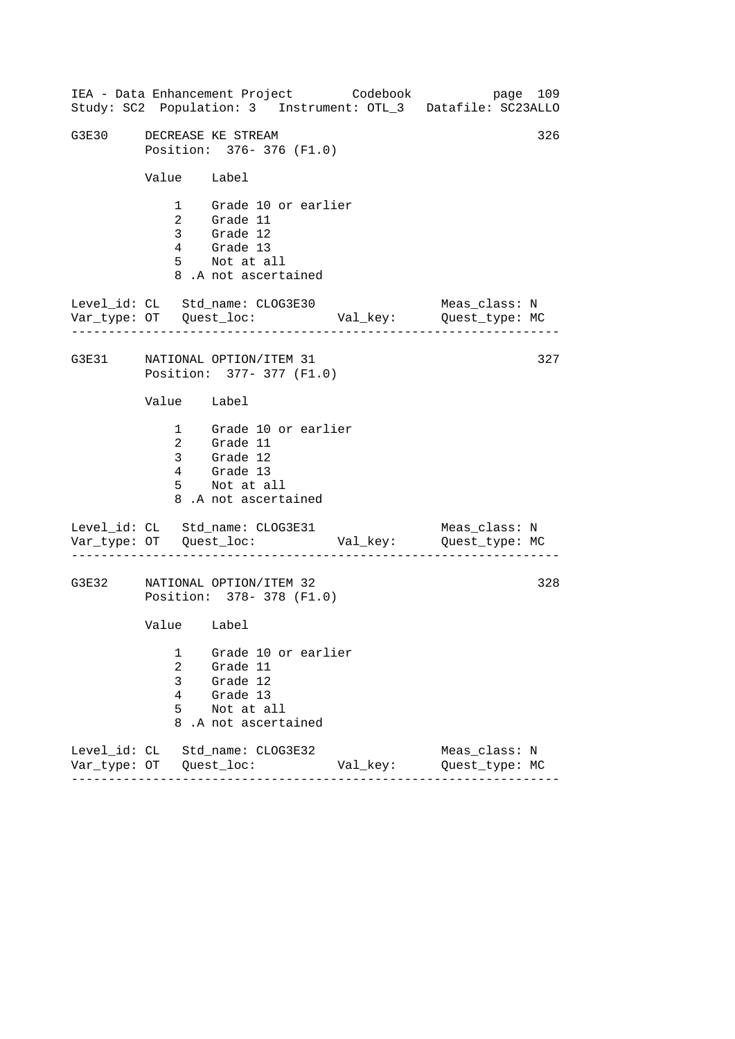G3E30 DECREASE KE STREAM 326
Position: 376- 376 (F1.0)

| Value | Label |
|---|---|
| 1 | Grade 10 or earlier |
| 2 | Grade 11 |
| 3 | Grade 12 |
| 4 | Grade 13 |
| 5 | Not at all |
| 8 | .A not ascertained |

Level_id: CL Std_name: CLOG3E30 Meas_class: N
Var_type: OT Quest_loc: Val_key: Quest_type: MC

---

G3E31 NATIONAL OPTION/ITEM 31 327
Position: 377- 377 (F1.0)

| Value | Label |
|---|---|
| 1 | Grade 10 or earlier |
| 2 | Grade 11 |
| 3 | Grade 12 |
| 4 | Grade 13 |
| 5 | Not at all |
| 8 | .A not ascertained |

Level_id: CL Std_name: CLOG3E31 Meas_class: N
Var_type: OT Quest_loc: Val_key: Quest_type: MC

---

G3E32 NATIONAL OPTION/ITEM 32 328
Position: 378- 378 (F1.0)

| Value | Label |
|---|---|
| 1 | Grade 10 or earlier |
| 2 | Grade 11 |
| 3 | Grade 12 |
| 4 | Grade 13 |
| 5 | Not at all |
| 8 | .A not ascertained |

Level_id: CL Std_name: CLOG3E32 Meas_class: N
Var_type: OT Quest_loc: Val_key: Quest_type: MC

---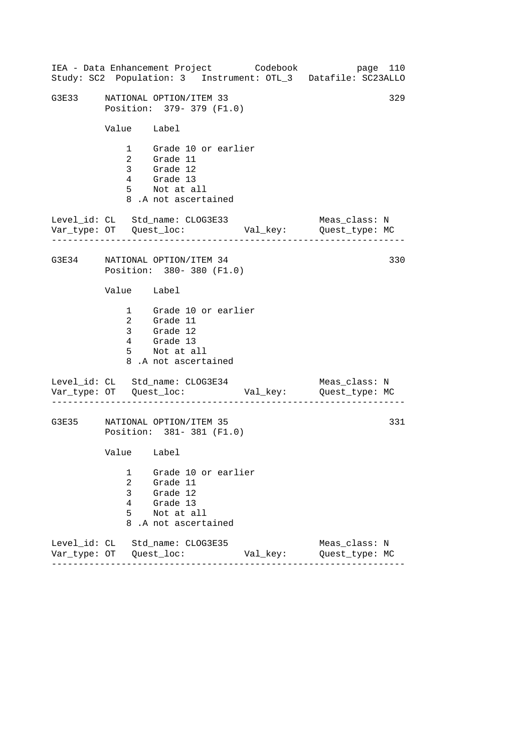G3E33 NATIONAL OPTION/ITEM 33 329
Position: 379- 379 (F1.0)

| Value | Label |
|---|---|
| 1 | Grade 10 or earlier |
| 2 | Grade 11 |
| 3 | Grade 12 |
| 4 | Grade 13 |
| 5 | Not at all |
| 8 | .A not ascertained |

Level_id: CL Std_name: CLOG3E33 Meas_class: N
Var_type: OT Quest_loc: Val_key: Quest_type: MC

---

G3E34 NATIONAL OPTION/ITEM 34 330
Position: 380- 380 (F1.0)

| Value | Label |
|---|---|
| 1 | Grade 10 or earlier |
| 2 | Grade 11 |
| 3 | Grade 12 |
| 4 | Grade 13 |
| 5 | Not at all |
| 8 | .A not ascertained |

Level_id: CL Std_name: CLOG3E34 Meas_class: N
Var_type: OT Quest_loc: Val_key: Quest_type: MC

---

G3E35 NATIONAL OPTION/ITEM 35 331
Position: 381- 381 (F1.0)

| Value | Label |
|---|---|
| 1 | Grade 10 or earlier |
| 2 | Grade 11 |
| 3 | Grade 12 |
| 4 | Grade 13 |
| 5 | Not at all |
| 8 | .A not ascertained |

Level_id: CL Std_name: CLOG3E35 Meas_class: N
Var_type: OT Quest_loc: Val_key: Quest_type: MC

---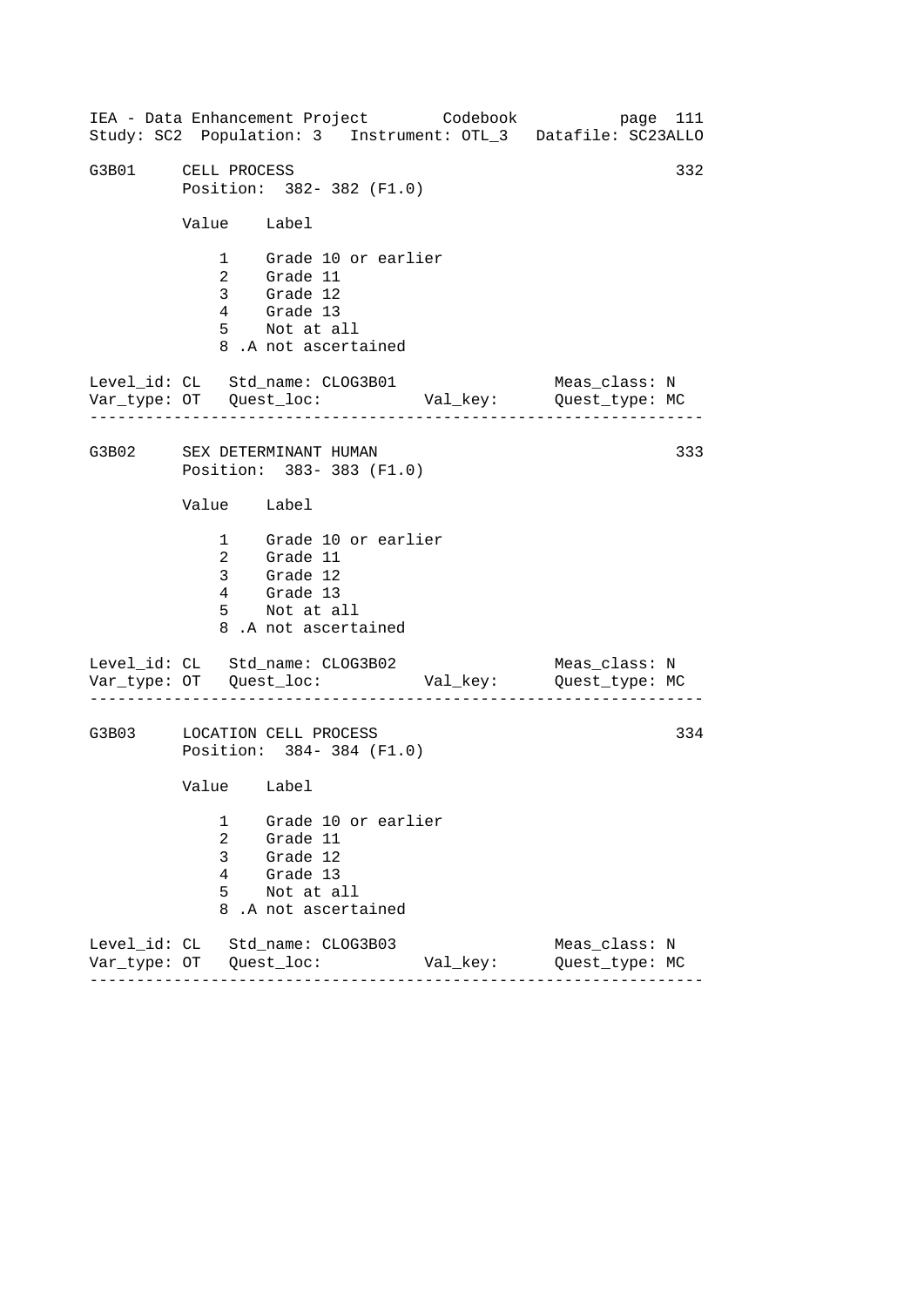IEA - Data Enhancement Project Codebook
Study: SC2 Population: 3 Instrument: OTL_3 Datafile: SC23ALLO

```
G3B01     CELL PROCESS                                          332
          Position:  382- 382 (F1.0)

          Value    Label

              1    Grade 10 or earlier
              2    Grade 11
              3    Grade 12
              4    Grade 13
              5    Not at all
              8 .A not ascertained

Level_id: CL   Std_name: CLOG3B01                  Meas_class: N
Var_type: OT   Quest_loc:           Val_key:       Quest_type: MC
-----------------------------------------------------------------

G3B02     SEX DETERMINANT HUMAN                                 333
          Position:  383- 383 (F1.0)

          Value    Label

              1    Grade 10 or earlier
              2    Grade 11
              3    Grade 12
              4    Grade 13
              5    Not at all
              8 .A not ascertained

Level_id: CL   Std_name: CLOG3B02                  Meas_class: N
Var_type: OT   Quest_loc:           Val_key:       Quest_type: MC
-----------------------------------------------------------------

G3B03     LOCATION CELL PROCESS                                 334
          Position:  384- 384 (F1.0)

          Value    Label

              1    Grade 10 or earlier
              2    Grade 11
              3    Grade 12
              4    Grade 13
              5    Not at all
              8 .A not ascertained

Level_id: CL   Std_name: CLOG3B03                  Meas_class: N
Var_type: OT   Quest_loc:           Val_key:       Quest_type: MC
-----------------------------------------------------------------
```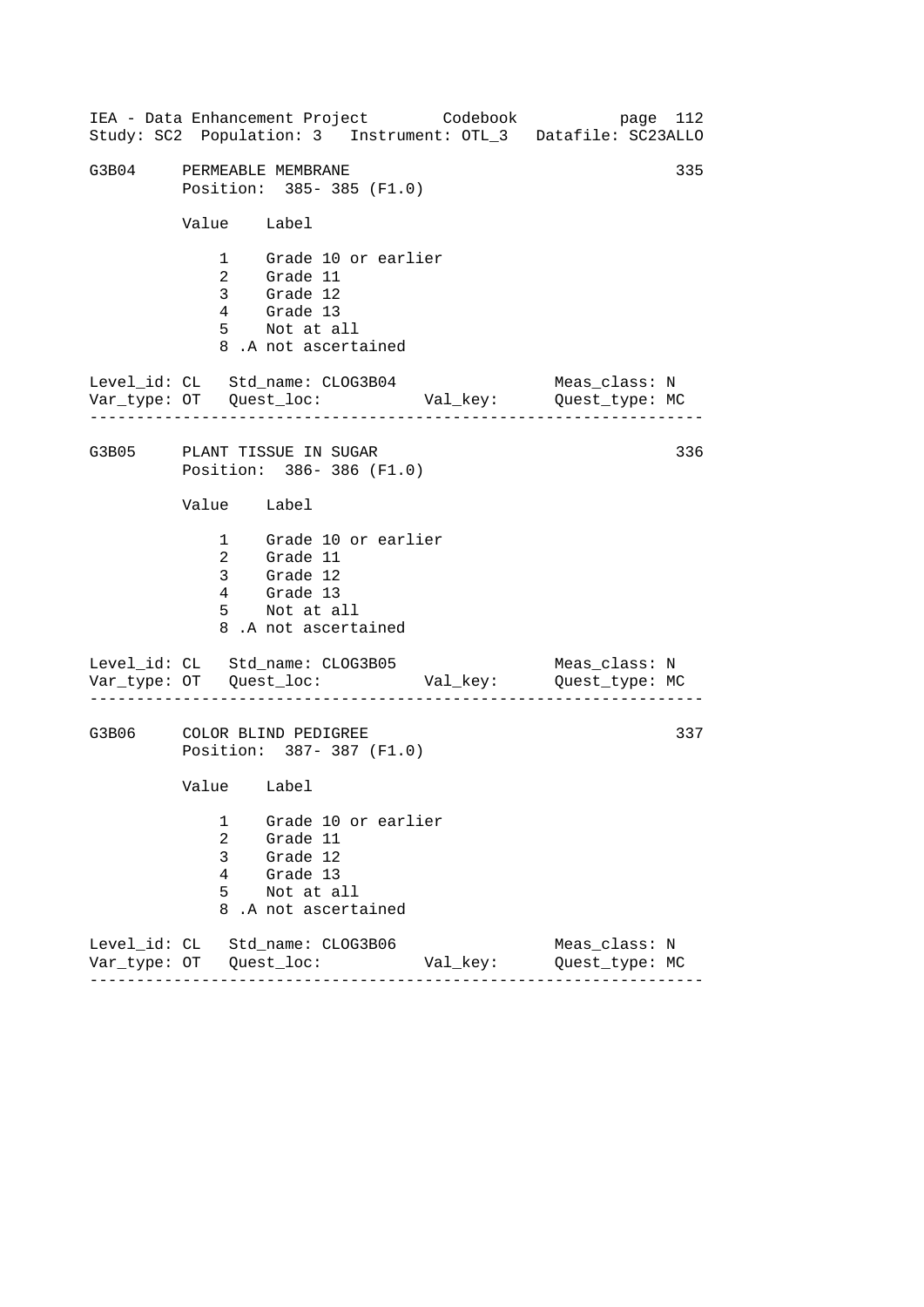## G3B04 PERMEABLE MEMBRANE — 335

Position: 385- 385 (F1.0)

| Value | Label |
| --- | --- |
| 1 | Grade 10 or earlier |
| 2 | Grade 11 |
| 3 | Grade 12 |
| 4 | Grade 13 |
| 5 | Not at all |
| 8 .A | not ascertained |

Level_id: CL   Std_name: CLOG3B04   Meas_class: N
Var_type: OT   Quest_loc:   Val_key:   Quest_type: MC

---

## G3B05 PLANT TISSUE IN SUGAR — 336

Position: 386- 386 (F1.0)

| Value | Label |
| --- | --- |
| 1 | Grade 10 or earlier |
| 2 | Grade 11 |
| 3 | Grade 12 |
| 4 | Grade 13 |
| 5 | Not at all |
| 8 .A | not ascertained |

Level_id: CL   Std_name: CLOG3B05   Meas_class: N
Var_type: OT   Quest_loc:   Val_key:   Quest_type: MC

---

## G3B06 COLOR BLIND PEDIGREE — 337

Position: 387- 387 (F1.0)

| Value | Label |
| --- | --- |
| 1 | Grade 10 or earlier |
| 2 | Grade 11 |
| 3 | Grade 12 |
| 4 | Grade 13 |
| 5 | Not at all |
| 8 .A | not ascertained |

Level_id: CL   Std_name: CLOG3B06   Meas_class: N
Var_type: OT   Quest_loc:   Val_key:   Quest_type: MC

---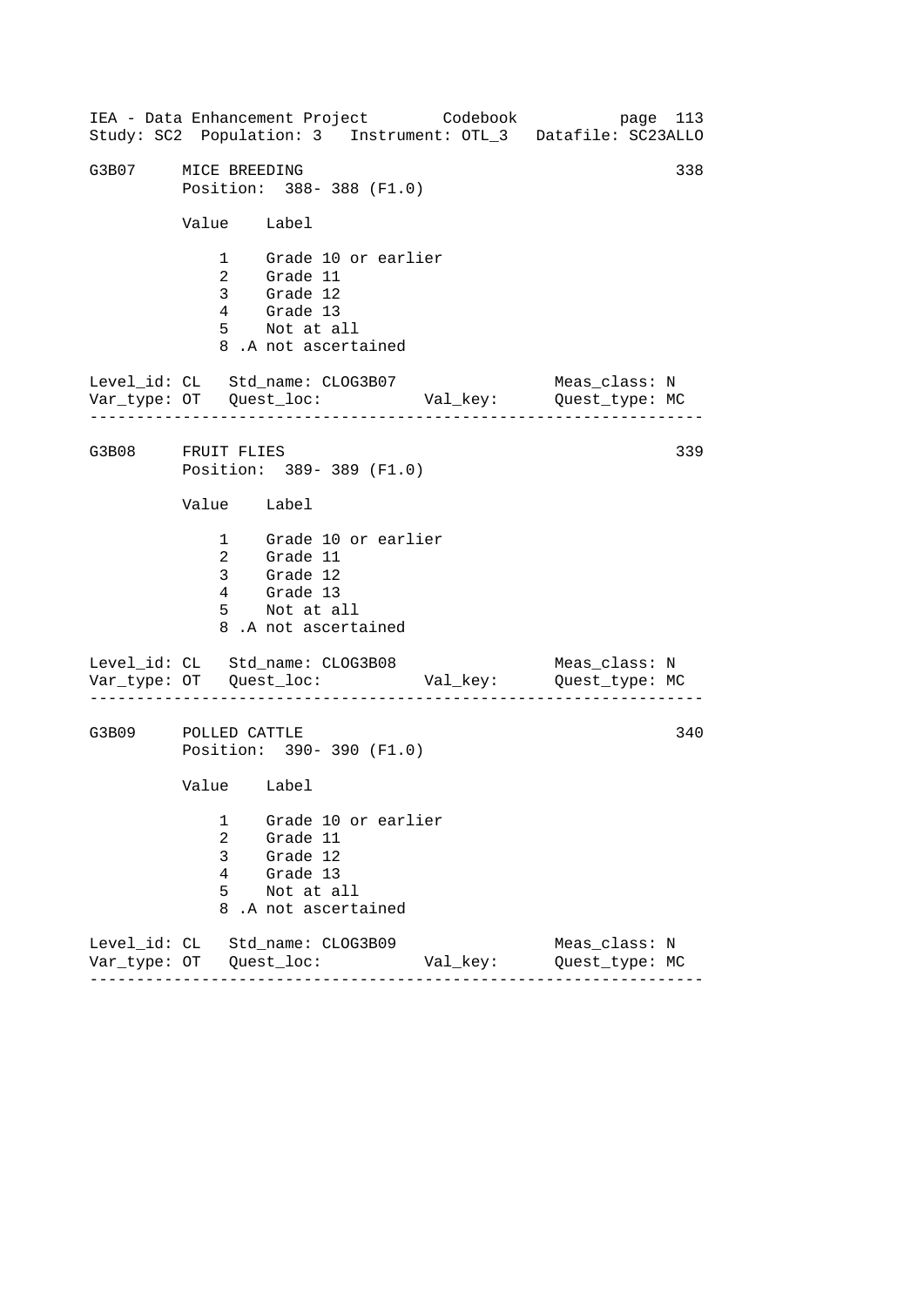G3B07 MICE BREEDING 338
Position: 388- 388 (F1.0)

| Value | Label |
|---|---|
| 1 | Grade 10 or earlier |
| 2 | Grade 11 |
| 3 | Grade 12 |
| 4 | Grade 13 |
| 5 | Not at all |
| 8 | .A not ascertained |

Level_id: CL Std_name: CLOG3B07 Meas_class: N
Var_type: OT Quest_loc: Val_key: Quest_type: MC

---

G3B08 FRUIT FLIES 339
Position: 389- 389 (F1.0)

| Value | Label |
|---|---|
| 1 | Grade 10 or earlier |
| 2 | Grade 11 |
| 3 | Grade 12 |
| 4 | Grade 13 |
| 5 | Not at all |
| 8 | .A not ascertained |

Level_id: CL Std_name: CLOG3B08 Meas_class: N
Var_type: OT Quest_loc: Val_key: Quest_type: MC

---

G3B09 POLLED CATTLE 340
Position: 390- 390 (F1.0)

| Value | Label |
|---|---|
| 1 | Grade 10 or earlier |
| 2 | Grade 11 |
| 3 | Grade 12 |
| 4 | Grade 13 |
| 5 | Not at all |
| 8 | .A not ascertained |

Level_id: CL Std_name: CLOG3B09 Meas_class: N
Var_type: OT Quest_loc: Val_key: Quest_type: MC

---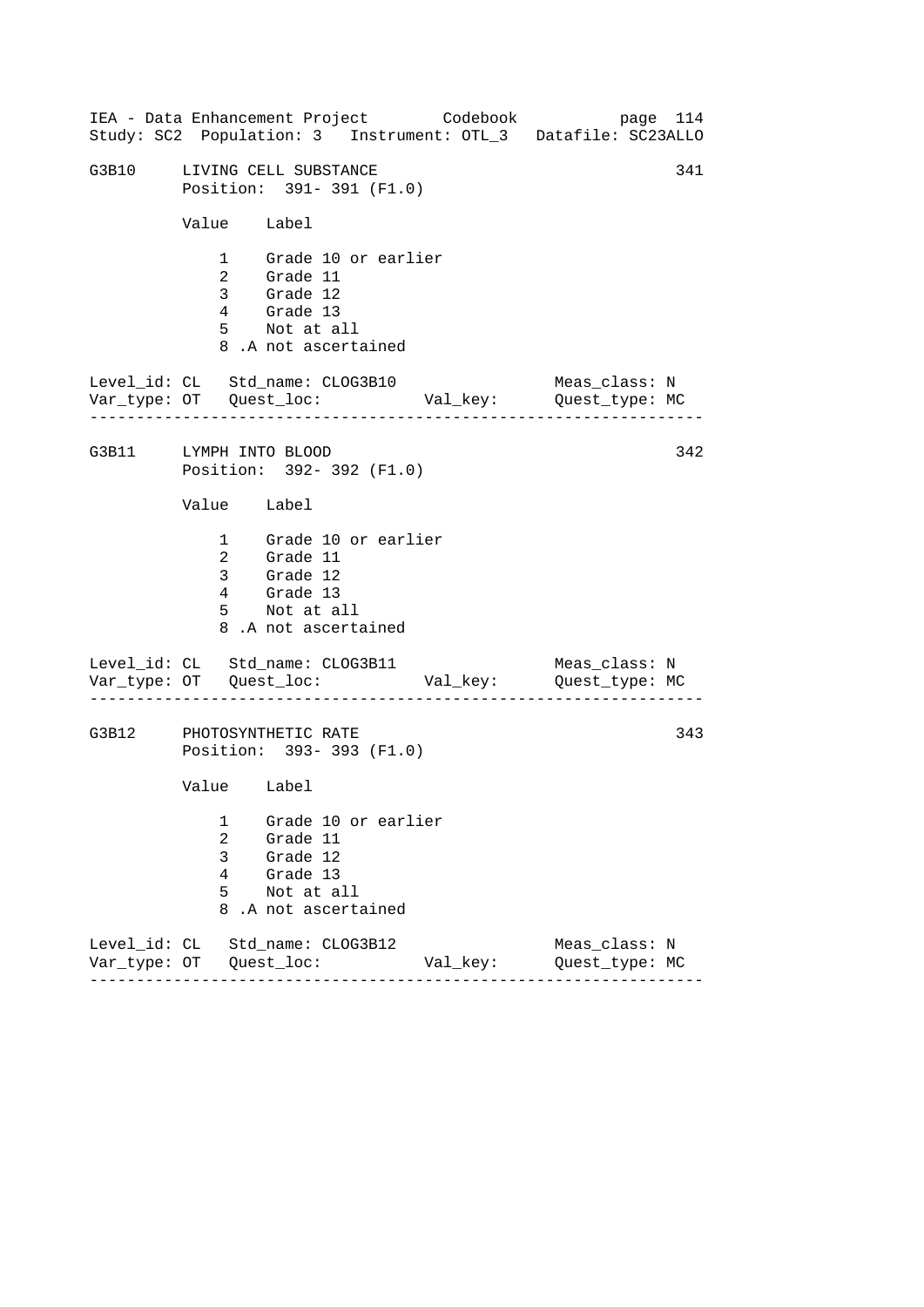G3B10 LIVING CELL SUBSTANCE 341
Position: 391- 391 (F1.0)

| Value | Label |
|---|---|
| 1 | Grade 10 or earlier |
| 2 | Grade 11 |
| 3 | Grade 12 |
| 4 | Grade 13 |
| 5 | Not at all |
| 8 | .A not ascertained |

Level_id: CL Std_name: CLOG3B10 Meas_class: N
Var_type: OT Quest_loc: Val_key: Quest_type: MC

---

G3B11 LYMPH INTO BLOOD 342
Position: 392- 392 (F1.0)

| Value | Label |
|---|---|
| 1 | Grade 10 or earlier |
| 2 | Grade 11 |
| 3 | Grade 12 |
| 4 | Grade 13 |
| 5 | Not at all |
| 8 | .A not ascertained |

Level_id: CL Std_name: CLOG3B11 Meas_class: N
Var_type: OT Quest_loc: Val_key: Quest_type: MC

---

G3B12 PHOTOSYNTHETIC RATE 343
Position: 393- 393 (F1.0)

| Value | Label |
|---|---|
| 1 | Grade 10 or earlier |
| 2 | Grade 11 |
| 3 | Grade 12 |
| 4 | Grade 13 |
| 5 | Not at all |
| 8 | .A not ascertained |

Level_id: CL Std_name: CLOG3B12 Meas_class: N
Var_type: OT Quest_loc: Val_key: Quest_type: MC

---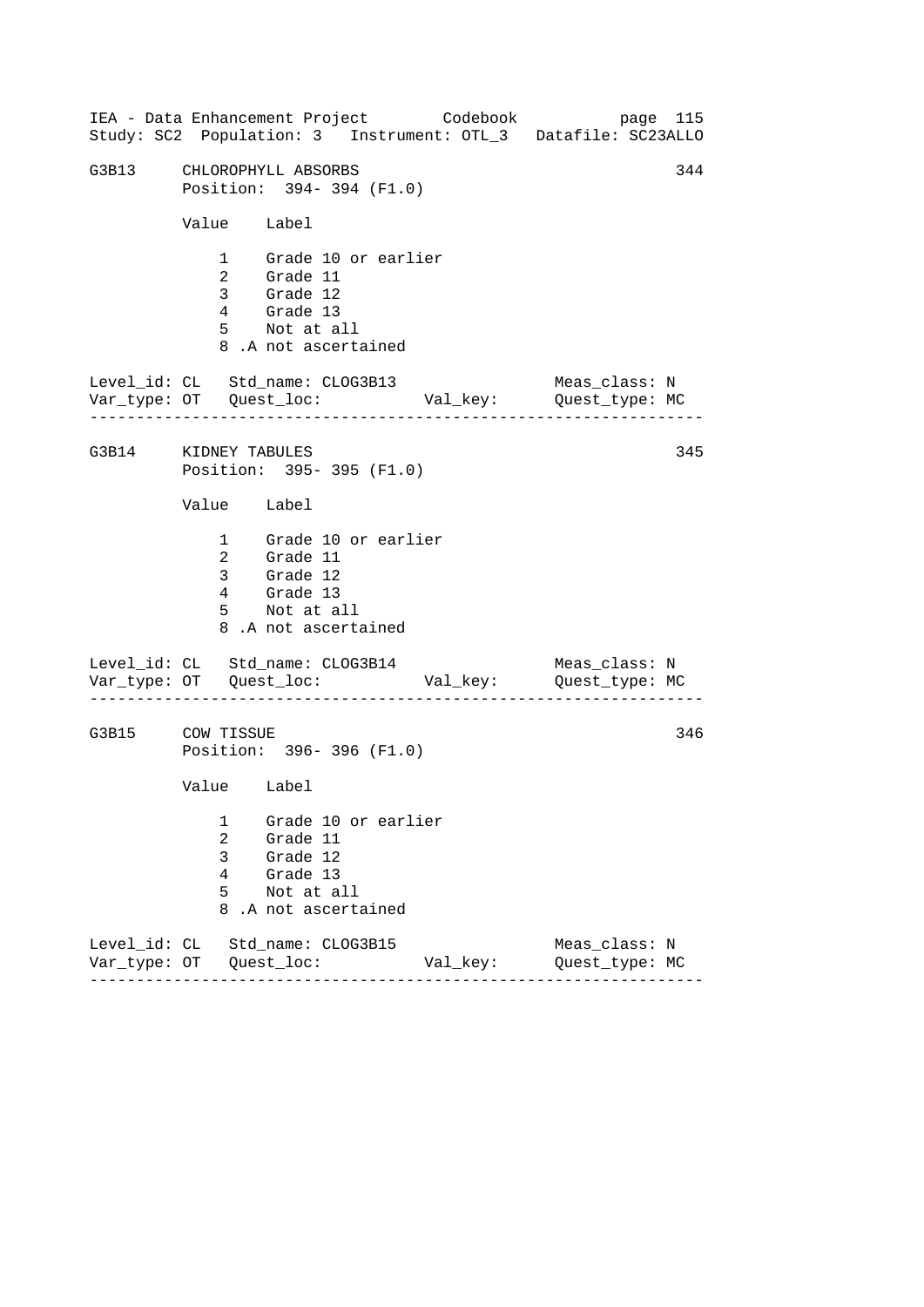G3B13 CHLOROPHYLL ABSORBS 344
Position: 394- 394 (F1.0)

| Value | Label |
|---|---|
| 1 | Grade 10 or earlier |
| 2 | Grade 11 |
| 3 | Grade 12 |
| 4 | Grade 13 |
| 5 | Not at all |
| 8 .A | not ascertained |

Level_id: CL Std_name: CLOG3B13 Meas_class: N
Var_type: OT Quest_loc: Val_key: Quest_type: MC

---

G3B14 KIDNEY TABULES 345
Position: 395- 395 (F1.0)

| Value | Label |
|---|---|
| 1 | Grade 10 or earlier |
| 2 | Grade 11 |
| 3 | Grade 12 |
| 4 | Grade 13 |
| 5 | Not at all |
| 8 .A | not ascertained |

Level_id: CL Std_name: CLOG3B14 Meas_class: N
Var_type: OT Quest_loc: Val_key: Quest_type: MC

---

G3B15 COW TISSUE 346
Position: 396- 396 (F1.0)

| Value | Label |
|---|---|
| 1 | Grade 10 or earlier |
| 2 | Grade 11 |
| 3 | Grade 12 |
| 4 | Grade 13 |
| 5 | Not at all |
| 8 .A | not ascertained |

Level_id: CL Std_name: CLOG3B15 Meas_class: N
Var_type: OT Quest_loc: Val_key: Quest_type: MC

---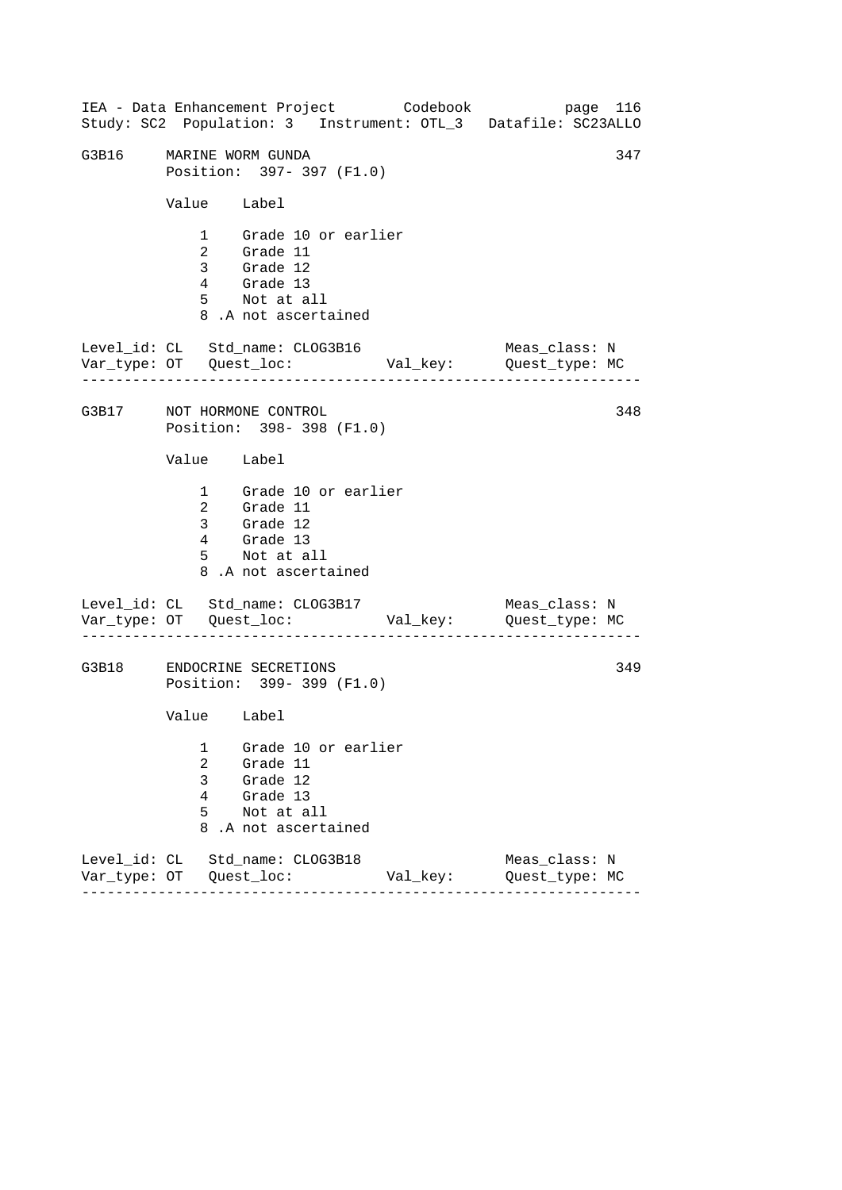## G3B16 MARINE WORM GUNDA 347

Position: 397- 397 (F1.0)

| Value | Label |
|---|---|
| 1 | Grade 10 or earlier |
| 2 | Grade 11 |
| 3 | Grade 12 |
| 4 | Grade 13 |
| 5 | Not at all |
| 8 | .A not ascertained |

Level_id: CL Std_name: CLOG3B16 Meas_class: N
Var_type: OT Quest_loc: Val_key: Quest_type: MC

---

## G3B17 NOT HORMONE CONTROL 348

Position: 398- 398 (F1.0)

| Value | Label |
|---|---|
| 1 | Grade 10 or earlier |
| 2 | Grade 11 |
| 3 | Grade 12 |
| 4 | Grade 13 |
| 5 | Not at all |
| 8 | .A not ascertained |

Level_id: CL Std_name: CLOG3B17 Meas_class: N
Var_type: OT Quest_loc: Val_key: Quest_type: MC

---

## G3B18 ENDOCRINE SECRETIONS 349

Position: 399- 399 (F1.0)

| Value | Label |
|---|---|
| 1 | Grade 10 or earlier |
| 2 | Grade 11 |
| 3 | Grade 12 |
| 4 | Grade 13 |
| 5 | Not at all |
| 8 | .A not ascertained |

Level_id: CL Std_name: CLOG3B18 Meas_class: N
Var_type: OT Quest_loc: Val_key: Quest_type: MC

---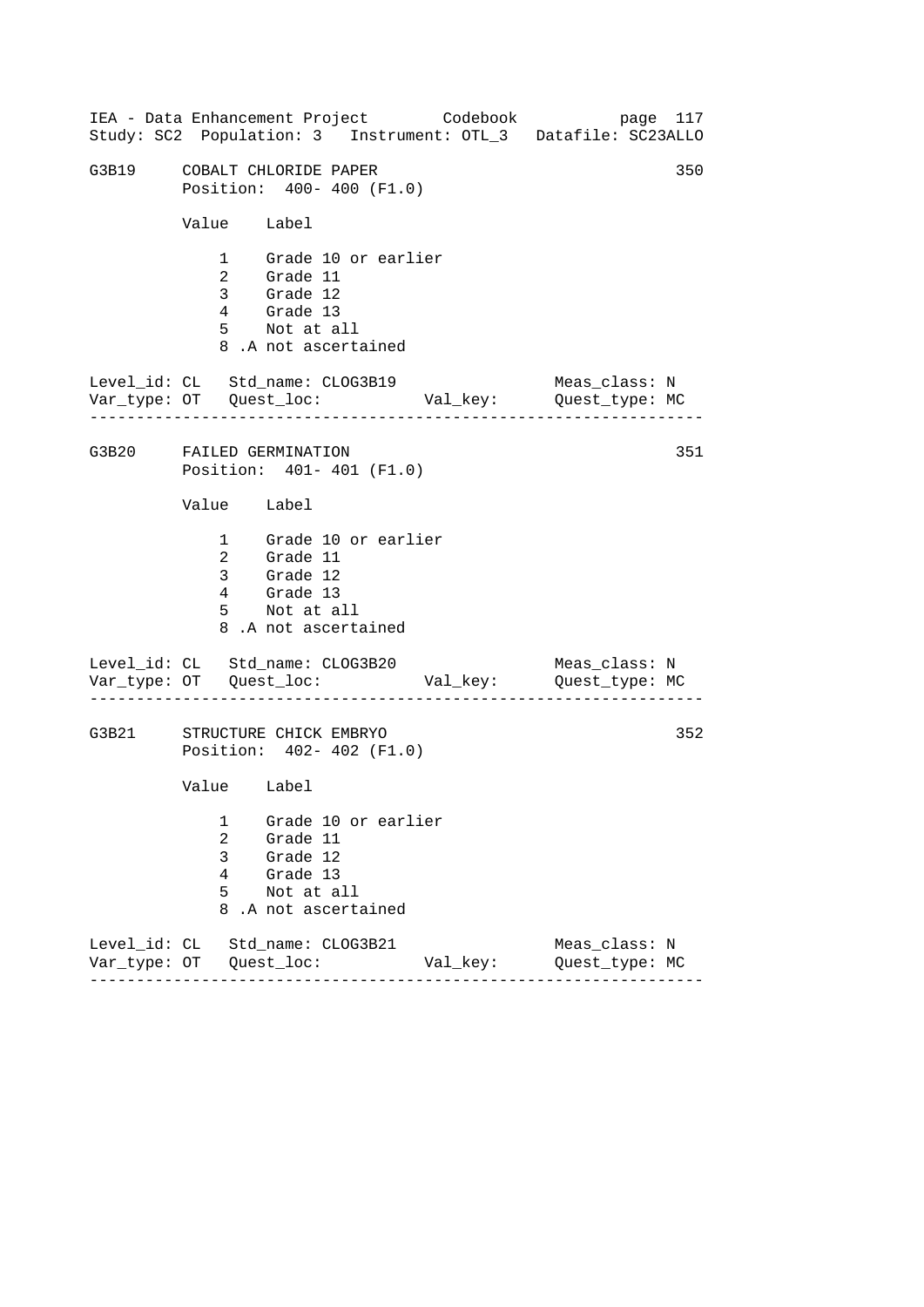G3B19 COBALT CHLORIDE PAPER 350
Position: 400- 400 (F1.0)

| Value | Label |
|---|---|
| 1 | Grade 10 or earlier |
| 2 | Grade 11 |
| 3 | Grade 12 |
| 4 | Grade 13 |
| 5 | Not at all |
| 8 | .A not ascertained |

Level_id: CL   Std_name: CLOG3B19   Meas_class: N
Var_type: OT   Quest_loc:   Val_key:   Quest_type: MC

---

G3B20 FAILED GERMINATION 351
Position: 401- 401 (F1.0)

| Value | Label |
|---|---|
| 1 | Grade 10 or earlier |
| 2 | Grade 11 |
| 3 | Grade 12 |
| 4 | Grade 13 |
| 5 | Not at all |
| 8 | .A not ascertained |

Level_id: CL   Std_name: CLOG3B20   Meas_class: N
Var_type: OT   Quest_loc:   Val_key:   Quest_type: MC

---

G3B21 STRUCTURE CHICK EMBRYO 352
Position: 402- 402 (F1.0)

| Value | Label |
|---|---|
| 1 | Grade 10 or earlier |
| 2 | Grade 11 |
| 3 | Grade 12 |
| 4 | Grade 13 |
| 5 | Not at all |
| 8 | .A not ascertained |

Level_id: CL   Std_name: CLOG3B21   Meas_class: N
Var_type: OT   Quest_loc:   Val_key:   Quest_type: MC

---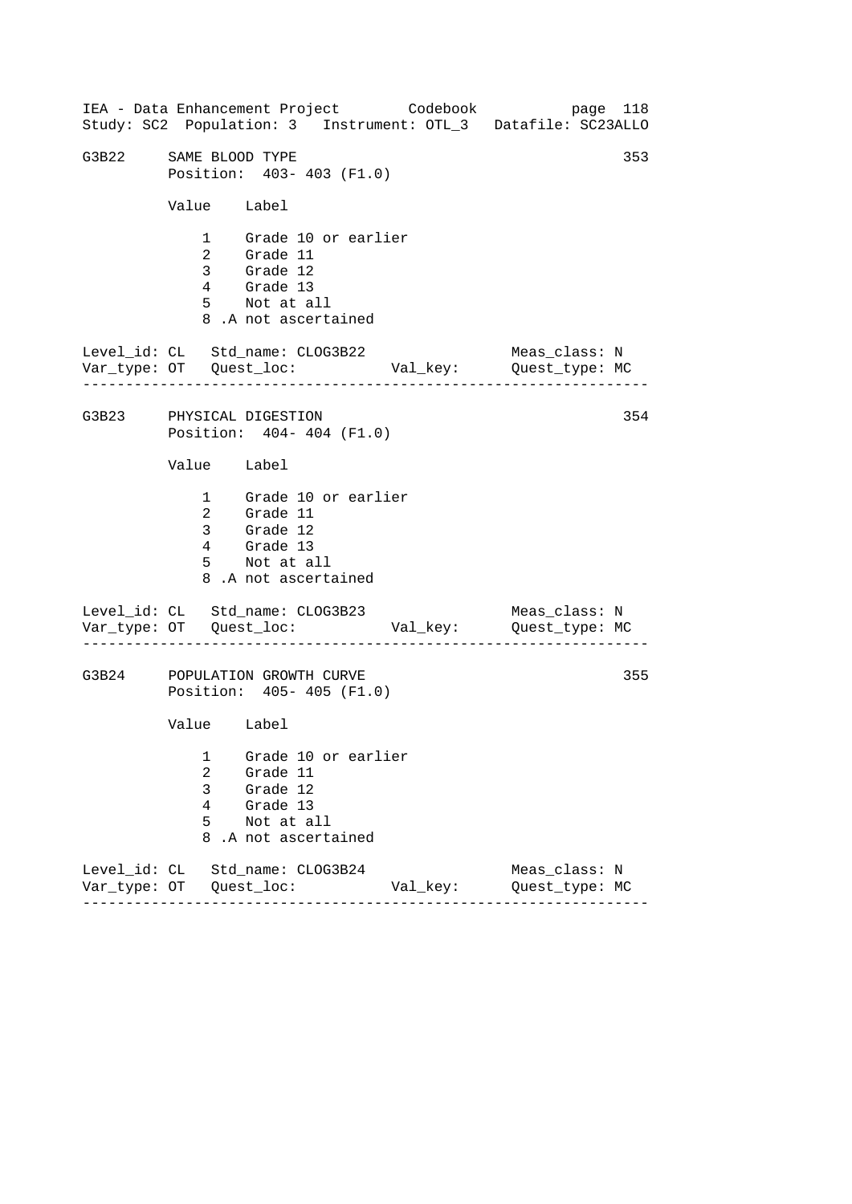IEA - Data Enhancement Project Codebook page 118
Study: SC2 Population: 3 Instrument: OTL_3 Datafile: SC23ALLO

```
G3B22     SAME BLOOD TYPE                                        353
          Position:  403- 403 (F1.0)

          Value    Label

              1    Grade 10 or earlier
              2    Grade 11
              3    Grade 12
              4    Grade 13
              5    Not at all
              8 .A not ascertained

Level_id: CL   Std_name: CLOG3B22                  Meas_class: N
Var_type: OT   Quest_loc:           Val_key:       Quest_type: MC
------------------------------------------------------------------

G3B23     PHYSICAL DIGESTION                                     354
          Position:  404- 404 (F1.0)

          Value    Label

              1    Grade 10 or earlier
              2    Grade 11
              3    Grade 12
              4    Grade 13
              5    Not at all
              8 .A not ascertained

Level_id: CL   Std_name: CLOG3B23                  Meas_class: N
Var_type: OT   Quest_loc:           Val_key:       Quest_type: MC
------------------------------------------------------------------

G3B24     POPULATION GROWTH CURVE                                355
          Position:  405- 405 (F1.0)

          Value    Label

              1    Grade 10 or earlier
              2    Grade 11
              3    Grade 12
              4    Grade 13
              5    Not at all
              8 .A not ascertained

Level_id: CL   Std_name: CLOG3B24                  Meas_class: N
Var_type: OT   Quest_loc:           Val_key:       Quest_type: MC
------------------------------------------------------------------
```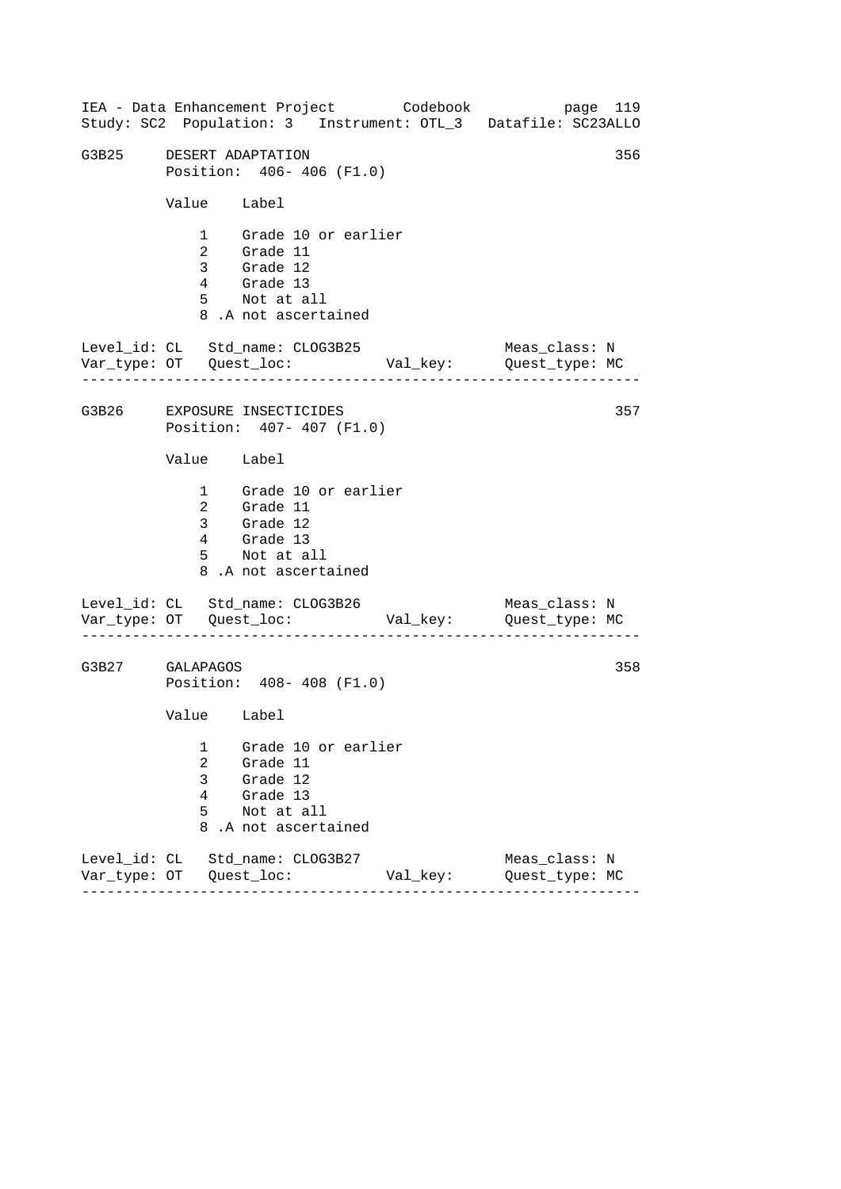```
G3B25     DESERT ADAPTATION                                      356
          Position:  406- 406 (F1.0)

          Value    Label

              1    Grade 10 or earlier
              2    Grade 11
              3    Grade 12
              4    Grade 13
              5    Not at all
              8 .A not ascertained

Level_id: CL   Std_name: CLOG3B25                  Meas_class: N
Var_type: OT   Quest_loc:           Val_key:       Quest_type: MC
------------------------------------------------------------------

G3B26     EXPOSURE INSECTICIDES                                  357
          Position:  407- 407 (F1.0)

          Value    Label

              1    Grade 10 or earlier
              2    Grade 11
              3    Grade 12
              4    Grade 13
              5    Not at all
              8 .A not ascertained

Level_id: CL   Std_name: CLOG3B26                  Meas_class: N
Var_type: OT   Quest_loc:           Val_key:       Quest_type: MC
------------------------------------------------------------------

G3B27     GALAPAGOS                                              358
          Position:  408- 408 (F1.0)

          Value    Label

              1    Grade 10 or earlier
              2    Grade 11
              3    Grade 12
              4    Grade 13
              5    Not at all
              8 .A not ascertained

Level_id: CL   Std_name: CLOG3B27                  Meas_class: N
Var_type: OT   Quest_loc:           Val_key:       Quest_type: MC
------------------------------------------------------------------
```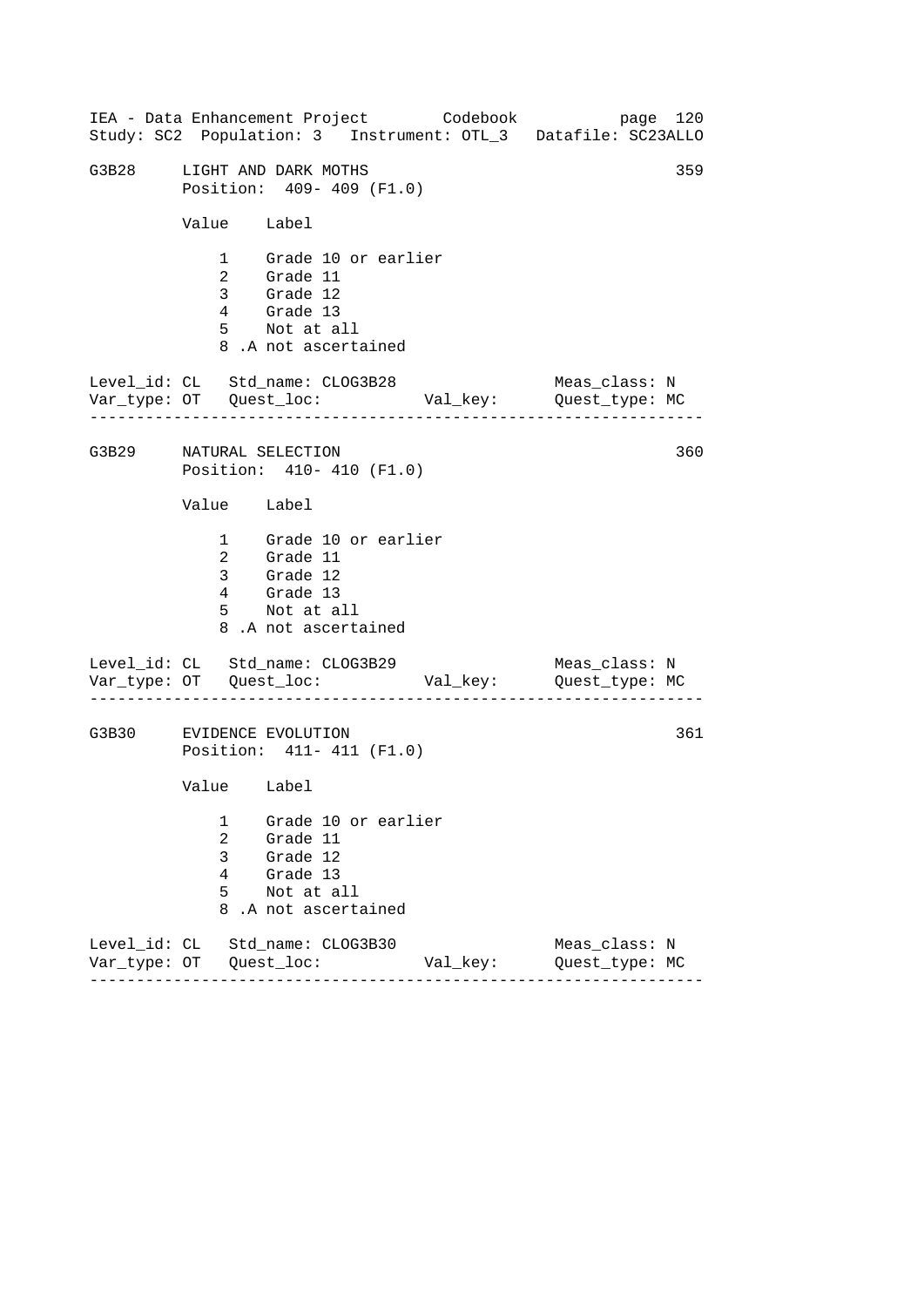```
G3B28     LIGHT AND DARK MOTHS                                     359
          Position:  409- 409 (F1.0)

          Value    Label

              1    Grade 10 or earlier
              2    Grade 11
              3    Grade 12
              4    Grade 13
              5    Not at all
              8 .A not ascertained

Level_id: CL   Std_name: CLOG3B28                    Meas_class: N
Var_type: OT   Quest_loc:           Val_key:         Quest_type: MC
--------------------------------------------------------------------

G3B29     NATURAL SELECTION                                        360
          Position:  410- 410 (F1.0)

          Value    Label

              1    Grade 10 or earlier
              2    Grade 11
              3    Grade 12
              4    Grade 13
              5    Not at all
              8 .A not ascertained

Level_id: CL   Std_name: CLOG3B29                    Meas_class: N
Var_type: OT   Quest_loc:           Val_key:         Quest_type: MC
--------------------------------------------------------------------

G3B30     EVIDENCE EVOLUTION                                       361
          Position:  411- 411 (F1.0)

          Value    Label

              1    Grade 10 or earlier
              2    Grade 11
              3    Grade 12
              4    Grade 13
              5    Not at all
              8 .A not ascertained

Level_id: CL   Std_name: CLOG3B30                    Meas_class: N
Var_type: OT   Quest_loc:           Val_key:         Quest_type: MC
--------------------------------------------------------------------
```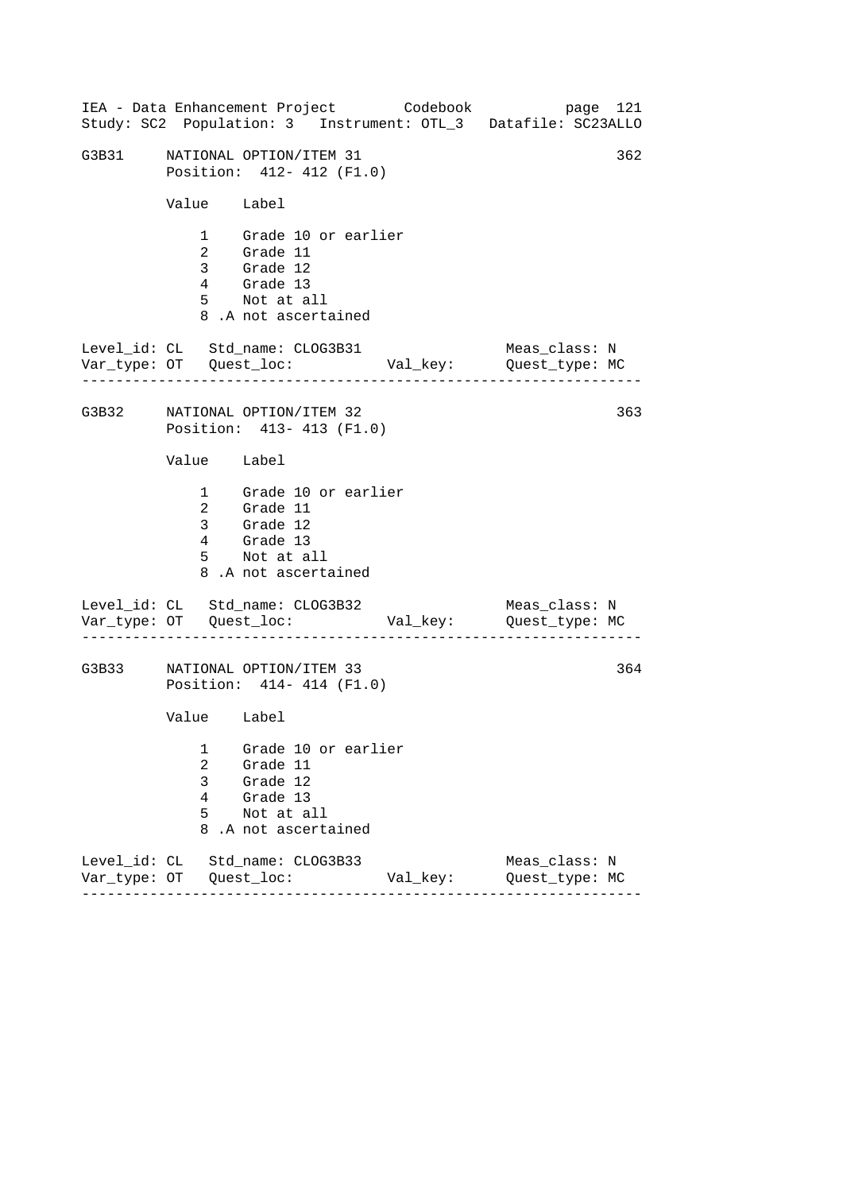G3B31 NATIONAL OPTION/ITEM 31 362
Position: 412- 412 (F1.0)

| Value | Label |
|---|---|
| 1 | Grade 10 or earlier |
| 2 | Grade 11 |
| 3 | Grade 12 |
| 4 | Grade 13 |
| 5 | Not at all |
| 8 | .A not ascertained |

Level_id: CL Std_name: CLOG3B31 Meas_class: N
Var_type: OT Quest_loc: Val_key: Quest_type: MC

---

G3B32 NATIONAL OPTION/ITEM 32 363
Position: 413- 413 (F1.0)

| Value | Label |
|---|---|
| 1 | Grade 10 or earlier |
| 2 | Grade 11 |
| 3 | Grade 12 |
| 4 | Grade 13 |
| 5 | Not at all |
| 8 | .A not ascertained |

Level_id: CL Std_name: CLOG3B32 Meas_class: N
Var_type: OT Quest_loc: Val_key: Quest_type: MC

---

G3B33 NATIONAL OPTION/ITEM 33 364
Position: 414- 414 (F1.0)

| Value | Label |
|---|---|
| 1 | Grade 10 or earlier |
| 2 | Grade 11 |
| 3 | Grade 12 |
| 4 | Grade 13 |
| 5 | Not at all |
| 8 | .A not ascertained |

Level_id: CL Std_name: CLOG3B33 Meas_class: N
Var_type: OT Quest_loc: Val_key: Quest_type: MC

---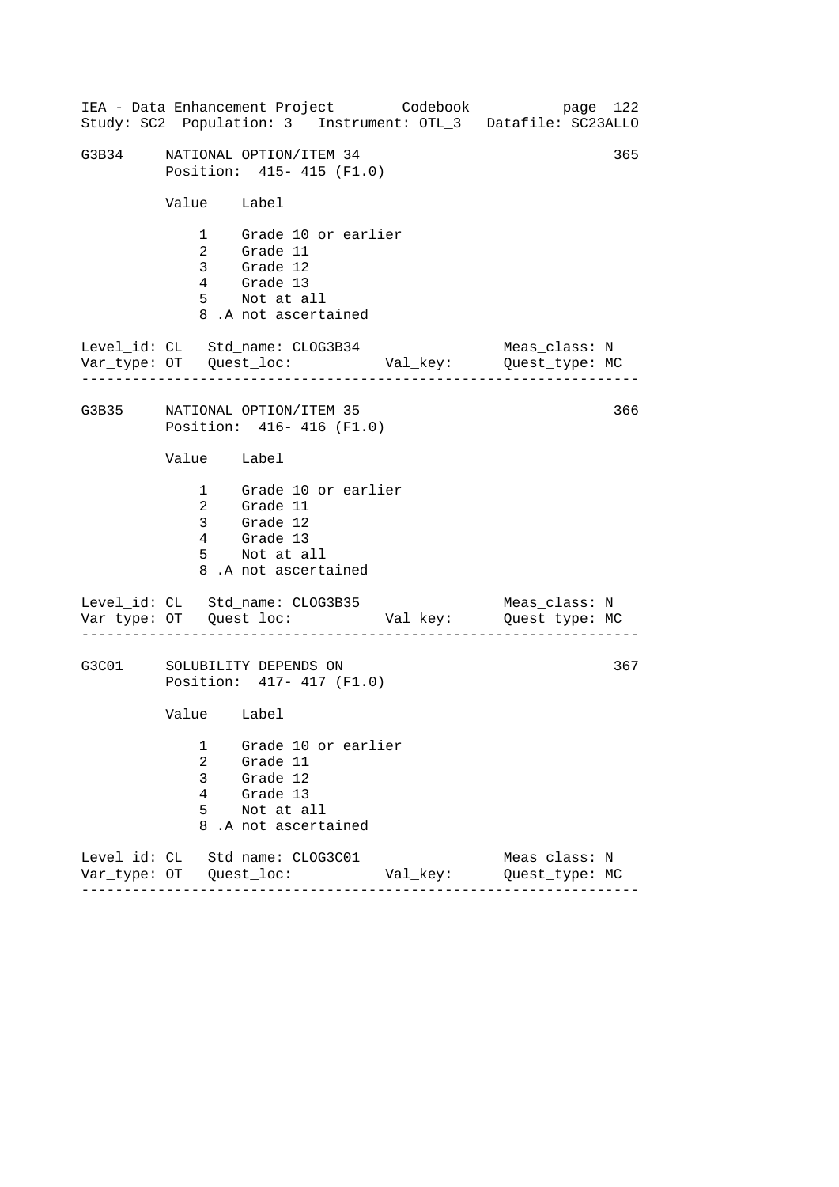```
G3B34     NATIONAL OPTION/ITEM 34                                    365
          Position:  415- 415 (F1.0)

          Value    Label

              1    Grade 10 or earlier
              2    Grade 11
              3    Grade 12
              4    Grade 13
              5    Not at all
              8 .A not ascertained

Level_id: CL   Std_name: CLOG3B34                    Meas_class: N
Var_type: OT   Quest_loc:           Val_key:         Quest_type: MC
--------------------------------------------------------------------

G3B35     NATIONAL OPTION/ITEM 35                                    366
          Position:  416- 416 (F1.0)

          Value    Label

              1    Grade 10 or earlier
              2    Grade 11
              3    Grade 12
              4    Grade 13
              5    Not at all
              8 .A not ascertained

Level_id: CL   Std_name: CLOG3B35                    Meas_class: N
Var_type: OT   Quest_loc:           Val_key:         Quest_type: MC
--------------------------------------------------------------------

G3C01     SOLUBILITY DEPENDS ON                                      367
          Position:  417- 417 (F1.0)

          Value    Label

              1    Grade 10 or earlier
              2    Grade 11
              3    Grade 12
              4    Grade 13
              5    Not at all
              8 .A not ascertained

Level_id: CL   Std_name: CLOG3C01                    Meas_class: N
Var_type: OT   Quest_loc:           Val_key:         Quest_type: MC
--------------------------------------------------------------------
```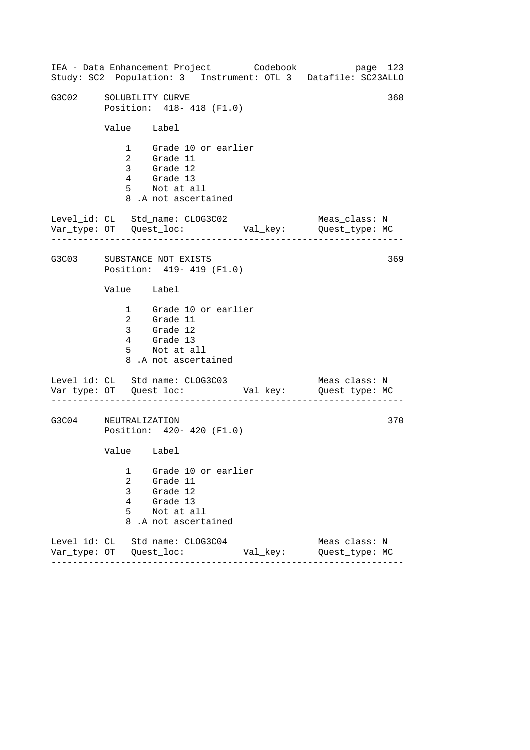## G3C02 SOLUBILITY CURVE (368)

Position: 418- 418 (F1.0)

| Value | Label |
|---|---|
| 1 | Grade 10 or earlier |
| 2 | Grade 11 |
| 3 | Grade 12 |
| 4 | Grade 13 |
| 5 | Not at all |
| 8 | .A not ascertained |

Level_id: CL   Std_name: CLOG3C02   Meas_class: N
Var_type: OT   Quest_loc:   Val_key:   Quest_type: MC

---

## G3C03 SUBSTANCE NOT EXISTS (369)

Position: 419- 419 (F1.0)

| Value | Label |
|---|---|
| 1 | Grade 10 or earlier |
| 2 | Grade 11 |
| 3 | Grade 12 |
| 4 | Grade 13 |
| 5 | Not at all |
| 8 | .A not ascertained |

Level_id: CL   Std_name: CLOG3C03   Meas_class: N
Var_type: OT   Quest_loc:   Val_key:   Quest_type: MC

---

## G3C04 NEUTRALIZATION (370)

Position: 420- 420 (F1.0)

| Value | Label |
|---|---|
| 1 | Grade 10 or earlier |
| 2 | Grade 11 |
| 3 | Grade 12 |
| 4 | Grade 13 |
| 5 | Not at all |
| 8 | .A not ascertained |

Level_id: CL   Std_name: CLOG3C04   Meas_class: N
Var_type: OT   Quest_loc:   Val_key:   Quest_type: MC

---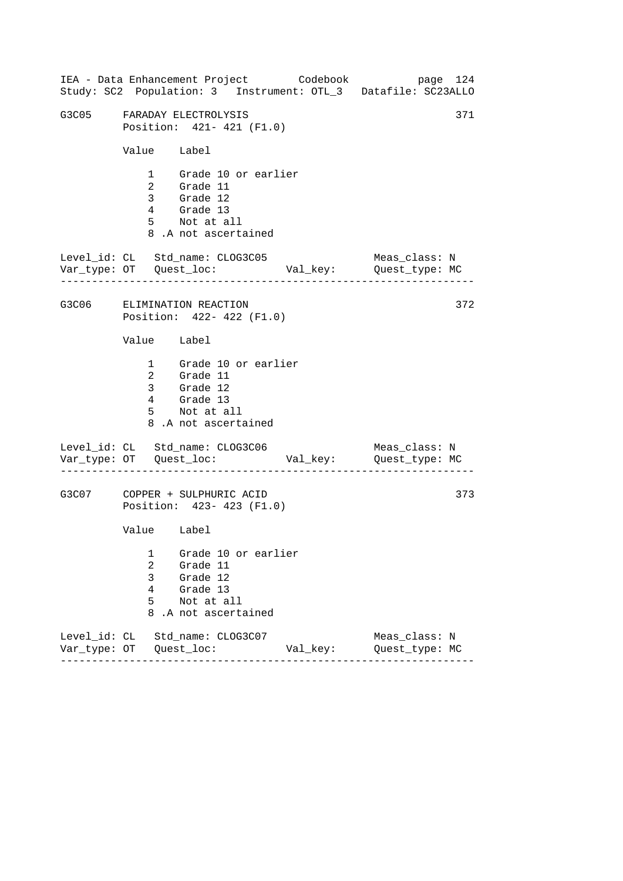IEA - Data Enhancement Project        Codebook
Study: SC2  Population: 3   Instrument: OTL_3   Datafile: SC23ALLO

```
G3C05     FARADAY ELECTROLYSIS                                    371
          Position:  421- 421 (F1.0)

          Value    Label

              1    Grade 10 or earlier
              2    Grade 11
              3    Grade 12
              4    Grade 13
              5    Not at all
              8 .A not ascertained

Level_id: CL   Std_name: CLOG3C05                  Meas_class: N
Var_type: OT   Quest_loc:           Val_key:      Quest_type: MC
-----------------------------------------------------------------

G3C06     ELIMINATION REACTION                                    372
          Position:  422- 422 (F1.0)

          Value    Label

              1    Grade 10 or earlier
              2    Grade 11
              3    Grade 12
              4    Grade 13
              5    Not at all
              8 .A not ascertained

Level_id: CL   Std_name: CLOG3C06                  Meas_class: N
Var_type: OT   Quest_loc:           Val_key:      Quest_type: MC
-----------------------------------------------------------------

G3C07     COPPER + SULPHURIC ACID                                 373
          Position:  423- 423 (F1.0)

          Value    Label

              1    Grade 10 or earlier
              2    Grade 11
              3    Grade 12
              4    Grade 13
              5    Not at all
              8 .A not ascertained

Level_id: CL   Std_name: CLOG3C07                  Meas_class: N
Var_type: OT   Quest_loc:           Val_key:      Quest_type: MC
-----------------------------------------------------------------
```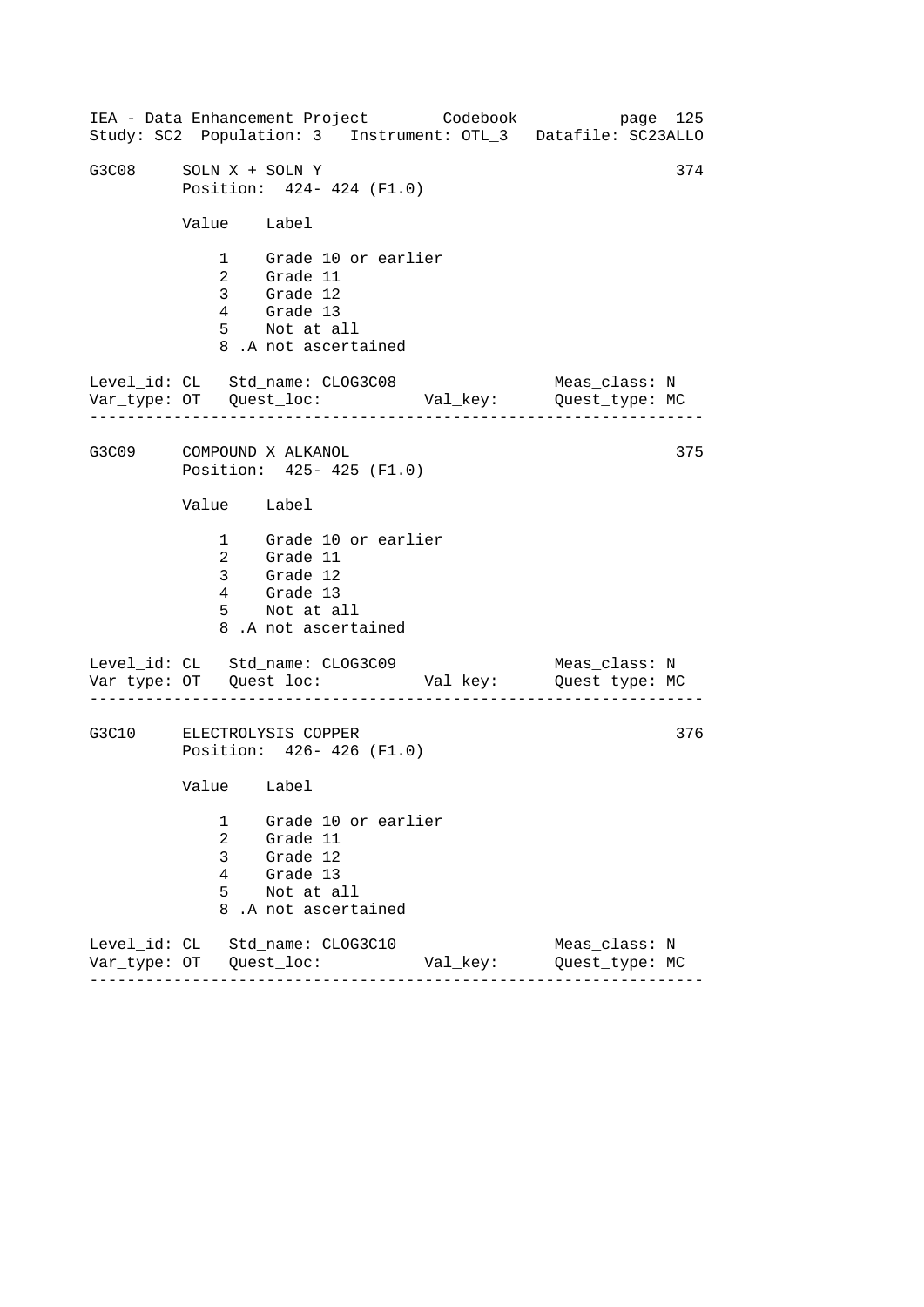```
G3C08     SOLN X + SOLN Y                                        374
          Position:  424- 424 (F1.0)

          Value    Label

              1    Grade 10 or earlier
              2    Grade 11
              3    Grade 12
              4    Grade 13
              5    Not at all
              8 .A not ascertained

Level_id: CL   Std_name: CLOG3C08                 Meas_class: N
Var_type: OT   Quest_loc:           Val_key:      Quest_type: MC
-----------------------------------------------------------------

G3C09     COMPOUND X ALKANOL                                     375
          Position:  425- 425 (F1.0)

          Value    Label

              1    Grade 10 or earlier
              2    Grade 11
              3    Grade 12
              4    Grade 13
              5    Not at all
              8 .A not ascertained

Level_id: CL   Std_name: CLOG3C09                 Meas_class: N
Var_type: OT   Quest_loc:           Val_key:      Quest_type: MC
-----------------------------------------------------------------

G3C10     ELECTROLYSIS COPPER                                    376
          Position:  426- 426 (F1.0)

          Value    Label

              1    Grade 10 or earlier
              2    Grade 11
              3    Grade 12
              4    Grade 13
              5    Not at all
              8 .A not ascertained

Level_id: CL   Std_name: CLOG3C10                 Meas_class: N
Var_type: OT   Quest_loc:           Val_key:      Quest_type: MC
-----------------------------------------------------------------
```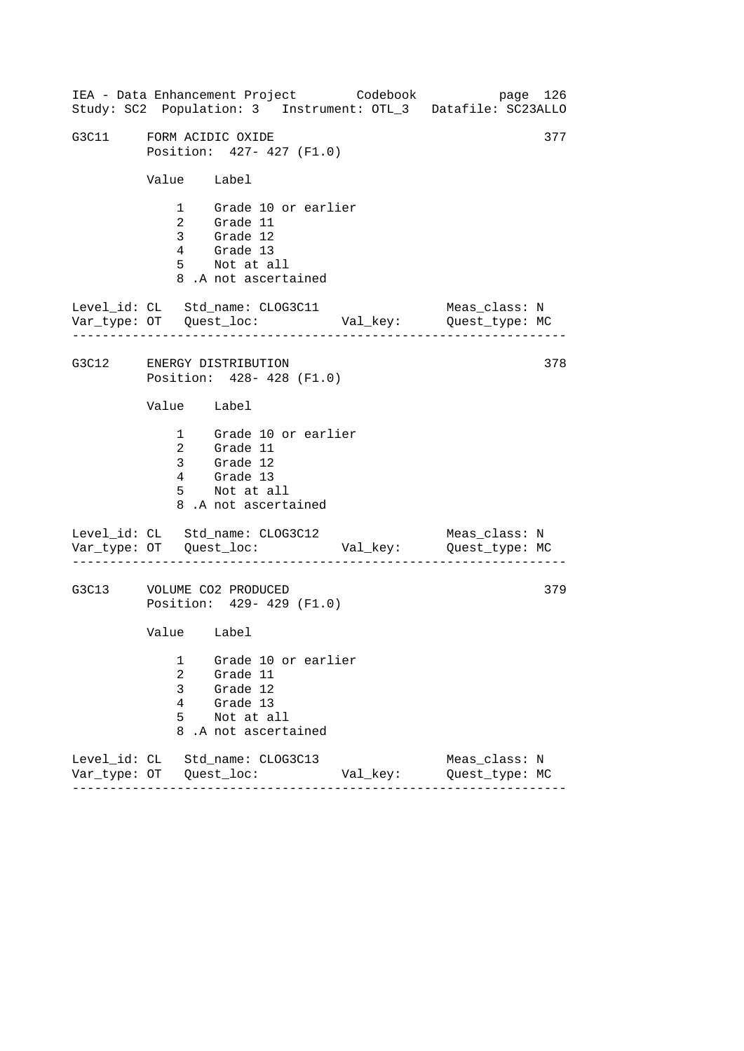## G3C11 FORM ACIDIC OXIDE

377

Position: 427- 427 (F1.0)

| Value | Label |
|---|---|
| 1 | Grade 10 or earlier |
| 2 | Grade 11 |
| 3 | Grade 12 |
| 4 | Grade 13 |
| 5 | Not at all |
| 8 | .A not ascertained |

Level_id: CL Std_name: CLOG3C11 Meas_class: N
Var_type: OT Quest_loc: Val_key: Quest_type: MC

---

## G3C12 ENERGY DISTRIBUTION

378

Position: 428- 428 (F1.0)

| Value | Label |
|---|---|
| 1 | Grade 10 or earlier |
| 2 | Grade 11 |
| 3 | Grade 12 |
| 4 | Grade 13 |
| 5 | Not at all |
| 8 | .A not ascertained |

Level_id: CL Std_name: CLOG3C12 Meas_class: N
Var_type: OT Quest_loc: Val_key: Quest_type: MC

---

## G3C13 VOLUME CO2 PRODUCED

379

Position: 429- 429 (F1.0)

| Value | Label |
|---|---|
| 1 | Grade 10 or earlier |
| 2 | Grade 11 |
| 3 | Grade 12 |
| 4 | Grade 13 |
| 5 | Not at all |
| 8 | .A not ascertained |

Level_id: CL Std_name: CLOG3C13 Meas_class: N
Var_type: OT Quest_loc: Val_key: Quest_type: MC

---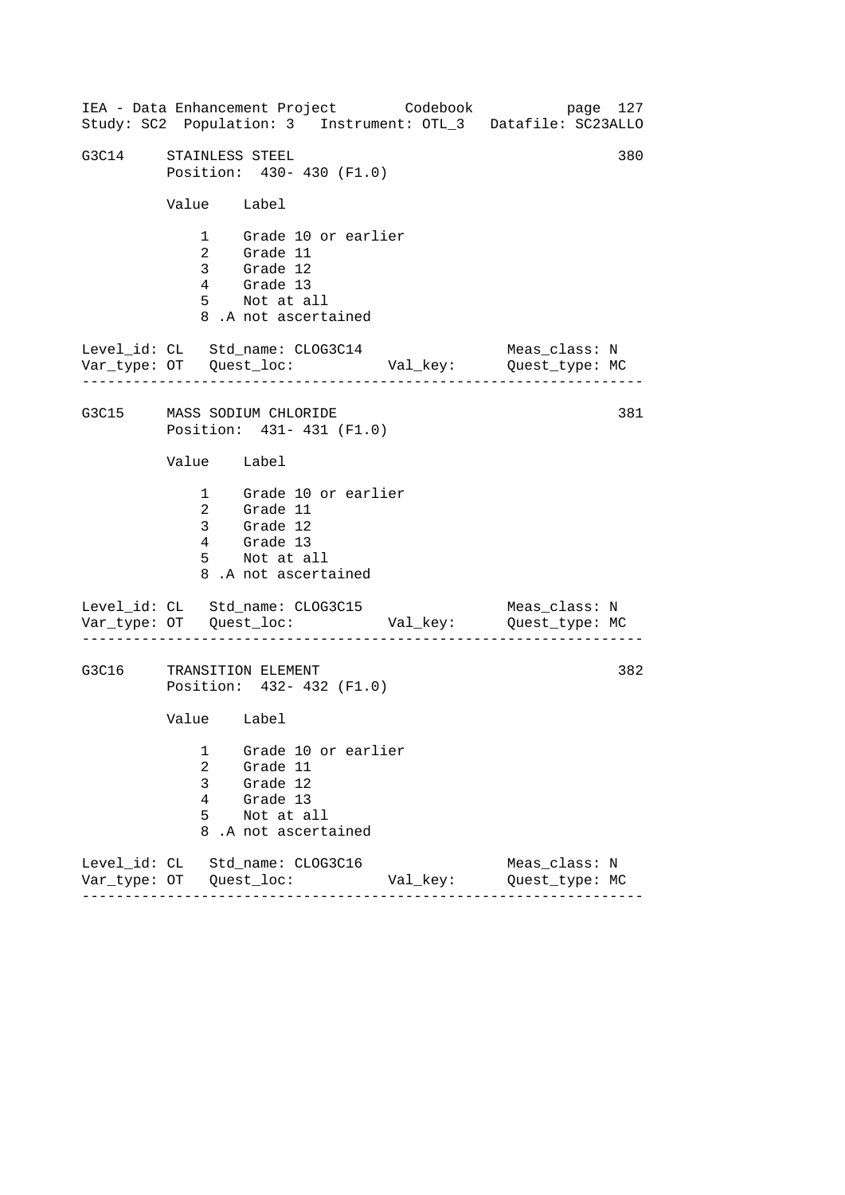G3C14 STAINLESS STEEL 380
Position: 430- 430 (F1.0)

| Value | Label |
|---|---|
| 1 | Grade 10 or earlier |
| 2 | Grade 11 |
| 3 | Grade 12 |
| 4 | Grade 13 |
| 5 | Not at all |
| 8 | .A not ascertained |

Level_id: CL Std_name: CLOG3C14 Meas_class: N
Var_type: OT Quest_loc: Val_key: Quest_type: MC

---

G3C15 MASS SODIUM CHLORIDE 381
Position: 431- 431 (F1.0)

| Value | Label |
|---|---|
| 1 | Grade 10 or earlier |
| 2 | Grade 11 |
| 3 | Grade 12 |
| 4 | Grade 13 |
| 5 | Not at all |
| 8 | .A not ascertained |

Level_id: CL Std_name: CLOG3C15 Meas_class: N
Var_type: OT Quest_loc: Val_key: Quest_type: MC

---

G3C16 TRANSITION ELEMENT 382
Position: 432- 432 (F1.0)

| Value | Label |
|---|---|
| 1 | Grade 10 or earlier |
| 2 | Grade 11 |
| 3 | Grade 12 |
| 4 | Grade 13 |
| 5 | Not at all |
| 8 | .A not ascertained |

Level_id: CL Std_name: CLOG3C16 Meas_class: N
Var_type: OT Quest_loc: Val_key: Quest_type: MC

---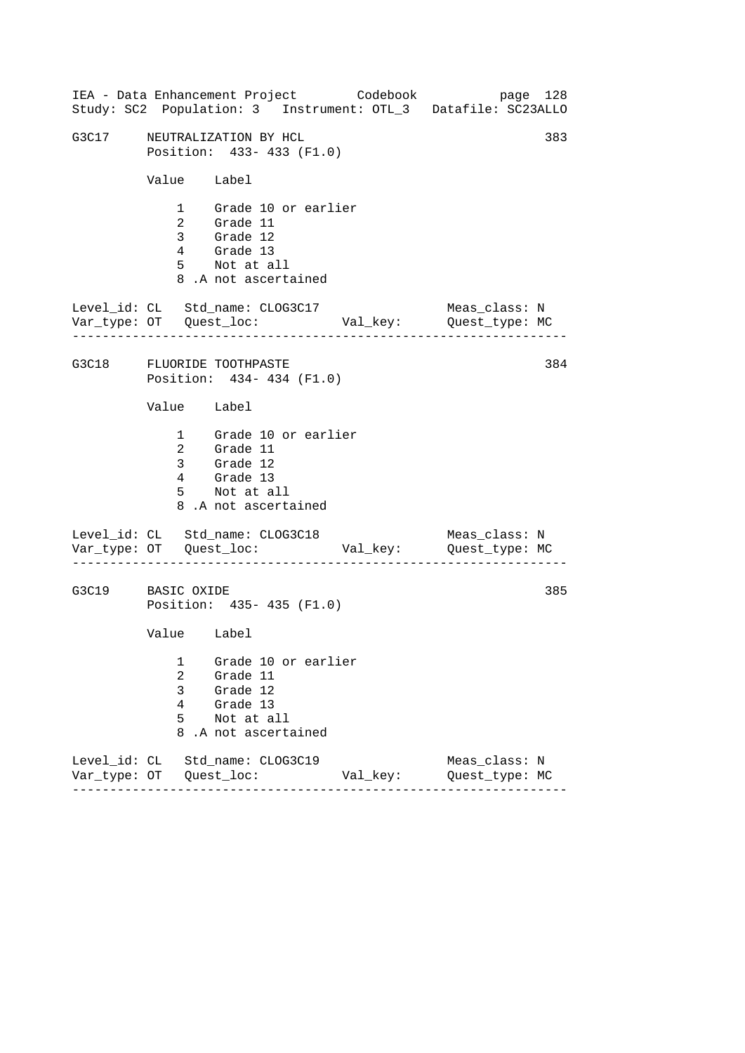G3C17 NEUTRALIZATION BY HCL 383
Position: 433- 433 (F1.0)

| Value | Label |
|---|---|
| 1 | Grade 10 or earlier |
| 2 | Grade 11 |
| 3 | Grade 12 |
| 4 | Grade 13 |
| 5 | Not at all |
| 8 | .A not ascertained |

Level_id: CL Std_name: CLOG3C17 Meas_class: N
Var_type: OT Quest_loc: Val_key: Quest_type: MC

---

G3C18 FLUORIDE TOOTHPASTE 384
Position: 434- 434 (F1.0)

| Value | Label |
|---|---|
| 1 | Grade 10 or earlier |
| 2 | Grade 11 |
| 3 | Grade 12 |
| 4 | Grade 13 |
| 5 | Not at all |
| 8 | .A not ascertained |

Level_id: CL Std_name: CLOG3C18 Meas_class: N
Var_type: OT Quest_loc: Val_key: Quest_type: MC

---

G3C19 BASIC OXIDE 385
Position: 435- 435 (F1.0)

| Value | Label |
|---|---|
| 1 | Grade 10 or earlier |
| 2 | Grade 11 |
| 3 | Grade 12 |
| 4 | Grade 13 |
| 5 | Not at all |
| 8 | .A not ascertained |

Level_id: CL Std_name: CLOG3C19 Meas_class: N
Var_type: OT Quest_loc: Val_key: Quest_type: MC

---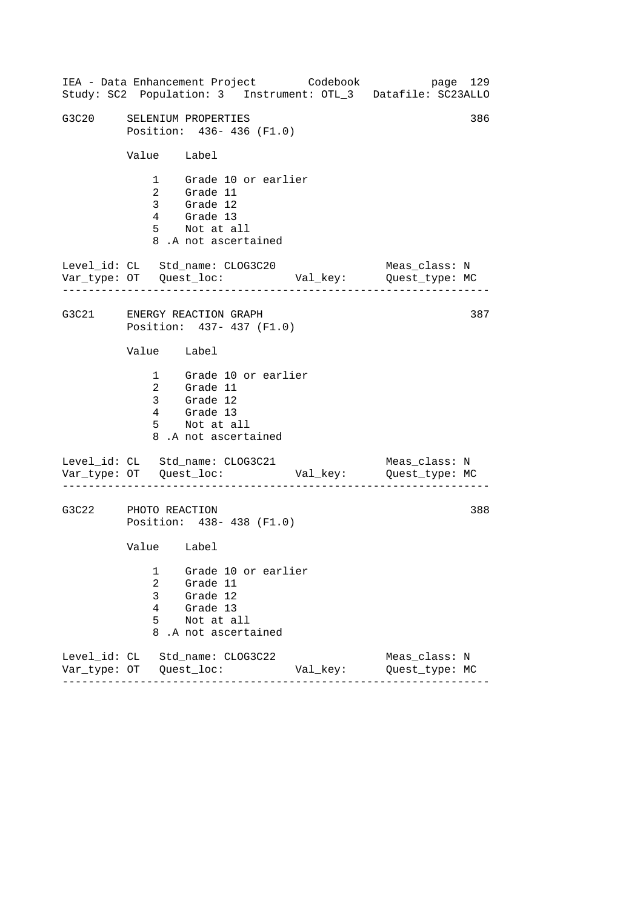## G3C20 SELENIUM PROPERTIES — 386

Position: 436- 436 (F1.0)

| Value | Label |
|---|---|
| 1 | Grade 10 or earlier |
| 2 | Grade 11 |
| 3 | Grade 12 |
| 4 | Grade 13 |
| 5 | Not at all |
| 8 | .A not ascertained |

Level_id: CL   Std_name: CLOG3C20   Meas_class: N
Var_type: OT   Quest_loc:   Val_key:   Quest_type: MC

---

## G3C21 ENERGY REACTION GRAPH — 387

Position: 437- 437 (F1.0)

| Value | Label |
|---|---|
| 1 | Grade 10 or earlier |
| 2 | Grade 11 |
| 3 | Grade 12 |
| 4 | Grade 13 |
| 5 | Not at all |
| 8 | .A not ascertained |

Level_id: CL   Std_name: CLOG3C21   Meas_class: N
Var_type: OT   Quest_loc:   Val_key:   Quest_type: MC

---

## G3C22 PHOTO REACTION — 388

Position: 438- 438 (F1.0)

| Value | Label |
|---|---|
| 1 | Grade 10 or earlier |
| 2 | Grade 11 |
| 3 | Grade 12 |
| 4 | Grade 13 |
| 5 | Not at all |
| 8 | .A not ascertained |

Level_id: CL   Std_name: CLOG3C22   Meas_class: N
Var_type: OT   Quest_loc:   Val_key:   Quest_type: MC

---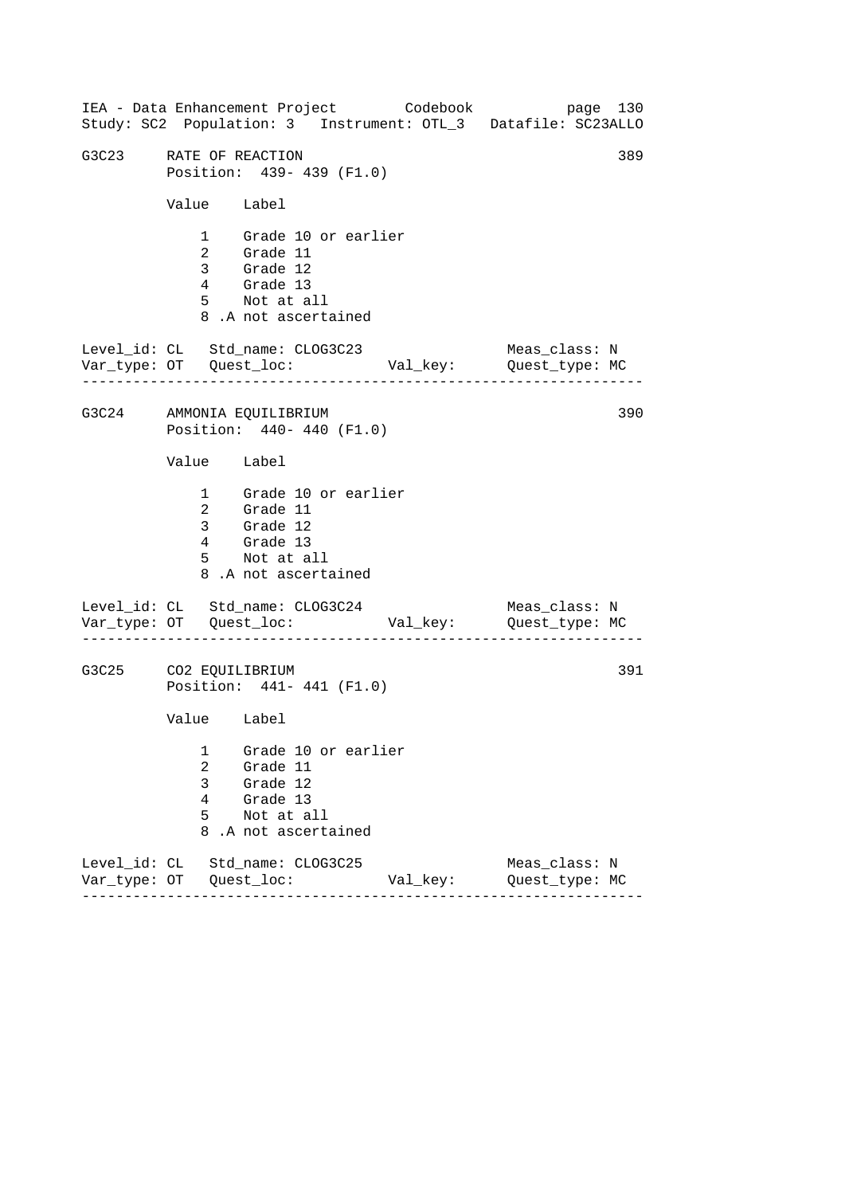G3C23 RATE OF REACTION 389
Position: 439- 439 (F1.0)

| Value | Label |
|---|---|
| 1 | Grade 10 or earlier |
| 2 | Grade 11 |
| 3 | Grade 12 |
| 4 | Grade 13 |
| 5 | Not at all |
| 8 | .A not ascertained |

Level_id: CL Std_name: CLOG3C23 Meas_class: N
Var_type: OT Quest_loc: Val_key: Quest_type: MC

---

G3C24 AMMONIA EQUILIBRIUM 390
Position: 440- 440 (F1.0)

| Value | Label |
|---|---|
| 1 | Grade 10 or earlier |
| 2 | Grade 11 |
| 3 | Grade 12 |
| 4 | Grade 13 |
| 5 | Not at all |
| 8 | .A not ascertained |

Level_id: CL Std_name: CLOG3C24 Meas_class: N
Var_type: OT Quest_loc: Val_key: Quest_type: MC

---

G3C25 CO2 EQUILIBRIUM 391
Position: 441- 441 (F1.0)

| Value | Label |
|---|---|
| 1 | Grade 10 or earlier |
| 2 | Grade 11 |
| 3 | Grade 12 |
| 4 | Grade 13 |
| 5 | Not at all |
| 8 | .A not ascertained |

Level_id: CL Std_name: CLOG3C25 Meas_class: N
Var_type: OT Quest_loc: Val_key: Quest_type: MC

---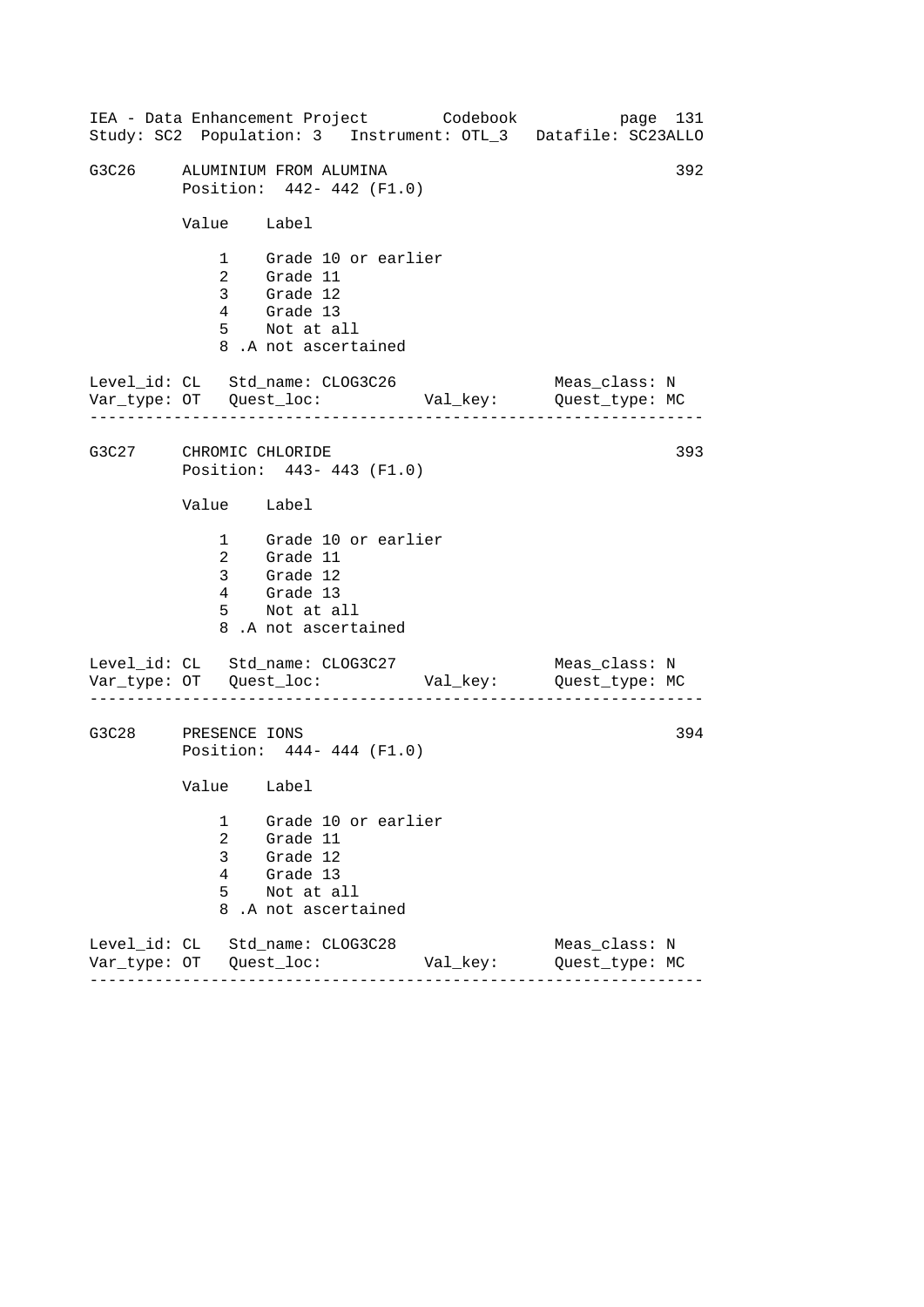## G3C26 ALUMINIUM FROM ALUMINA — 392

Position: 442- 442 (F1.0)

| Value | Label |
|---|---|
| 1 | Grade 10 or earlier |
| 2 | Grade 11 |
| 3 | Grade 12 |
| 4 | Grade 13 |
| 5 | Not at all |
| 8 .A | not ascertained |

Level_id: CL   Std_name: CLOG3C26   Meas_class: N
Var_type: OT   Quest_loc:   Val_key:   Quest_type: MC

---

## G3C27 CHROMIC CHLORIDE — 393

Position: 443- 443 (F1.0)

| Value | Label |
|---|---|
| 1 | Grade 10 or earlier |
| 2 | Grade 11 |
| 3 | Grade 12 |
| 4 | Grade 13 |
| 5 | Not at all |
| 8 .A | not ascertained |

Level_id: CL   Std_name: CLOG3C27   Meas_class: N
Var_type: OT   Quest_loc:   Val_key:   Quest_type: MC

---

## G3C28 PRESENCE IONS — 394

Position: 444- 444 (F1.0)

| Value | Label |
|---|---|
| 1 | Grade 10 or earlier |
| 2 | Grade 11 |
| 3 | Grade 12 |
| 4 | Grade 13 |
| 5 | Not at all |
| 8 .A | not ascertained |

Level_id: CL   Std_name: CLOG3C28   Meas_class: N
Var_type: OT   Quest_loc:   Val_key:   Quest_type: MC

---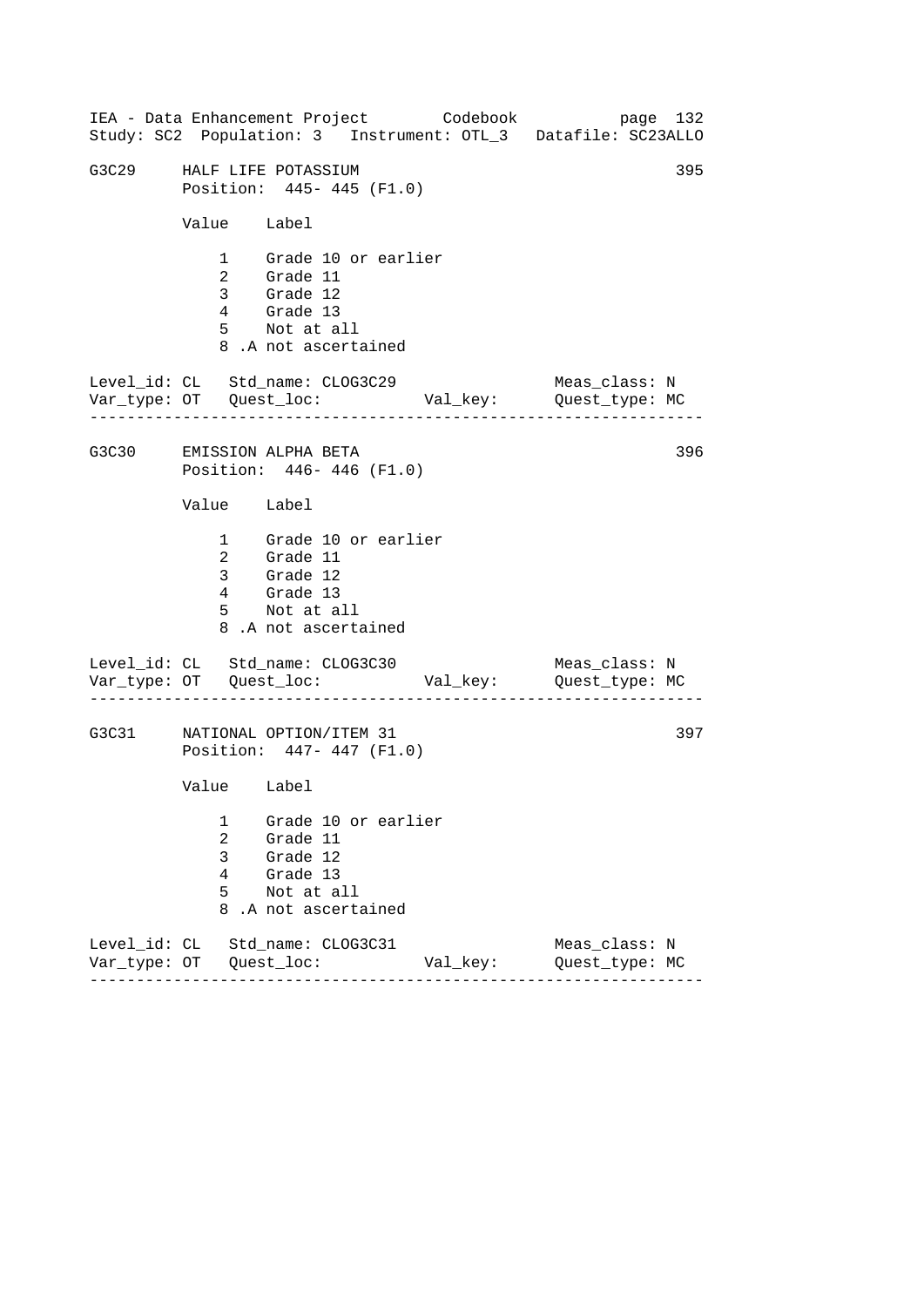## G3C29 HALF LIFE POTASSIUM — 395

Position: 445- 445 (F1.0)

| Value | Label |
|---|---|
| 1 | Grade 10 or earlier |
| 2 | Grade 11 |
| 3 | Grade 12 |
| 4 | Grade 13 |
| 5 | Not at all |
| 8 | .A not ascertained |

Level_id: CL   Std_name: CLOG3C29   Meas_class: N
Var_type: OT   Quest_loc:   Val_key:   Quest_type: MC

---

## G3C30 EMISSION ALPHA BETA — 396

Position: 446- 446 (F1.0)

| Value | Label |
|---|---|
| 1 | Grade 10 or earlier |
| 2 | Grade 11 |
| 3 | Grade 12 |
| 4 | Grade 13 |
| 5 | Not at all |
| 8 | .A not ascertained |

Level_id: CL   Std_name: CLOG3C30   Meas_class: N
Var_type: OT   Quest_loc:   Val_key:   Quest_type: MC

---

## G3C31 NATIONAL OPTION/ITEM 31 — 397

Position: 447- 447 (F1.0)

| Value | Label |
|---|---|
| 1 | Grade 10 or earlier |
| 2 | Grade 11 |
| 3 | Grade 12 |
| 4 | Grade 13 |
| 5 | Not at all |
| 8 | .A not ascertained |

Level_id: CL   Std_name: CLOG3C31   Meas_class: N
Var_type: OT   Quest_loc:   Val_key:   Quest_type: MC

---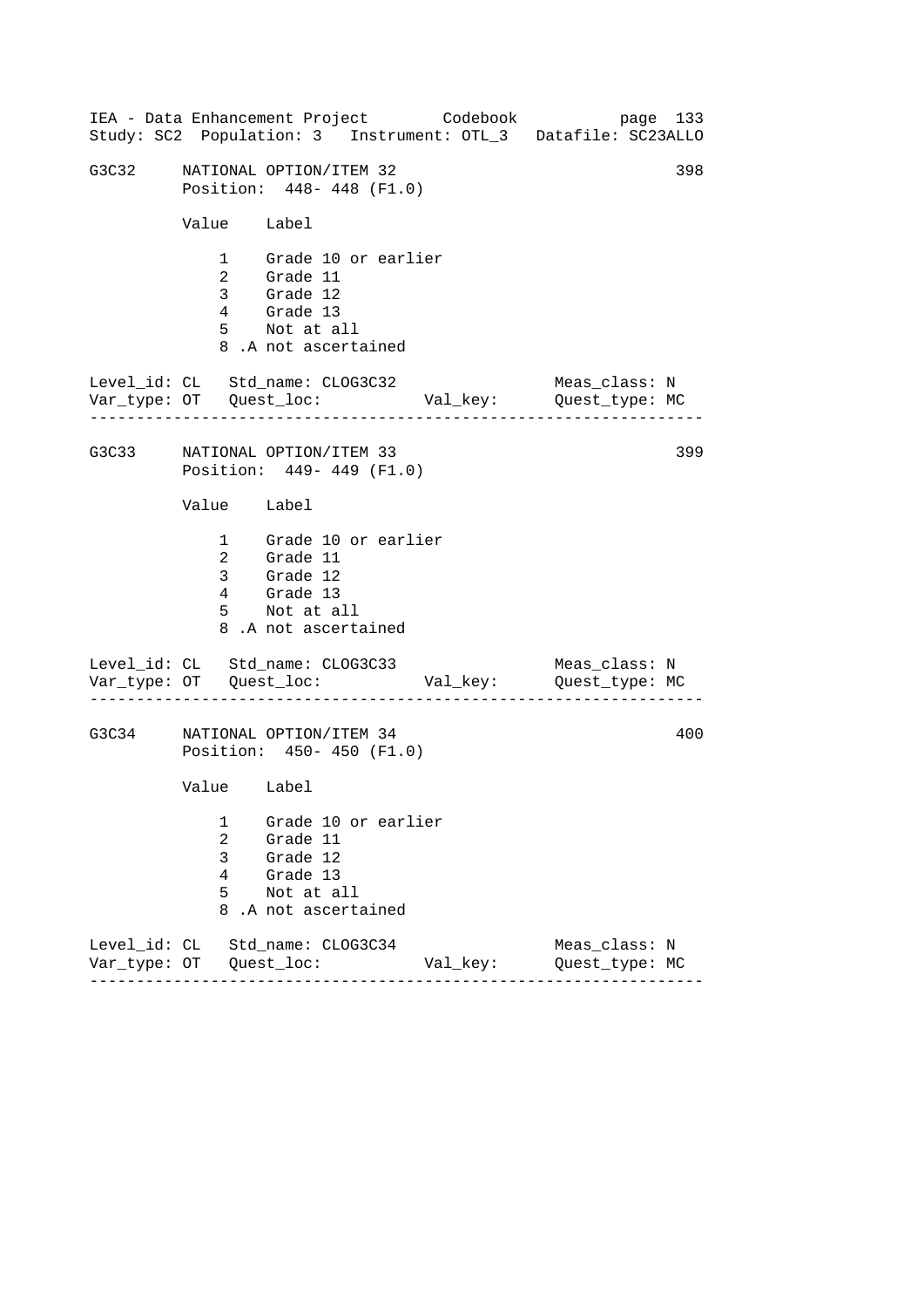G3C32 NATIONAL OPTION/ITEM 32 398
Position: 448- 448 (F1.0)

| Value | Label |
|---|---|
| 1 | Grade 10 or earlier |
| 2 | Grade 11 |
| 3 | Grade 12 |
| 4 | Grade 13 |
| 5 | Not at all |
| 8 .A | not ascertained |

Level_id: CL Std_name: CLOG3C32 Meas_class: N
Var_type: OT Quest_loc: Val_key: Quest_type: MC

---

G3C33 NATIONAL OPTION/ITEM 33 399
Position: 449- 449 (F1.0)

| Value | Label |
|---|---|
| 1 | Grade 10 or earlier |
| 2 | Grade 11 |
| 3 | Grade 12 |
| 4 | Grade 13 |
| 5 | Not at all |
| 8 .A | not ascertained |

Level_id: CL Std_name: CLOG3C33 Meas_class: N
Var_type: OT Quest_loc: Val_key: Quest_type: MC

---

G3C34 NATIONAL OPTION/ITEM 34 400
Position: 450- 450 (F1.0)

| Value | Label |
|---|---|
| 1 | Grade 10 or earlier |
| 2 | Grade 11 |
| 3 | Grade 12 |
| 4 | Grade 13 |
| 5 | Not at all |
| 8 .A | not ascertained |

Level_id: CL Std_name: CLOG3C34 Meas_class: N
Var_type: OT Quest_loc: Val_key: Quest_type: MC

---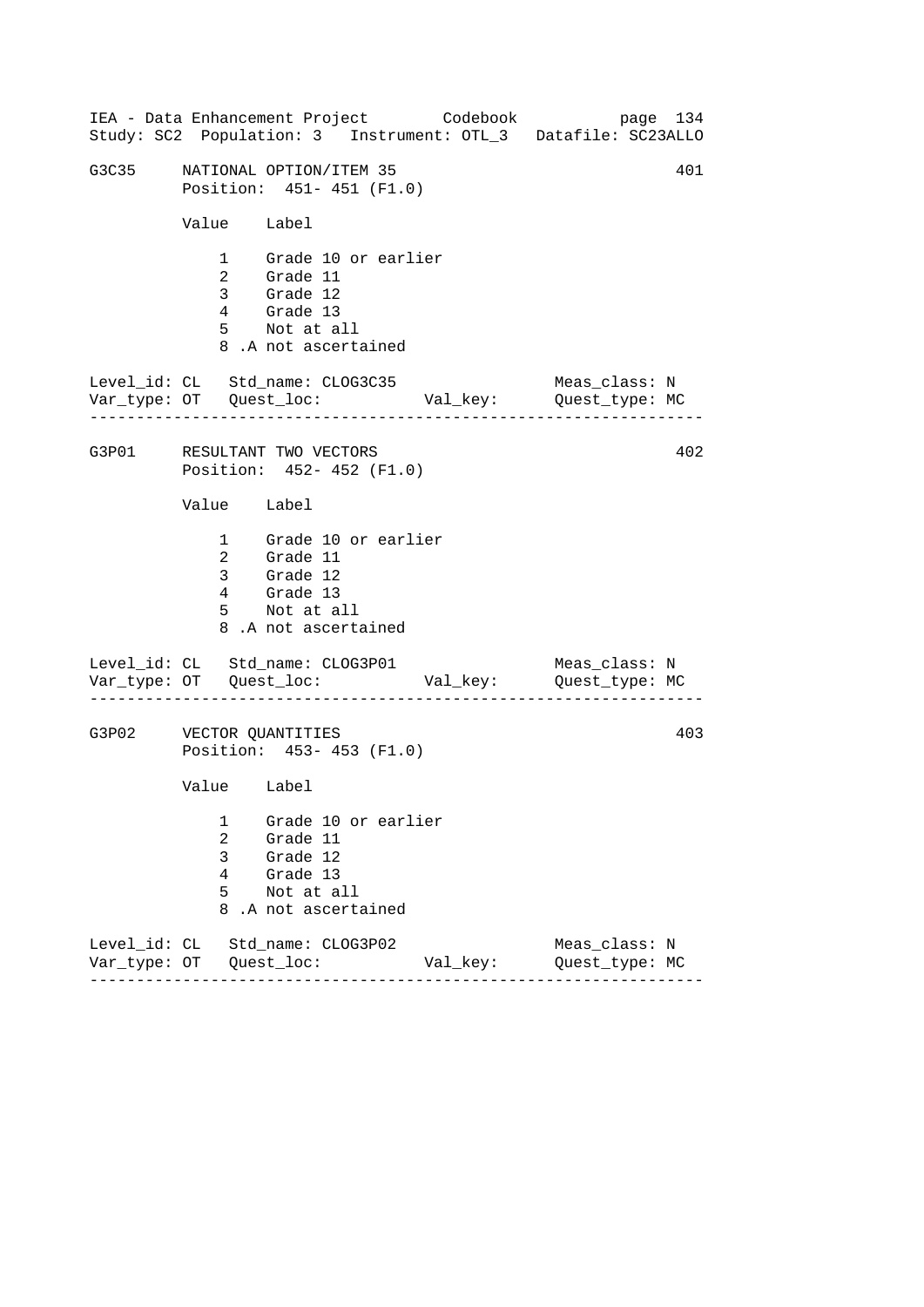```
G3C35     NATIONAL OPTION/ITEM 35                                401
          Position:  451- 451 (F1.0)

          Value    Label

              1    Grade 10 or earlier
              2    Grade 11
              3    Grade 12
              4    Grade 13
              5    Not at all
              8 .A not ascertained

Level_id: CL   Std_name: CLOG3C35                  Meas_class: N
Var_type: OT   Quest_loc:           Val_key:       Quest_type: MC
-----------------------------------------------------------------

G3P01     RESULTANT TWO VECTORS                                  402
          Position:  452- 452 (F1.0)

          Value    Label

              1    Grade 10 or earlier
              2    Grade 11
              3    Grade 12
              4    Grade 13
              5    Not at all
              8 .A not ascertained

Level_id: CL   Std_name: CLOG3P01                  Meas_class: N
Var_type: OT   Quest_loc:           Val_key:       Quest_type: MC
-----------------------------------------------------------------

G3P02     VECTOR QUANTITIES                                      403
          Position:  453- 453 (F1.0)

          Value    Label

              1    Grade 10 or earlier
              2    Grade 11
              3    Grade 12
              4    Grade 13
              5    Not at all
              8 .A not ascertained

Level_id: CL   Std_name: CLOG3P02                  Meas_class: N
Var_type: OT   Quest_loc:           Val_key:       Quest_type: MC
-----------------------------------------------------------------
```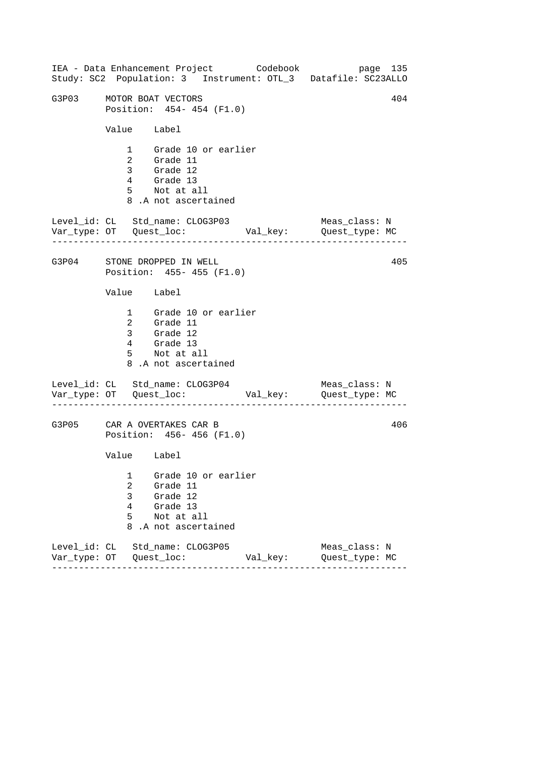G3P03 MOTOR BOAT VECTORS 404
Position: 454- 454 (F1.0)

| Value | Label |
| --- | --- |
| 1 | Grade 10 or earlier |
| 2 | Grade 11 |
| 3 | Grade 12 |
| 4 | Grade 13 |
| 5 | Not at all |
| 8 | .A not ascertained |

Level_id: CL Std_name: CLOG3P03 Meas_class: N
Var_type: OT Quest_loc: Val_key: Quest_type: MC

---

G3P04 STONE DROPPED IN WELL 405
Position: 455- 455 (F1.0)

| Value | Label |
| --- | --- |
| 1 | Grade 10 or earlier |
| 2 | Grade 11 |
| 3 | Grade 12 |
| 4 | Grade 13 |
| 5 | Not at all |
| 8 | .A not ascertained |

Level_id: CL Std_name: CLOG3P04 Meas_class: N
Var_type: OT Quest_loc: Val_key: Quest_type: MC

---

G3P05 CAR A OVERTAKES CAR B 406
Position: 456- 456 (F1.0)

| Value | Label |
| --- | --- |
| 1 | Grade 10 or earlier |
| 2 | Grade 11 |
| 3 | Grade 12 |
| 4 | Grade 13 |
| 5 | Not at all |
| 8 | .A not ascertained |

Level_id: CL Std_name: CLOG3P05 Meas_class: N
Var_type: OT Quest_loc: Val_key: Quest_type: MC

---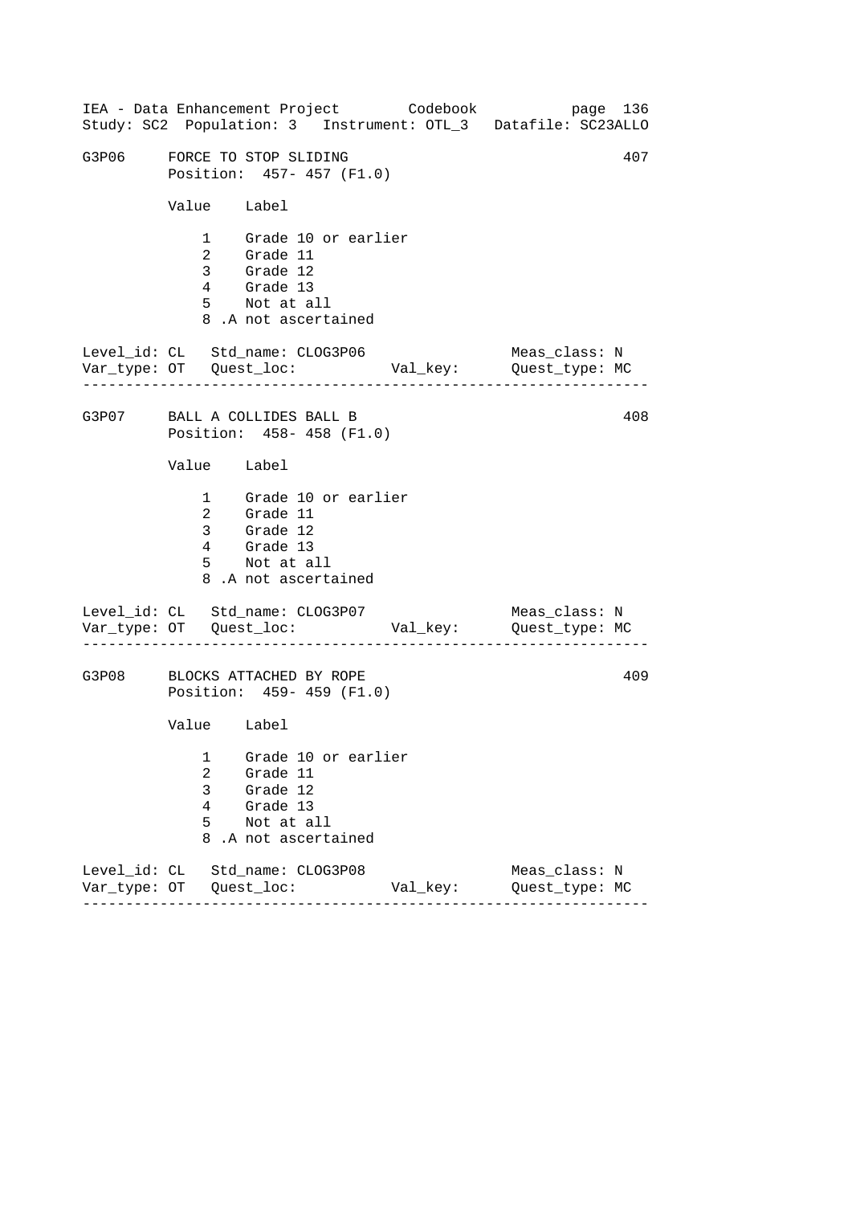```
G3P06     FORCE TO STOP SLIDING                                    407
          Position:  457- 457 (F1.0)

          Value    Label

              1    Grade 10 or earlier
              2    Grade 11
              3    Grade 12
              4    Grade 13
              5    Not at all
              8 .A not ascertained

Level_id: CL   Std_name: CLOG3P06                    Meas_class: N
Var_type: OT   Quest_loc:          Val_key:          Quest_type: MC
--------------------------------------------------------------------

G3P07     BALL A COLLIDES BALL B                                   408
          Position:  458- 458 (F1.0)

          Value    Label

              1    Grade 10 or earlier
              2    Grade 11
              3    Grade 12
              4    Grade 13
              5    Not at all
              8 .A not ascertained

Level_id: CL   Std_name: CLOG3P07                    Meas_class: N
Var_type: OT   Quest_loc:          Val_key:          Quest_type: MC
--------------------------------------------------------------------

G3P08     BLOCKS ATTACHED BY ROPE                                  409
          Position:  459- 459 (F1.0)

          Value    Label

              1    Grade 10 or earlier
              2    Grade 11
              3    Grade 12
              4    Grade 13
              5    Not at all
              8 .A not ascertained

Level_id: CL   Std_name: CLOG3P08                    Meas_class: N
Var_type: OT   Quest_loc:          Val_key:          Quest_type: MC
--------------------------------------------------------------------
```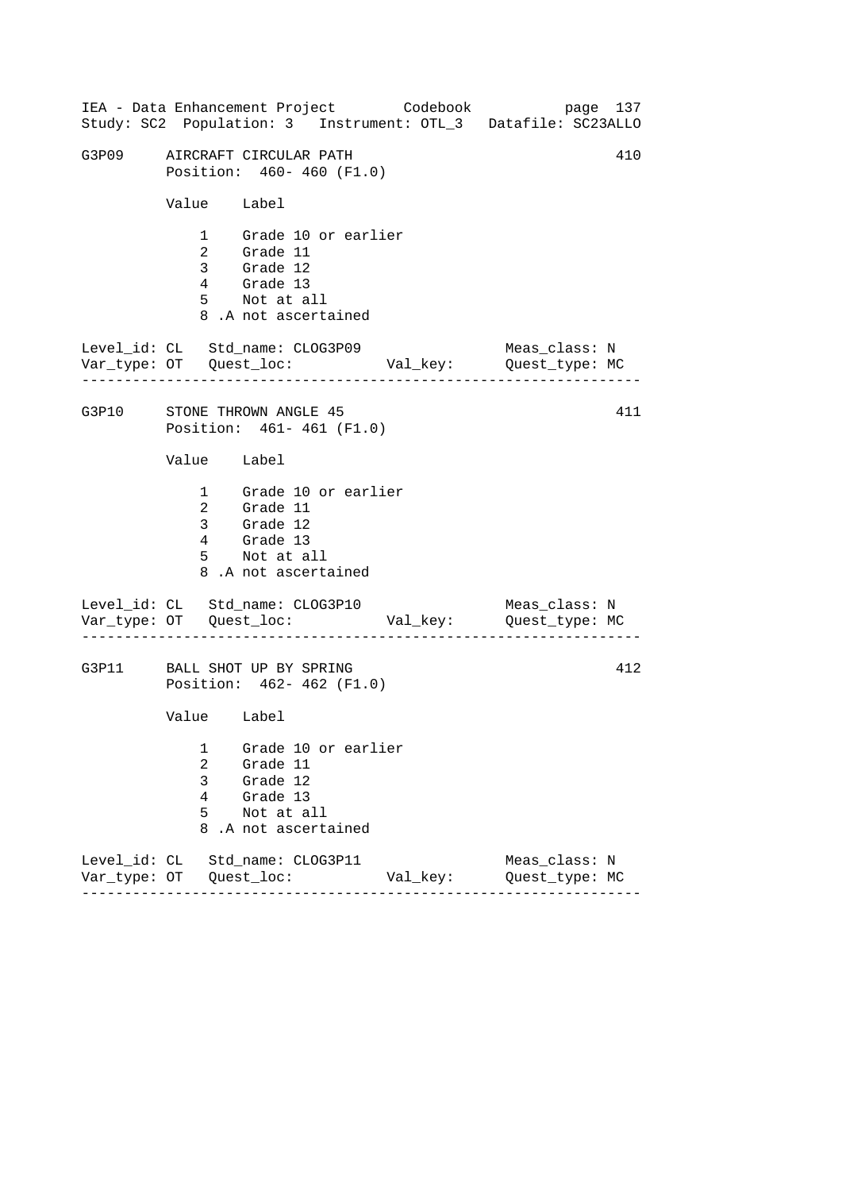```
G3P09     AIRCRAFT CIRCULAR PATH                                    410
          Position:  460- 460 (F1.0)

          Value    Label

              1    Grade 10 or earlier
              2    Grade 11
              3    Grade 12
              4    Grade 13
              5    Not at all
              8 .A not ascertained

Level_id: CL   Std_name: CLOG3P09                    Meas_class: N
Var_type: OT   Quest_loc:           Val_key:         Quest_type: MC
--------------------------------------------------------------------

G3P10     STONE THROWN ANGLE 45                                     411
          Position:  461- 461 (F1.0)

          Value    Label

              1    Grade 10 or earlier
              2    Grade 11
              3    Grade 12
              4    Grade 13
              5    Not at all
              8 .A not ascertained

Level_id: CL   Std_name: CLOG3P10                    Meas_class: N
Var_type: OT   Quest_loc:           Val_key:         Quest_type: MC
--------------------------------------------------------------------

G3P11     BALL SHOT UP BY SPRING                                    412
          Position:  462- 462 (F1.0)

          Value    Label

              1    Grade 10 or earlier
              2    Grade 11
              3    Grade 12
              4    Grade 13
              5    Not at all
              8 .A not ascertained

Level_id: CL   Std_name: CLOG3P11                    Meas_class: N
Var_type: OT   Quest_loc:           Val_key:         Quest_type: MC
--------------------------------------------------------------------
```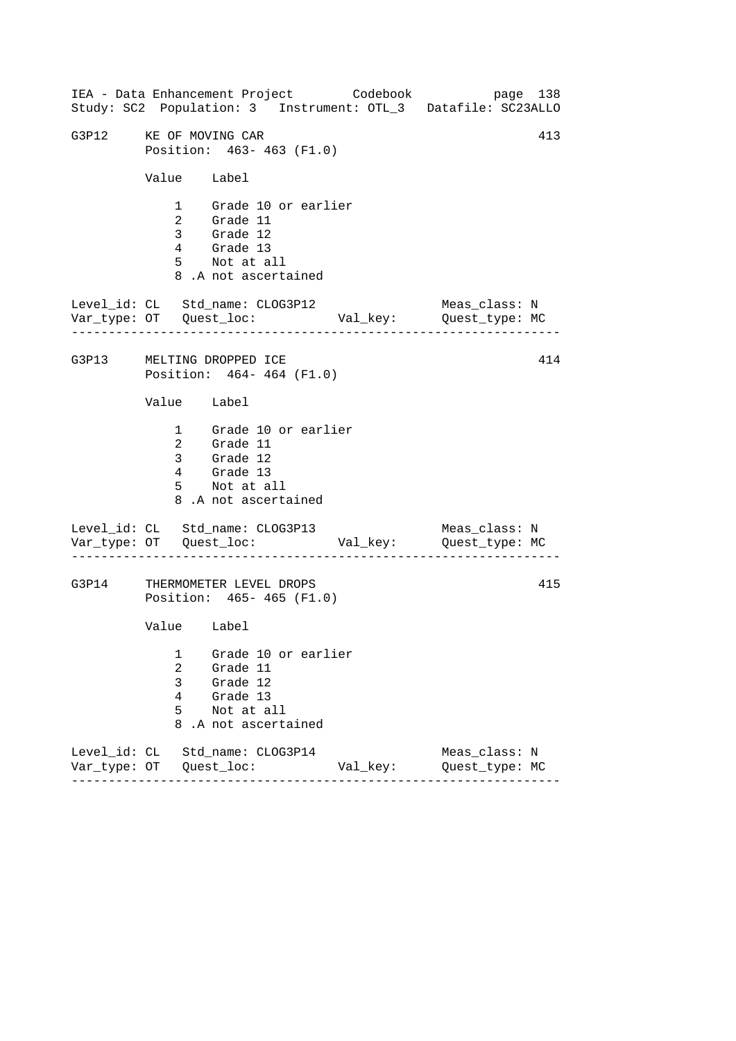```
G3P12     KE OF MOVING CAR                                          413
          Position:  463- 463 (F1.0)

          Value    Label

              1    Grade 10 or earlier
              2    Grade 11
              3    Grade 12
              4    Grade 13
              5    Not at all
              8 .A not ascertained

Level_id: CL   Std_name: CLOG3P12                    Meas_class: N
Var_type: OT   Quest_loc:            Val_key:        Quest_type: MC
--------------------------------------------------------------------

G3P13     MELTING DROPPED ICE                                       414
          Position:  464- 464 (F1.0)

          Value    Label

              1    Grade 10 or earlier
              2    Grade 11
              3    Grade 12
              4    Grade 13
              5    Not at all
              8 .A not ascertained

Level_id: CL   Std_name: CLOG3P13                    Meas_class: N
Var_type: OT   Quest_loc:            Val_key:        Quest_type: MC
--------------------------------------------------------------------

G3P14     THERMOMETER LEVEL DROPS                                   415
          Position:  465- 465 (F1.0)

          Value    Label

              1    Grade 10 or earlier
              2    Grade 11
              3    Grade 12
              4    Grade 13
              5    Not at all
              8 .A not ascertained

Level_id: CL   Std_name: CLOG3P14                    Meas_class: N
Var_type: OT   Quest_loc:            Val_key:        Quest_type: MC
--------------------------------------------------------------------
```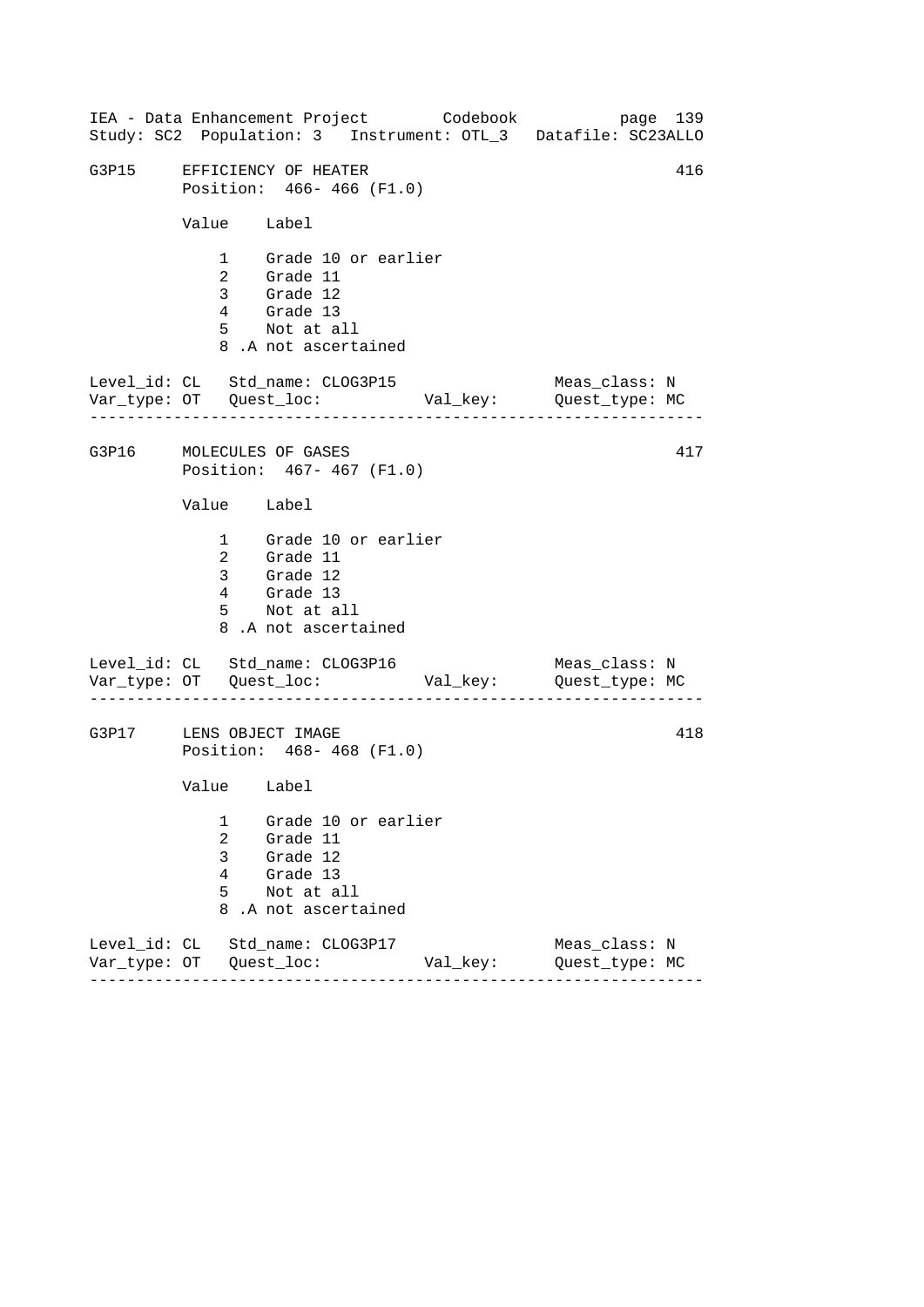G3P15 EFFICIENCY OF HEATER 416
Position: 466- 466 (F1.0)

| Value | Label |
|---|---|
| 1 | Grade 10 or earlier |
| 2 | Grade 11 |
| 3 | Grade 12 |
| 4 | Grade 13 |
| 5 | Not at all |
| 8 .A | not ascertained |

Level_id: CL Std_name: CLOG3P15 Meas_class: N
Var_type: OT Quest_loc: Val_key: Quest_type: MC

---

G3P16 MOLECULES OF GASES 417
Position: 467- 467 (F1.0)

| Value | Label |
|---|---|
| 1 | Grade 10 or earlier |
| 2 | Grade 11 |
| 3 | Grade 12 |
| 4 | Grade 13 |
| 5 | Not at all |
| 8 .A | not ascertained |

Level_id: CL Std_name: CLOG3P16 Meas_class: N
Var_type: OT Quest_loc: Val_key: Quest_type: MC

---

G3P17 LENS OBJECT IMAGE 418
Position: 468- 468 (F1.0)

| Value | Label |
|---|---|
| 1 | Grade 10 or earlier |
| 2 | Grade 11 |
| 3 | Grade 12 |
| 4 | Grade 13 |
| 5 | Not at all |
| 8 .A | not ascertained |

Level_id: CL Std_name: CLOG3P17 Meas_class: N
Var_type: OT Quest_loc: Val_key: Quest_type: MC

---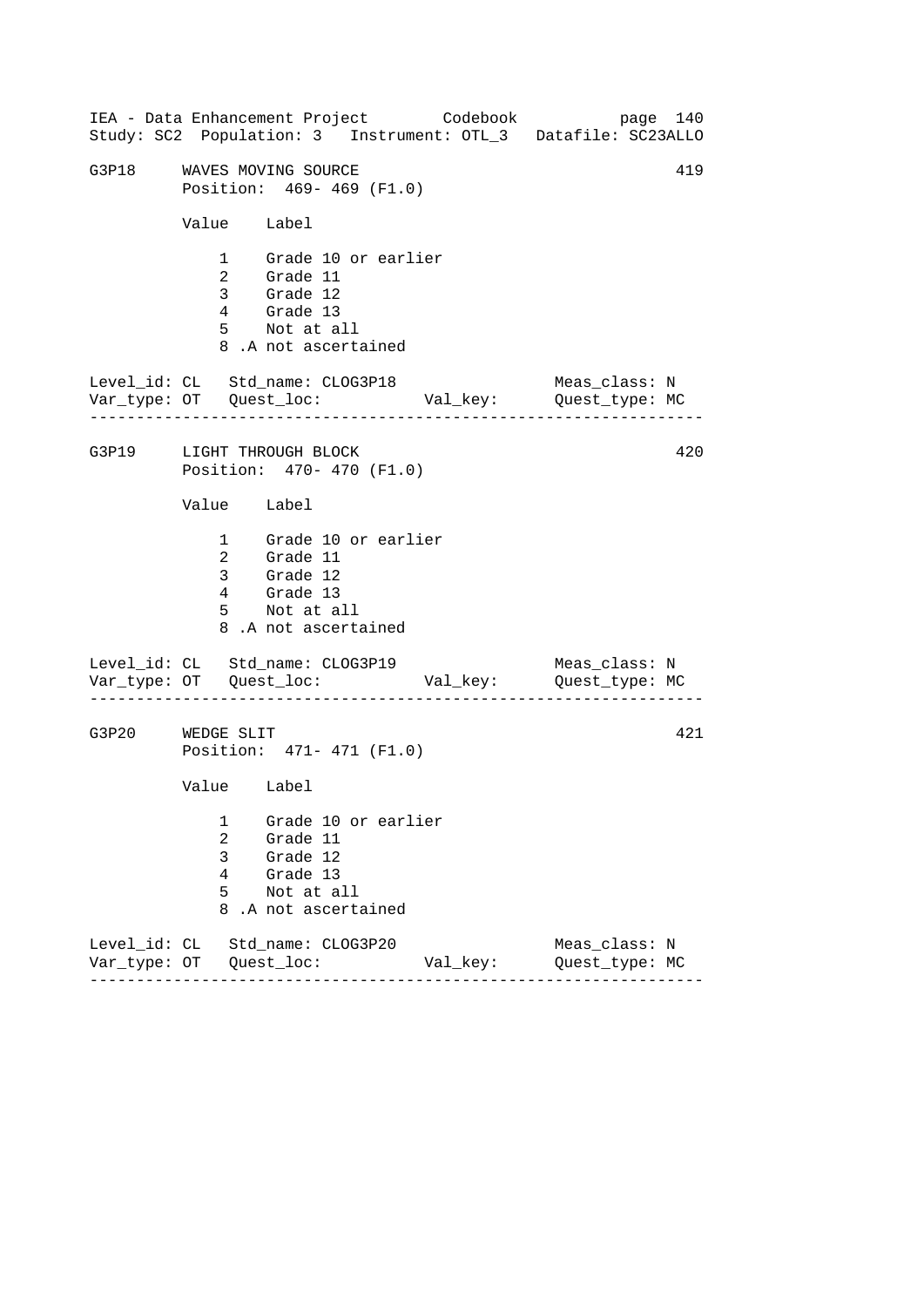```
G3P18     WAVES MOVING SOURCE                                        419
          Position:  469- 469 (F1.0)

          Value    Label

              1    Grade 10 or earlier
              2    Grade 11
              3    Grade 12
              4    Grade 13
              5    Not at all
              8 .A not ascertained

Level_id: CL   Std_name: CLOG3P18                      Meas_class: N
Var_type: OT   Quest_loc:            Val_key:          Quest_type: MC
-------------------------------------------------------------------

G3P19     LIGHT THROUGH BLOCK                                        420
          Position:  470- 470 (F1.0)

          Value    Label

              1    Grade 10 or earlier
              2    Grade 11
              3    Grade 12
              4    Grade 13
              5    Not at all
              8 .A not ascertained

Level_id: CL   Std_name: CLOG3P19                      Meas_class: N
Var_type: OT   Quest_loc:            Val_key:          Quest_type: MC
-------------------------------------------------------------------

G3P20     WEDGE SLIT                                                 421
          Position:  471- 471 (F1.0)

          Value    Label

              1    Grade 10 or earlier
              2    Grade 11
              3    Grade 12
              4    Grade 13
              5    Not at all
              8 .A not ascertained

Level_id: CL   Std_name: CLOG3P20                      Meas_class: N
Var_type: OT   Quest_loc:            Val_key:          Quest_type: MC
-------------------------------------------------------------------
```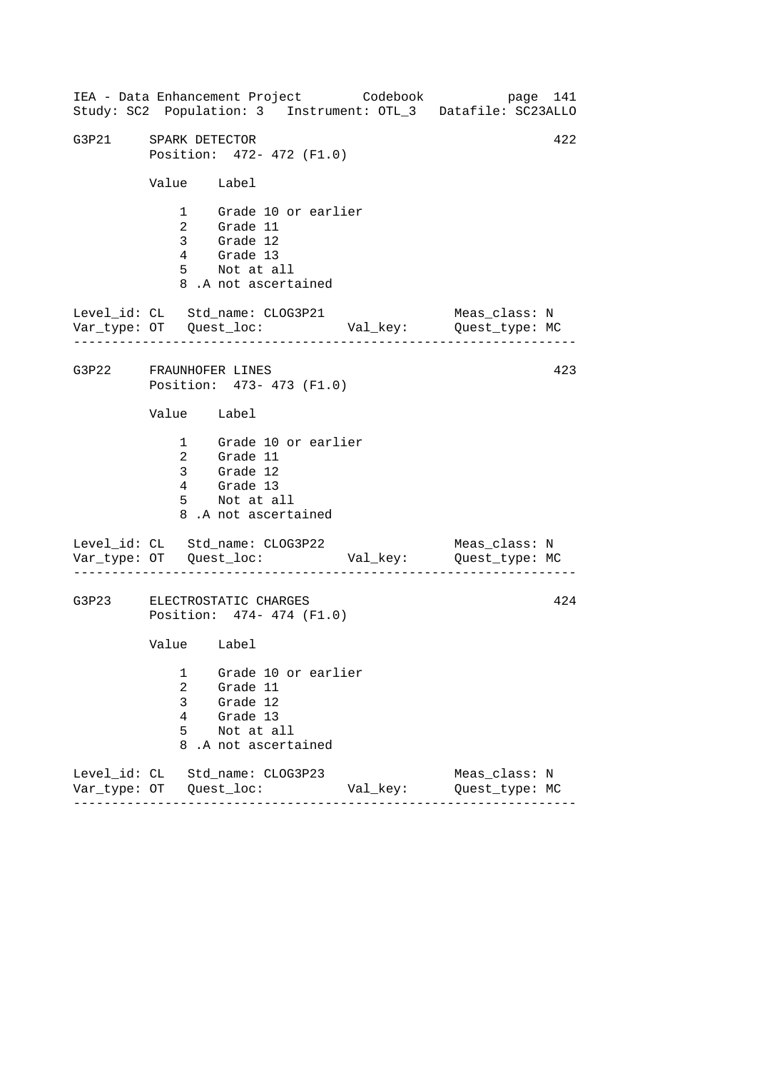IEA - Data Enhancement Project Codebook page 141
Study: SC2 Population: 3 Instrument: OTL_3 Datafile: SC23ALLO

```
G3P21     SPARK DETECTOR                                          422
          Position:  472- 472 (F1.0)

          Value    Label

              1    Grade 10 or earlier
              2    Grade 11
              3    Grade 12
              4    Grade 13
              5    Not at all
              8 .A not ascertained

Level_id: CL   Std_name: CLOG3P21                    Meas_class: N
Var_type: OT   Quest_loc:           Val_key:         Quest_type: MC
------------------------------------------------------------------

G3P22     FRAUNHOFER LINES                                        423
          Position:  473- 473 (F1.0)

          Value    Label

              1    Grade 10 or earlier
              2    Grade 11
              3    Grade 12
              4    Grade 13
              5    Not at all
              8 .A not ascertained

Level_id: CL   Std_name: CLOG3P22                    Meas_class: N
Var_type: OT   Quest_loc:           Val_key:         Quest_type: MC
------------------------------------------------------------------

G3P23     ELECTROSTATIC CHARGES                                   424
          Position:  474- 474 (F1.0)

          Value    Label

              1    Grade 10 or earlier
              2    Grade 11
              3    Grade 12
              4    Grade 13
              5    Not at all
              8 .A not ascertained

Level_id: CL   Std_name: CLOG3P23                    Meas_class: N
Var_type: OT   Quest_loc:           Val_key:         Quest_type: MC
------------------------------------------------------------------
```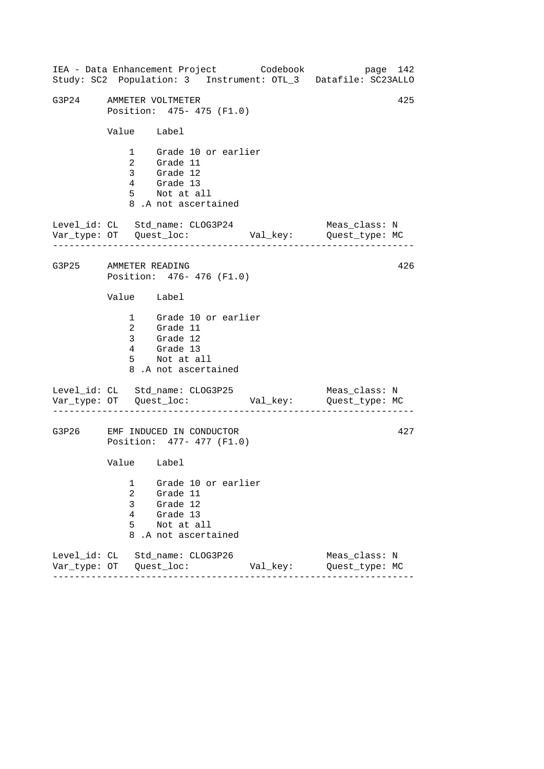G3P24 AMMETER VOLTMETER 425

Position: 475- 475 (F1.0)

| Value | Label |
| --- | --- |
| 1 | Grade 10 or earlier |
| 2 | Grade 11 |
| 3 | Grade 12 |
| 4 | Grade 13 |
| 5 | Not at all |
| 8 .A | not ascertained |

Level_id: CL Std_name: CLOG3P24 Meas_class: N
Var_type: OT Quest_loc: Val_key: Quest_type: MC

---

G3P25 AMMETER READING 426

Position: 476- 476 (F1.0)

| Value | Label |
| --- | --- |
| 1 | Grade 10 or earlier |
| 2 | Grade 11 |
| 3 | Grade 12 |
| 4 | Grade 13 |
| 5 | Not at all |
| 8 .A | not ascertained |

Level_id: CL Std_name: CLOG3P25 Meas_class: N
Var_type: OT Quest_loc: Val_key: Quest_type: MC

---

G3P26 EMF INDUCED IN CONDUCTOR 427

Position: 477- 477 (F1.0)

| Value | Label |
| --- | --- |
| 1 | Grade 10 or earlier |
| 2 | Grade 11 |
| 3 | Grade 12 |
| 4 | Grade 13 |
| 5 | Not at all |
| 8 .A | not ascertained |

Level_id: CL Std_name: CLOG3P26 Meas_class: N
Var_type: OT Quest_loc: Val_key: Quest_type: MC

---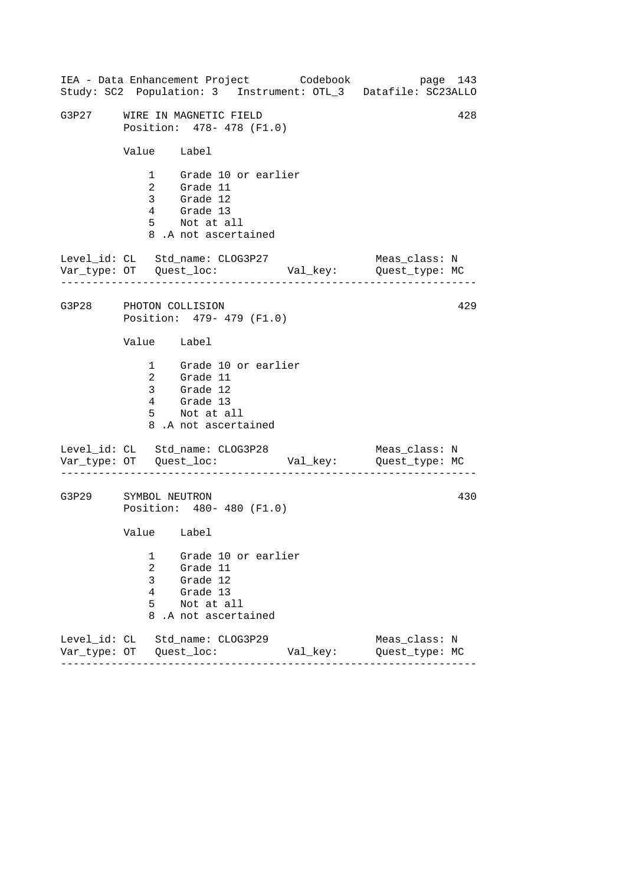G3P27 WIRE IN MAGNETIC FIELD 428
Position: 478- 478 (F1.0)

| Value | Label |
|---|---|
| 1 | Grade 10 or earlier |
| 2 | Grade 11 |
| 3 | Grade 12 |
| 4 | Grade 13 |
| 5 | Not at all |
| 8 | .A not ascertained |

Level_id: CL Std_name: CLOG3P27 Meas_class: N
Var_type: OT Quest_loc: Val_key: Quest_type: MC

---

G3P28 PHOTON COLLISION 429
Position: 479- 479 (F1.0)

| Value | Label |
|---|---|
| 1 | Grade 10 or earlier |
| 2 | Grade 11 |
| 3 | Grade 12 |
| 4 | Grade 13 |
| 5 | Not at all |
| 8 | .A not ascertained |

Level_id: CL Std_name: CLOG3P28 Meas_class: N
Var_type: OT Quest_loc: Val_key: Quest_type: MC

---

G3P29 SYMBOL NEUTRON 430
Position: 480- 480 (F1.0)

| Value | Label |
|---|---|
| 1 | Grade 10 or earlier |
| 2 | Grade 11 |
| 3 | Grade 12 |
| 4 | Grade 13 |
| 5 | Not at all |
| 8 | .A not ascertained |

Level_id: CL Std_name: CLOG3P29 Meas_class: N
Var_type: OT Quest_loc: Val_key: Quest_type: MC

---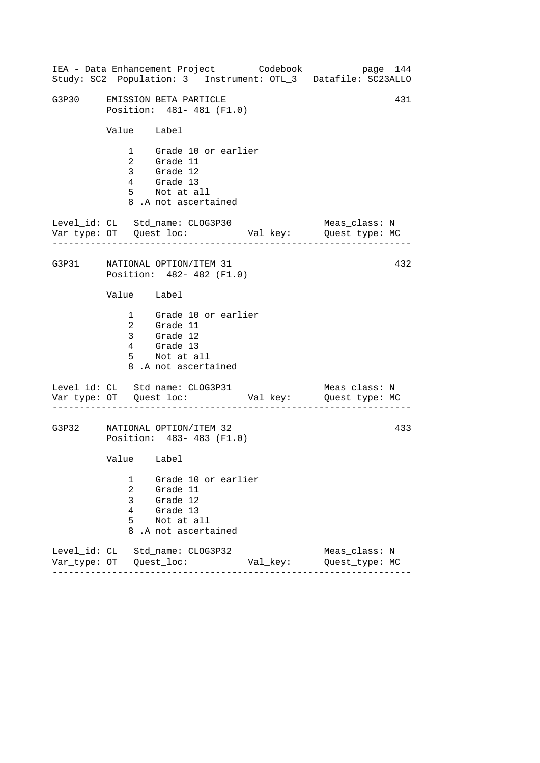```
G3P30     EMISSION BETA PARTICLE                                   431
          Position:  481- 481 (F1.0)

          Value    Label

              1    Grade 10 or earlier
              2    Grade 11
              3    Grade 12
              4    Grade 13
              5    Not at all
              8 .A not ascertained

Level_id: CL   Std_name: CLOG3P30                  Meas_class: N
Var_type: OT   Quest_loc:          Val_key:        Quest_type: MC
------------------------------------------------------------------

G3P31     NATIONAL OPTION/ITEM 31                                  432
          Position:  482- 482 (F1.0)

          Value    Label

              1    Grade 10 or earlier
              2    Grade 11
              3    Grade 12
              4    Grade 13
              5    Not at all
              8 .A not ascertained

Level_id: CL   Std_name: CLOG3P31                  Meas_class: N
Var_type: OT   Quest_loc:          Val_key:        Quest_type: MC
------------------------------------------------------------------

G3P32     NATIONAL OPTION/ITEM 32                                  433
          Position:  483- 483 (F1.0)

          Value    Label

              1    Grade 10 or earlier
              2    Grade 11
              3    Grade 12
              4    Grade 13
              5    Not at all
              8 .A not ascertained

Level_id: CL   Std_name: CLOG3P32                  Meas_class: N
Var_type: OT   Quest_loc:          Val_key:        Quest_type: MC
------------------------------------------------------------------
```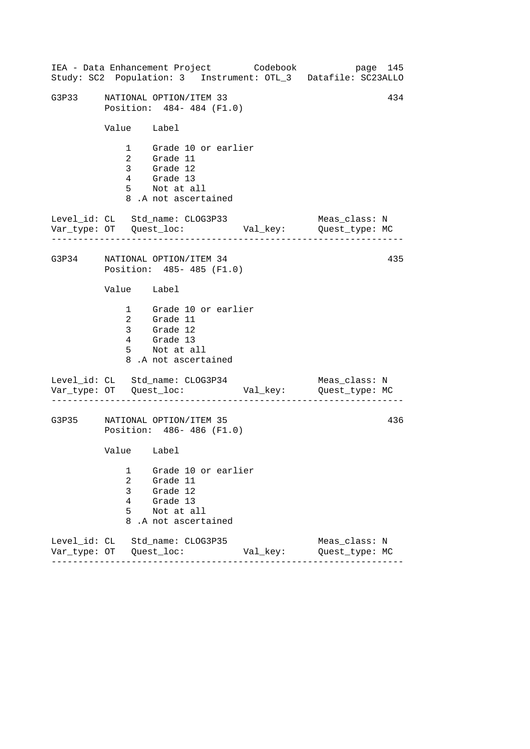G3P33 NATIONAL OPTION/ITEM 33 434
Position: 484- 484 (F1.0)

| Value | Label |
|---|---|
| 1 | Grade 10 or earlier |
| 2 | Grade 11 |
| 3 | Grade 12 |
| 4 | Grade 13 |
| 5 | Not at all |
| 8 .A | not ascertained |

```
Level_id: CL   Std_name: CLOG3P33                  Meas_class: N
Var_type: OT   Quest_loc:           Val_key:       Quest_type: MC
```

---

G3P34 NATIONAL OPTION/ITEM 34 435
Position: 485- 485 (F1.0)

| Value | Label |
|---|---|
| 1 | Grade 10 or earlier |
| 2 | Grade 11 |
| 3 | Grade 12 |
| 4 | Grade 13 |
| 5 | Not at all |
| 8 .A | not ascertained |

```
Level_id: CL   Std_name: CLOG3P34                  Meas_class: N
Var_type: OT   Quest_loc:           Val_key:       Quest_type: MC
```

---

G3P35 NATIONAL OPTION/ITEM 35 436
Position: 486- 486 (F1.0)

| Value | Label |
|---|---|
| 1 | Grade 10 or earlier |
| 2 | Grade 11 |
| 3 | Grade 12 |
| 4 | Grade 13 |
| 5 | Not at all |
| 8 .A | not ascertained |

```
Level_id: CL   Std_name: CLOG3P35                  Meas_class: N
Var_type: OT   Quest_loc:           Val_key:       Quest_type: MC
```

---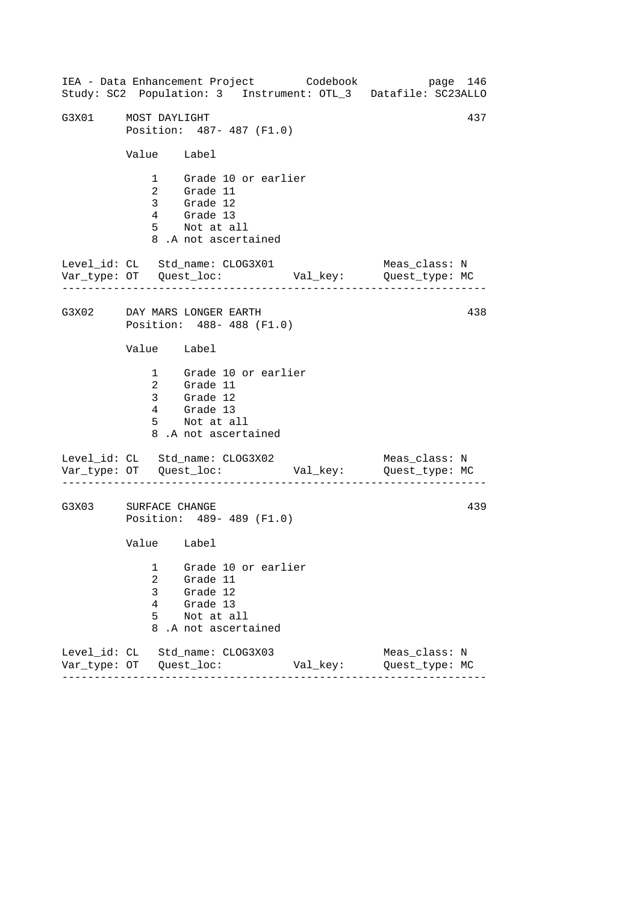IEA - Data Enhancement Project Codebook
Study: SC2 Population: 3 Instrument: OTL_3 Datafile: SC23ALLO

```
G3X01     MOST DAYLIGHT                                             437
          Position:  487- 487 (F1.0)

          Value    Label

              1    Grade 10 or earlier
              2    Grade 11
              3    Grade 12
              4    Grade 13
              5    Not at all
              8 .A not ascertained

Level_id: CL   Std_name: CLOG3X01                    Meas_class: N
Var_type: OT   Quest_loc:           Val_key:         Quest_type: MC
------------------------------------------------------------------

G3X02     DAY MARS LONGER EARTH                                     438
          Position:  488- 488 (F1.0)

          Value    Label

              1    Grade 10 or earlier
              2    Grade 11
              3    Grade 12
              4    Grade 13
              5    Not at all
              8 .A not ascertained

Level_id: CL   Std_name: CLOG3X02                    Meas_class: N
Var_type: OT   Quest_loc:           Val_key:         Quest_type: MC
------------------------------------------------------------------

G3X03     SURFACE CHANGE                                            439
          Position:  489- 489 (F1.0)

          Value    Label

              1    Grade 10 or earlier
              2    Grade 11
              3    Grade 12
              4    Grade 13
              5    Not at all
              8 .A not ascertained

Level_id: CL   Std_name: CLOG3X03                    Meas_class: N
Var_type: OT   Quest_loc:           Val_key:         Quest_type: MC
------------------------------------------------------------------
```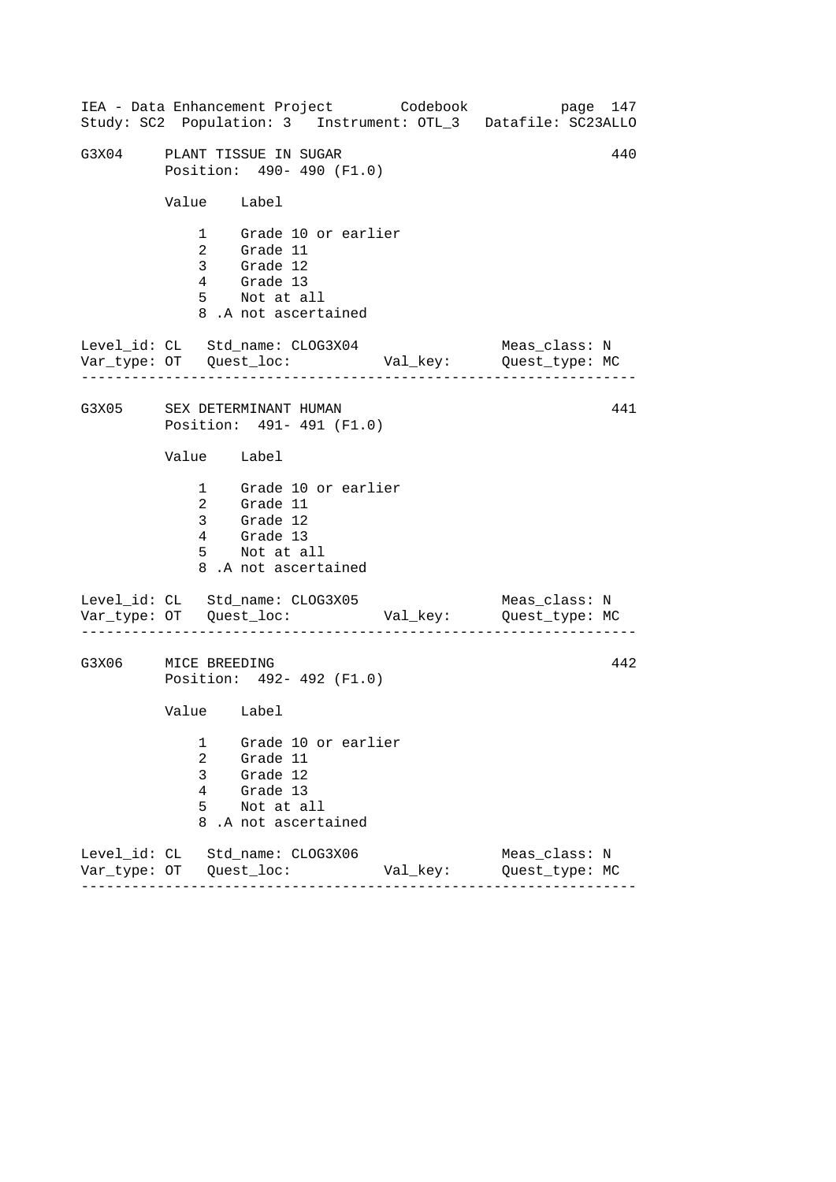G3X04 PLANT TISSUE IN SUGAR 440
Position: 490- 490 (F1.0)

| Value | Label |
|---|---|
| 1 | Grade 10 or earlier |
| 2 | Grade 11 |
| 3 | Grade 12 |
| 4 | Grade 13 |
| 5 | Not at all |
| 8 | .A not ascertained |

Level_id: CL Std_name: CLOG3X04 Meas_class: N
Var_type: OT Quest_loc: Val_key: Quest_type: MC

---

G3X05 SEX DETERMINANT HUMAN 441
Position: 491- 491 (F1.0)

| Value | Label |
|---|---|
| 1 | Grade 10 or earlier |
| 2 | Grade 11 |
| 3 | Grade 12 |
| 4 | Grade 13 |
| 5 | Not at all |
| 8 | .A not ascertained |

Level_id: CL Std_name: CLOG3X05 Meas_class: N
Var_type: OT Quest_loc: Val_key: Quest_type: MC

---

G3X06 MICE BREEDING 442
Position: 492- 492 (F1.0)

| Value | Label |
|---|---|
| 1 | Grade 10 or earlier |
| 2 | Grade 11 |
| 3 | Grade 12 |
| 4 | Grade 13 |
| 5 | Not at all |
| 8 | .A not ascertained |

Level_id: CL Std_name: CLOG3X06 Meas_class: N
Var_type: OT Quest_loc: Val_key: Quest_type: MC

---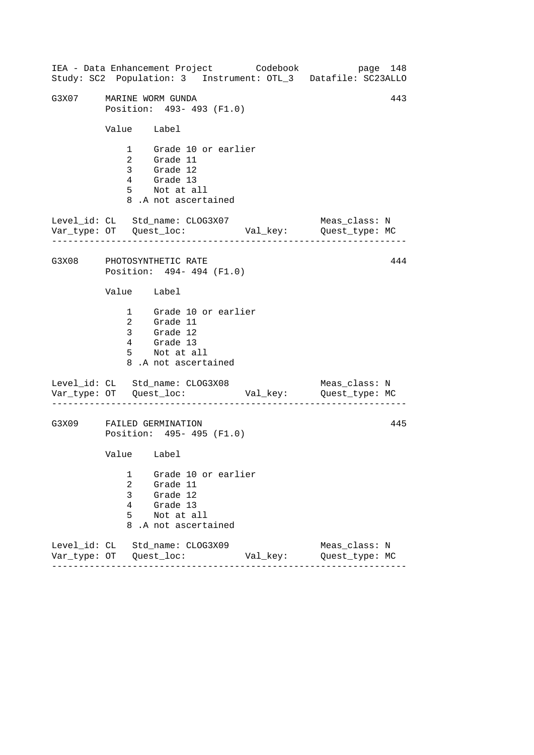```
G3X07     MARINE WORM GUNDA                                      443
          Position:  493- 493 (F1.0)

          Value    Label

              1    Grade 10 or earlier
              2    Grade 11
              3    Grade 12
              4    Grade 13
              5    Not at all
              8 .A not ascertained

Level_id: CL   Std_name: CLOG3X07                   Meas_class: N
Var_type: OT   Quest_loc:           Val_key:        Quest_type: MC
------------------------------------------------------------------

G3X08     PHOTOSYNTHETIC RATE                                    444
          Position:  494- 494 (F1.0)

          Value    Label

              1    Grade 10 or earlier
              2    Grade 11
              3    Grade 12
              4    Grade 13
              5    Not at all
              8 .A not ascertained

Level_id: CL   Std_name: CLOG3X08                   Meas_class: N
Var_type: OT   Quest_loc:           Val_key:        Quest_type: MC
------------------------------------------------------------------

G3X09     FAILED GERMINATION                                     445
          Position:  495- 495 (F1.0)

          Value    Label

              1    Grade 10 or earlier
              2    Grade 11
              3    Grade 12
              4    Grade 13
              5    Not at all
              8 .A not ascertained

Level_id: CL   Std_name: CLOG3X09                   Meas_class: N
Var_type: OT   Quest_loc:           Val_key:        Quest_type: MC
------------------------------------------------------------------
```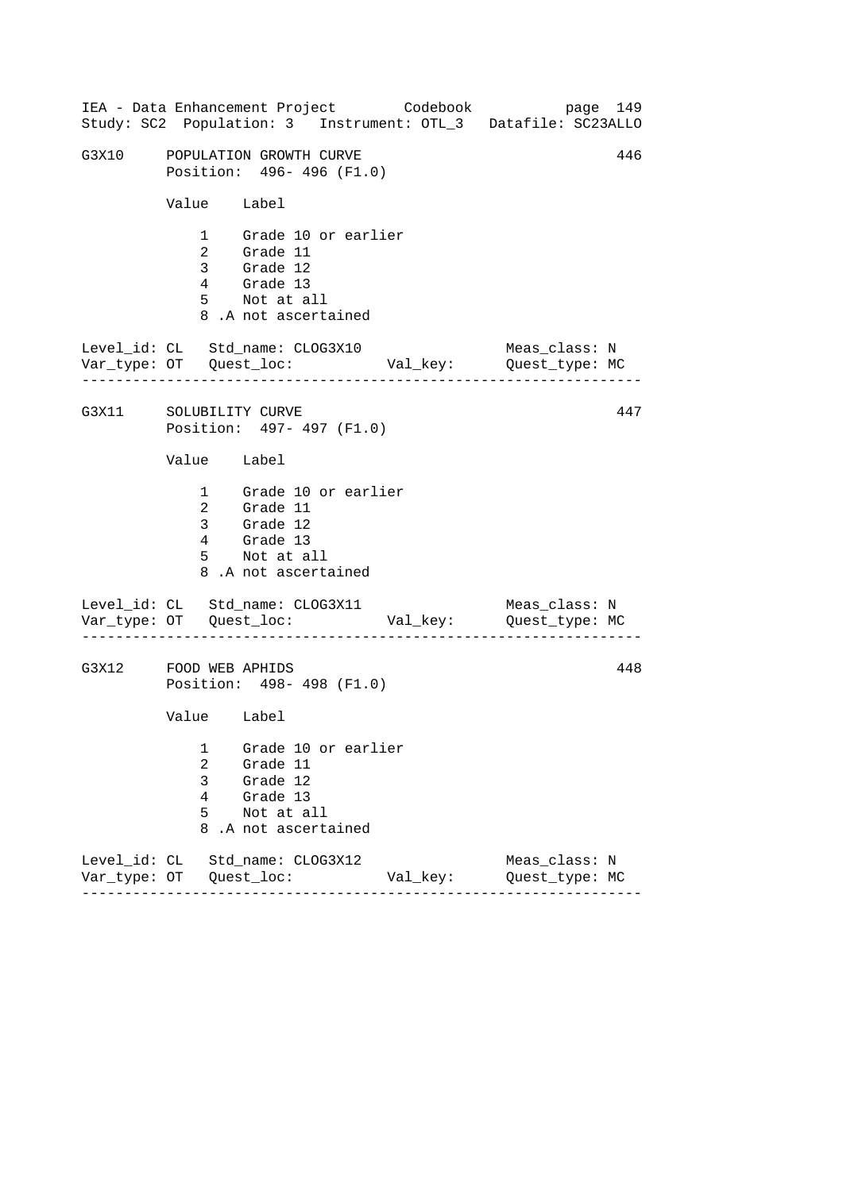```
G3X10     POPULATION GROWTH CURVE                                   446
          Position:  496- 496 (F1.0)

          Value    Label

              1    Grade 10 or earlier
              2    Grade 11
              3    Grade 12
              4    Grade 13
              5    Not at all
              8 .A not ascertained

Level_id: CL   Std_name: CLOG3X10                   Meas_class: N
Var_type: OT   Quest_loc:           Val_key:      Quest_type: MC
----------------------------------------------------------------

G3X11     SOLUBILITY CURVE                                          447
          Position:  497- 497 (F1.0)

          Value    Label

              1    Grade 10 or earlier
              2    Grade 11
              3    Grade 12
              4    Grade 13
              5    Not at all
              8 .A not ascertained

Level_id: CL   Std_name: CLOG3X11                   Meas_class: N
Var_type: OT   Quest_loc:           Val_key:      Quest_type: MC
----------------------------------------------------------------

G3X12     FOOD WEB APHIDS                                           448
          Position:  498- 498 (F1.0)

          Value    Label

              1    Grade 10 or earlier
              2    Grade 11
              3    Grade 12
              4    Grade 13
              5    Not at all
              8 .A not ascertained

Level_id: CL   Std_name: CLOG3X12                   Meas_class: N
Var_type: OT   Quest_loc:           Val_key:      Quest_type: MC
----------------------------------------------------------------
```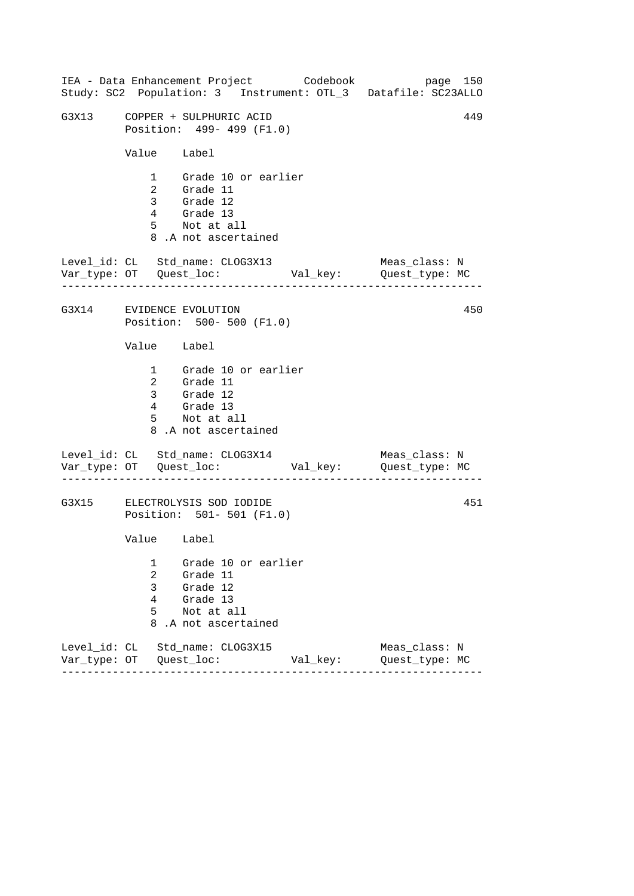IEA - Data Enhancement Project        Codebook        page 150
Study: SC2  Population: 3   Instrument: OTL_3   Datafile: SC23ALLO

```
G3X13     COPPER + SULPHURIC ACID                                449
          Position:  499- 499 (F1.0)

          Value    Label

              1    Grade 10 or earlier
              2    Grade 11
              3    Grade 12
              4    Grade 13
              5    Not at all
              8 .A not ascertained

Level_id: CL   Std_name: CLOG3X13                   Meas_class: N
Var_type: OT   Quest_loc:           Val_key:        Quest_type: MC
------------------------------------------------------------------

G3X14     EVIDENCE EVOLUTION                                     450
          Position:  500- 500 (F1.0)

          Value    Label

              1    Grade 10 or earlier
              2    Grade 11
              3    Grade 12
              4    Grade 13
              5    Not at all
              8 .A not ascertained

Level_id: CL   Std_name: CLOG3X14                   Meas_class: N
Var_type: OT   Quest_loc:           Val_key:        Quest_type: MC
------------------------------------------------------------------

G3X15     ELECTROLYSIS SOD IODIDE                                451
          Position:  501- 501 (F1.0)

          Value    Label

              1    Grade 10 or earlier
              2    Grade 11
              3    Grade 12
              4    Grade 13
              5    Not at all
              8 .A not ascertained

Level_id: CL   Std_name: CLOG3X15                   Meas_class: N
Var_type: OT   Quest_loc:           Val_key:        Quest_type: MC
------------------------------------------------------------------
```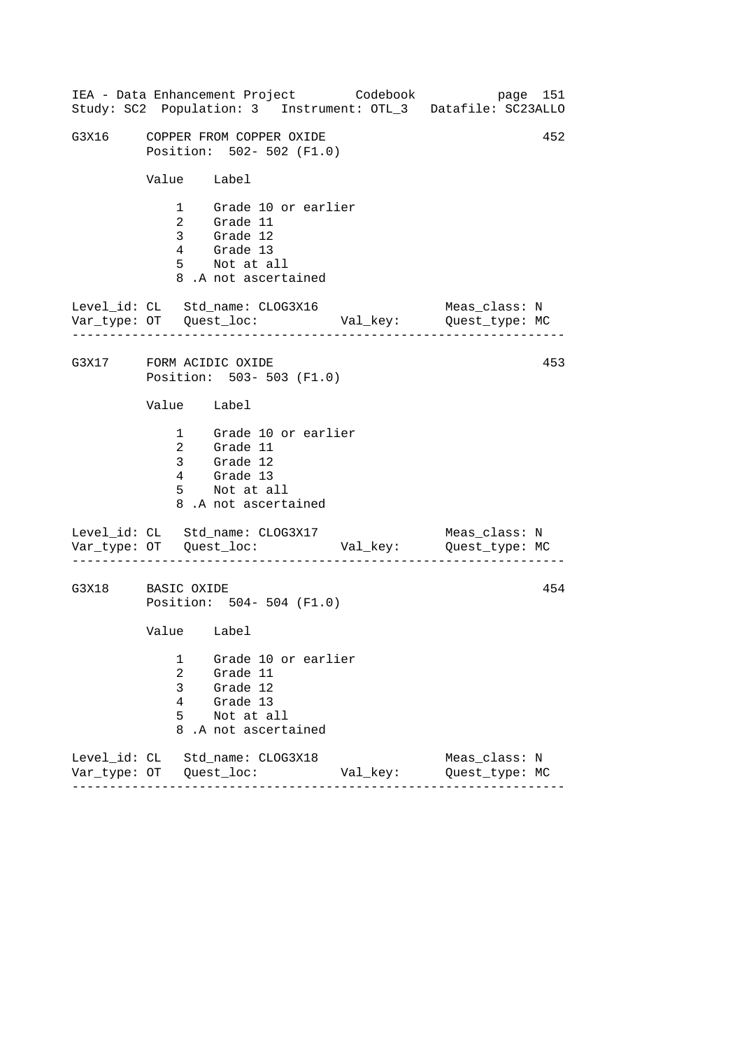## G3X16 COPPER FROM COPPER OXIDE — 452

Position: 502- 502 (F1.0)

| Value | Label |
|---|---|
| 1 | Grade 10 or earlier |
| 2 | Grade 11 |
| 3 | Grade 12 |
| 4 | Grade 13 |
| 5 | Not at all |
| 8 | .A not ascertained |

Level_id: CL   Std_name: CLOG3X16   Meas_class: N
Var_type: OT   Quest_loc:   Val_key:   Quest_type: MC

---

## G3X17 FORM ACIDIC OXIDE — 453

Position: 503- 503 (F1.0)

| Value | Label |
|---|---|
| 1 | Grade 10 or earlier |
| 2 | Grade 11 |
| 3 | Grade 12 |
| 4 | Grade 13 |
| 5 | Not at all |
| 8 | .A not ascertained |

Level_id: CL   Std_name: CLOG3X17   Meas_class: N
Var_type: OT   Quest_loc:   Val_key:   Quest_type: MC

---

## G3X18 BASIC OXIDE — 454

Position: 504- 504 (F1.0)

| Value | Label |
|---|---|
| 1 | Grade 10 or earlier |
| 2 | Grade 11 |
| 3 | Grade 12 |
| 4 | Grade 13 |
| 5 | Not at all |
| 8 | .A not ascertained |

Level_id: CL   Std_name: CLOG3X18   Meas_class: N
Var_type: OT   Quest_loc:   Val_key:   Quest_type: MC

---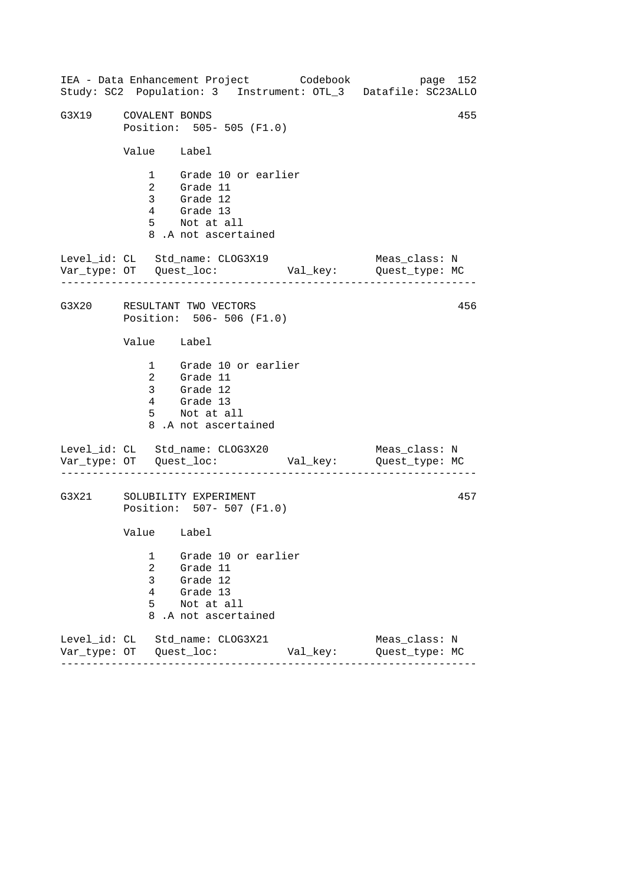G3X19 COVALENT BONDS 455

Position: 505- 505 (F1.0)

| Value | Label |
|---|---|
| 1 | Grade 10 or earlier |
| 2 | Grade 11 |
| 3 | Grade 12 |
| 4 | Grade 13 |
| 5 | Not at all |
| 8 | .A not ascertained |

Level_id: CL Std_name: CLOG3X19 Meas_class: N
Var_type: OT Quest_loc: Val_key: Quest_type: MC

---

G3X20 RESULTANT TWO VECTORS 456

Position: 506- 506 (F1.0)

| Value | Label |
|---|---|
| 1 | Grade 10 or earlier |
| 2 | Grade 11 |
| 3 | Grade 12 |
| 4 | Grade 13 |
| 5 | Not at all |
| 8 | .A not ascertained |

Level_id: CL Std_name: CLOG3X20 Meas_class: N
Var_type: OT Quest_loc: Val_key: Quest_type: MC

---

G3X21 SOLUBILITY EXPERIMENT 457

Position: 507- 507 (F1.0)

| Value | Label |
|---|---|
| 1 | Grade 10 or earlier |
| 2 | Grade 11 |
| 3 | Grade 12 |
| 4 | Grade 13 |
| 5 | Not at all |
| 8 | .A not ascertained |

Level_id: CL Std_name: CLOG3X21 Meas_class: N
Var_type: OT Quest_loc: Val_key: Quest_type: MC

---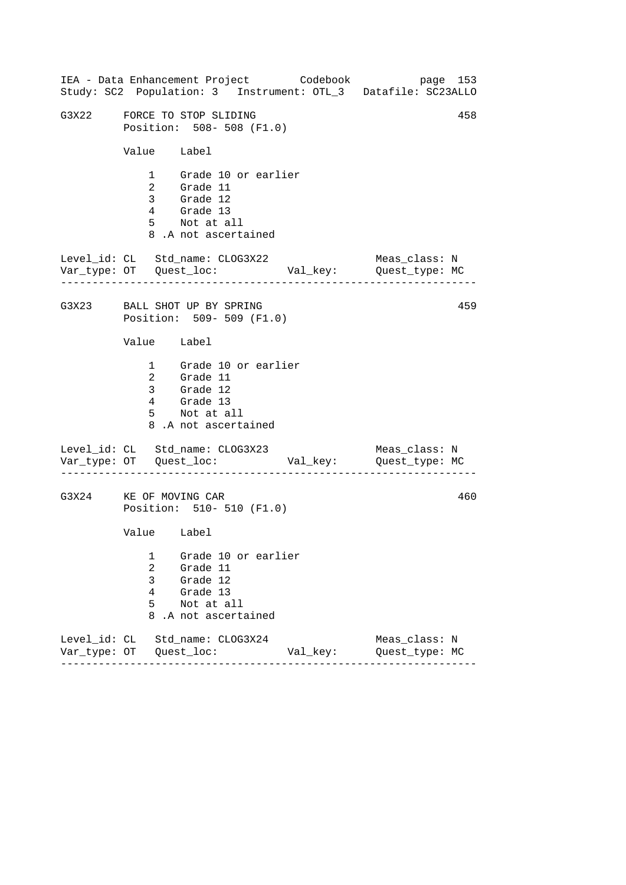```
G3X22     FORCE TO STOP SLIDING                                    458
          Position:  508- 508 (F1.0)

          Value    Label

              1    Grade 10 or earlier
              2    Grade 11
              3    Grade 12
              4    Grade 13
              5    Not at all
              8 .A not ascertained

Level_id: CL   Std_name: CLOG3X22                    Meas_class: N
Var_type: OT   Quest_loc:           Val_key:         Quest_type: MC
------------------------------------------------------------------

G3X23     BALL SHOT UP BY SPRING                                   459
          Position:  509- 509 (F1.0)

          Value    Label

              1    Grade 10 or earlier
              2    Grade 11
              3    Grade 12
              4    Grade 13
              5    Not at all
              8 .A not ascertained

Level_id: CL   Std_name: CLOG3X23                    Meas_class: N
Var_type: OT   Quest_loc:           Val_key:         Quest_type: MC
------------------------------------------------------------------

G3X24     KE OF MOVING CAR                                         460
          Position:  510- 510 (F1.0)

          Value    Label

              1    Grade 10 or earlier
              2    Grade 11
              3    Grade 12
              4    Grade 13
              5    Not at all
              8 .A not ascertained

Level_id: CL   Std_name: CLOG3X24                    Meas_class: N
Var_type: OT   Quest_loc:           Val_key:         Quest_type: MC
------------------------------------------------------------------
```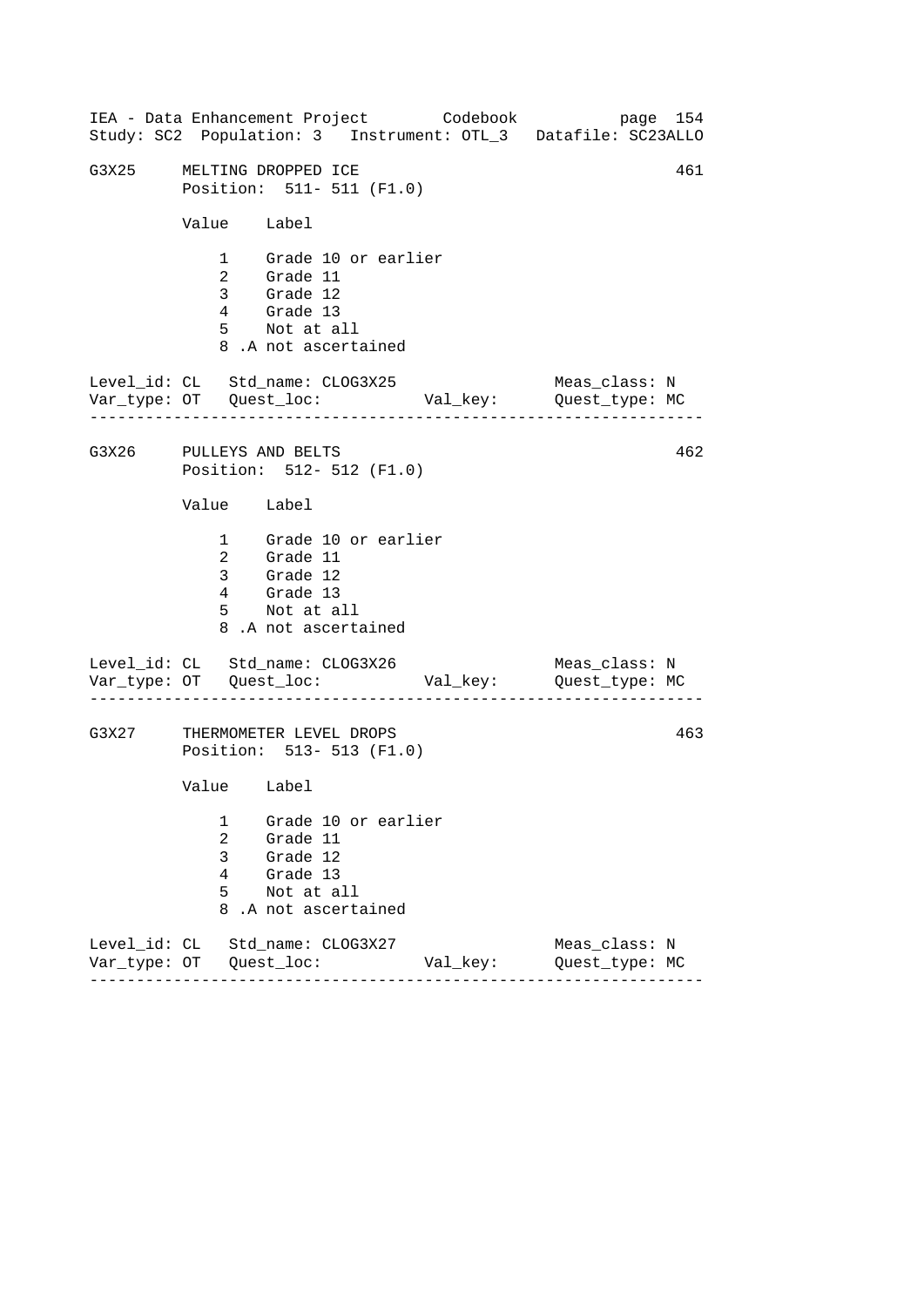## G3X25 MELTING DROPPED ICE — 461

Position: 511- 511 (F1.0)

| Value | Label |
|---|---|
| 1 | Grade 10 or earlier |
| 2 | Grade 11 |
| 3 | Grade 12 |
| 4 | Grade 13 |
| 5 | Not at all |
| 8 | .A not ascertained |

Level_id: CL   Std_name: CLOG3X25   Meas_class: N
Var_type: OT   Quest_loc:   Val_key:   Quest_type: MC

---

## G3X26 PULLEYS AND BELTS — 462

Position: 512- 512 (F1.0)

| Value | Label |
|---|---|
| 1 | Grade 10 or earlier |
| 2 | Grade 11 |
| 3 | Grade 12 |
| 4 | Grade 13 |
| 5 | Not at all |
| 8 | .A not ascertained |

Level_id: CL   Std_name: CLOG3X26   Meas_class: N
Var_type: OT   Quest_loc:   Val_key:   Quest_type: MC

---

## G3X27 THERMOMETER LEVEL DROPS — 463

Position: 513- 513 (F1.0)

| Value | Label |
|---|---|
| 1 | Grade 10 or earlier |
| 2 | Grade 11 |
| 3 | Grade 12 |
| 4 | Grade 13 |
| 5 | Not at all |
| 8 | .A not ascertained |

Level_id: CL   Std_name: CLOG3X27   Meas_class: N
Var_type: OT   Quest_loc:   Val_key:   Quest_type: MC

---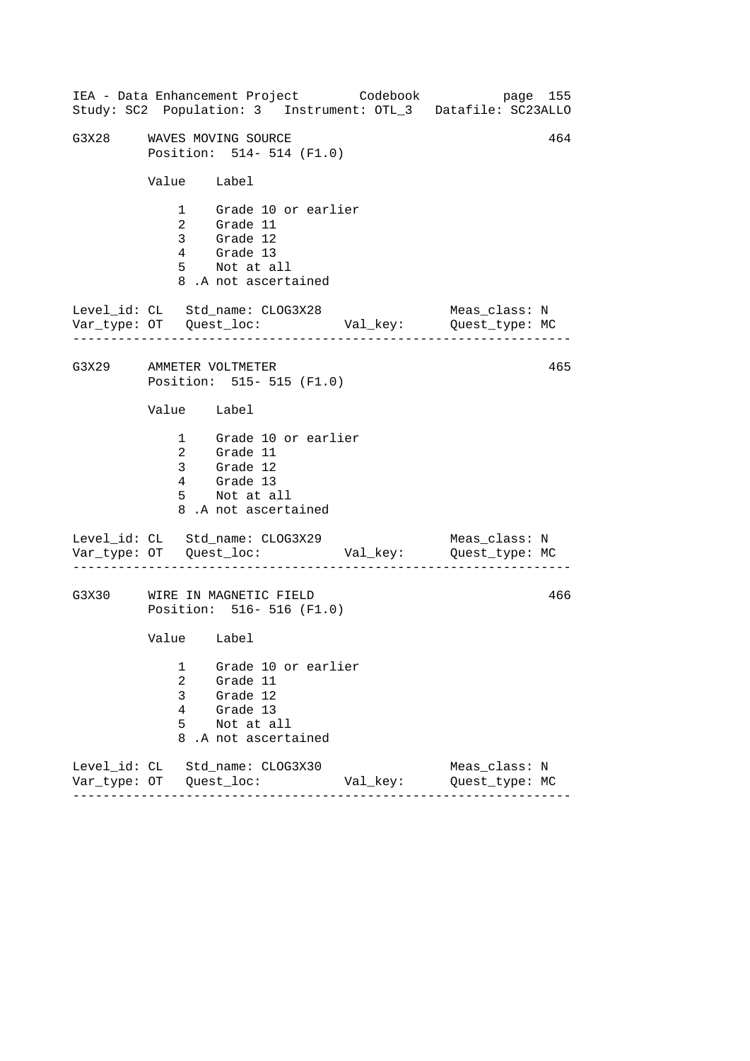## G3X28 WAVES MOVING SOURCE (464)

Position: 514- 514 (F1.0)

| Value | Label |
|---|---|
| 1 | Grade 10 or earlier |
| 2 | Grade 11 |
| 3 | Grade 12 |
| 4 | Grade 13 |
| 5 | Not at all |
| 8 | .A not ascertained |

Level_id: CL   Std_name: CLOG3X28   Meas_class: N
Var_type: OT   Quest_loc:   Val_key:   Quest_type: MC

---

## G3X29 AMMETER VOLTMETER (465)

Position: 515- 515 (F1.0)

| Value | Label |
|---|---|
| 1 | Grade 10 or earlier |
| 2 | Grade 11 |
| 3 | Grade 12 |
| 4 | Grade 13 |
| 5 | Not at all |
| 8 | .A not ascertained |

Level_id: CL   Std_name: CLOG3X29   Meas_class: N
Var_type: OT   Quest_loc:   Val_key:   Quest_type: MC

---

## G3X30 WIRE IN MAGNETIC FIELD (466)

Position: 516- 516 (F1.0)

| Value | Label |
|---|---|
| 1 | Grade 10 or earlier |
| 2 | Grade 11 |
| 3 | Grade 12 |
| 4 | Grade 13 |
| 5 | Not at all |
| 8 | .A not ascertained |

Level_id: CL   Std_name: CLOG3X30   Meas_class: N
Var_type: OT   Quest_loc:   Val_key:   Quest_type: MC

---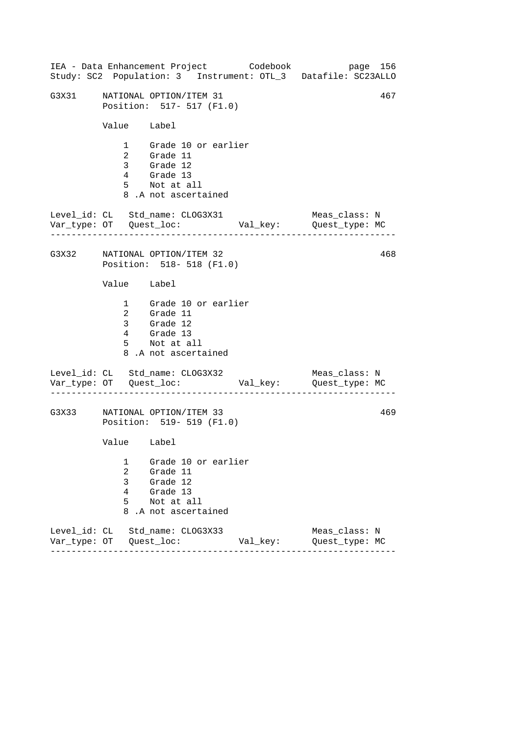```
G3X31     NATIONAL OPTION/ITEM 31                                    467
          Position:  517- 517 (F1.0)

          Value    Label

              1    Grade 10 or earlier
              2    Grade 11
              3    Grade 12
              4    Grade 13
              5    Not at all
              8 .A not ascertained

Level_id: CL   Std_name: CLOG3X31                     Meas_class: N
Var_type: OT   Quest_loc:           Val_key:          Quest_type: MC
--------------------------------------------------------------------

G3X32     NATIONAL OPTION/ITEM 32                                    468
          Position:  518- 518 (F1.0)

          Value    Label

              1    Grade 10 or earlier
              2    Grade 11
              3    Grade 12
              4    Grade 13
              5    Not at all
              8 .A not ascertained

Level_id: CL   Std_name: CLOG3X32                     Meas_class: N
Var_type: OT   Quest_loc:           Val_key:          Quest_type: MC
--------------------------------------------------------------------

G3X33     NATIONAL OPTION/ITEM 33                                    469
          Position:  519- 519 (F1.0)

          Value    Label

              1    Grade 10 or earlier
              2    Grade 11
              3    Grade 12
              4    Grade 13
              5    Not at all
              8 .A not ascertained

Level_id: CL   Std_name: CLOG3X33                     Meas_class: N
Var_type: OT   Quest_loc:           Val_key:          Quest_type: MC
--------------------------------------------------------------------
```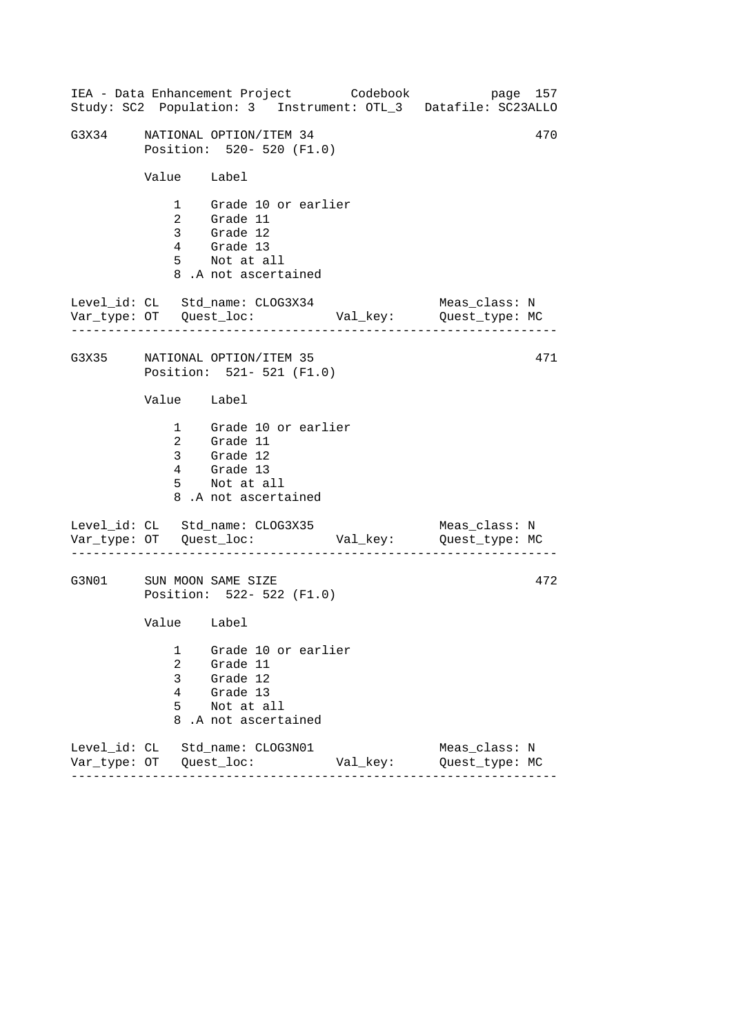```
G3X34     NATIONAL OPTION/ITEM 34                                   470
          Position:  520- 520 (F1.0)

          Value    Label

              1    Grade 10 or earlier
              2    Grade 11
              3    Grade 12
              4    Grade 13
              5    Not at all
              8 .A not ascertained

Level_id: CL   Std_name: CLOG3X34                  Meas_class: N
Var_type: OT   Quest_loc:           Val_key:       Quest_type: MC
------------------------------------------------------------------

G3X35     NATIONAL OPTION/ITEM 35                                   471
          Position:  521- 521 (F1.0)

          Value    Label

              1    Grade 10 or earlier
              2    Grade 11
              3    Grade 12
              4    Grade 13
              5    Not at all
              8 .A not ascertained

Level_id: CL   Std_name: CLOG3X35                  Meas_class: N
Var_type: OT   Quest_loc:           Val_key:       Quest_type: MC
------------------------------------------------------------------

G3N01     SUN MOON SAME SIZE                                        472
          Position:  522- 522 (F1.0)

          Value    Label

              1    Grade 10 or earlier
              2    Grade 11
              3    Grade 12
              4    Grade 13
              5    Not at all
              8 .A not ascertained

Level_id: CL   Std_name: CLOG3N01                  Meas_class: N
Var_type: OT   Quest_loc:           Val_key:       Quest_type: MC
------------------------------------------------------------------
```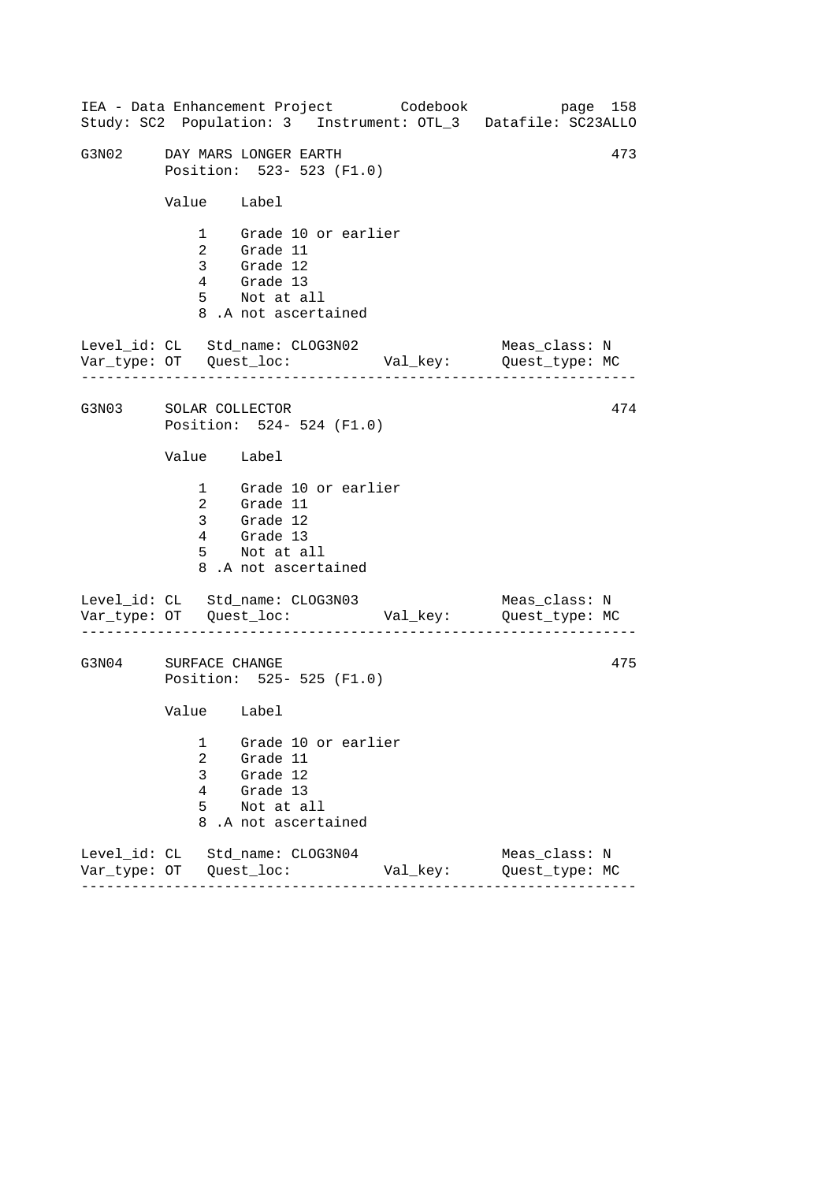G3N02 DAY MARS LONGER EARTH 473
Position: 523- 523 (F1.0)

| Value | Label |
|---|---|
| 1 | Grade 10 or earlier |
| 2 | Grade 11 |
| 3 | Grade 12 |
| 4 | Grade 13 |
| 5 | Not at all |
| 8 .A | not ascertained |

Level_id: CL Std_name: CLOG3N02 Meas_class: N
Var_type: OT Quest_loc: Val_key: Quest_type: MC

---

G3N03 SOLAR COLLECTOR 474
Position: 524- 524 (F1.0)

| Value | Label |
|---|---|
| 1 | Grade 10 or earlier |
| 2 | Grade 11 |
| 3 | Grade 12 |
| 4 | Grade 13 |
| 5 | Not at all |
| 8 .A | not ascertained |

Level_id: CL Std_name: CLOG3N03 Meas_class: N
Var_type: OT Quest_loc: Val_key: Quest_type: MC

---

G3N04 SURFACE CHANGE 475
Position: 525- 525 (F1.0)

| Value | Label |
|---|---|
| 1 | Grade 10 or earlier |
| 2 | Grade 11 |
| 3 | Grade 12 |
| 4 | Grade 13 |
| 5 | Not at all |
| 8 .A | not ascertained |

Level_id: CL Std_name: CLOG3N04 Meas_class: N
Var_type: OT Quest_loc: Val_key: Quest_type: MC

---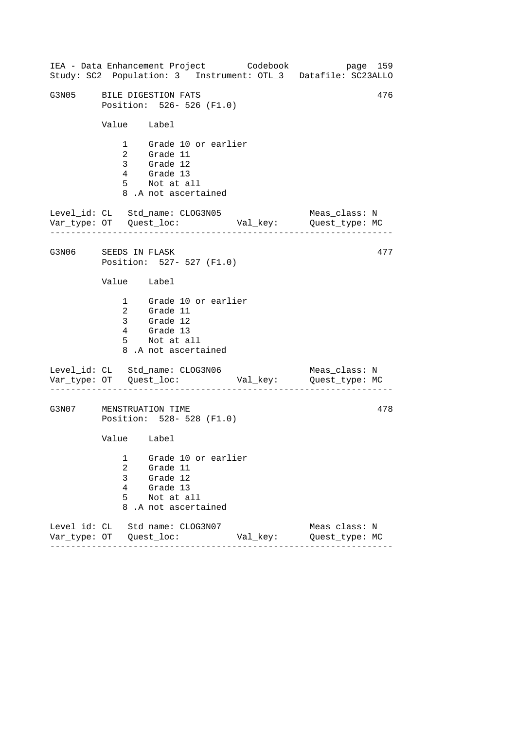```
G3N05     BILE DIGESTION FATS                                        476
          Position:  526- 526 (F1.0)

          Value    Label

              1    Grade 10 or earlier
              2    Grade 11
              3    Grade 12
              4    Grade 13
              5    Not at all
              8 .A not ascertained

Level_id: CL   Std_name: CLOG3N05                     Meas_class: N
Var_type: OT   Quest_loc:           Val_key:          Quest_type: MC
-----------------------------------------------------------------

G3N06     SEEDS IN FLASK                                             477
          Position:  527- 527 (F1.0)

          Value    Label

              1    Grade 10 or earlier
              2    Grade 11
              3    Grade 12
              4    Grade 13
              5    Not at all
              8 .A not ascertained

Level_id: CL   Std_name: CLOG3N06                     Meas_class: N
Var_type: OT   Quest_loc:           Val_key:          Quest_type: MC
-----------------------------------------------------------------

G3N07     MENSTRUATION TIME                                          478
          Position:  528- 528 (F1.0)

          Value    Label

              1    Grade 10 or earlier
              2    Grade 11
              3    Grade 12
              4    Grade 13
              5    Not at all
              8 .A not ascertained

Level_id: CL   Std_name: CLOG3N07                     Meas_class: N
Var_type: OT   Quest_loc:           Val_key:          Quest_type: MC
-----------------------------------------------------------------
```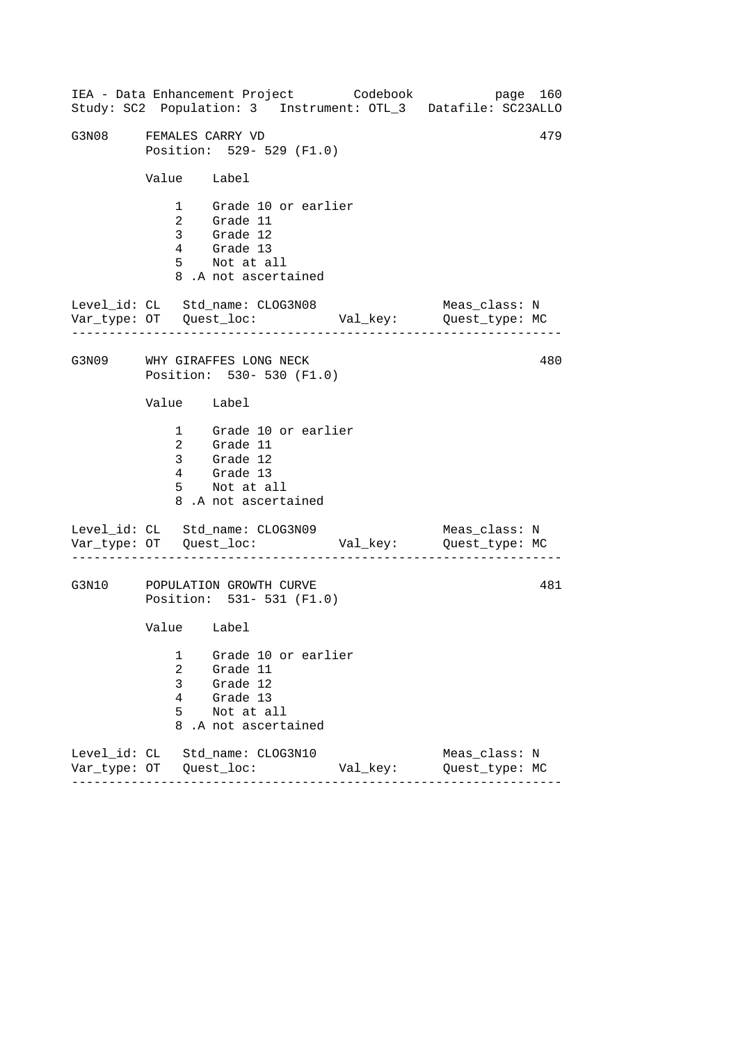## G3N08 FEMALES CARRY VD — 479

Position: 529- 529 (F1.0)

| Value | Label |
|---|---|
| 1 | Grade 10 or earlier |
| 2 | Grade 11 |
| 3 | Grade 12 |
| 4 | Grade 13 |
| 5 | Not at all |
| 8 | .A not ascertained |

Level_id: CL   Std_name: CLOG3N08   Meas_class: N
Var_type: OT   Quest_loc:   Val_key:   Quest_type: MC

---

## G3N09 WHY GIRAFFES LONG NECK — 480

Position: 530- 530 (F1.0)

| Value | Label |
|---|---|
| 1 | Grade 10 or earlier |
| 2 | Grade 11 |
| 3 | Grade 12 |
| 4 | Grade 13 |
| 5 | Not at all |
| 8 | .A not ascertained |

Level_id: CL   Std_name: CLOG3N09   Meas_class: N
Var_type: OT   Quest_loc:   Val_key:   Quest_type: MC

---

## G3N10 POPULATION GROWTH CURVE — 481

Position: 531- 531 (F1.0)

| Value | Label |
|---|---|
| 1 | Grade 10 or earlier |
| 2 | Grade 11 |
| 3 | Grade 12 |
| 4 | Grade 13 |
| 5 | Not at all |
| 8 | .A not ascertained |

Level_id: CL   Std_name: CLOG3N10   Meas_class: N
Var_type: OT   Quest_loc:   Val_key:   Quest_type: MC

---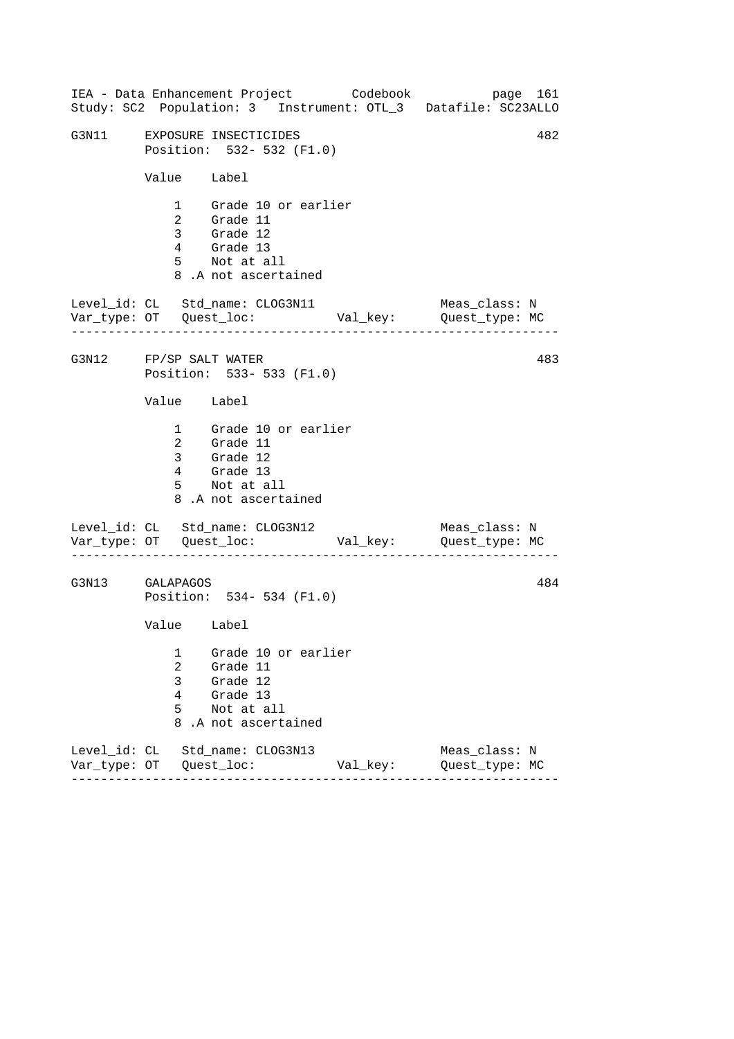```
G3N11     EXPOSURE INSECTICIDES                                    482
          Position:  532- 532 (F1.0)

          Value    Label

              1    Grade 10 or earlier
              2    Grade 11
              3    Grade 12
              4    Grade 13
              5    Not at all
              8 .A not ascertained

Level_id: CL   Std_name: CLOG3N11                   Meas_class: N
Var_type: OT   Quest_loc:           Val_key:        Quest_type: MC
-------------------------------------------------------------------

G3N12     FP/SP SALT WATER                                         483
          Position:  533- 533 (F1.0)

          Value    Label

              1    Grade 10 or earlier
              2    Grade 11
              3    Grade 12
              4    Grade 13
              5    Not at all
              8 .A not ascertained

Level_id: CL   Std_name: CLOG3N12                   Meas_class: N
Var_type: OT   Quest_loc:           Val_key:        Quest_type: MC
-------------------------------------------------------------------

G3N13     GALAPAGOS                                                484
          Position:  534- 534 (F1.0)

          Value    Label

              1    Grade 10 or earlier
              2    Grade 11
              3    Grade 12
              4    Grade 13
              5    Not at all
              8 .A not ascertained

Level_id: CL   Std_name: CLOG3N13                   Meas_class: N
Var_type: OT   Quest_loc:           Val_key:        Quest_type: MC
-------------------------------------------------------------------
```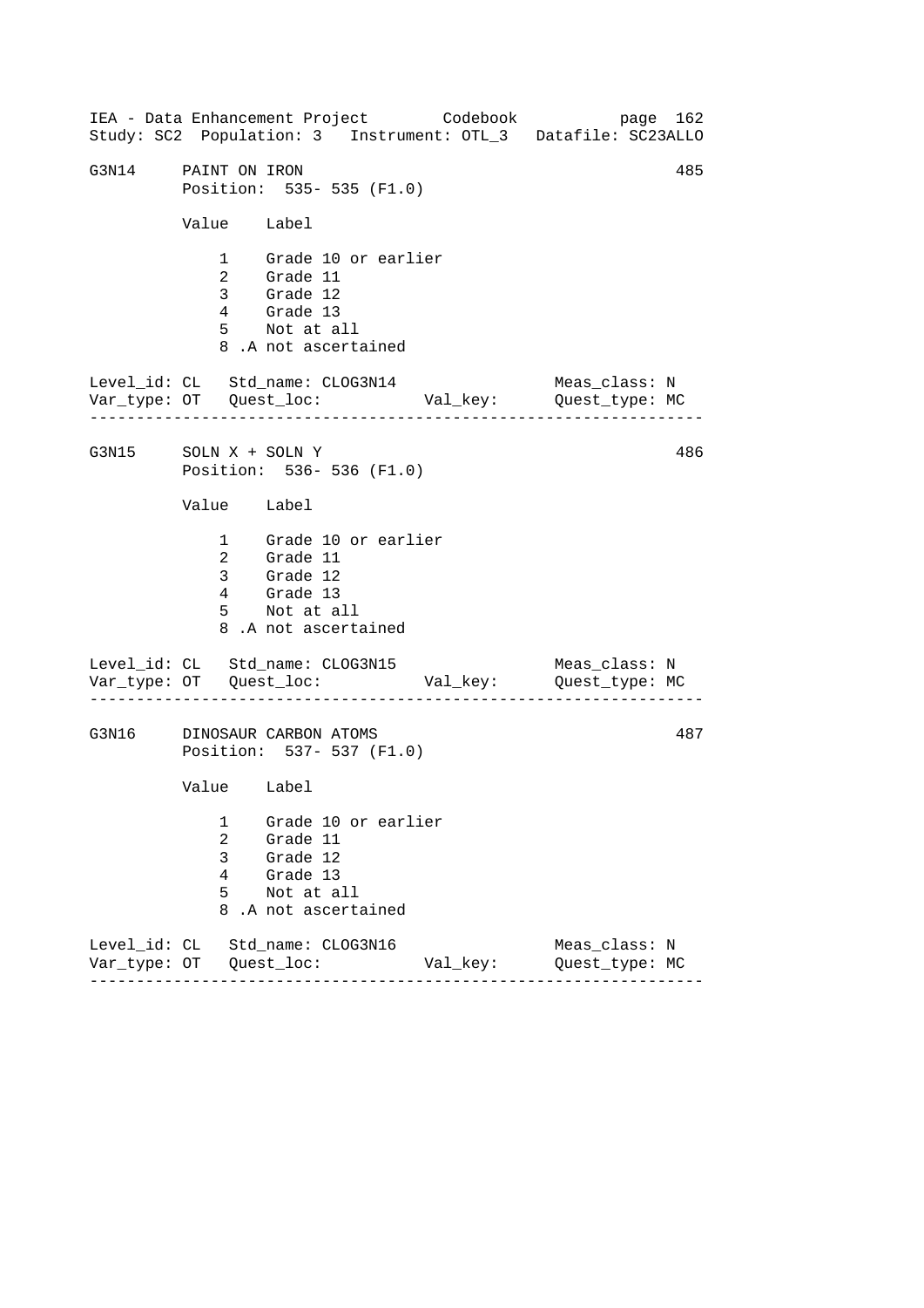```
G3N14     PAINT ON IRON                                          485
          Position:  535- 535 (F1.0)

          Value    Label

              1    Grade 10 or earlier
              2    Grade 11
              3    Grade 12
              4    Grade 13
              5    Not at all
              8 .A not ascertained

Level_id: CL   Std_name: CLOG3N14                   Meas_class: N
Var_type: OT   Quest_loc:           Val_key:        Quest_type: MC
-----------------------------------------------------------------

G3N15     SOLN X + SOLN Y                                        486
          Position:  536- 536 (F1.0)

          Value    Label

              1    Grade 10 or earlier
              2    Grade 11
              3    Grade 12
              4    Grade 13
              5    Not at all
              8 .A not ascertained

Level_id: CL   Std_name: CLOG3N15                   Meas_class: N
Var_type: OT   Quest_loc:           Val_key:        Quest_type: MC
-----------------------------------------------------------------

G3N16     DINOSAUR CARBON ATOMS                                  487
          Position:  537- 537 (F1.0)

          Value    Label

              1    Grade 10 or earlier
              2    Grade 11
              3    Grade 12
              4    Grade 13
              5    Not at all
              8 .A not ascertained

Level_id: CL   Std_name: CLOG3N16                   Meas_class: N
Var_type: OT   Quest_loc:           Val_key:        Quest_type: MC
-----------------------------------------------------------------
```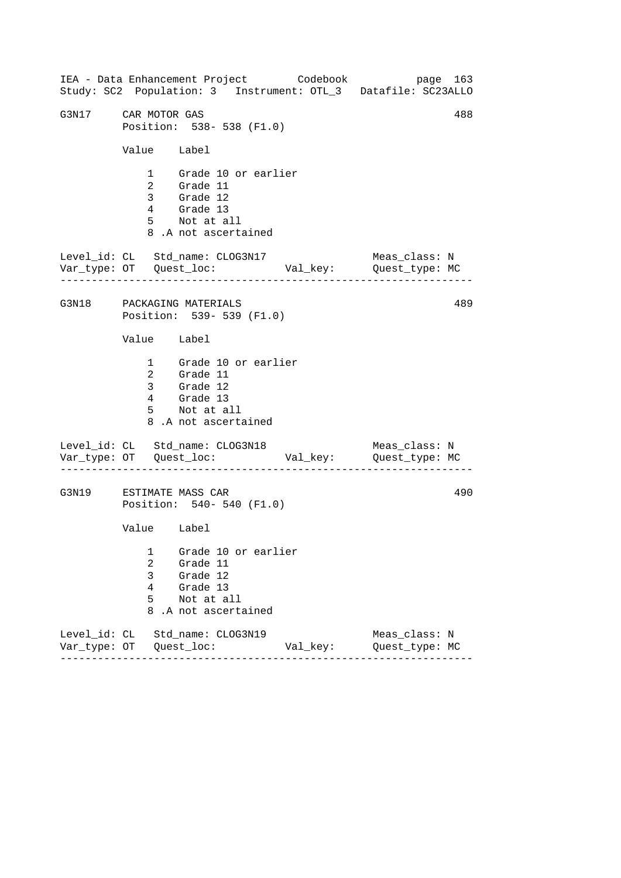IEA - Data Enhancement Project Codebook
Study: SC2 Population: 3 Instrument: OTL_3 Datafile: SC23ALLO

```
G3N17     CAR MOTOR GAS                                           488
          Position:  538- 538 (F1.0)

          Value    Label

              1    Grade 10 or earlier
              2    Grade 11
              3    Grade 12
              4    Grade 13
              5    Not at all
              8 .A not ascertained

Level_id: CL   Std_name: CLOG3N17                  Meas_class: N
Var_type: OT   Quest_loc:           Val_key:       Quest_type: MC
-----------------------------------------------------------------

G3N18     PACKAGING MATERIALS                                     489
          Position:  539- 539 (F1.0)

          Value    Label

              1    Grade 10 or earlier
              2    Grade 11
              3    Grade 12
              4    Grade 13
              5    Not at all
              8 .A not ascertained

Level_id: CL   Std_name: CLOG3N18                  Meas_class: N
Var_type: OT   Quest_loc:           Val_key:       Quest_type: MC
-----------------------------------------------------------------

G3N19     ESTIMATE MASS CAR                                       490
          Position:  540- 540 (F1.0)

          Value    Label

              1    Grade 10 or earlier
              2    Grade 11
              3    Grade 12
              4    Grade 13
              5    Not at all
              8 .A not ascertained

Level_id: CL   Std_name: CLOG3N19                  Meas_class: N
Var_type: OT   Quest_loc:           Val_key:       Quest_type: MC
-----------------------------------------------------------------
```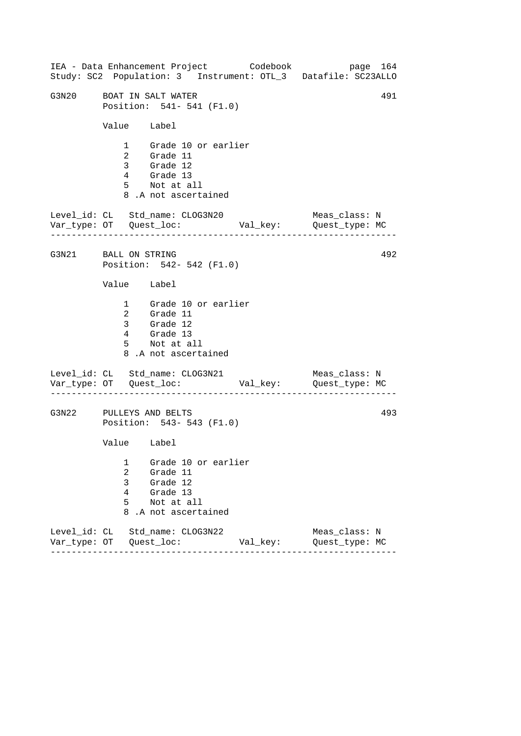G3N20 BOAT IN SALT WATER 491
Position: 541- 541 (F1.0)

| Value | Label |
|---|---|
| 1 | Grade 10 or earlier |
| 2 | Grade 11 |
| 3 | Grade 12 |
| 4 | Grade 13 |
| 5 | Not at all |
| 8 | .A not ascertained |

Level_id: CL  Std_name: CLOG3N20  Meas_class: N
Var_type: OT  Quest_loc:  Val_key:  Quest_type: MC

---

G3N21 BALL ON STRING 492
Position: 542- 542 (F1.0)

| Value | Label |
|---|---|
| 1 | Grade 10 or earlier |
| 2 | Grade 11 |
| 3 | Grade 12 |
| 4 | Grade 13 |
| 5 | Not at all |
| 8 | .A not ascertained |

Level_id: CL  Std_name: CLOG3N21  Meas_class: N
Var_type: OT  Quest_loc:  Val_key:  Quest_type: MC

---

G3N22 PULLEYS AND BELTS 493
Position: 543- 543 (F1.0)

| Value | Label |
|---|---|
| 1 | Grade 10 or earlier |
| 2 | Grade 11 |
| 3 | Grade 12 |
| 4 | Grade 13 |
| 5 | Not at all |
| 8 | .A not ascertained |

Level_id: CL  Std_name: CLOG3N22  Meas_class: N
Var_type: OT  Quest_loc:  Val_key:  Quest_type: MC

---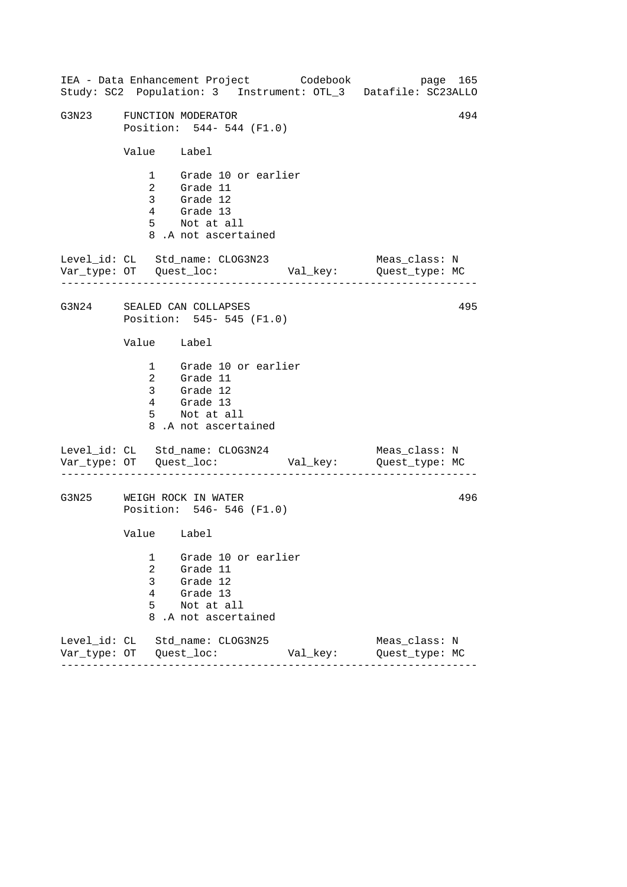IEA - Data Enhancement Project    Codebook    page 165
Study: SC2  Population: 3  Instrument: OTL_3  Datafile: SC23ALLO

```
G3N23     FUNCTION MODERATOR                                        494
          Position:  544- 544 (F1.0)

          Value    Label

              1    Grade 10 or earlier
              2    Grade 11
              3    Grade 12
              4    Grade 13
              5    Not at all
              8 .A not ascertained

Level_id: CL   Std_name: CLOG3N23                  Meas_class: N
Var_type: OT   Quest_loc:           Val_key:       Quest_type: MC
--------------------------------------------------------------------

G3N24     SEALED CAN COLLAPSES                                      495
          Position:  545- 545 (F1.0)

          Value    Label

              1    Grade 10 or earlier
              2    Grade 11
              3    Grade 12
              4    Grade 13
              5    Not at all
              8 .A not ascertained

Level_id: CL   Std_name: CLOG3N24                  Meas_class: N
Var_type: OT   Quest_loc:           Val_key:       Quest_type: MC
--------------------------------------------------------------------

G3N25     WEIGH ROCK IN WATER                                       496
          Position:  546- 546 (F1.0)

          Value    Label

              1    Grade 10 or earlier
              2    Grade 11
              3    Grade 12
              4    Grade 13
              5    Not at all
              8 .A not ascertained

Level_id: CL   Std_name: CLOG3N25                  Meas_class: N
Var_type: OT   Quest_loc:           Val_key:       Quest_type: MC
--------------------------------------------------------------------
```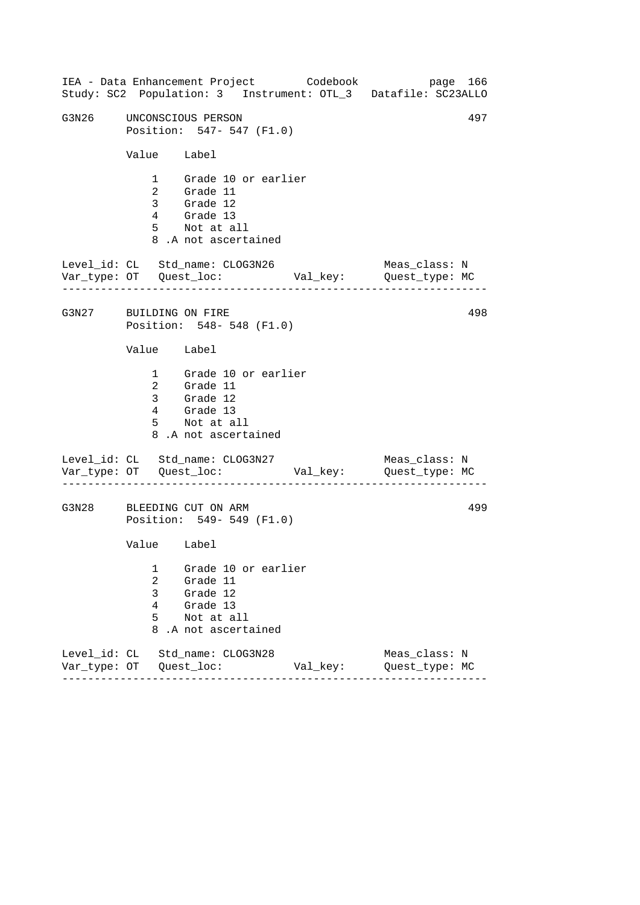G3N26 UNCONSCIOUS PERSON 497
Position: 547- 547 (F1.0)

| Value | Label |
|---|---|
| 1 | Grade 10 or earlier |
| 2 | Grade 11 |
| 3 | Grade 12 |
| 4 | Grade 13 |
| 5 | Not at all |
| 8 | .A not ascertained |

Level_id: CL Std_name: CLOG3N26 Meas_class: N
Var_type: OT Quest_loc: Val_key: Quest_type: MC

---

G3N27 BUILDING ON FIRE 498
Position: 548- 548 (F1.0)

| Value | Label |
|---|---|
| 1 | Grade 10 or earlier |
| 2 | Grade 11 |
| 3 | Grade 12 |
| 4 | Grade 13 |
| 5 | Not at all |
| 8 | .A not ascertained |

Level_id: CL Std_name: CLOG3N27 Meas_class: N
Var_type: OT Quest_loc: Val_key: Quest_type: MC

---

G3N28 BLEEDING CUT ON ARM 499
Position: 549- 549 (F1.0)

| Value | Label |
|---|---|
| 1 | Grade 10 or earlier |
| 2 | Grade 11 |
| 3 | Grade 12 |
| 4 | Grade 13 |
| 5 | Not at all |
| 8 | .A not ascertained |

Level_id: CL Std_name: CLOG3N28 Meas_class: N
Var_type: OT Quest_loc: Val_key: Quest_type: MC

---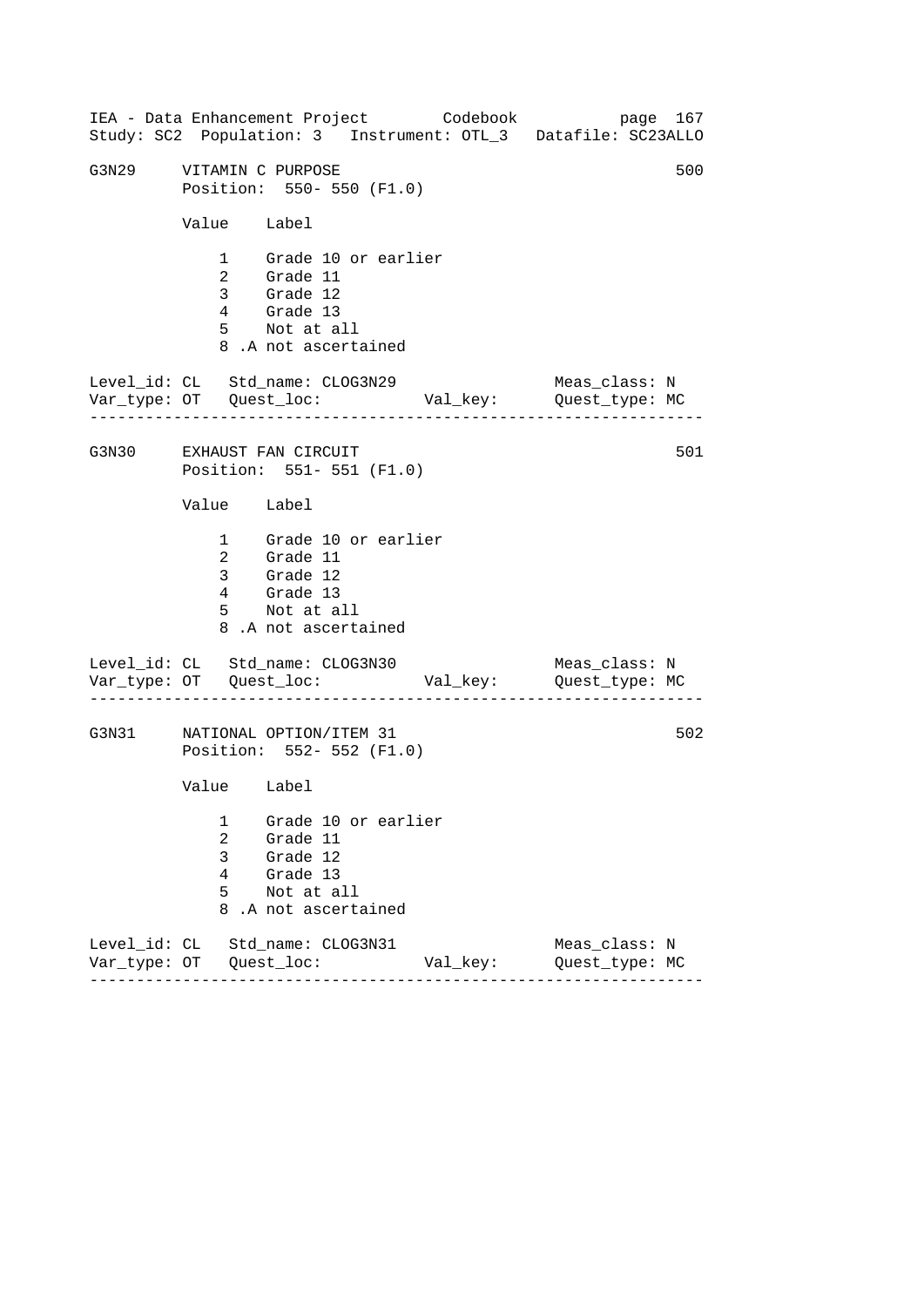G3N29 VITAMIN C PURPOSE 500
Position: 550- 550 (F1.0)

| Value | Label |
|---|---|
| 1 | Grade 10 or earlier |
| 2 | Grade 11 |
| 3 | Grade 12 |
| 4 | Grade 13 |
| 5 | Not at all |
| 8 | .A not ascertained |

Level_id: CL Std_name: CLOG3N29 Meas_class: N
Var_type: OT Quest_loc: Val_key: Quest_type: MC

---

G3N30 EXHAUST FAN CIRCUIT 501
Position: 551- 551 (F1.0)

| Value | Label |
|---|---|
| 1 | Grade 10 or earlier |
| 2 | Grade 11 |
| 3 | Grade 12 |
| 4 | Grade 13 |
| 5 | Not at all |
| 8 | .A not ascertained |

Level_id: CL Std_name: CLOG3N30 Meas_class: N
Var_type: OT Quest_loc: Val_key: Quest_type: MC

---

G3N31 NATIONAL OPTION/ITEM 31 502
Position: 552- 552 (F1.0)

| Value | Label |
|---|---|
| 1 | Grade 10 or earlier |
| 2 | Grade 11 |
| 3 | Grade 12 |
| 4 | Grade 13 |
| 5 | Not at all |
| 8 | .A not ascertained |

Level_id: CL Std_name: CLOG3N31 Meas_class: N
Var_type: OT Quest_loc: Val_key: Quest_type: MC

---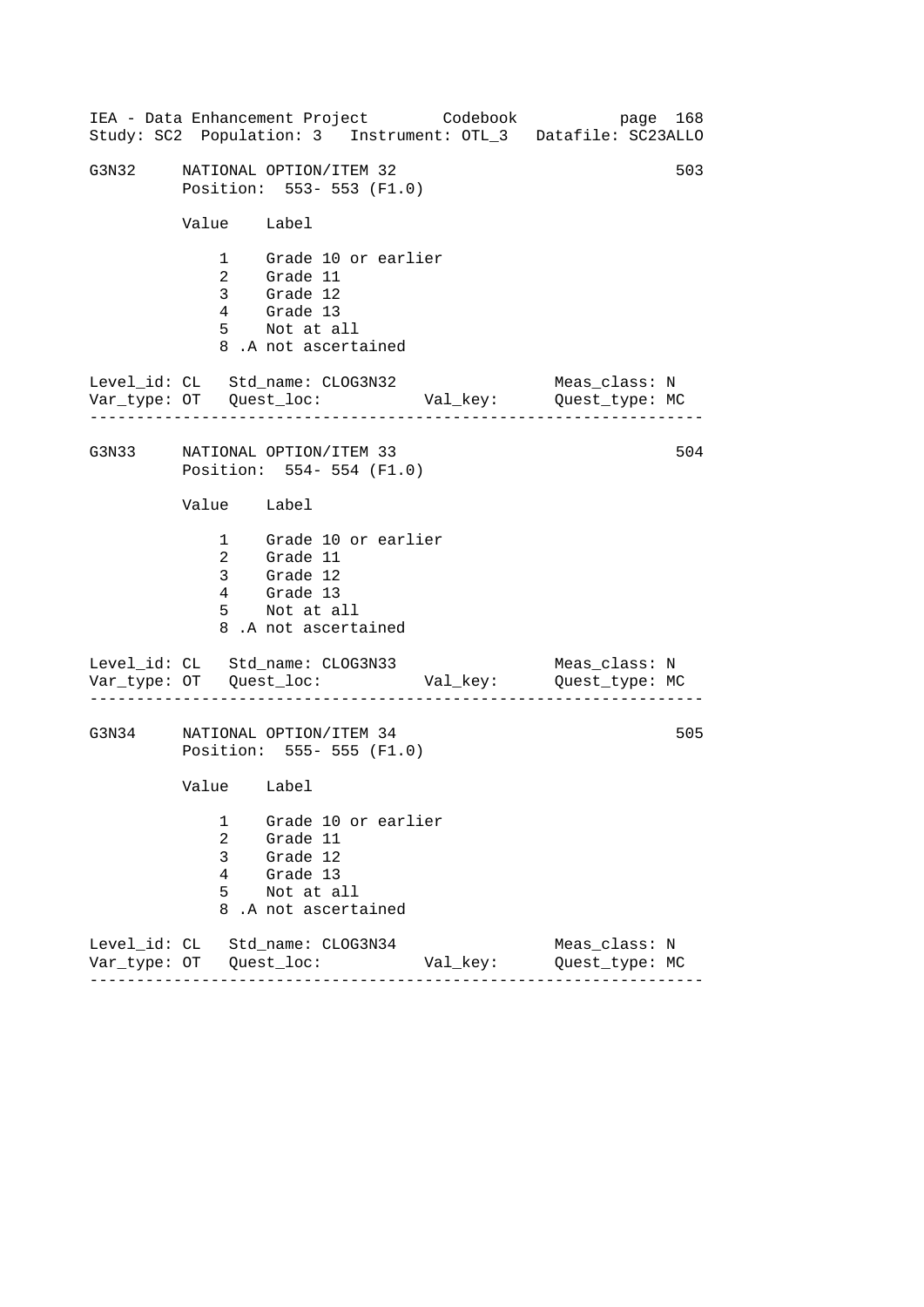## G3N32 NATIONAL OPTION/ITEM 32 — 503

Position: 553- 553 (F1.0)

| Value | Label |
|---|---|
| 1 | Grade 10 or earlier |
| 2 | Grade 11 |
| 3 | Grade 12 |
| 4 | Grade 13 |
| 5 | Not at all |
| 8 | .A not ascertained |

Level_id: CL   Std_name: CLOG3N32   Meas_class: N
Var_type: OT   Quest_loc:   Val_key:   Quest_type: MC

---

## G3N33 NATIONAL OPTION/ITEM 33 — 504

Position: 554- 554 (F1.0)

| Value | Label |
|---|---|
| 1 | Grade 10 or earlier |
| 2 | Grade 11 |
| 3 | Grade 12 |
| 4 | Grade 13 |
| 5 | Not at all |
| 8 | .A not ascertained |

Level_id: CL   Std_name: CLOG3N33   Meas_class: N
Var_type: OT   Quest_loc:   Val_key:   Quest_type: MC

---

## G3N34 NATIONAL OPTION/ITEM 34 — 505

Position: 555- 555 (F1.0)

| Value | Label |
|---|---|
| 1 | Grade 10 or earlier |
| 2 | Grade 11 |
| 3 | Grade 12 |
| 4 | Grade 13 |
| 5 | Not at all |
| 8 | .A not ascertained |

Level_id: CL   Std_name: CLOG3N34   Meas_class: N
Var_type: OT   Quest_loc:   Val_key:   Quest_type: MC

---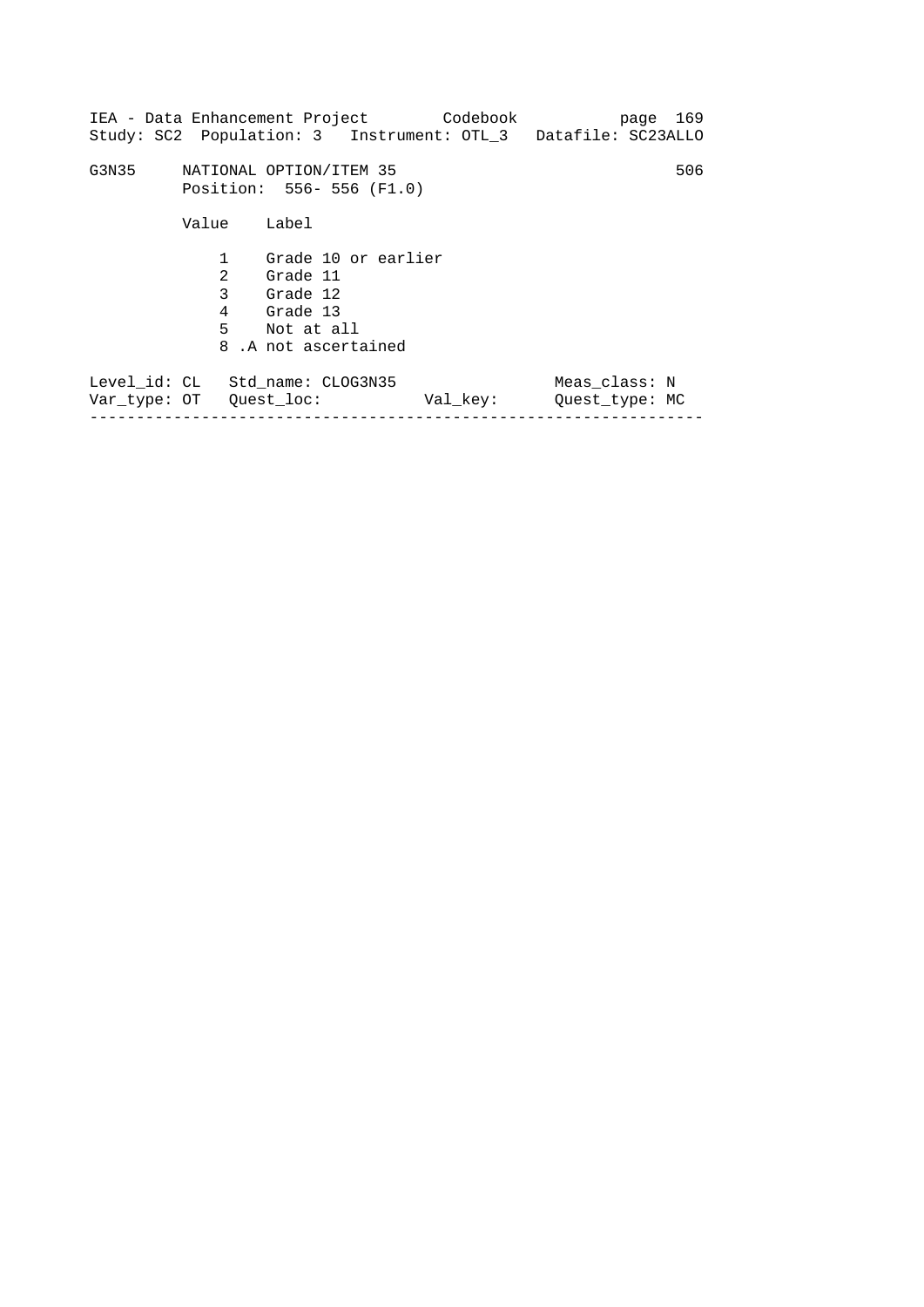G3N35 NATIONAL OPTION/ITEM 35 506

Position: 556- 556 (F1.0)

| Value | Label |
|---|---|
| 1 | Grade 10 or earlier |
| 2 | Grade 11 |
| 3 | Grade 12 |
| 4 | Grade 13 |
| 5 | Not at all |
| 8 .A | not ascertained |

Level_id: CL Std_name: CLOG3N35 Meas_class: N
Var_type: OT Quest_loc: Val_key: Quest_type: MC

---